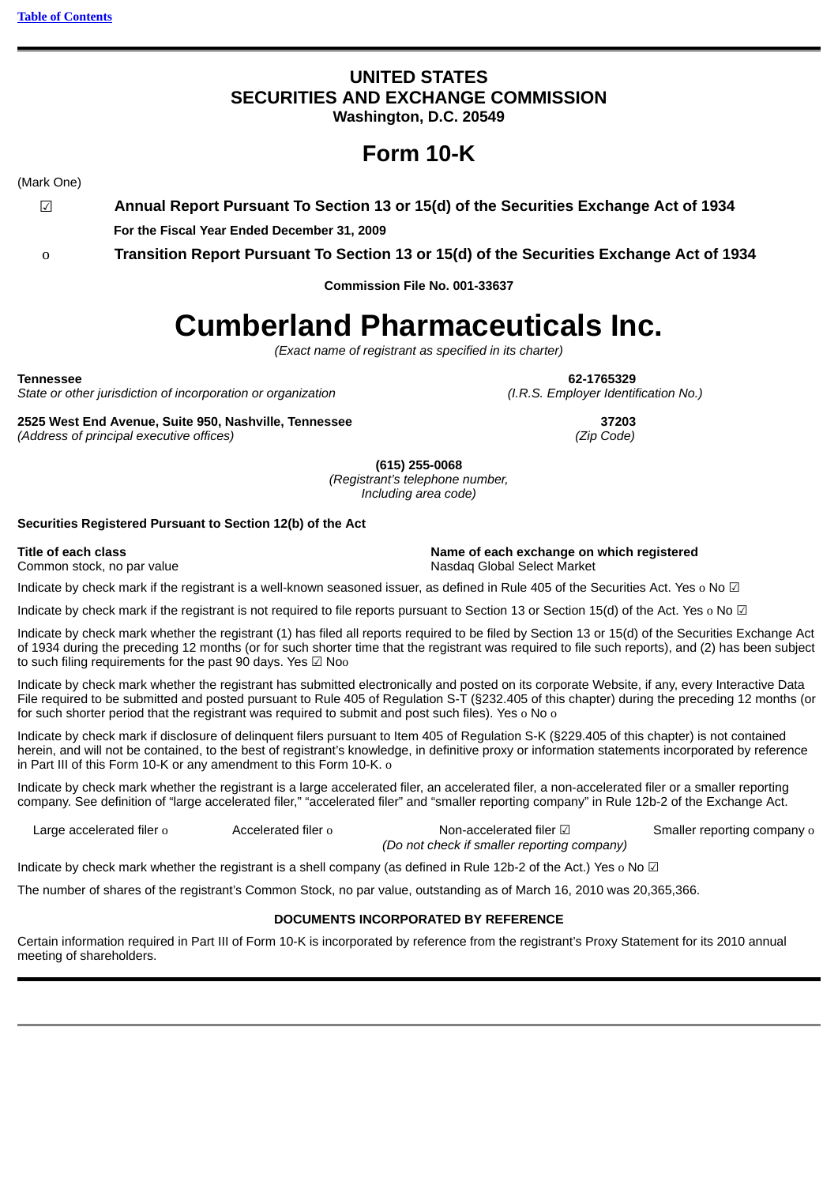[Table of Contents](#)

# UNITED STATES
# SECURITIES AND EXCHANGE COMMISSION
**Washington, D.C. 20549**

# Form 10-K

(Mark One)

☑ **Annual Report Pursuant To Section 13 or 15(d) of the Securities Exchange Act of 1934**

**For the Fiscal Year Ended December 31, 2009**

o **Transition Report Pursuant To Section 13 or 15(d) of the Securities Exchange Act of 1934**

**Commission File No. 001-33637**

# Cumberland Pharmaceuticals Inc.

*(Exact name of registrant as specified in its charter)*

| | |
|---|---|
| **Tennessee** | **62-1765329** |
| *State or other jurisdiction of incorporation or organization* | *(I.R.S. Employer Identification No.)* |
| **2525 West End Avenue, Suite 950, Nashville, Tennessee** | **37203** |
| *(Address of principal executive offices)* | *(Zip Code)* |

**(615) 255-0068**
*(Registrant's telephone number, Including area code)*

**Securities Registered Pursuant to Section 12(b) of the Act**

| **Title of each class** | **Name of each exchange on which registered** |
|---|---|
| Common stock, no par value | Nasdaq Global Select Market |

Indicate by check mark if the registrant is a well-known seasoned issuer, as defined in Rule 405 of the Securities Act. Yes o No ☑

Indicate by check mark if the registrant is not required to file reports pursuant to Section 13 or Section 15(d) of the Act. Yes o No ☑

Indicate by check mark whether the registrant (1) has filed all reports required to be filed by Section 13 or 15(d) of the Securities Exchange Act of 1934 during the preceding 12 months (or for such shorter time that the registrant was required to file such reports), and (2) has been subject to such filing requirements for the past 90 days. Yes ☑ Noo

Indicate by check mark whether the registrant has submitted electronically and posted on its corporate Website, if any, every Interactive Data File required to be submitted and posted pursuant to Rule 405 of Regulation S-T (§232.405 of this chapter) during the preceding 12 months (or for such shorter period that the registrant was required to submit and post such files). Yes o No o

Indicate by check mark if disclosure of delinquent filers pursuant to Item 405 of Regulation S-K (§229.405 of this chapter) is not contained herein, and will not be contained, to the best of registrant's knowledge, in definitive proxy or information statements incorporated by reference in Part III of this Form 10-K or any amendment to this Form 10-K. o

Indicate by check mark whether the registrant is a large accelerated filer, an accelerated filer, a non-accelerated filer or a smaller reporting company. See definition of "large accelerated filer," "accelerated filer" and "smaller reporting company" in Rule 12b-2 of the Exchange Act.

| | | | |
|---|---|---|---|
| Large accelerated filer o | Accelerated filer o | Non-accelerated filer ☑ *(Do not check if smaller reporting company)* | Smaller reporting company o |

Indicate by check mark whether the registrant is a shell company (as defined in Rule 12b-2 of the Act.) Yes o No ☑

The number of shares of the registrant's Common Stock, no par value, outstanding as of March 16, 2010 was 20,365,366.

**DOCUMENTS INCORPORATED BY REFERENCE**

Certain information required in Part III of Form 10-K is incorporated by reference from the registrant's Proxy Statement for its 2010 annual meeting of shareholders.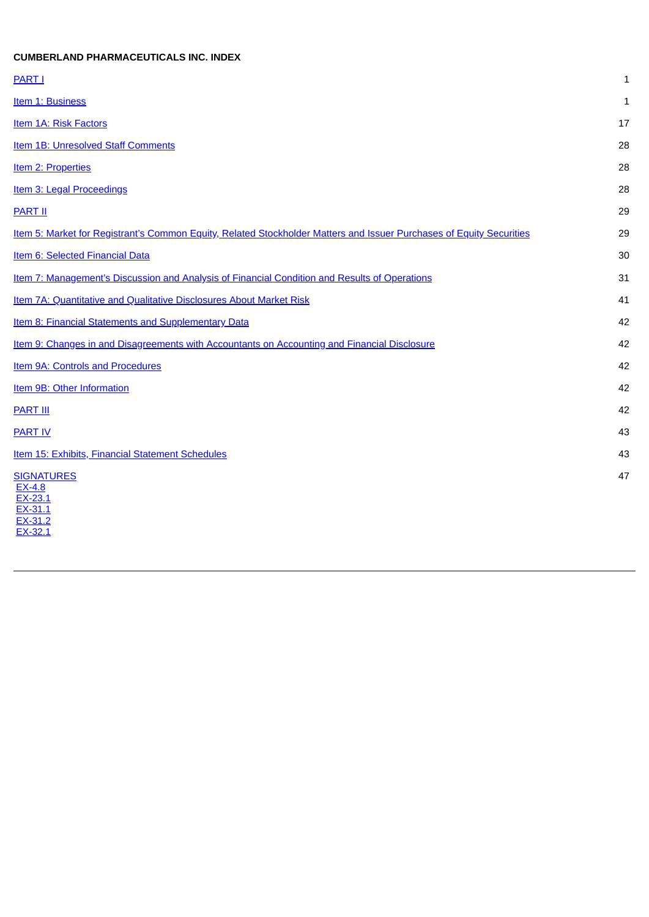**CUMBERLAND PHARMACEUTICALS INC. INDEX**

| | |
|---|---|
| PART I | 1 |
| Item 1: Business | 1 |
| Item 1A: Risk Factors | 17 |
| Item 1B: Unresolved Staff Comments | 28 |
| Item 2: Properties | 28 |
| Item 3: Legal Proceedings | 28 |
| PART II | 29 |
| Item 5: Market for Registrant's Common Equity, Related Stockholder Matters and Issuer Purchases of Equity Securities | 29 |
| Item 6: Selected Financial Data | 30 |
| Item 7: Management's Discussion and Analysis of Financial Condition and Results of Operations | 31 |
| Item 7A: Quantitative and Qualitative Disclosures About Market Risk | 41 |
| Item 8: Financial Statements and Supplementary Data | 42 |
| Item 9: Changes in and Disagreements with Accountants on Accounting and Financial Disclosure | 42 |
| Item 9A: Controls and Procedures | 42 |
| Item 9B: Other Information | 42 |
| PART III | 42 |
| PART IV | 43 |
| Item 15: Exhibits, Financial Statement Schedules | 43 |
| SIGNATURES | 47 |

EX-4.8
EX-23.1
EX-31.1
EX-31.2
EX-32.1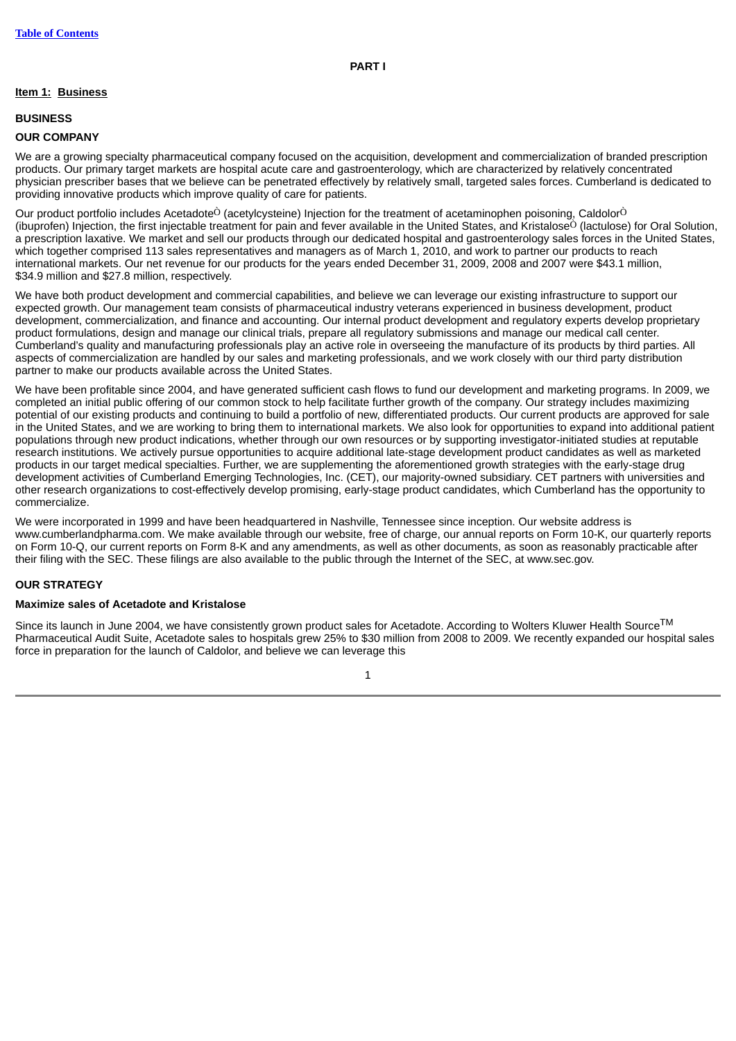[Table of Contents](#)

# PART I

## Item 1: Business

### BUSINESS

### OUR COMPANY

We are a growing specialty pharmaceutical company focused on the acquisition, development and commercialization of branded prescription products. Our primary target markets are hospital acute care and gastroenterology, which are characterized by relatively concentrated physician prescriber bases that we believe can be penetrated effectively by relatively small, targeted sales forces. Cumberland is dedicated to providing innovative products which improve quality of care for patients.

Our product portfolio includes Acetadote® (acetylcysteine) Injection for the treatment of acetaminophen poisoning, Caldolor® (ibuprofen) Injection, the first injectable treatment for pain and fever available in the United States, and Kristalose® (lactulose) for Oral Solution, a prescription laxative. We market and sell our products through our dedicated hospital and gastroenterology sales forces in the United States, which together comprised 113 sales representatives and managers as of March 1, 2010, and work to partner our products to reach international markets. Our net revenue for our products for the years ended December 31, 2009, 2008 and 2007 were $43.1 million, $34.9 million and $27.8 million, respectively.

We have both product development and commercial capabilities, and believe we can leverage our existing infrastructure to support our expected growth. Our management team consists of pharmaceutical industry veterans experienced in business development, product development, commercialization, and finance and accounting. Our internal product development and regulatory experts develop proprietary product formulations, design and manage our clinical trials, prepare all regulatory submissions and manage our medical call center. Cumberland's quality and manufacturing professionals play an active role in overseeing the manufacture of its products by third parties. All aspects of commercialization are handled by our sales and marketing professionals, and we work closely with our third party distribution partner to make our products available across the United States.

We have been profitable since 2004, and have generated sufficient cash flows to fund our development and marketing programs. In 2009, we completed an initial public offering of our common stock to help facilitate further growth of the company. Our strategy includes maximizing potential of our existing products and continuing to build a portfolio of new, differentiated products. Our current products are approved for sale in the United States, and we are working to bring them to international markets. We also look for opportunities to expand into additional patient populations through new product indications, whether through our own resources or by supporting investigator-initiated studies at reputable research institutions. We actively pursue opportunities to acquire additional late-stage development product candidates as well as marketed products in our target medical specialties. Further, we are supplementing the aforementioned growth strategies with the early-stage drug development activities of Cumberland Emerging Technologies, Inc. (CET), our majority-owned subsidiary. CET partners with universities and other research organizations to cost-effectively develop promising, early-stage product candidates, which Cumberland has the opportunity to commercialize.

We were incorporated in 1999 and have been headquartered in Nashville, Tennessee since inception. Our website address is www.cumberlandpharma.com. We make available through our website, free of charge, our annual reports on Form 10-K, our quarterly reports on Form 10-Q, our current reports on Form 8-K and any amendments, as well as other documents, as soon as reasonably practicable after their filing with the SEC. These filings are also available to the public through the Internet of the SEC, at www.sec.gov.

### OUR STRATEGY

#### Maximize sales of Acetadote and Kristalose

Since its launch in June 2004, we have consistently grown product sales for Acetadote. According to Wolters Kluwer Health Source™ Pharmaceutical Audit Suite, Acetadote sales to hospitals grew 25% to $30 million from 2008 to 2009. We recently expanded our hospital sales force in preparation for the launch of Caldolor, and believe we can leverage this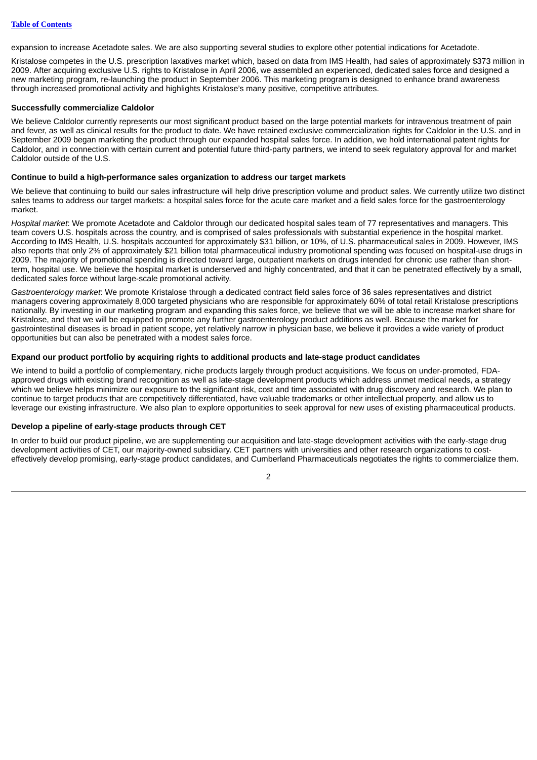expansion to increase Acetadote sales. We are also supporting several studies to explore other potential indications for Acetadote.

Kristalose competes in the U.S. prescription laxatives market which, based on data from IMS Health, had sales of approximately $373 million in 2009. After acquiring exclusive U.S. rights to Kristalose in April 2006, we assembled an experienced, dedicated sales force and designed a new marketing program, re-launching the product in September 2006. This marketing program is designed to enhance brand awareness through increased promotional activity and highlights Kristalose's many positive, competitive attributes.

**Successfully commercialize Caldolor**

We believe Caldolor currently represents our most significant product based on the large potential markets for intravenous treatment of pain and fever, as well as clinical results for the product to date. We have retained exclusive commercialization rights for Caldolor in the U.S. and in September 2009 began marketing the product through our expanded hospital sales force. In addition, we hold international patent rights for Caldolor, and in connection with certain current and potential future third-party partners, we intend to seek regulatory approval for and market Caldolor outside of the U.S.

**Continue to build a high-performance sales organization to address our target markets**

We believe that continuing to build our sales infrastructure will help drive prescription volume and product sales. We currently utilize two distinct sales teams to address our target markets: a hospital sales force for the acute care market and a field sales force for the gastroenterology market.

*Hospital market*: We promote Acetadote and Caldolor through our dedicated hospital sales team of 77 representatives and managers. This team covers U.S. hospitals across the country, and is comprised of sales professionals with substantial experience in the hospital market. According to IMS Health, U.S. hospitals accounted for approximately $31 billion, or 10%, of U.S. pharmaceutical sales in 2009. However, IMS also reports that only 2% of approximately $21 billion total pharmaceutical industry promotional spending was focused on hospital-use drugs in 2009. The majority of promotional spending is directed toward large, outpatient markets on drugs intended for chronic use rather than short-term, hospital use. We believe the hospital market is underserved and highly concentrated, and that it can be penetrated effectively by a small, dedicated sales force without large-scale promotional activity.

*Gastroenterology market*: We promote Kristalose through a dedicated contract field sales force of 36 sales representatives and district managers covering approximately 8,000 targeted physicians who are responsible for approximately 60% of total retail Kristalose prescriptions nationally. By investing in our marketing program and expanding this sales force, we believe that we will be able to increase market share for Kristalose, and that we will be equipped to promote any further gastroenterology product additions as well. Because the market for gastrointestinal diseases is broad in patient scope, yet relatively narrow in physician base, we believe it provides a wide variety of product opportunities but can also be penetrated with a modest sales force.

**Expand our product portfolio by acquiring rights to additional products and late-stage product candidates**

We intend to build a portfolio of complementary, niche products largely through product acquisitions. We focus on under-promoted, FDA-approved drugs with existing brand recognition as well as late-stage development products which address unmet medical needs, a strategy which we believe helps minimize our exposure to the significant risk, cost and time associated with drug discovery and research. We plan to continue to target products that are competitively differentiated, have valuable trademarks or other intellectual property, and allow us to leverage our existing infrastructure. We also plan to explore opportunities to seek approval for new uses of existing pharmaceutical products.

**Develop a pipeline of early-stage products through CET**

In order to build our product pipeline, we are supplementing our acquisition and late-stage development activities with the early-stage drug development activities of CET, our majority-owned subsidiary. CET partners with universities and other research organizations to cost-effectively develop promising, early-stage product candidates, and Cumberland Pharmaceuticals negotiates the rights to commercialize them.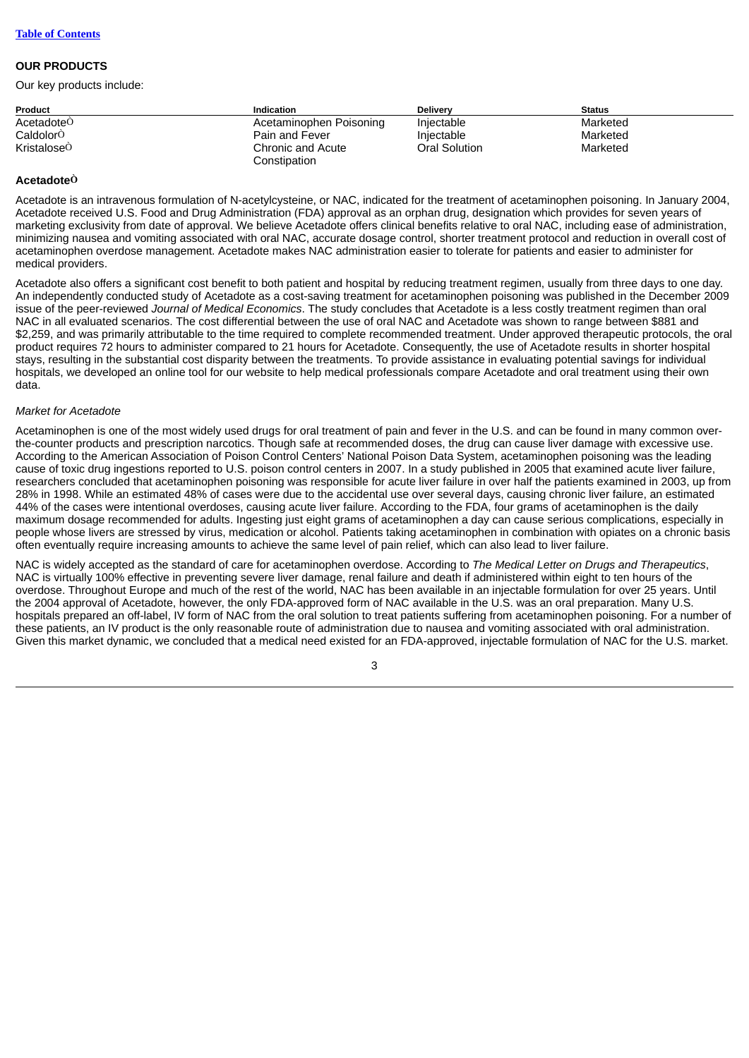[Table of Contents]

## OUR PRODUCTS

Our key products include:

| Product | Indication | Delivery | Status |
|---|---|---|---|
| AcetadoteÒ | Acetaminophen Poisoning | Injectable | Marketed |
| CaldolorÒ | Pain and Fever | Injectable | Marketed |
| KristaloseÒ | Chronic and Acute Constipation | Oral Solution | Marketed |

### AcetadoteÒ

Acetadote is an intravenous formulation of N-acetylcysteine, or NAC, indicated for the treatment of acetaminophen poisoning. In January 2004, Acetadote received U.S. Food and Drug Administration (FDA) approval as an orphan drug, designation which provides for seven years of marketing exclusivity from date of approval. We believe Acetadote offers clinical benefits relative to oral NAC, including ease of administration, minimizing nausea and vomiting associated with oral NAC, accurate dosage control, shorter treatment protocol and reduction in overall cost of acetaminophen overdose management. Acetadote makes NAC administration easier to tolerate for patients and easier to administer for medical providers.

Acetadote also offers a significant cost benefit to both patient and hospital by reducing treatment regimen, usually from three days to one day. An independently conducted study of Acetadote as a cost-saving treatment for acetaminophen poisoning was published in the December 2009 issue of the peer-reviewed *Journal of Medical Economics*. The study concludes that Acetadote is a less costly treatment regimen than oral NAC in all evaluated scenarios. The cost differential between the use of oral NAC and Acetadote was shown to range between $881 and $2,259, and was primarily attributable to the time required to complete recommended treatment. Under approved therapeutic protocols, the oral product requires 72 hours to administer compared to 21 hours for Acetadote. Consequently, the use of Acetadote results in shorter hospital stays, resulting in the substantial cost disparity between the treatments. To provide assistance in evaluating potential savings for individual hospitals, we developed an online tool for our website to help medical professionals compare Acetadote and oral treatment using their own data.

*Market for Acetadote*

Acetaminophen is one of the most widely used drugs for oral treatment of pain and fever in the U.S. and can be found in many common over-the-counter products and prescription narcotics. Though safe at recommended doses, the drug can cause liver damage with excessive use. According to the American Association of Poison Control Centers' National Poison Data System, acetaminophen poisoning was the leading cause of toxic drug ingestions reported to U.S. poison control centers in 2007. In a study published in 2005 that examined acute liver failure, researchers concluded that acetaminophen poisoning was responsible for acute liver failure in over half the patients examined in 2003, up from 28% in 1998. While an estimated 48% of cases were due to the accidental use over several days, causing chronic liver failure, an estimated 44% of the cases were intentional overdoses, causing acute liver failure. According to the FDA, four grams of acetaminophen is the daily maximum dosage recommended for adults. Ingesting just eight grams of acetaminophen a day can cause serious complications, especially in people whose livers are stressed by virus, medication or alcohol. Patients taking acetaminophen in combination with opiates on a chronic basis often eventually require increasing amounts to achieve the same level of pain relief, which can also lead to liver failure.

NAC is widely accepted as the standard of care for acetaminophen overdose. According to *The Medical Letter on Drugs and Therapeutics*, NAC is virtually 100% effective in preventing severe liver damage, renal failure and death if administered within eight to ten hours of the overdose. Throughout Europe and much of the rest of the world, NAC has been available in an injectable formulation for over 25 years. Until the 2004 approval of Acetadote, however, the only FDA-approved form of NAC available in the U.S. was an oral preparation. Many U.S. hospitals prepared an off-label, IV form of NAC from the oral solution to treat patients suffering from acetaminophen poisoning. For a number of these patients, an IV product is the only reasonable route of administration due to nausea and vomiting associated with oral administration. Given this market dynamic, we concluded that a medical need existed for an FDA-approved, injectable formulation of NAC for the U.S. market.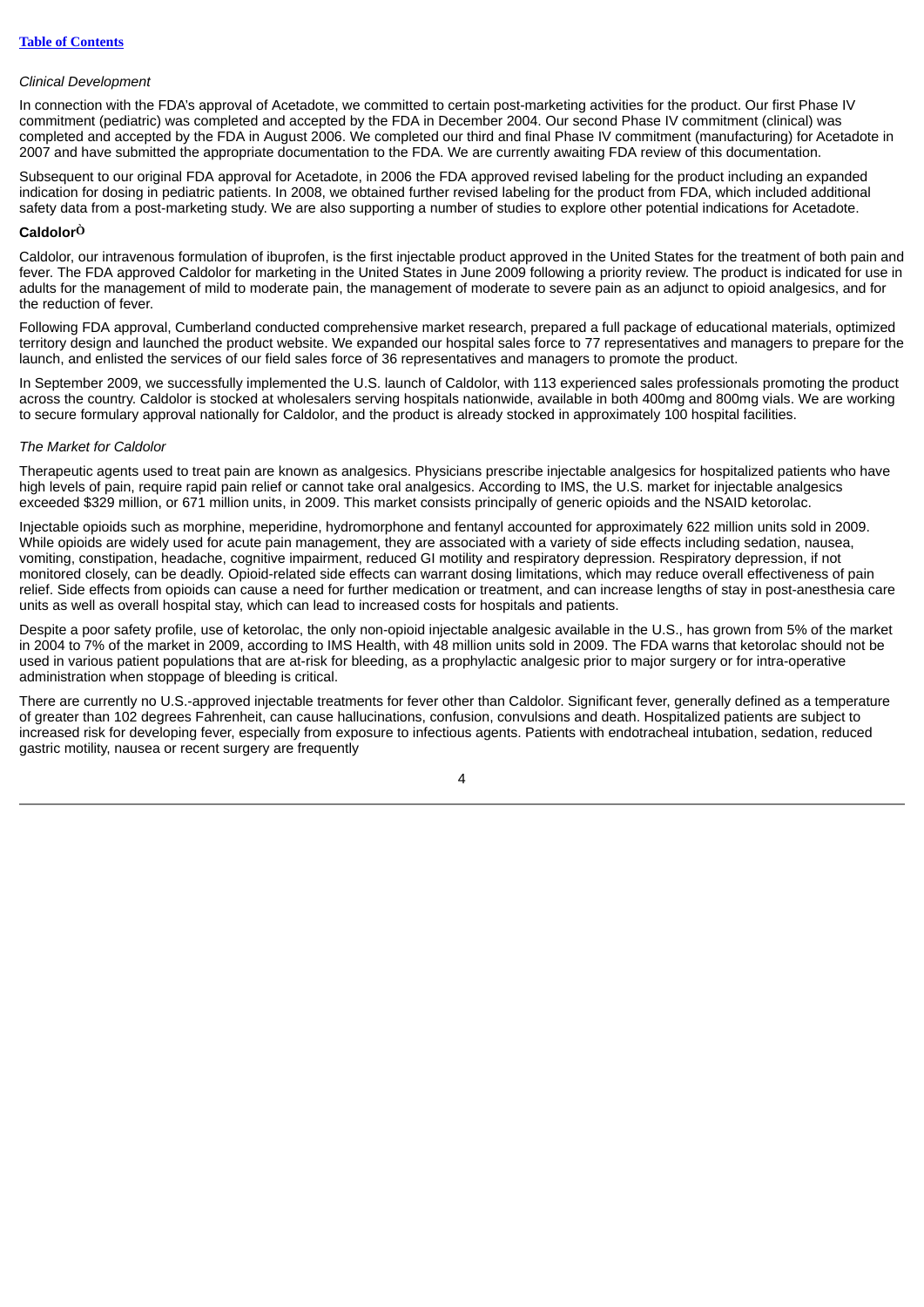*Clinical Development*

In connection with the FDA's approval of Acetadote, we committed to certain post-marketing activities for the product. Our first Phase IV commitment (pediatric) was completed and accepted by the FDA in December 2004. Our second Phase IV commitment (clinical) was completed and accepted by the FDA in August 2006. We completed our third and final Phase IV commitment (manufacturing) for Acetadote in 2007 and have submitted the appropriate documentation to the FDA. We are currently awaiting FDA review of this documentation.

Subsequent to our original FDA approval for Acetadote, in 2006 the FDA approved revised labeling for the product including an expanded indication for dosing in pediatric patients. In 2008, we obtained further revised labeling for the product from FDA, which included additional safety data from a post-marketing study. We are also supporting a number of studies to explore other potential indications for Acetadote.

**Caldolor®**

Caldolor, our intravenous formulation of ibuprofen, is the first injectable product approved in the United States for the treatment of both pain and fever. The FDA approved Caldolor for marketing in the United States in June 2009 following a priority review. The product is indicated for use in adults for the management of mild to moderate pain, the management of moderate to severe pain as an adjunct to opioid analgesics, and for the reduction of fever.

Following FDA approval, Cumberland conducted comprehensive market research, prepared a full package of educational materials, optimized territory design and launched the product website. We expanded our hospital sales force to 77 representatives and managers to prepare for the launch, and enlisted the services of our field sales force of 36 representatives and managers to promote the product.

In September 2009, we successfully implemented the U.S. launch of Caldolor, with 113 experienced sales professionals promoting the product across the country. Caldolor is stocked at wholesalers serving hospitals nationwide, available in both 400mg and 800mg vials. We are working to secure formulary approval nationally for Caldolor, and the product is already stocked in approximately 100 hospital facilities.

*The Market for Caldolor*

Therapeutic agents used to treat pain are known as analgesics. Physicians prescribe injectable analgesics for hospitalized patients who have high levels of pain, require rapid pain relief or cannot take oral analgesics. According to IMS, the U.S. market for injectable analgesics exceeded $329 million, or 671 million units, in 2009. This market consists principally of generic opioids and the NSAID ketorolac.

Injectable opioids such as morphine, meperidine, hydromorphone and fentanyl accounted for approximately 622 million units sold in 2009. While opioids are widely used for acute pain management, they are associated with a variety of side effects including sedation, nausea, vomiting, constipation, headache, cognitive impairment, reduced GI motility and respiratory depression. Respiratory depression, if not monitored closely, can be deadly. Opioid-related side effects can warrant dosing limitations, which may reduce overall effectiveness of pain relief. Side effects from opioids can cause a need for further medication or treatment, and can increase lengths of stay in post-anesthesia care units as well as overall hospital stay, which can lead to increased costs for hospitals and patients.

Despite a poor safety profile, use of ketorolac, the only non-opioid injectable analgesic available in the U.S., has grown from 5% of the market in 2004 to 7% of the market in 2009, according to IMS Health, with 48 million units sold in 2009. The FDA warns that ketorolac should not be used in various patient populations that are at-risk for bleeding, as a prophylactic analgesic prior to major surgery or for intra-operative administration when stoppage of bleeding is critical.

There are currently no U.S.-approved injectable treatments for fever other than Caldolor. Significant fever, generally defined as a temperature of greater than 102 degrees Fahrenheit, can cause hallucinations, confusion, convulsions and death. Hospitalized patients are subject to increased risk for developing fever, especially from exposure to infectious agents. Patients with endotracheal intubation, sedation, reduced gastric motility, nausea or recent surgery are frequently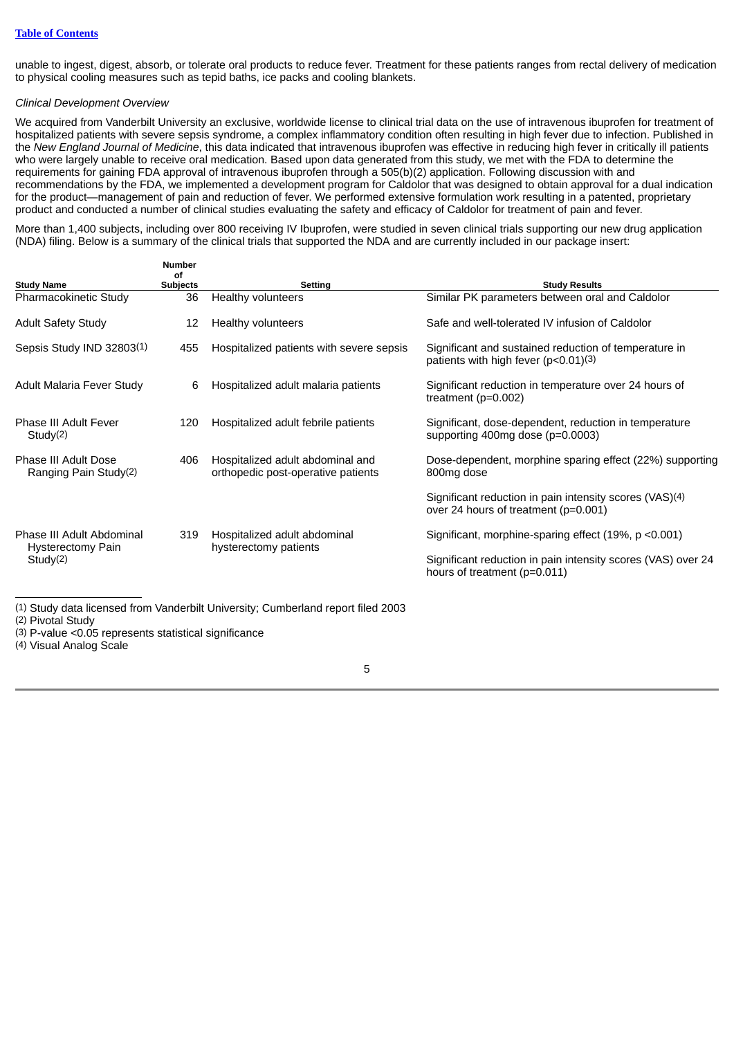unable to ingest, digest, absorb, or tolerate oral products to reduce fever. Treatment for these patients ranges from rectal delivery of medication to physical cooling measures such as tepid baths, ice packs and cooling blankets.

*Clinical Development Overview*

We acquired from Vanderbilt University an exclusive, worldwide license to clinical trial data on the use of intravenous ibuprofen for treatment of hospitalized patients with severe sepsis syndrome, a complex inflammatory condition often resulting in high fever due to infection. Published in the *New England Journal of Medicine*, this data indicated that intravenous ibuprofen was effective in reducing high fever in critically ill patients who were largely unable to receive oral medication. Based upon data generated from this study, we met with the FDA to determine the requirements for gaining FDA approval of intravenous ibuprofen through a 505(b)(2) application. Following discussion with and recommendations by the FDA, we implemented a development program for Caldolor that was designed to obtain approval for a dual indication for the product—management of pain and reduction of fever. We performed extensive formulation work resulting in a patented, proprietary product and conducted a number of clinical studies evaluating the safety and efficacy of Caldolor for treatment of pain and fever.

More than 1,400 subjects, including over 800 receiving IV Ibuprofen, were studied in seven clinical trials supporting our new drug application (NDA) filing. Below is a summary of the clinical trials that supported the NDA and are currently included in our package insert:

| Study Name | Number of Subjects | Setting | Study Results |
|---|---|---|---|
| Pharmacokinetic Study | 36 | Healthy volunteers | Similar PK parameters between oral and Caldolor |
| Adult Safety Study | 12 | Healthy volunteers | Safe and well-tolerated IV infusion of Caldolor |
| Sepsis Study IND 32803[1] | 455 | Hospitalized patients with severe sepsis | Significant and sustained reduction of temperature in patients with high fever ($p<0.01$)[3] |
| Adult Malaria Fever Study | 6 | Hospitalized adult malaria patients | Significant reduction in temperature over 24 hours of treatment ($p=0.002$) |
| Phase III Adult Fever Study[2] | 120 | Hospitalized adult febrile patients | Significant, dose-dependent, reduction in temperature supporting 400mg dose ($p=0.0003$) |
| Phase III Adult Dose Ranging Pain Study[2] | 406 | Hospitalized adult abdominal and orthopedic post-operative patients | Dose-dependent, morphine sparing effect (22%) supporting 800mg dose |
| | | | Significant reduction in pain intensity scores (VAS)[4] over 24 hours of treatment ($p=0.001$) |
| Phase III Adult Abdominal Hysterectomy Pain Study[2] | 319 | Hospitalized adult abdominal hysterectomy patients | Significant, morphine-sparing effect (19%, $p<0.001$) |
| | | | Significant reduction in pain intensity scores (VAS) over 24 hours of treatment ($p=0.011$) |

(1) Study data licensed from Vanderbilt University; Cumberland report filed 2003
(2) Pivotal Study
(3) P-value <0.05 represents statistical significance
(4) Visual Analog Scale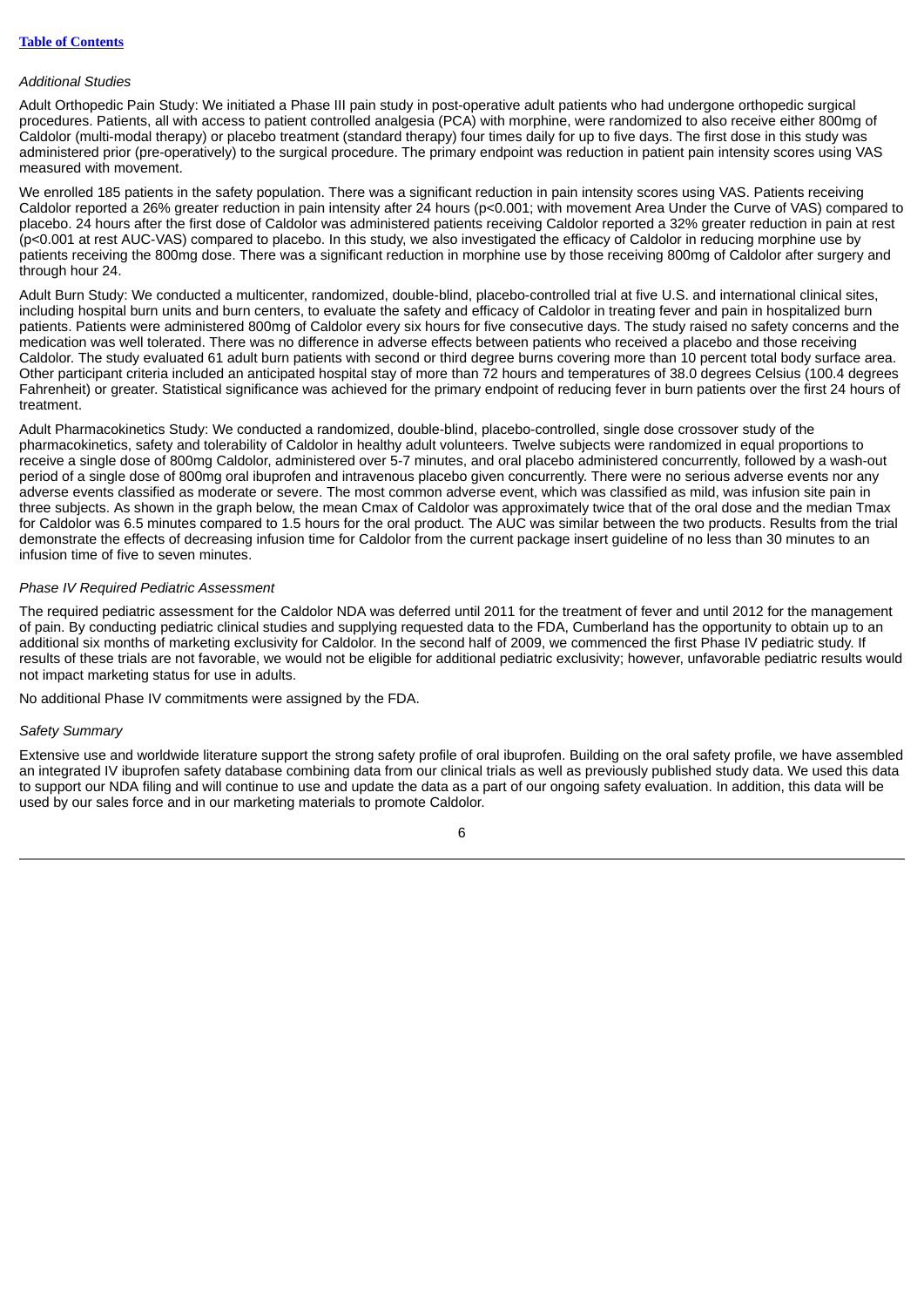*Additional Studies*

Adult Orthopedic Pain Study: We initiated a Phase III pain study in post-operative adult patients who had undergone orthopedic surgical procedures. Patients, all with access to patient controlled analgesia (PCA) with morphine, were randomized to also receive either 800mg of Caldolor (multi-modal therapy) or placebo treatment (standard therapy) four times daily for up to five days. The first dose in this study was administered prior (pre-operatively) to the surgical procedure. The primary endpoint was reduction in patient pain intensity scores using VAS measured with movement.

We enrolled 185 patients in the safety population. There was a significant reduction in pain intensity scores using VAS. Patients receiving Caldolor reported a 26% greater reduction in pain intensity after 24 hours ($p<0.001$; with movement Area Under the Curve of VAS) compared to placebo. 24 hours after the first dose of Caldolor was administered patients receiving Caldolor reported a 32% greater reduction in pain at rest ($p<0.001$ at rest AUC-VAS) compared to placebo. In this study, we also investigated the efficacy of Caldolor in reducing morphine use by patients receiving the 800mg dose. There was a significant reduction in morphine use by those receiving 800mg of Caldolor after surgery and through hour 24.

Adult Burn Study: We conducted a multicenter, randomized, double-blind, placebo-controlled trial at five U.S. and international clinical sites, including hospital burn units and burn centers, to evaluate the safety and efficacy of Caldolor in treating fever and pain in hospitalized burn patients. Patients were administered 800mg of Caldolor every six hours for five consecutive days. The study raised no safety concerns and the medication was well tolerated. There was no difference in adverse effects between patients who received a placebo and those receiving Caldolor. The study evaluated 61 adult burn patients with second or third degree burns covering more than 10 percent total body surface area. Other participant criteria included an anticipated hospital stay of more than 72 hours and temperatures of 38.0 degrees Celsius (100.4 degrees Fahrenheit) or greater. Statistical significance was achieved for the primary endpoint of reducing fever in burn patients over the first 24 hours of treatment.

Adult Pharmacokinetics Study: We conducted a randomized, double-blind, placebo-controlled, single dose crossover study of the pharmacokinetics, safety and tolerability of Caldolor in healthy adult volunteers. Twelve subjects were randomized in equal proportions to receive a single dose of 800mg Caldolor, administered over 5-7 minutes, and oral placebo administered concurrently, followed by a wash-out period of a single dose of 800mg oral ibuprofen and intravenous placebo given concurrently. There were no serious adverse events nor any adverse events classified as moderate or severe. The most common adverse event, which was classified as mild, was infusion site pain in three subjects. As shown in the graph below, the mean Cmax of Caldolor was approximately twice that of the oral dose and the median Tmax for Caldolor was 6.5 minutes compared to 1.5 hours for the oral product. The AUC was similar between the two products. Results from the trial demonstrate the effects of decreasing infusion time for Caldolor from the current package insert guideline of no less than 30 minutes to an infusion time of five to seven minutes.

*Phase IV Required Pediatric Assessment*

The required pediatric assessment for the Caldolor NDA was deferred until 2011 for the treatment of fever and until 2012 for the management of pain. By conducting pediatric clinical studies and supplying requested data to the FDA, Cumberland has the opportunity to obtain up to an additional six months of marketing exclusivity for Caldolor. In the second half of 2009, we commenced the first Phase IV pediatric study. If results of these trials are not favorable, we would not be eligible for additional pediatric exclusivity; however, unfavorable pediatric results would not impact marketing status for use in adults.

No additional Phase IV commitments were assigned by the FDA.

*Safety Summary*

Extensive use and worldwide literature support the strong safety profile of oral ibuprofen. Building on the oral safety profile, we have assembled an integrated IV ibuprofen safety database combining data from our clinical trials as well as previously published study data. We used this data to support our NDA filing and will continue to use and update the data as a part of our ongoing safety evaluation. In addition, this data will be used by our sales force and in our marketing materials to promote Caldolor.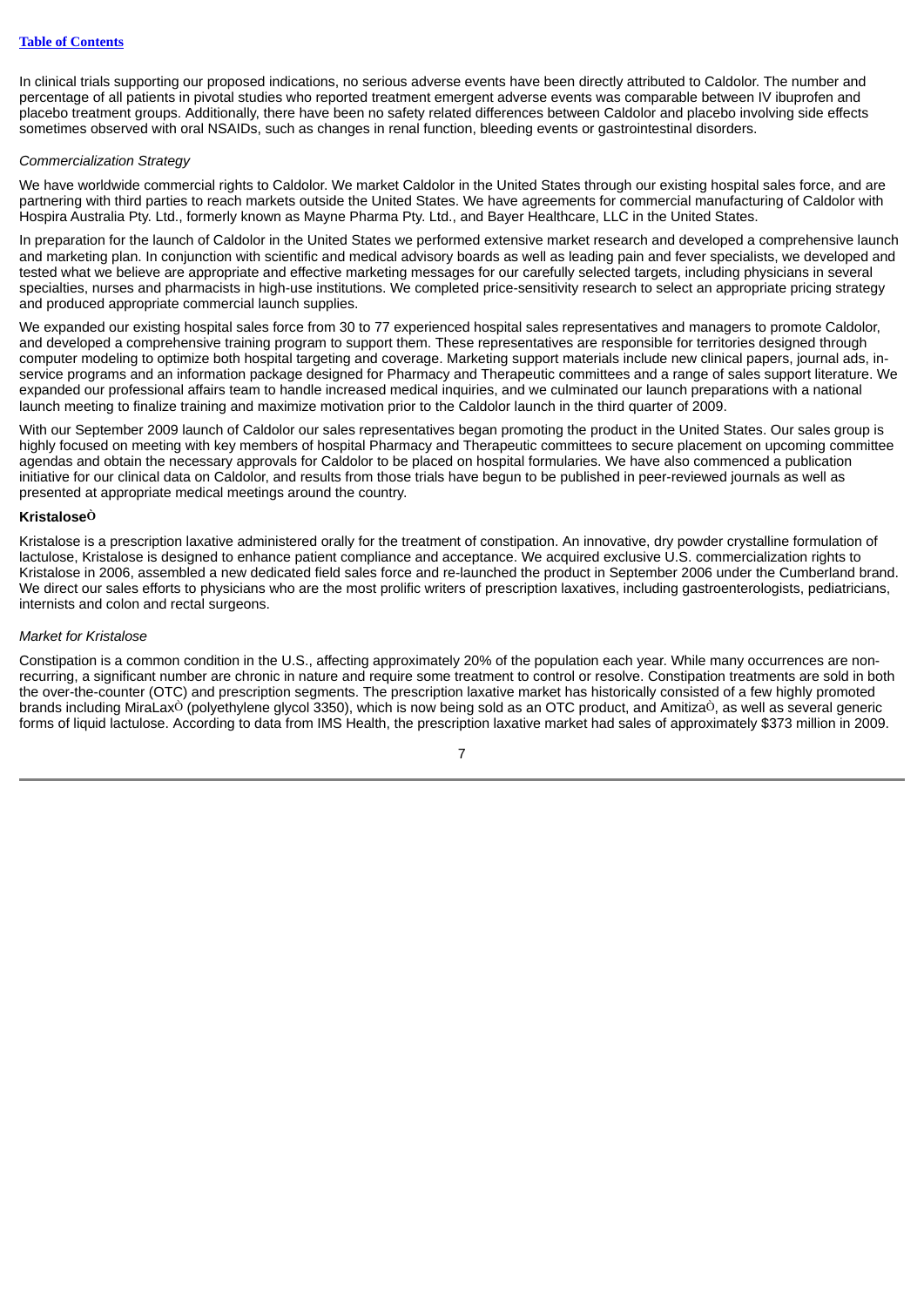In clinical trials supporting our proposed indications, no serious adverse events have been directly attributed to Caldolor. The number and percentage of all patients in pivotal studies who reported treatment emergent adverse events was comparable between IV ibuprofen and placebo treatment groups. Additionally, there have been no safety related differences between Caldolor and placebo involving side effects sometimes observed with oral NSAIDs, such as changes in renal function, bleeding events or gastrointestinal disorders.

*Commercialization Strategy*

We have worldwide commercial rights to Caldolor. We market Caldolor in the United States through our existing hospital sales force, and are partnering with third parties to reach markets outside the United States. We have agreements for commercial manufacturing of Caldolor with Hospira Australia Pty. Ltd., formerly known as Mayne Pharma Pty. Ltd., and Bayer Healthcare, LLC in the United States.

In preparation for the launch of Caldolor in the United States we performed extensive market research and developed a comprehensive launch and marketing plan. In conjunction with scientific and medical advisory boards as well as leading pain and fever specialists, we developed and tested what we believe are appropriate and effective marketing messages for our carefully selected targets, including physicians in several specialties, nurses and pharmacists in high-use institutions. We completed price-sensitivity research to select an appropriate pricing strategy and produced appropriate commercial launch supplies.

We expanded our existing hospital sales force from 30 to 77 experienced hospital sales representatives and managers to promote Caldolor, and developed a comprehensive training program to support them. These representatives are responsible for territories designed through computer modeling to optimize both hospital targeting and coverage. Marketing support materials include new clinical papers, journal ads, in-service programs and an information package designed for Pharmacy and Therapeutic committees and a range of sales support literature. We expanded our professional affairs team to handle increased medical inquiries, and we culminated our launch preparations with a national launch meeting to finalize training and maximize motivation prior to the Caldolor launch in the third quarter of 2009.

With our September 2009 launch of Caldolor our sales representatives began promoting the product in the United States. Our sales group is highly focused on meeting with key members of hospital Pharmacy and Therapeutic committees to secure placement on upcoming committee agendas and obtain the necessary approvals for Caldolor to be placed on hospital formularies. We have also commenced a publication initiative for our clinical data on Caldolor, and results from those trials have begun to be published in peer-reviewed journals as well as presented at appropriate medical meetings around the country.

**Kristalose®**

Kristalose is a prescription laxative administered orally for the treatment of constipation. An innovative, dry powder crystalline formulation of lactulose, Kristalose is designed to enhance patient compliance and acceptance. We acquired exclusive U.S. commercialization rights to Kristalose in 2006, assembled a new dedicated field sales force and re-launched the product in September 2006 under the Cumberland brand. We direct our sales efforts to physicians who are the most prolific writers of prescription laxatives, including gastroenterologists, pediatricians, internists and colon and rectal surgeons.

*Market for Kristalose*

Constipation is a common condition in the U.S., affecting approximately 20% of the population each year. While many occurrences are non-recurring, a significant number are chronic in nature and require some treatment to control or resolve. Constipation treatments are sold in both the over-the-counter (OTC) and prescription segments. The prescription laxative market has historically consisted of a few highly promoted brands including MiraLax® (polyethylene glycol 3350), which is now being sold as an OTC product, and Amitiza®, as well as several generic forms of liquid lactulose. According to data from IMS Health, the prescription laxative market had sales of approximately $373 million in 2009.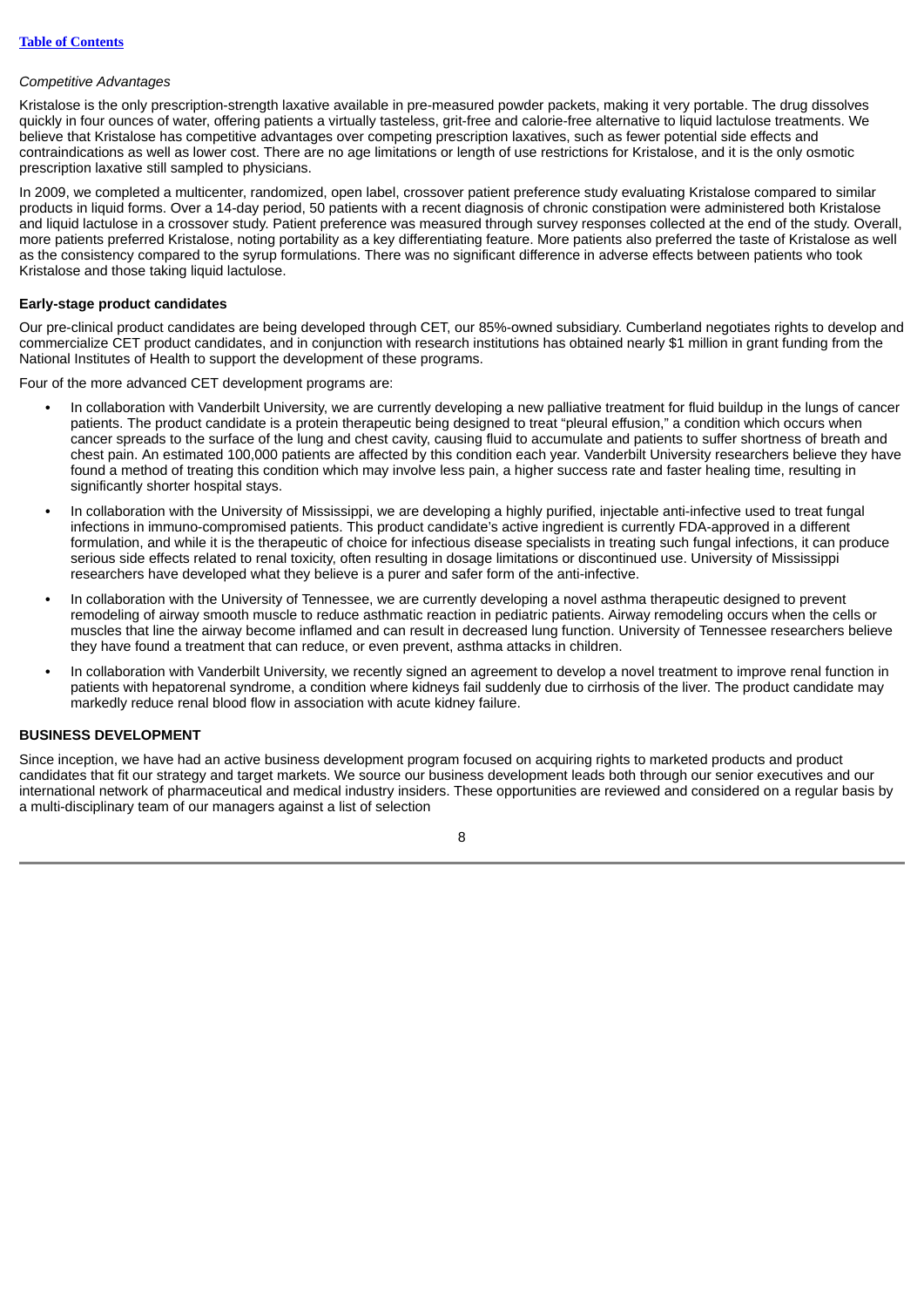*Competitive Advantages*

Kristalose is the only prescription-strength laxative available in pre-measured powder packets, making it very portable. The drug dissolves quickly in four ounces of water, offering patients a virtually tasteless, grit-free and calorie-free alternative to liquid lactulose treatments. We believe that Kristalose has competitive advantages over competing prescription laxatives, such as fewer potential side effects and contraindications as well as lower cost. There are no age limitations or length of use restrictions for Kristalose, and it is the only osmotic prescription laxative still sampled to physicians.

In 2009, we completed a multicenter, randomized, open label, crossover patient preference study evaluating Kristalose compared to similar products in liquid forms. Over a 14-day period, 50 patients with a recent diagnosis of chronic constipation were administered both Kristalose and liquid lactulose in a crossover study. Patient preference was measured through survey responses collected at the end of the study. Overall, more patients preferred Kristalose, noting portability as a key differentiating feature. More patients also preferred the taste of Kristalose as well as the consistency compared to the syrup formulations. There was no significant difference in adverse effects between patients who took Kristalose and those taking liquid lactulose.

**Early-stage product candidates**

Our pre-clinical product candidates are being developed through CET, our 85%-owned subsidiary. Cumberland negotiates rights to develop and commercialize CET product candidates, and in conjunction with research institutions has obtained nearly $1 million in grant funding from the National Institutes of Health to support the development of these programs.

Four of the more advanced CET development programs are:

- In collaboration with Vanderbilt University, we are currently developing a new palliative treatment for fluid buildup in the lungs of cancer patients. The product candidate is a protein therapeutic being designed to treat “pleural effusion,” a condition which occurs when cancer spreads to the surface of the lung and chest cavity, causing fluid to accumulate and patients to suffer shortness of breath and chest pain. An estimated 100,000 patients are affected by this condition each year. Vanderbilt University researchers believe they have found a method of treating this condition which may involve less pain, a higher success rate and faster healing time, resulting in significantly shorter hospital stays.
- In collaboration with the University of Mississippi, we are developing a highly purified, injectable anti-infective used to treat fungal infections in immuno-compromised patients. This product candidate’s active ingredient is currently FDA-approved in a different formulation, and while it is the therapeutic of choice for infectious disease specialists in treating such fungal infections, it can produce serious side effects related to renal toxicity, often resulting in dosage limitations or discontinued use. University of Mississippi researchers have developed what they believe is a purer and safer form of the anti-infective.
- In collaboration with the University of Tennessee, we are currently developing a novel asthma therapeutic designed to prevent remodeling of airway smooth muscle to reduce asthmatic reaction in pediatric patients. Airway remodeling occurs when the cells or muscles that line the airway become inflamed and can result in decreased lung function. University of Tennessee researchers believe they have found a treatment that can reduce, or even prevent, asthma attacks in children.
- In collaboration with Vanderbilt University, we recently signed an agreement to develop a novel treatment to improve renal function in patients with hepatorenal syndrome, a condition where kidneys fail suddenly due to cirrhosis of the liver. The product candidate may markedly reduce renal blood flow in association with acute kidney failure.

**BUSINESS DEVELOPMENT**

Since inception, we have had an active business development program focused on acquiring rights to marketed products and product candidates that fit our strategy and target markets. We source our business development leads both through our senior executives and our international network of pharmaceutical and medical industry insiders. These opportunities are reviewed and considered on a regular basis by a multi-disciplinary team of our managers against a list of selection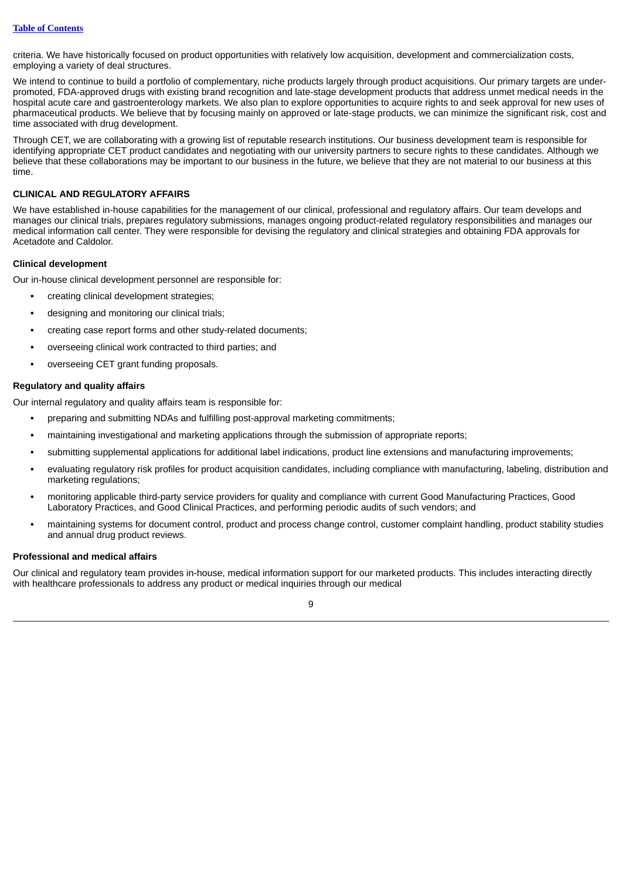criteria. We have historically focused on product opportunities with relatively low acquisition, development and commercialization costs, employing a variety of deal structures.

We intend to continue to build a portfolio of complementary, niche products largely through product acquisitions. Our primary targets are under-promoted, FDA-approved drugs with existing brand recognition and late-stage development products that address unmet medical needs in the hospital acute care and gastroenterology markets. We also plan to explore opportunities to acquire rights to and seek approval for new uses of pharmaceutical products. We believe that by focusing mainly on approved or late-stage products, we can minimize the significant risk, cost and time associated with drug development.

Through CET, we are collaborating with a growing list of reputable research institutions. Our business development team is responsible for identifying appropriate CET product candidates and negotiating with our university partners to secure rights to these candidates. Although we believe that these collaborations may be important to our business in the future, we believe that they are not material to our business at this time.

## CLINICAL AND REGULATORY AFFAIRS

We have established in-house capabilities for the management of our clinical, professional and regulatory affairs. Our team develops and manages our clinical trials, prepares regulatory submissions, manages ongoing product-related regulatory responsibilities and manages our medical information call center. They were responsible for devising the regulatory and clinical strategies and obtaining FDA approvals for Acetadote and Caldolor.

### Clinical development

Our in-house clinical development personnel are responsible for:

- creating clinical development strategies;
- designing and monitoring our clinical trials;
- creating case report forms and other study-related documents;
- overseeing clinical work contracted to third parties; and
- overseeing CET grant funding proposals.

### Regulatory and quality affairs

Our internal regulatory and quality affairs team is responsible for:

- preparing and submitting NDAs and fulfilling post-approval marketing commitments;
- maintaining investigational and marketing applications through the submission of appropriate reports;
- submitting supplemental applications for additional label indications, product line extensions and manufacturing improvements;
- evaluating regulatory risk profiles for product acquisition candidates, including compliance with manufacturing, labeling, distribution and marketing regulations;
- monitoring applicable third-party service providers for quality and compliance with current Good Manufacturing Practices, Good Laboratory Practices, and Good Clinical Practices, and performing periodic audits of such vendors; and
- maintaining systems for document control, product and process change control, customer complaint handling, product stability studies and annual drug product reviews.

### Professional and medical affairs

Our clinical and regulatory team provides in-house, medical information support for our marketed products. This includes interacting directly with healthcare professionals to address any product or medical inquiries through our medical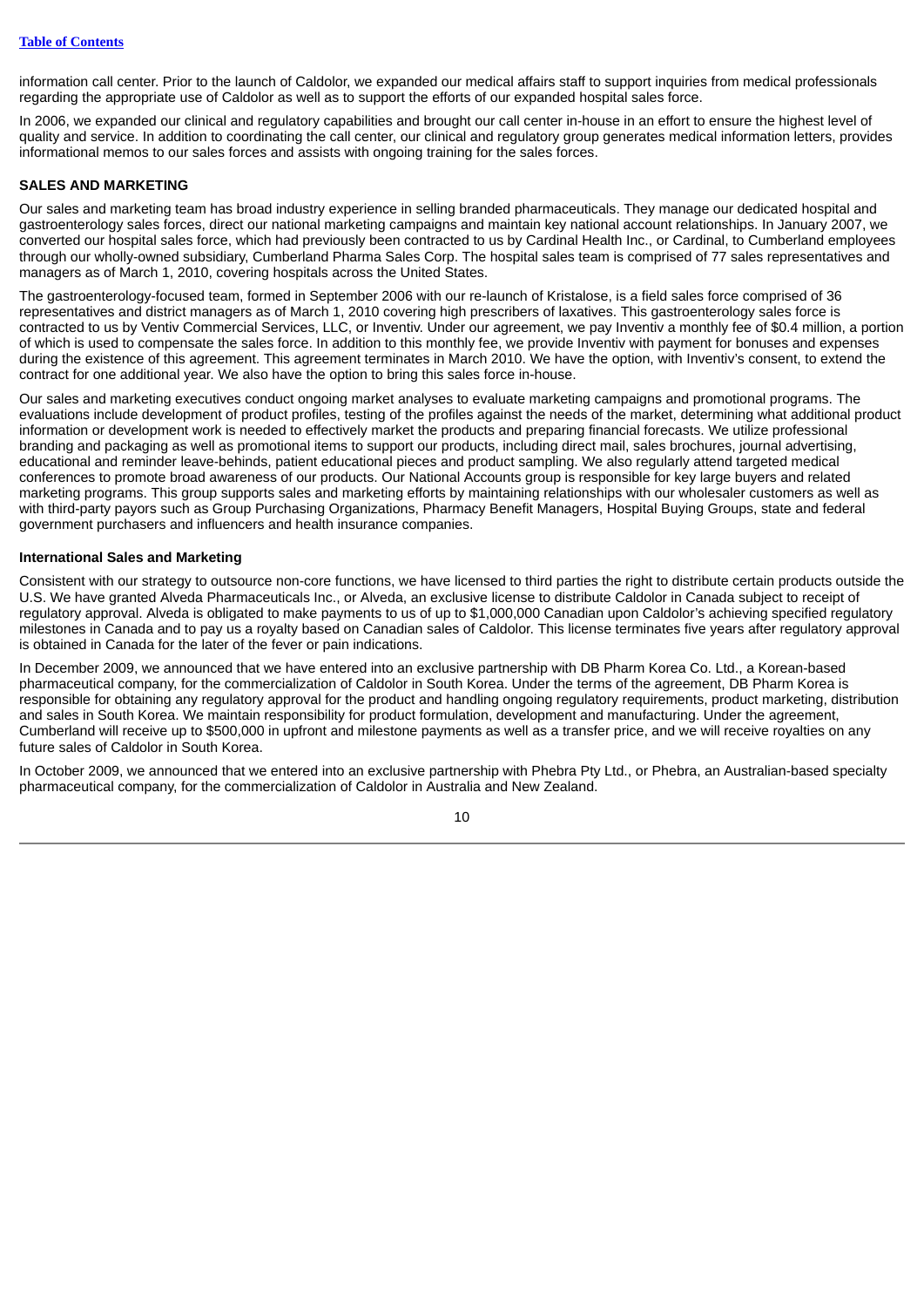information call center. Prior to the launch of Caldolor, we expanded our medical affairs staff to support inquiries from medical professionals regarding the appropriate use of Caldolor as well as to support the efforts of our expanded hospital sales force.

In 2006, we expanded our clinical and regulatory capabilities and brought our call center in-house in an effort to ensure the highest level of quality and service. In addition to coordinating the call center, our clinical and regulatory group generates medical information letters, provides informational memos to our sales forces and assists with ongoing training for the sales forces.

## SALES AND MARKETING

Our sales and marketing team has broad industry experience in selling branded pharmaceuticals. They manage our dedicated hospital and gastroenterology sales forces, direct our national marketing campaigns and maintain key national account relationships. In January 2007, we converted our hospital sales force, which had previously been contracted to us by Cardinal Health Inc., or Cardinal, to Cumberland employees through our wholly-owned subsidiary, Cumberland Pharma Sales Corp. The hospital sales team is comprised of 77 sales representatives and managers as of March 1, 2010, covering hospitals across the United States.

The gastroenterology-focused team, formed in September 2006 with our re-launch of Kristalose, is a field sales force comprised of 36 representatives and district managers as of March 1, 2010 covering high prescribers of laxatives. This gastroenterology sales force is contracted to us by Ventiv Commercial Services, LLC, or Inventiv. Under our agreement, we pay Inventiv a monthly fee of $0.4 million, a portion of which is used to compensate the sales force. In addition to this monthly fee, we provide Inventiv with payment for bonuses and expenses during the existence of this agreement. This agreement terminates in March 2010. We have the option, with Inventiv's consent, to extend the contract for one additional year. We also have the option to bring this sales force in-house.

Our sales and marketing executives conduct ongoing market analyses to evaluate marketing campaigns and promotional programs. The evaluations include development of product profiles, testing of the profiles against the needs of the market, determining what additional product information or development work is needed to effectively market the products and preparing financial forecasts. We utilize professional branding and packaging as well as promotional items to support our products, including direct mail, sales brochures, journal advertising, educational and reminder leave-behinds, patient educational pieces and product sampling. We also regularly attend targeted medical conferences to promote broad awareness of our products. Our National Accounts group is responsible for key large buyers and related marketing programs. This group supports sales and marketing efforts by maintaining relationships with our wholesaler customers as well as with third-party payors such as Group Purchasing Organizations, Pharmacy Benefit Managers, Hospital Buying Groups, state and federal government purchasers and influencers and health insurance companies.

### International Sales and Marketing

Consistent with our strategy to outsource non-core functions, we have licensed to third parties the right to distribute certain products outside the U.S. We have granted Alveda Pharmaceuticals Inc., or Alveda, an exclusive license to distribute Caldolor in Canada subject to receipt of regulatory approval. Alveda is obligated to make payments to us of up to $1,000,000 Canadian upon Caldolor's achieving specified regulatory milestones in Canada and to pay us a royalty based on Canadian sales of Caldolor. This license terminates five years after regulatory approval is obtained in Canada for the later of the fever or pain indications.

In December 2009, we announced that we have entered into an exclusive partnership with DB Pharm Korea Co. Ltd., a Korean-based pharmaceutical company, for the commercialization of Caldolor in South Korea. Under the terms of the agreement, DB Pharm Korea is responsible for obtaining any regulatory approval for the product and handling ongoing regulatory requirements, product marketing, distribution and sales in South Korea. We maintain responsibility for product formulation, development and manufacturing. Under the agreement, Cumberland will receive up to $500,000 in upfront and milestone payments as well as a transfer price, and we will receive royalties on any future sales of Caldolor in South Korea.

In October 2009, we announced that we entered into an exclusive partnership with Phebra Pty Ltd., or Phebra, an Australian-based specialty pharmaceutical company, for the commercialization of Caldolor in Australia and New Zealand.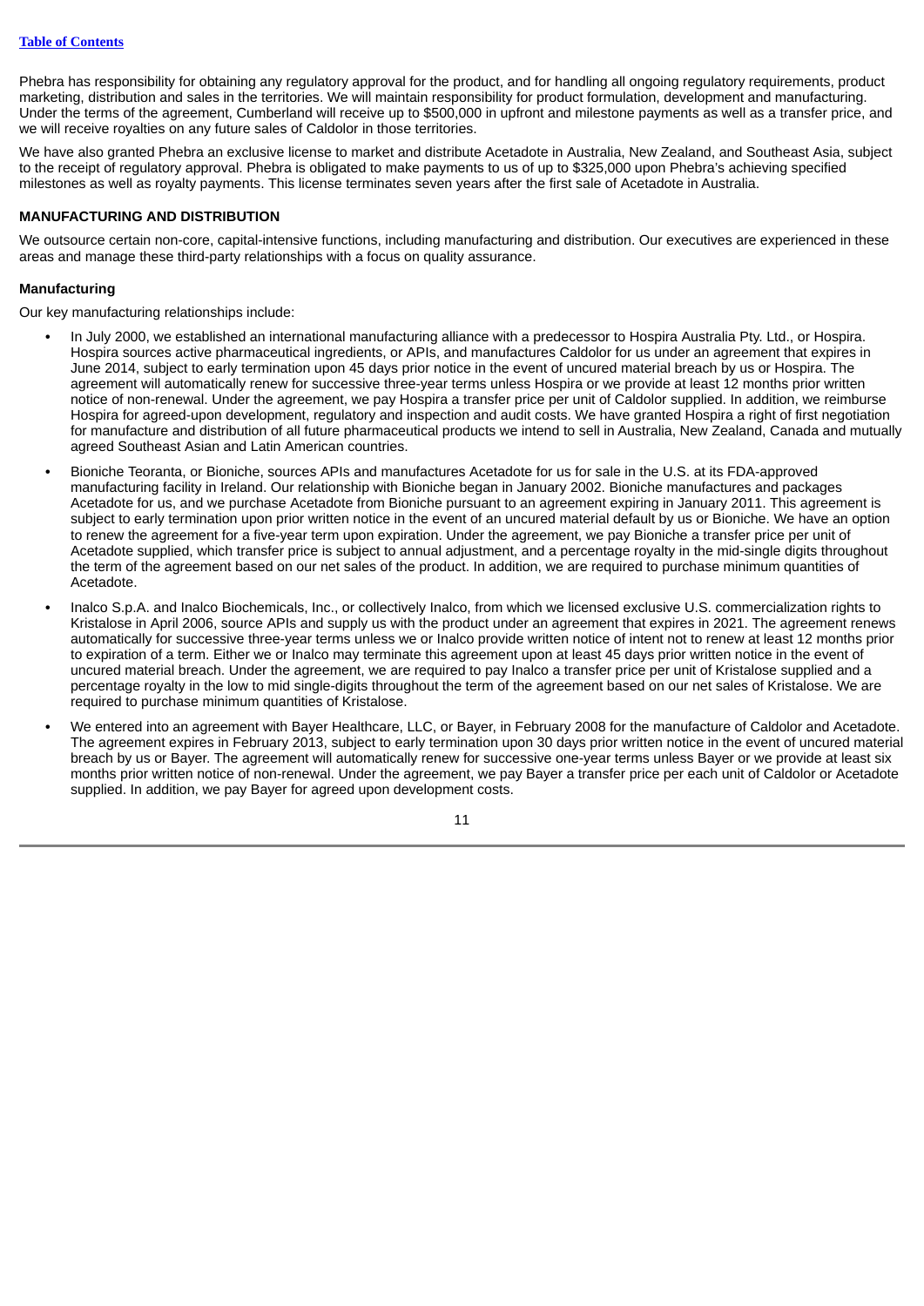Phebra has responsibility for obtaining any regulatory approval for the product, and for handling all ongoing regulatory requirements, product marketing, distribution and sales in the territories. We will maintain responsibility for product formulation, development and manufacturing. Under the terms of the agreement, Cumberland will receive up to $500,000 in upfront and milestone payments as well as a transfer price, and we will receive royalties on any future sales of Caldolor in those territories.

We have also granted Phebra an exclusive license to market and distribute Acetadote in Australia, New Zealand, and Southeast Asia, subject to the receipt of regulatory approval. Phebra is obligated to make payments to us of up to $325,000 upon Phebra's achieving specified milestones as well as royalty payments. This license terminates seven years after the first sale of Acetadote in Australia.

## MANUFACTURING AND DISTRIBUTION

We outsource certain non-core, capital-intensive functions, including manufacturing and distribution. Our executives are experienced in these areas and manage these third-party relationships with a focus on quality assurance.

### Manufacturing

Our key manufacturing relationships include:

- In July 2000, we established an international manufacturing alliance with a predecessor to Hospira Australia Pty. Ltd., or Hospira. Hospira sources active pharmaceutical ingredients, or APIs, and manufactures Caldolor for us under an agreement that expires in June 2014, subject to early termination upon 45 days prior notice in the event of uncured material breach by us or Hospira. The agreement will automatically renew for successive three-year terms unless Hospira or we provide at least 12 months prior written notice of non-renewal. Under the agreement, we pay Hospira a transfer price per unit of Caldolor supplied. In addition, we reimburse Hospira for agreed-upon development, regulatory and inspection and audit costs. We have granted Hospira a right of first negotiation for manufacture and distribution of all future pharmaceutical products we intend to sell in Australia, New Zealand, Canada and mutually agreed Southeast Asian and Latin American countries.
- Bioniche Teoranta, or Bioniche, sources APIs and manufactures Acetadote for us for sale in the U.S. at its FDA-approved manufacturing facility in Ireland. Our relationship with Bioniche began in January 2002. Bioniche manufactures and packages Acetadote for us, and we purchase Acetadote from Bioniche pursuant to an agreement expiring in January 2011. This agreement is subject to early termination upon prior written notice in the event of an uncured material default by us or Bioniche. We have an option to renew the agreement for a five-year term upon expiration. Under the agreement, we pay Bioniche a transfer price per unit of Acetadote supplied, which transfer price is subject to annual adjustment, and a percentage royalty in the mid-single digits throughout the term of the agreement based on our net sales of the product. In addition, we are required to purchase minimum quantities of Acetadote.
- Inalco S.p.A. and Inalco Biochemicals, Inc., or collectively Inalco, from which we licensed exclusive U.S. commercialization rights to Kristalose in April 2006, source APIs and supply us with the product under an agreement that expires in 2021. The agreement renews automatically for successive three-year terms unless we or Inalco provide written notice of intent not to renew at least 12 months prior to expiration of a term. Either we or Inalco may terminate this agreement upon at least 45 days prior written notice in the event of uncured material breach. Under the agreement, we are required to pay Inalco a transfer price per unit of Kristalose supplied and a percentage royalty in the low to mid single-digits throughout the term of the agreement based on our net sales of Kristalose. We are required to purchase minimum quantities of Kristalose.
- We entered into an agreement with Bayer Healthcare, LLC, or Bayer, in February 2008 for the manufacture of Caldolor and Acetadote. The agreement expires in February 2013, subject to early termination upon 30 days prior written notice in the event of uncured material breach by us or Bayer. The agreement will automatically renew for successive one-year terms unless Bayer or we provide at least six months prior written notice of non-renewal. Under the agreement, we pay Bayer a transfer price per each unit of Caldolor or Acetadote supplied. In addition, we pay Bayer for agreed upon development costs.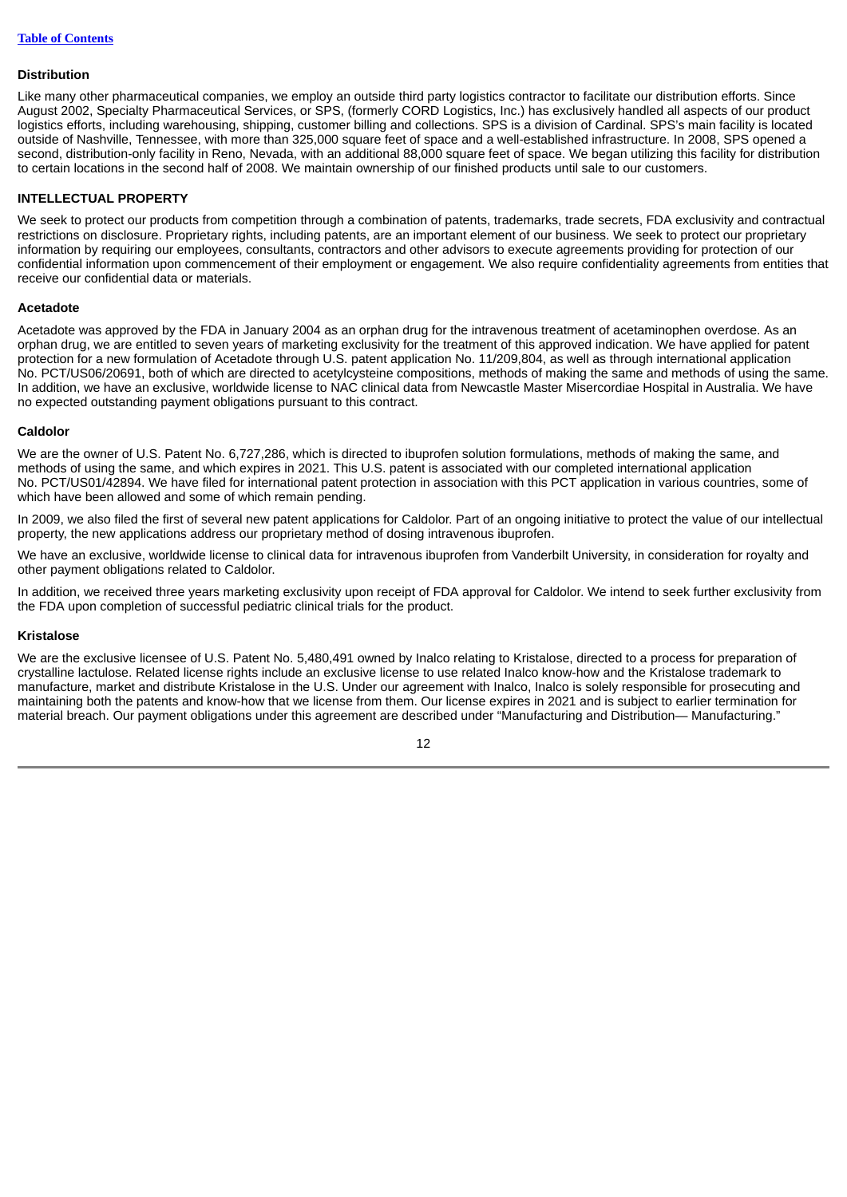### Distribution

Like many other pharmaceutical companies, we employ an outside third party logistics contractor to facilitate our distribution efforts. Since August 2002, Specialty Pharmaceutical Services, or SPS, (formerly CORD Logistics, Inc.) has exclusively handled all aspects of our product logistics efforts, including warehousing, shipping, customer billing and collections. SPS is a division of Cardinal. SPS's main facility is located outside of Nashville, Tennessee, with more than 325,000 square feet of space and a well-established infrastructure. In 2008, SPS opened a second, distribution-only facility in Reno, Nevada, with an additional 88,000 square feet of space. We began utilizing this facility for distribution to certain locations in the second half of 2008. We maintain ownership of our finished products until sale to our customers.

## INTELLECTUAL PROPERTY

We seek to protect our products from competition through a combination of patents, trademarks, trade secrets, FDA exclusivity and contractual restrictions on disclosure. Proprietary rights, including patents, are an important element of our business. We seek to protect our proprietary information by requiring our employees, consultants, contractors and other advisors to execute agreements providing for protection of our confidential information upon commencement of their employment or engagement. We also require confidentiality agreements from entities that receive our confidential data or materials.

### Acetadote

Acetadote was approved by the FDA in January 2004 as an orphan drug for the intravenous treatment of acetaminophen overdose. As an orphan drug, we are entitled to seven years of marketing exclusivity for the treatment of this approved indication. We have applied for patent protection for a new formulation of Acetadote through U.S. patent application No. 11/209,804, as well as through international application No. PCT/US06/20691, both of which are directed to acetylcysteine compositions, methods of making the same and methods of using the same. In addition, we have an exclusive, worldwide license to NAC clinical data from Newcastle Master Misercordiae Hospital in Australia. We have no expected outstanding payment obligations pursuant to this contract.

### Caldolor

We are the owner of U.S. Patent No. 6,727,286, which is directed to ibuprofen solution formulations, methods of making the same, and methods of using the same, and which expires in 2021. This U.S. patent is associated with our completed international application No. PCT/US01/42894. We have filed for international patent protection in association with this PCT application in various countries, some of which have been allowed and some of which remain pending.

In 2009, we also filed the first of several new patent applications for Caldolor. Part of an ongoing initiative to protect the value of our intellectual property, the new applications address our proprietary method of dosing intravenous ibuprofen.

We have an exclusive, worldwide license to clinical data for intravenous ibuprofen from Vanderbilt University, in consideration for royalty and other payment obligations related to Caldolor.

In addition, we received three years marketing exclusivity upon receipt of FDA approval for Caldolor. We intend to seek further exclusivity from the FDA upon completion of successful pediatric clinical trials for the product.

### Kristalose

We are the exclusive licensee of U.S. Patent No. 5,480,491 owned by Inalco relating to Kristalose, directed to a process for preparation of crystalline lactulose. Related license rights include an exclusive license to use related Inalco know-how and the Kristalose trademark to manufacture, market and distribute Kristalose in the U.S. Under our agreement with Inalco, Inalco is solely responsible for prosecuting and maintaining both the patents and know-how that we license from them. Our license expires in 2021 and is subject to earlier termination for material breach. Our payment obligations under this agreement are described under "Manufacturing and Distribution— Manufacturing."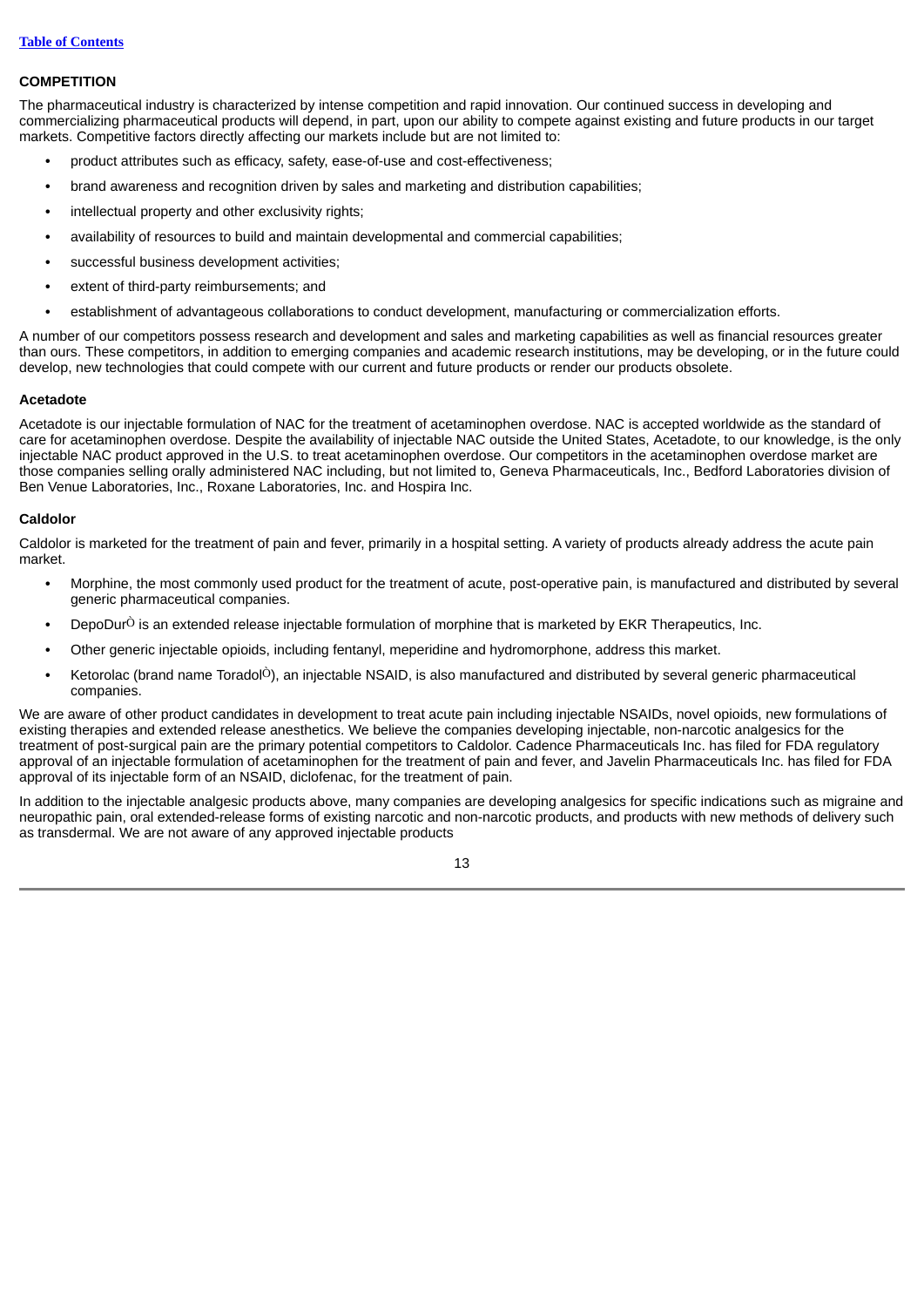## COMPETITION

The pharmaceutical industry is characterized by intense competition and rapid innovation. Our continued success in developing and commercializing pharmaceutical products will depend, in part, upon our ability to compete against existing and future products in our target markets. Competitive factors directly affecting our markets include but are not limited to:

- product attributes such as efficacy, safety, ease-of-use and cost-effectiveness;
- brand awareness and recognition driven by sales and marketing and distribution capabilities;
- intellectual property and other exclusivity rights;
- availability of resources to build and maintain developmental and commercial capabilities;
- successful business development activities;
- extent of third-party reimbursements; and
- establishment of advantageous collaborations to conduct development, manufacturing or commercialization efforts.

A number of our competitors possess research and development and sales and marketing capabilities as well as financial resources greater than ours. These competitors, in addition to emerging companies and academic research institutions, may be developing, or in the future could develop, new technologies that could compete with our current and future products or render our products obsolete.

### Acetadote

Acetadote is our injectable formulation of NAC for the treatment of acetaminophen overdose. NAC is accepted worldwide as the standard of care for acetaminophen overdose. Despite the availability of injectable NAC outside the United States, Acetadote, to our knowledge, is the only injectable NAC product approved in the U.S. to treat acetaminophen overdose. Our competitors in the acetaminophen overdose market are those companies selling orally administered NAC including, but not limited to, Geneva Pharmaceuticals, Inc., Bedford Laboratories division of Ben Venue Laboratories, Inc., Roxane Laboratories, Inc. and Hospira Inc.

### Caldolor

Caldolor is marketed for the treatment of pain and fever, primarily in a hospital setting. A variety of products already address the acute pain market.

- Morphine, the most commonly used product for the treatment of acute, post-operative pain, is manufactured and distributed by several generic pharmaceutical companies.
- DepoDur® is an extended release injectable formulation of morphine that is marketed by EKR Therapeutics, Inc.
- Other generic injectable opioids, including fentanyl, meperidine and hydromorphone, address this market.
- Ketorolac (brand name Toradol®), an injectable NSAID, is also manufactured and distributed by several generic pharmaceutical companies.

We are aware of other product candidates in development to treat acute pain including injectable NSAIDs, novel opioids, new formulations of existing therapies and extended release anesthetics. We believe the companies developing injectable, non-narcotic analgesics for the treatment of post-surgical pain are the primary potential competitors to Caldolor. Cadence Pharmaceuticals Inc. has filed for FDA regulatory approval of an injectable formulation of acetaminophen for the treatment of pain and fever, and Javelin Pharmaceuticals Inc. has filed for FDA approval of its injectable form of an NSAID, diclofenac, for the treatment of pain.

In addition to the injectable analgesic products above, many companies are developing analgesics for specific indications such as migraine and neuropathic pain, oral extended-release forms of existing narcotic and non-narcotic products, and products with new methods of delivery such as transdermal. We are not aware of any approved injectable products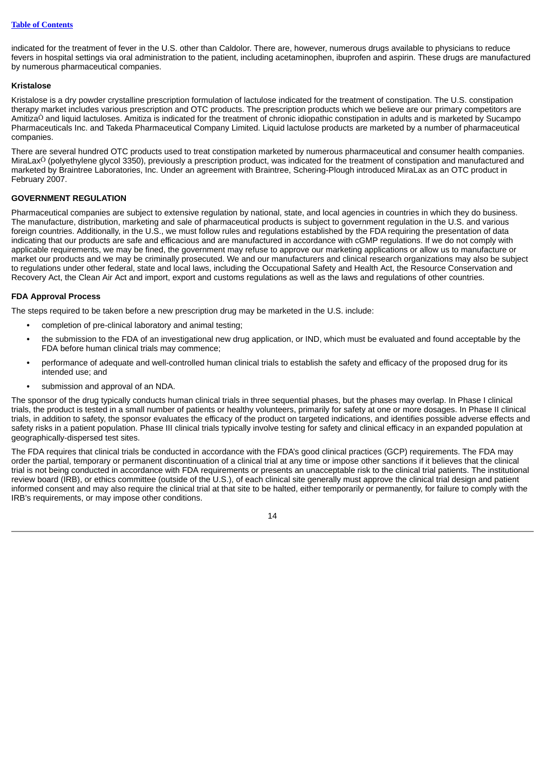indicated for the treatment of fever in the U.S. other than Caldolor. There are, however, numerous drugs available to physicians to reduce fevers in hospital settings via oral administration to the patient, including acetaminophen, ibuprofen and aspirin. These drugs are manufactured by numerous pharmaceutical companies.

**Kristalose**

Kristalose is a dry powder crystalline prescription formulation of lactulose indicated for the treatment of constipation. The U.S. constipation therapy market includes various prescription and OTC products. The prescription products which we believe are our primary competitors are AmitizaÒ and liquid lactuloses. Amitiza is indicated for the treatment of chronic idiopathic constipation in adults and is marketed by Sucampo Pharmaceuticals Inc. and Takeda Pharmaceutical Company Limited. Liquid lactulose products are marketed by a number of pharmaceutical companies.

There are several hundred OTC products used to treat constipation marketed by numerous pharmaceutical and consumer health companies. MiraLaxÒ (polyethylene glycol 3350), previously a prescription product, was indicated for the treatment of constipation and manufactured and marketed by Braintree Laboratories, Inc. Under an agreement with Braintree, Schering-Plough introduced MiraLax as an OTC product in February 2007.

**GOVERNMENT REGULATION**

Pharmaceutical companies are subject to extensive regulation by national, state, and local agencies in countries in which they do business. The manufacture, distribution, marketing and sale of pharmaceutical products is subject to government regulation in the U.S. and various foreign countries. Additionally, in the U.S., we must follow rules and regulations established by the FDA requiring the presentation of data indicating that our products are safe and efficacious and are manufactured in accordance with cGMP regulations. If we do not comply with applicable requirements, we may be fined, the government may refuse to approve our marketing applications or allow us to manufacture or market our products and we may be criminally prosecuted. We and our manufacturers and clinical research organizations may also be subject to regulations under other federal, state and local laws, including the Occupational Safety and Health Act, the Resource Conservation and Recovery Act, the Clean Air Act and import, export and customs regulations as well as the laws and regulations of other countries.

**FDA Approval Process**

The steps required to be taken before a new prescription drug may be marketed in the U.S. include:

- completion of pre-clinical laboratory and animal testing;
- the submission to the FDA of an investigational new drug application, or IND, which must be evaluated and found acceptable by the FDA before human clinical trials may commence;
- performance of adequate and well-controlled human clinical trials to establish the safety and efficacy of the proposed drug for its intended use; and
- submission and approval of an NDA.

The sponsor of the drug typically conducts human clinical trials in three sequential phases, but the phases may overlap. In Phase I clinical trials, the product is tested in a small number of patients or healthy volunteers, primarily for safety at one or more dosages. In Phase II clinical trials, in addition to safety, the sponsor evaluates the efficacy of the product on targeted indications, and identifies possible adverse effects and safety risks in a patient population. Phase III clinical trials typically involve testing for safety and clinical efficacy in an expanded population at geographically-dispersed test sites.

The FDA requires that clinical trials be conducted in accordance with the FDA's good clinical practices (GCP) requirements. The FDA may order the partial, temporary or permanent discontinuation of a clinical trial at any time or impose other sanctions if it believes that the clinical trial is not being conducted in accordance with FDA requirements or presents an unacceptable risk to the clinical trial patients. The institutional review board (IRB), or ethics committee (outside of the U.S.), of each clinical site generally must approve the clinical trial design and patient informed consent and may also require the clinical trial at that site to be halted, either temporarily or permanently, for failure to comply with the IRB's requirements, or may impose other conditions.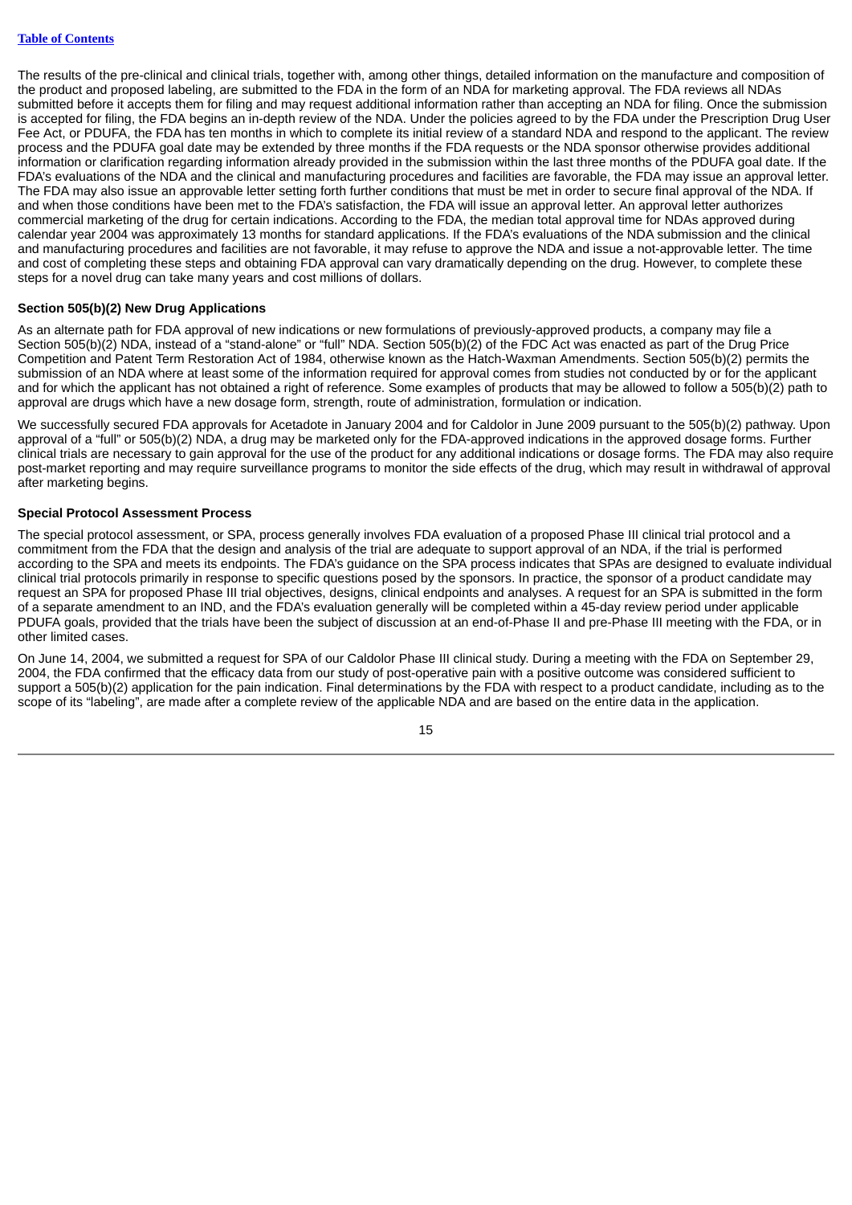The results of the pre-clinical and clinical trials, together with, among other things, detailed information on the manufacture and composition of the product and proposed labeling, are submitted to the FDA in the form of an NDA for marketing approval. The FDA reviews all NDAs submitted before it accepts them for filing and may request additional information rather than accepting an NDA for filing. Once the submission is accepted for filing, the FDA begins an in-depth review of the NDA. Under the policies agreed to by the FDA under the Prescription Drug User Fee Act, or PDUFA, the FDA has ten months in which to complete its initial review of a standard NDA and respond to the applicant. The review process and the PDUFA goal date may be extended by three months if the FDA requests or the NDA sponsor otherwise provides additional information or clarification regarding information already provided in the submission within the last three months of the PDUFA goal date. If the FDA's evaluations of the NDA and the clinical and manufacturing procedures and facilities are favorable, the FDA may issue an approval letter. The FDA may also issue an approvable letter setting forth further conditions that must be met in order to secure final approval of the NDA. If and when those conditions have been met to the FDA's satisfaction, the FDA will issue an approval letter. An approval letter authorizes commercial marketing of the drug for certain indications. According to the FDA, the median total approval time for NDAs approved during calendar year 2004 was approximately 13 months for standard applications. If the FDA's evaluations of the NDA submission and the clinical and manufacturing procedures and facilities are not favorable, it may refuse to approve the NDA and issue a not-approvable letter. The time and cost of completing these steps and obtaining FDA approval can vary dramatically depending on the drug. However, to complete these steps for a novel drug can take many years and cost millions of dollars.

**Section 505(b)(2) New Drug Applications**

As an alternate path for FDA approval of new indications or new formulations of previously-approved products, a company may file a Section 505(b)(2) NDA, instead of a "stand-alone" or "full" NDA. Section 505(b)(2) of the FDC Act was enacted as part of the Drug Price Competition and Patent Term Restoration Act of 1984, otherwise known as the Hatch-Waxman Amendments. Section 505(b)(2) permits the submission of an NDA where at least some of the information required for approval comes from studies not conducted by or for the applicant and for which the applicant has not obtained a right of reference. Some examples of products that may be allowed to follow a 505(b)(2) path to approval are drugs which have a new dosage form, strength, route of administration, formulation or indication.

We successfully secured FDA approvals for Acetadote in January 2004 and for Caldolor in June 2009 pursuant to the 505(b)(2) pathway. Upon approval of a "full" or 505(b)(2) NDA, a drug may be marketed only for the FDA-approved indications in the approved dosage forms. Further clinical trials are necessary to gain approval for the use of the product for any additional indications or dosage forms. The FDA may also require post-market reporting and may require surveillance programs to monitor the side effects of the drug, which may result in withdrawal of approval after marketing begins.

**Special Protocol Assessment Process**

The special protocol assessment, or SPA, process generally involves FDA evaluation of a proposed Phase III clinical trial protocol and a commitment from the FDA that the design and analysis of the trial are adequate to support approval of an NDA, if the trial is performed according to the SPA and meets its endpoints. The FDA's guidance on the SPA process indicates that SPAs are designed to evaluate individual clinical trial protocols primarily in response to specific questions posed by the sponsors. In practice, the sponsor of a product candidate may request an SPA for proposed Phase III trial objectives, designs, clinical endpoints and analyses. A request for an SPA is submitted in the form of a separate amendment to an IND, and the FDA's evaluation generally will be completed within a 45-day review period under applicable PDUFA goals, provided that the trials have been the subject of discussion at an end-of-Phase II and pre-Phase III meeting with the FDA, or in other limited cases.

On June 14, 2004, we submitted a request for SPA of our Caldolor Phase III clinical study. During a meeting with the FDA on September 29, 2004, the FDA confirmed that the efficacy data from our study of post-operative pain with a positive outcome was considered sufficient to support a 505(b)(2) application for the pain indication. Final determinations by the FDA with respect to a product candidate, including as to the scope of its "labeling", are made after a complete review of the applicable NDA and are based on the entire data in the application.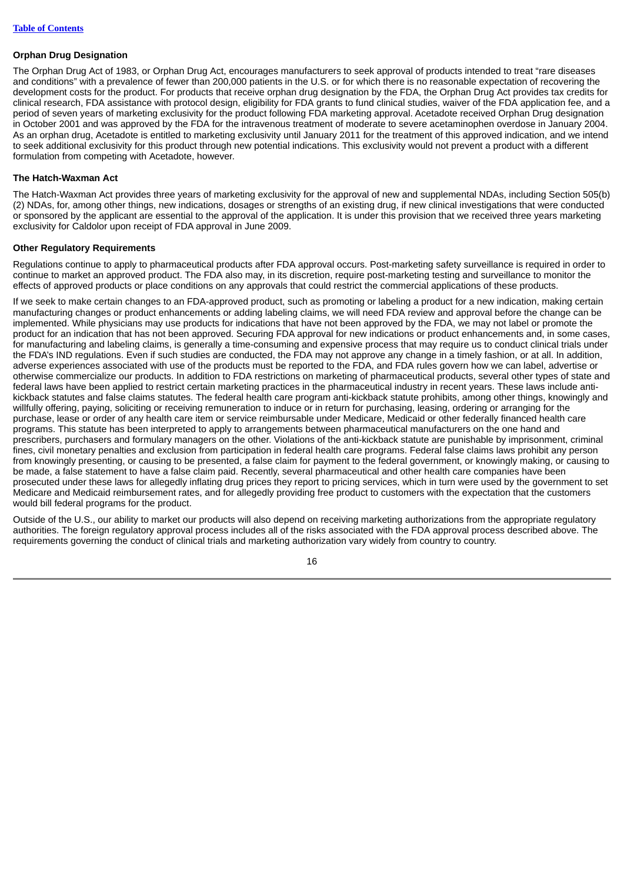### Orphan Drug Designation

The Orphan Drug Act of 1983, or Orphan Drug Act, encourages manufacturers to seek approval of products intended to treat "rare diseases and conditions" with a prevalence of fewer than 200,000 patients in the U.S. or for which there is no reasonable expectation of recovering the development costs for the product. For products that receive orphan drug designation by the FDA, the Orphan Drug Act provides tax credits for clinical research, FDA assistance with protocol design, eligibility for FDA grants to fund clinical studies, waiver of the FDA application fee, and a period of seven years of marketing exclusivity for the product following FDA marketing approval. Acetadote received Orphan Drug designation in October 2001 and was approved by the FDA for the intravenous treatment of moderate to severe acetaminophen overdose in January 2004. As an orphan drug, Acetadote is entitled to marketing exclusivity until January 2011 for the treatment of this approved indication, and we intend to seek additional exclusivity for this product through new potential indications. This exclusivity would not prevent a product with a different formulation from competing with Acetadote, however.

### The Hatch-Waxman Act

The Hatch-Waxman Act provides three years of marketing exclusivity for the approval of new and supplemental NDAs, including Section 505(b)(2) NDAs, for, among other things, new indications, dosages or strengths of an existing drug, if new clinical investigations that were conducted or sponsored by the applicant are essential to the approval of the application. It is under this provision that we received three years marketing exclusivity for Caldolor upon receipt of FDA approval in June 2009.

### Other Regulatory Requirements

Regulations continue to apply to pharmaceutical products after FDA approval occurs. Post-marketing safety surveillance is required in order to continue to market an approved product. The FDA also may, in its discretion, require post-marketing testing and surveillance to monitor the effects of approved products or place conditions on any approvals that could restrict the commercial applications of these products.

If we seek to make certain changes to an FDA-approved product, such as promoting or labeling a product for a new indication, making certain manufacturing changes or product enhancements or adding labeling claims, we will need FDA review and approval before the change can be implemented. While physicians may use products for indications that have not been approved by the FDA, we may not label or promote the product for an indication that has not been approved. Securing FDA approval for new indications or product enhancements and, in some cases, for manufacturing and labeling claims, is generally a time-consuming and expensive process that may require us to conduct clinical trials under the FDA's IND regulations. Even if such studies are conducted, the FDA may not approve any change in a timely fashion, or at all. In addition, adverse experiences associated with use of the products must be reported to the FDA, and FDA rules govern how we can label, advertise or otherwise commercialize our products. In addition to FDA restrictions on marketing of pharmaceutical products, several other types of state and federal laws have been applied to restrict certain marketing practices in the pharmaceutical industry in recent years. These laws include anti-kickback statutes and false claims statutes. The federal health care program anti-kickback statute prohibits, among other things, knowingly and willfully offering, paying, soliciting or receiving remuneration to induce or in return for purchasing, leasing, ordering or arranging for the purchase, lease or order of any health care item or service reimbursable under Medicare, Medicaid or other federally financed health care programs. This statute has been interpreted to apply to arrangements between pharmaceutical manufacturers on the one hand and prescribers, purchasers and formulary managers on the other. Violations of the anti-kickback statute are punishable by imprisonment, criminal fines, civil monetary penalties and exclusion from participation in federal health care programs. Federal false claims laws prohibit any person from knowingly presenting, or causing to be presented, a false claim for payment to the federal government, or knowingly making, or causing to be made, a false statement to have a false claim paid. Recently, several pharmaceutical and other health care companies have been prosecuted under these laws for allegedly inflating drug prices they report to pricing services, which in turn were used by the government to set Medicare and Medicaid reimbursement rates, and for allegedly providing free product to customers with the expectation that the customers would bill federal programs for the product.

Outside of the U.S., our ability to market our products will also depend on receiving marketing authorizations from the appropriate regulatory authorities. The foreign regulatory approval process includes all of the risks associated with the FDA approval process described above. The requirements governing the conduct of clinical trials and marketing authorization vary widely from country to country.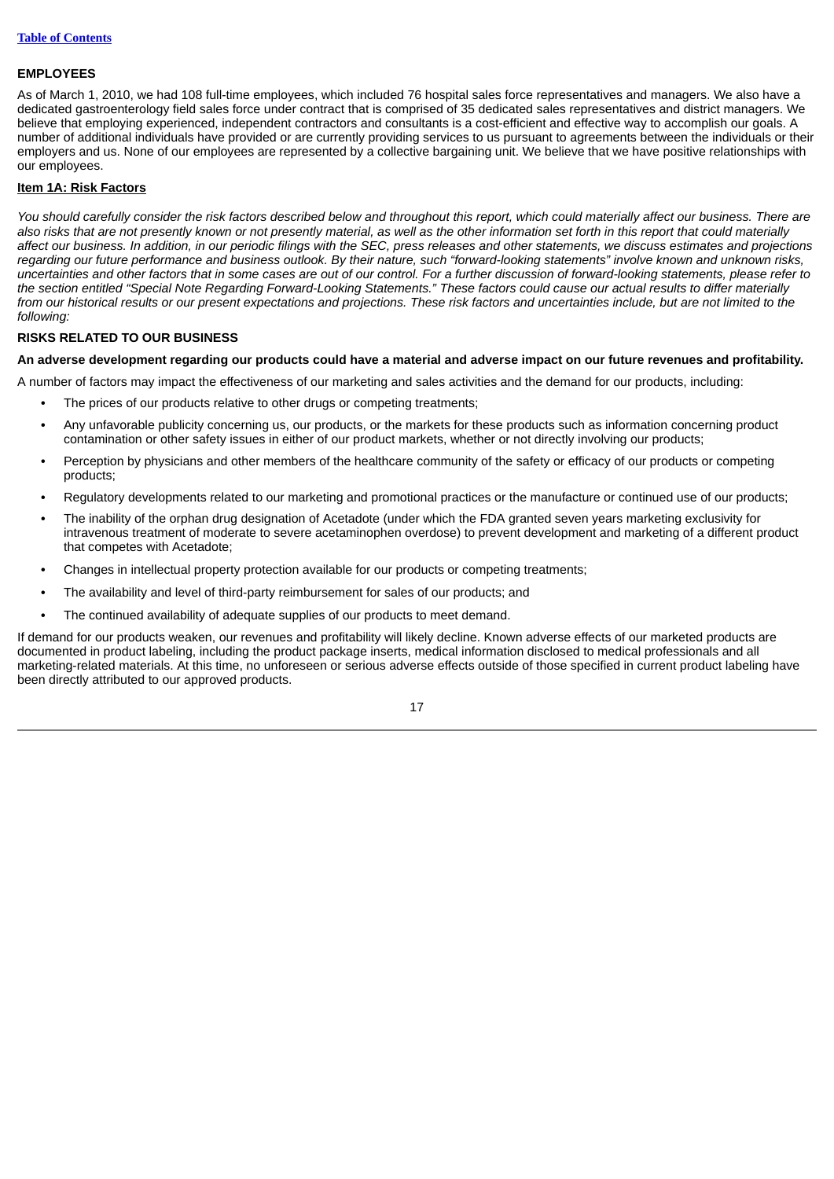**EMPLOYEES**

As of March 1, 2010, we had 108 full-time employees, which included 76 hospital sales force representatives and managers. We also have a dedicated gastroenterology field sales force under contract that is comprised of 35 dedicated sales representatives and district managers. We believe that employing experienced, independent contractors and consultants is a cost-efficient and effective way to accomplish our goals. A number of additional individuals have provided or are currently providing services to us pursuant to agreements between the individuals or their employers and us. None of our employees are represented by a collective bargaining unit. We believe that we have positive relationships with our employees.

**Item 1A: Risk Factors**

*You should carefully consider the risk factors described below and throughout this report, which could materially affect our business. There are also risks that are not presently known or not presently material, as well as the other information set forth in this report that could materially affect our business. In addition, in our periodic filings with the SEC, press releases and other statements, we discuss estimates and projections regarding our future performance and business outlook. By their nature, such "forward-looking statements" involve known and unknown risks, uncertainties and other factors that in some cases are out of our control. For a further discussion of forward-looking statements, please refer to the section entitled "Special Note Regarding Forward-Looking Statements." These factors could cause our actual results to differ materially from our historical results or our present expectations and projections. These risk factors and uncertainties include, but are not limited to the following:*

**RISKS RELATED TO OUR BUSINESS**

**An adverse development regarding our products could have a material and adverse impact on our future revenues and profitability.**

A number of factors may impact the effectiveness of our marketing and sales activities and the demand for our products, including:

- The prices of our products relative to other drugs or competing treatments;
- Any unfavorable publicity concerning us, our products, or the markets for these products such as information concerning product contamination or other safety issues in either of our product markets, whether or not directly involving our products;
- Perception by physicians and other members of the healthcare community of the safety or efficacy of our products or competing products;
- Regulatory developments related to our marketing and promotional practices or the manufacture or continued use of our products;
- The inability of the orphan drug designation of Acetadote (under which the FDA granted seven years marketing exclusivity for intravenous treatment of moderate to severe acetaminophen overdose) to prevent development and marketing of a different product that competes with Acetadote;
- Changes in intellectual property protection available for our products or competing treatments;
- The availability and level of third-party reimbursement for sales of our products; and
- The continued availability of adequate supplies of our products to meet demand.

If demand for our products weaken, our revenues and profitability will likely decline. Known adverse effects of our marketed products are documented in product labeling, including the product package inserts, medical information disclosed to medical professionals and all marketing-related materials. At this time, no unforeseen or serious adverse effects outside of those specified in current product labeling have been directly attributed to our approved products.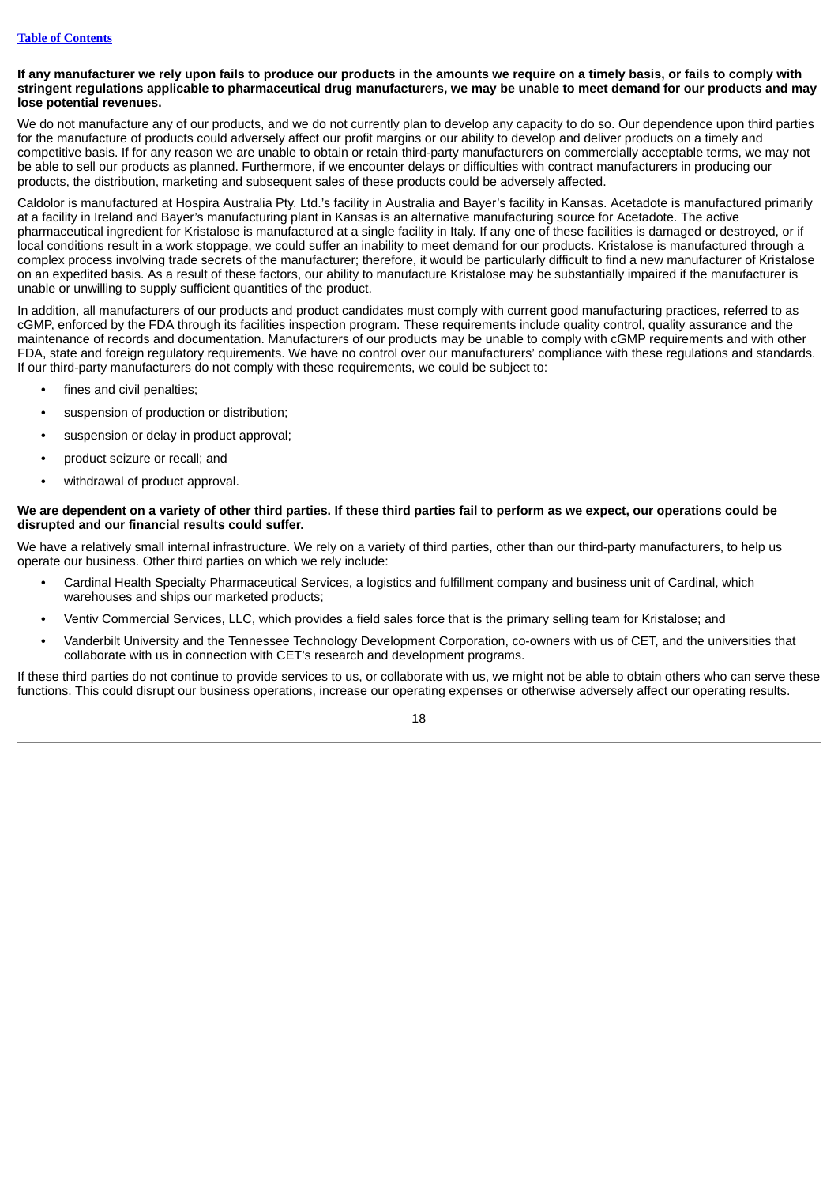**If any manufacturer we rely upon fails to produce our products in the amounts we require on a timely basis, or fails to comply with stringent regulations applicable to pharmaceutical drug manufacturers, we may be unable to meet demand for our products and may lose potential revenues.**

We do not manufacture any of our products, and we do not currently plan to develop any capacity to do so. Our dependence upon third parties for the manufacture of products could adversely affect our profit margins or our ability to develop and deliver products on a timely and competitive basis. If for any reason we are unable to obtain or retain third-party manufacturers on commercially acceptable terms, we may not be able to sell our products as planned. Furthermore, if we encounter delays or difficulties with contract manufacturers in producing our products, the distribution, marketing and subsequent sales of these products could be adversely affected.

Caldolor is manufactured at Hospira Australia Pty. Ltd.'s facility in Australia and Bayer's facility in Kansas. Acetadote is manufactured primarily at a facility in Ireland and Bayer's manufacturing plant in Kansas is an alternative manufacturing source for Acetadote. The active pharmaceutical ingredient for Kristalose is manufactured at a single facility in Italy. If any one of these facilities is damaged or destroyed, or if local conditions result in a work stoppage, we could suffer an inability to meet demand for our products. Kristalose is manufactured through a complex process involving trade secrets of the manufacturer; therefore, it would be particularly difficult to find a new manufacturer of Kristalose on an expedited basis. As a result of these factors, our ability to manufacture Kristalose may be substantially impaired if the manufacturer is unable or unwilling to supply sufficient quantities of the product.

In addition, all manufacturers of our products and product candidates must comply with current good manufacturing practices, referred to as cGMP, enforced by the FDA through its facilities inspection program. These requirements include quality control, quality assurance and the maintenance of records and documentation. Manufacturers of our products may be unable to comply with cGMP requirements and with other FDA, state and foreign regulatory requirements. We have no control over our manufacturers' compliance with these regulations and standards. If our third-party manufacturers do not comply with these requirements, we could be subject to:

- fines and civil penalties;
- suspension of production or distribution;
- suspension or delay in product approval;
- product seizure or recall; and
- withdrawal of product approval.

**We are dependent on a variety of other third parties. If these third parties fail to perform as we expect, our operations could be disrupted and our financial results could suffer.**

We have a relatively small internal infrastructure. We rely on a variety of third parties, other than our third-party manufacturers, to help us operate our business. Other third parties on which we rely include:

- Cardinal Health Specialty Pharmaceutical Services, a logistics and fulfillment company and business unit of Cardinal, which warehouses and ships our marketed products;
- Ventiv Commercial Services, LLC, which provides a field sales force that is the primary selling team for Kristalose; and
- Vanderbilt University and the Tennessee Technology Development Corporation, co-owners with us of CET, and the universities that collaborate with us in connection with CET's research and development programs.

If these third parties do not continue to provide services to us, or collaborate with us, we might not be able to obtain others who can serve these functions. This could disrupt our business operations, increase our operating expenses or otherwise adversely affect our operating results.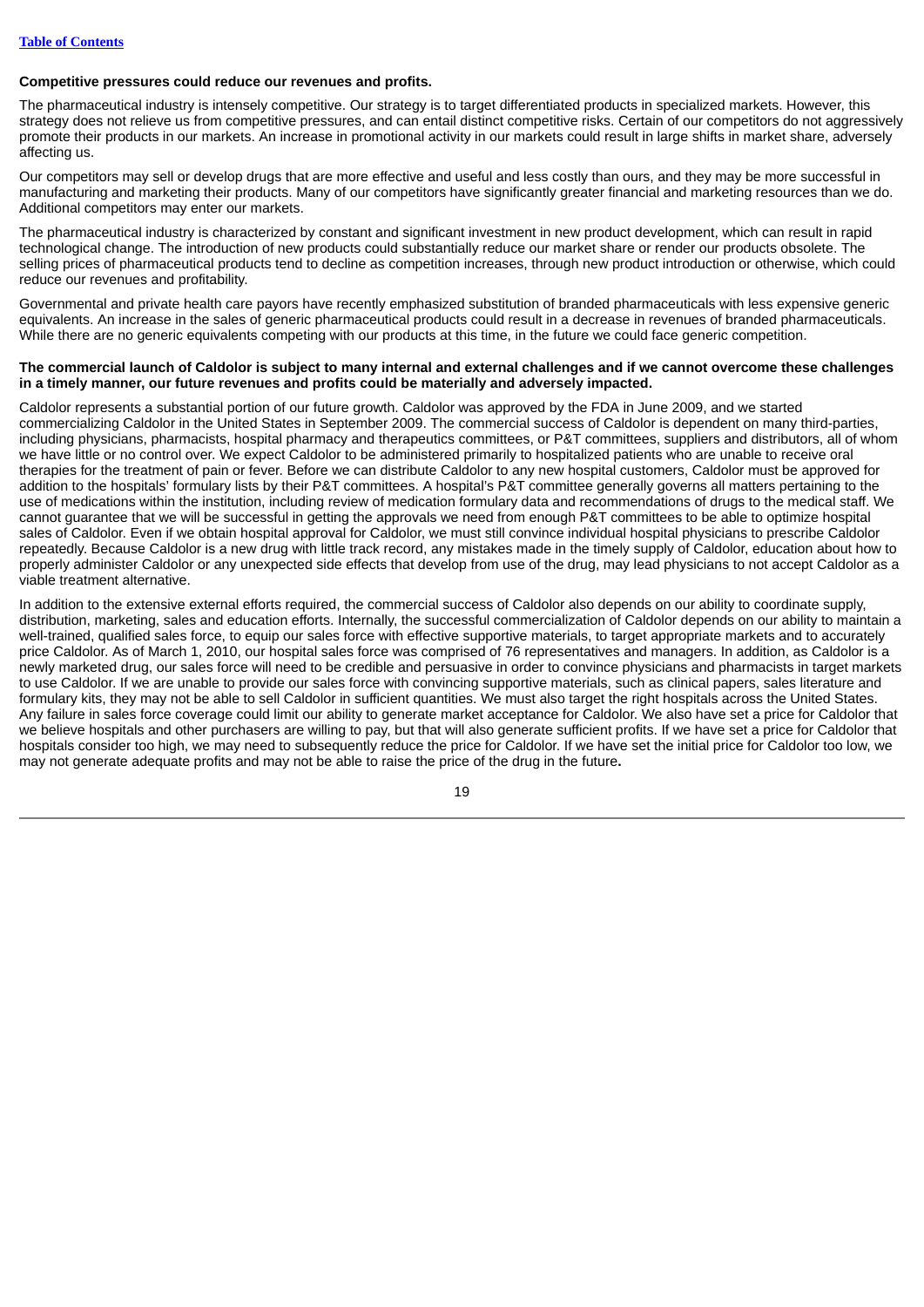**Competitive pressures could reduce our revenues and profits.**

The pharmaceutical industry is intensely competitive. Our strategy is to target differentiated products in specialized markets. However, this strategy does not relieve us from competitive pressures, and can entail distinct competitive risks. Certain of our competitors do not aggressively promote their products in our markets. An increase in promotional activity in our markets could result in large shifts in market share, adversely affecting us.

Our competitors may sell or develop drugs that are more effective and useful and less costly than ours, and they may be more successful in manufacturing and marketing their products. Many of our competitors have significantly greater financial and marketing resources than we do. Additional competitors may enter our markets.

The pharmaceutical industry is characterized by constant and significant investment in new product development, which can result in rapid technological change. The introduction of new products could substantially reduce our market share or render our products obsolete. The selling prices of pharmaceutical products tend to decline as competition increases, through new product introduction or otherwise, which could reduce our revenues and profitability.

Governmental and private health care payors have recently emphasized substitution of branded pharmaceuticals with less expensive generic equivalents. An increase in the sales of generic pharmaceutical products could result in a decrease in revenues of branded pharmaceuticals. While there are no generic equivalents competing with our products at this time, in the future we could face generic competition.

**The commercial launch of Caldolor is subject to many internal and external challenges and if we cannot overcome these challenges in a timely manner, our future revenues and profits could be materially and adversely impacted.**

Caldolor represents a substantial portion of our future growth. Caldolor was approved by the FDA in June 2009, and we started commercializing Caldolor in the United States in September 2009. The commercial success of Caldolor is dependent on many third-parties, including physicians, pharmacists, hospital pharmacy and therapeutics committees, or P&T committees, suppliers and distributors, all of whom we have little or no control over. We expect Caldolor to be administered primarily to hospitalized patients who are unable to receive oral therapies for the treatment of pain or fever. Before we can distribute Caldolor to any new hospital customers, Caldolor must be approved for addition to the hospitals' formulary lists by their P&T committees. A hospital's P&T committee generally governs all matters pertaining to the use of medications within the institution, including review of medication formulary data and recommendations of drugs to the medical staff. We cannot guarantee that we will be successful in getting the approvals we need from enough P&T committees to be able to optimize hospital sales of Caldolor. Even if we obtain hospital approval for Caldolor, we must still convince individual hospital physicians to prescribe Caldolor repeatedly. Because Caldolor is a new drug with little track record, any mistakes made in the timely supply of Caldolor, education about how to properly administer Caldolor or any unexpected side effects that develop from use of the drug, may lead physicians to not accept Caldolor as a viable treatment alternative.

In addition to the extensive external efforts required, the commercial success of Caldolor also depends on our ability to coordinate supply, distribution, marketing, sales and education efforts. Internally, the successful commercialization of Caldolor depends on our ability to maintain a well-trained, qualified sales force, to equip our sales force with effective supportive materials, to target appropriate markets and to accurately price Caldolor. As of March 1, 2010, our hospital sales force was comprised of 76 representatives and managers. In addition, as Caldolor is a newly marketed drug, our sales force will need to be credible and persuasive in order to convince physicians and pharmacists in target markets to use Caldolor. If we are unable to provide our sales force with convincing supportive materials, such as clinical papers, sales literature and formulary kits, they may not be able to sell Caldolor in sufficient quantities. We must also target the right hospitals across the United States. Any failure in sales force coverage could limit our ability to generate market acceptance for Caldolor. We also have set a price for Caldolor that we believe hospitals and other purchasers are willing to pay, but that will also generate sufficient profits. If we have set a price for Caldolor that hospitals consider too high, we may need to subsequently reduce the price for Caldolor. If we have set the initial price for Caldolor too low, we may not generate adequate profits and may not be able to raise the price of the drug in the future.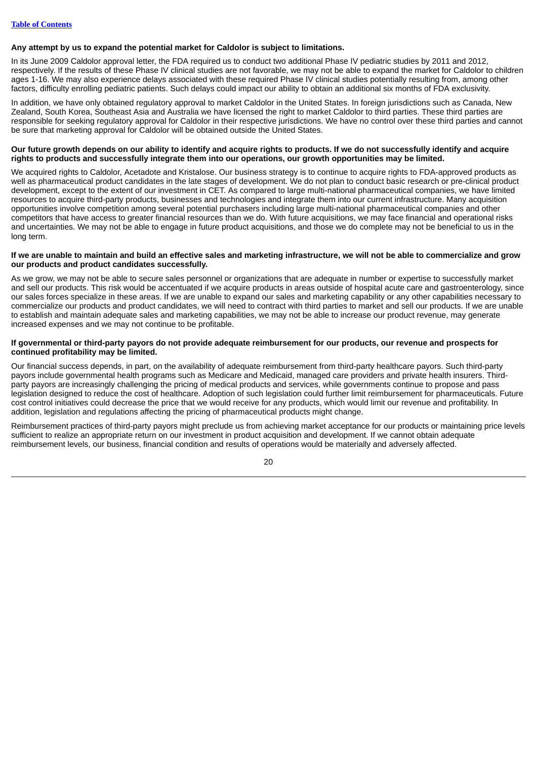**Any attempt by us to expand the potential market for Caldolor is subject to limitations.**

In its June 2009 Caldolor approval letter, the FDA required us to conduct two additional Phase IV pediatric studies by 2011 and 2012, respectively. If the results of these Phase IV clinical studies are not favorable, we may not be able to expand the market for Caldolor to children ages 1-16. We may also experience delays associated with these required Phase IV clinical studies potentially resulting from, among other factors, difficulty enrolling pediatric patients. Such delays could impact our ability to obtain an additional six months of FDA exclusivity.

In addition, we have only obtained regulatory approval to market Caldolor in the United States. In foreign jurisdictions such as Canada, New Zealand, South Korea, Southeast Asia and Australia we have licensed the right to market Caldolor to third parties. These third parties are responsible for seeking regulatory approval for Caldolor in their respective jurisdictions. We have no control over these third parties and cannot be sure that marketing approval for Caldolor will be obtained outside the United States.

**Our future growth depends on our ability to identify and acquire rights to products. If we do not successfully identify and acquire rights to products and successfully integrate them into our operations, our growth opportunities may be limited.**

We acquired rights to Caldolor, Acetadote and Kristalose. Our business strategy is to continue to acquire rights to FDA-approved products as well as pharmaceutical product candidates in the late stages of development. We do not plan to conduct basic research or pre-clinical product development, except to the extent of our investment in CET. As compared to large multi-national pharmaceutical companies, we have limited resources to acquire third-party products, businesses and technologies and integrate them into our current infrastructure. Many acquisition opportunities involve competition among several potential purchasers including large multi-national pharmaceutical companies and other competitors that have access to greater financial resources than we do. With future acquisitions, we may face financial and operational risks and uncertainties. We may not be able to engage in future product acquisitions, and those we do complete may not be beneficial to us in the long term.

**If we are unable to maintain and build an effective sales and marketing infrastructure, we will not be able to commercialize and grow our products and product candidates successfully.**

As we grow, we may not be able to secure sales personnel or organizations that are adequate in number or expertise to successfully market and sell our products. This risk would be accentuated if we acquire products in areas outside of hospital acute care and gastroenterology, since our sales forces specialize in these areas. If we are unable to expand our sales and marketing capability or any other capabilities necessary to commercialize our products and product candidates, we will need to contract with third parties to market and sell our products. If we are unable to establish and maintain adequate sales and marketing capabilities, we may not be able to increase our product revenue, may generate increased expenses and we may not continue to be profitable.

**If governmental or third-party payors do not provide adequate reimbursement for our products, our revenue and prospects for continued profitability may be limited.**

Our financial success depends, in part, on the availability of adequate reimbursement from third-party healthcare payors. Such third-party payors include governmental health programs such as Medicare and Medicaid, managed care providers and private health insurers. Third-party payors are increasingly challenging the pricing of medical products and services, while governments continue to propose and pass legislation designed to reduce the cost of healthcare. Adoption of such legislation could further limit reimbursement for pharmaceuticals. Future cost control initiatives could decrease the price that we would receive for any products, which would limit our revenue and profitability. In addition, legislation and regulations affecting the pricing of pharmaceutical products might change.

Reimbursement practices of third-party payors might preclude us from achieving market acceptance for our products or maintaining price levels sufficient to realize an appropriate return on our investment in product acquisition and development. If we cannot obtain adequate reimbursement levels, our business, financial condition and results of operations would be materially and adversely affected.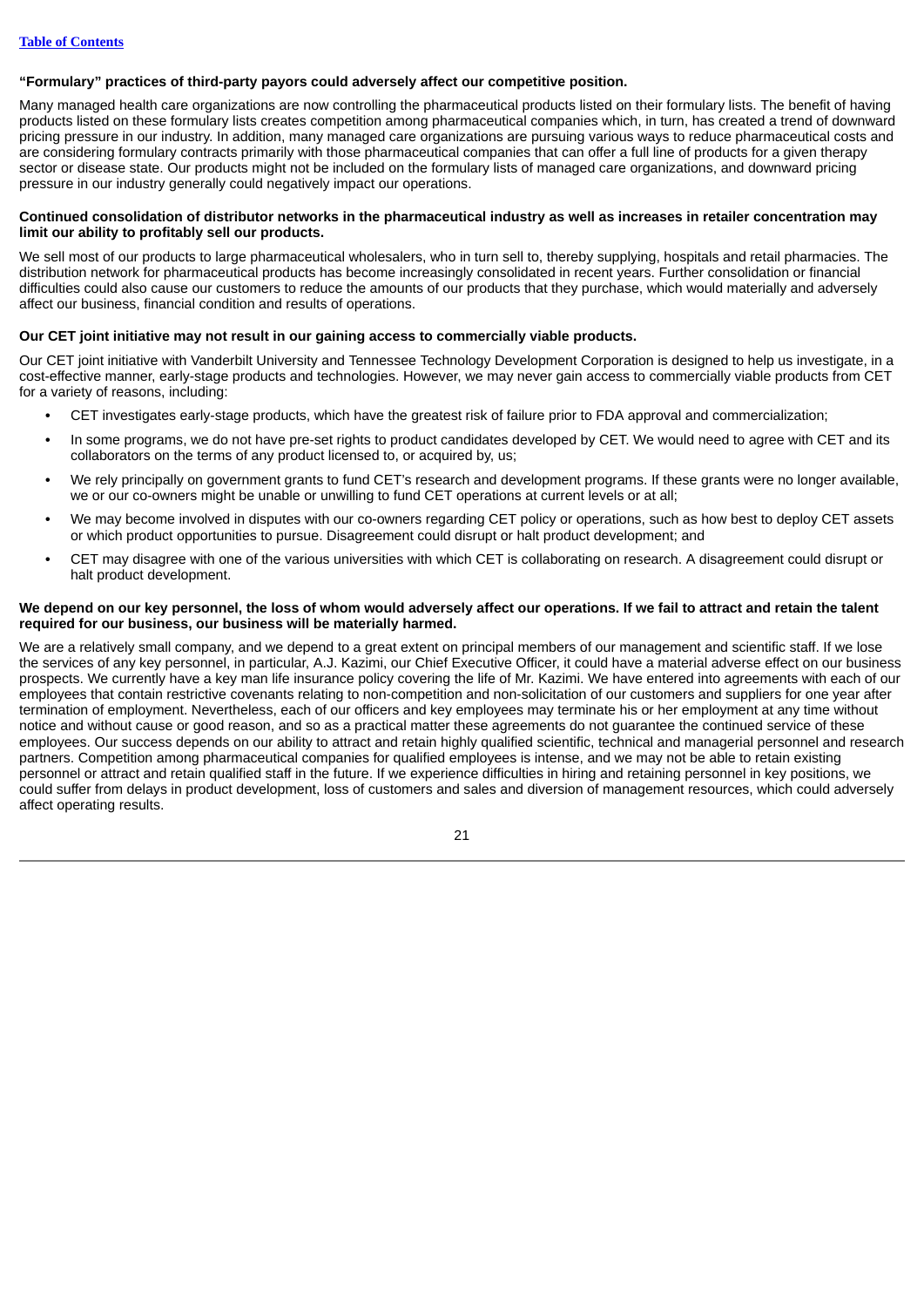**“Formulary” practices of third-party payors could adversely affect our competitive position.**

Many managed health care organizations are now controlling the pharmaceutical products listed on their formulary lists. The benefit of having products listed on these formulary lists creates competition among pharmaceutical companies which, in turn, has created a trend of downward pricing pressure in our industry. In addition, many managed care organizations are pursuing various ways to reduce pharmaceutical costs and are considering formulary contracts primarily with those pharmaceutical companies that can offer a full line of products for a given therapy sector or disease state. Our products might not be included on the formulary lists of managed care organizations, and downward pricing pressure in our industry generally could negatively impact our operations.

**Continued consolidation of distributor networks in the pharmaceutical industry as well as increases in retailer concentration may limit our ability to profitably sell our products.**

We sell most of our products to large pharmaceutical wholesalers, who in turn sell to, thereby supplying, hospitals and retail pharmacies. The distribution network for pharmaceutical products has become increasingly consolidated in recent years. Further consolidation or financial difficulties could also cause our customers to reduce the amounts of our products that they purchase, which would materially and adversely affect our business, financial condition and results of operations.

**Our CET joint initiative may not result in our gaining access to commercially viable products.**

Our CET joint initiative with Vanderbilt University and Tennessee Technology Development Corporation is designed to help us investigate, in a cost-effective manner, early-stage products and technologies. However, we may never gain access to commercially viable products from CET for a variety of reasons, including:

- CET investigates early-stage products, which have the greatest risk of failure prior to FDA approval and commercialization;
- In some programs, we do not have pre-set rights to product candidates developed by CET. We would need to agree with CET and its collaborators on the terms of any product licensed to, or acquired by, us;
- We rely principally on government grants to fund CET’s research and development programs. If these grants were no longer available, we or our co-owners might be unable or unwilling to fund CET operations at current levels or at all;
- We may become involved in disputes with our co-owners regarding CET policy or operations, such as how best to deploy CET assets or which product opportunities to pursue. Disagreement could disrupt or halt product development; and
- CET may disagree with one of the various universities with which CET is collaborating on research. A disagreement could disrupt or halt product development.

**We depend on our key personnel, the loss of whom would adversely affect our operations. If we fail to attract and retain the talent required for our business, our business will be materially harmed.**

We are a relatively small company, and we depend to a great extent on principal members of our management and scientific staff. If we lose the services of any key personnel, in particular, A.J. Kazimi, our Chief Executive Officer, it could have a material adverse effect on our business prospects. We currently have a key man life insurance policy covering the life of Mr. Kazimi. We have entered into agreements with each of our employees that contain restrictive covenants relating to non-competition and non-solicitation of our customers and suppliers for one year after termination of employment. Nevertheless, each of our officers and key employees may terminate his or her employment at any time without notice and without cause or good reason, and so as a practical matter these agreements do not guarantee the continued service of these employees. Our success depends on our ability to attract and retain highly qualified scientific, technical and managerial personnel and research partners. Competition among pharmaceutical companies for qualified employees is intense, and we may not be able to retain existing personnel or attract and retain qualified staff in the future. If we experience difficulties in hiring and retaining personnel in key positions, we could suffer from delays in product development, loss of customers and sales and diversion of management resources, which could adversely affect operating results.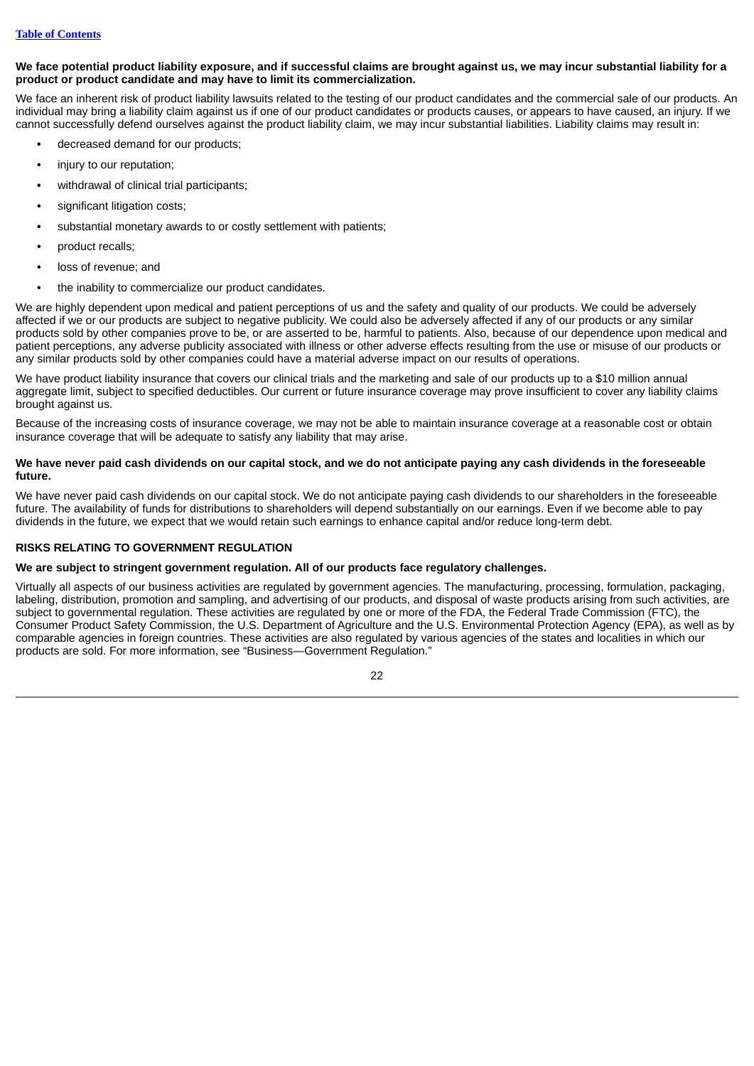**We face potential product liability exposure, and if successful claims are brought against us, we may incur substantial liability for a product or product candidate and may have to limit its commercialization.**

We face an inherent risk of product liability lawsuits related to the testing of our product candidates and the commercial sale of our products. An individual may bring a liability claim against us if one of our product candidates or products causes, or appears to have caused, an injury. If we cannot successfully defend ourselves against the product liability claim, we may incur substantial liabilities. Liability claims may result in:

- decreased demand for our products;
- injury to our reputation;
- withdrawal of clinical trial participants;
- significant litigation costs;
- substantial monetary awards to or costly settlement with patients;
- product recalls;
- loss of revenue; and
- the inability to commercialize our product candidates.

We are highly dependent upon medical and patient perceptions of us and the safety and quality of our products. We could be adversely affected if we or our products are subject to negative publicity. We could also be adversely affected if any of our products or any similar products sold by other companies prove to be, or are asserted to be, harmful to patients. Also, because of our dependence upon medical and patient perceptions, any adverse publicity associated with illness or other adverse effects resulting from the use or misuse of our products or any similar products sold by other companies could have a material adverse impact on our results of operations.

We have product liability insurance that covers our clinical trials and the marketing and sale of our products up to a $10 million annual aggregate limit, subject to specified deductibles. Our current or future insurance coverage may prove insufficient to cover any liability claims brought against us.

Because of the increasing costs of insurance coverage, we may not be able to maintain insurance coverage at a reasonable cost or obtain insurance coverage that will be adequate to satisfy any liability that may arise.

**We have never paid cash dividends on our capital stock, and we do not anticipate paying any cash dividends in the foreseeable future.**

We have never paid cash dividends on our capital stock. We do not anticipate paying cash dividends to our shareholders in the foreseeable future. The availability of funds for distributions to shareholders will depend substantially on our earnings. Even if we become able to pay dividends in the future, we expect that we would retain such earnings to enhance capital and/or reduce long-term debt.

## RISKS RELATING TO GOVERNMENT REGULATION

**We are subject to stringent government regulation. All of our products face regulatory challenges.**

Virtually all aspects of our business activities are regulated by government agencies. The manufacturing, processing, formulation, packaging, labeling, distribution, promotion and sampling, and advertising of our products, and disposal of waste products arising from such activities, are subject to governmental regulation. These activities are regulated by one or more of the FDA, the Federal Trade Commission (FTC), the Consumer Product Safety Commission, the U.S. Department of Agriculture and the U.S. Environmental Protection Agency (EPA), as well as by comparable agencies in foreign countries. These activities are also regulated by various agencies of the states and localities in which our products are sold. For more information, see "Business—Government Regulation."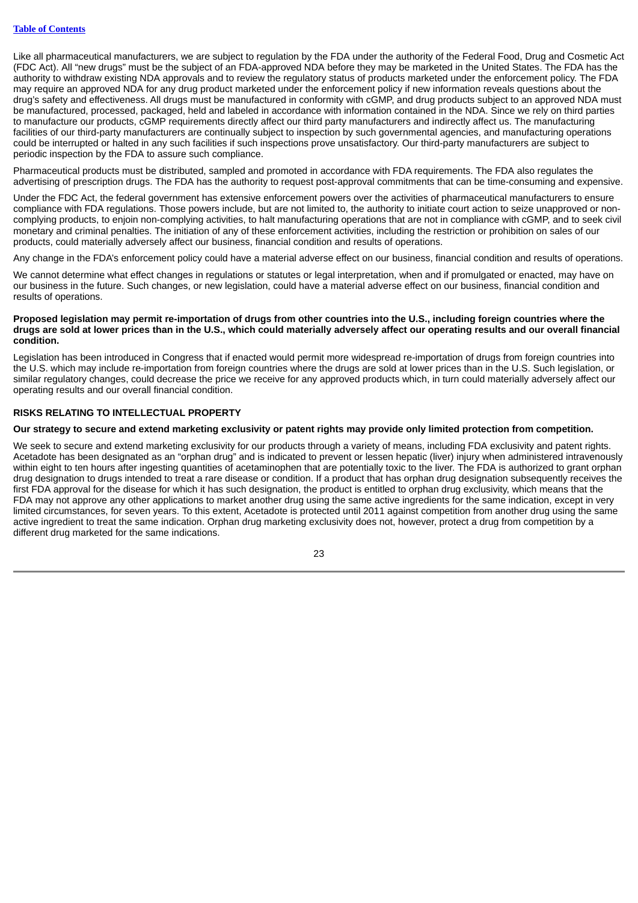Like all pharmaceutical manufacturers, we are subject to regulation by the FDA under the authority of the Federal Food, Drug and Cosmetic Act (FDC Act). All "new drugs" must be the subject of an FDA-approved NDA before they may be marketed in the United States. The FDA has the authority to withdraw existing NDA approvals and to review the regulatory status of products marketed under the enforcement policy. The FDA may require an approved NDA for any drug product marketed under the enforcement policy if new information reveals questions about the drug's safety and effectiveness. All drugs must be manufactured in conformity with cGMP, and drug products subject to an approved NDA must be manufactured, processed, packaged, held and labeled in accordance with information contained in the NDA. Since we rely on third parties to manufacture our products, cGMP requirements directly affect our third party manufacturers and indirectly affect us. The manufacturing facilities of our third-party manufacturers are continually subject to inspection by such governmental agencies, and manufacturing operations could be interrupted or halted in any such facilities if such inspections prove unsatisfactory. Our third-party manufacturers are subject to periodic inspection by the FDA to assure such compliance.

Pharmaceutical products must be distributed, sampled and promoted in accordance with FDA requirements. The FDA also regulates the advertising of prescription drugs. The FDA has the authority to request post-approval commitments that can be time-consuming and expensive.

Under the FDC Act, the federal government has extensive enforcement powers over the activities of pharmaceutical manufacturers to ensure compliance with FDA regulations. Those powers include, but are not limited to, the authority to initiate court action to seize unapproved or non-complying products, to enjoin non-complying activities, to halt manufacturing operations that are not in compliance with cGMP, and to seek civil monetary and criminal penalties. The initiation of any of these enforcement activities, including the restriction or prohibition on sales of our products, could materially adversely affect our business, financial condition and results of operations.

Any change in the FDA's enforcement policy could have a material adverse effect on our business, financial condition and results of operations.

We cannot determine what effect changes in regulations or statutes or legal interpretation, when and if promulgated or enacted, may have on our business in the future. Such changes, or new legislation, could have a material adverse effect on our business, financial condition and results of operations.

**Proposed legislation may permit re-importation of drugs from other countries into the U.S., including foreign countries where the drugs are sold at lower prices than in the U.S., which could materially adversely affect our operating results and our overall financial condition.**

Legislation has been introduced in Congress that if enacted would permit more widespread re-importation of drugs from foreign countries into the U.S. which may include re-importation from foreign countries where the drugs are sold at lower prices than in the U.S. Such legislation, or similar regulatory changes, could decrease the price we receive for any approved products which, in turn could materially adversely affect our operating results and our overall financial condition.

## RISKS RELATING TO INTELLECTUAL PROPERTY

**Our strategy to secure and extend marketing exclusivity or patent rights may provide only limited protection from competition.**

We seek to secure and extend marketing exclusivity for our products through a variety of means, including FDA exclusivity and patent rights. Acetadote has been designated as an "orphan drug" and is indicated to prevent or lessen hepatic (liver) injury when administered intravenously within eight to ten hours after ingesting quantities of acetaminophen that are potentially toxic to the liver. The FDA is authorized to grant orphan drug designation to drugs intended to treat a rare disease or condition. If a product that has orphan drug designation subsequently receives the first FDA approval for the disease for which it has such designation, the product is entitled to orphan drug exclusivity, which means that the FDA may not approve any other applications to market another drug using the same active ingredients for the same indication, except in very limited circumstances, for seven years. To this extent, Acetadote is protected until 2011 against competition from another drug using the same active ingredient to treat the same indication. Orphan drug marketing exclusivity does not, however, protect a drug from competition by a different drug marketed for the same indications.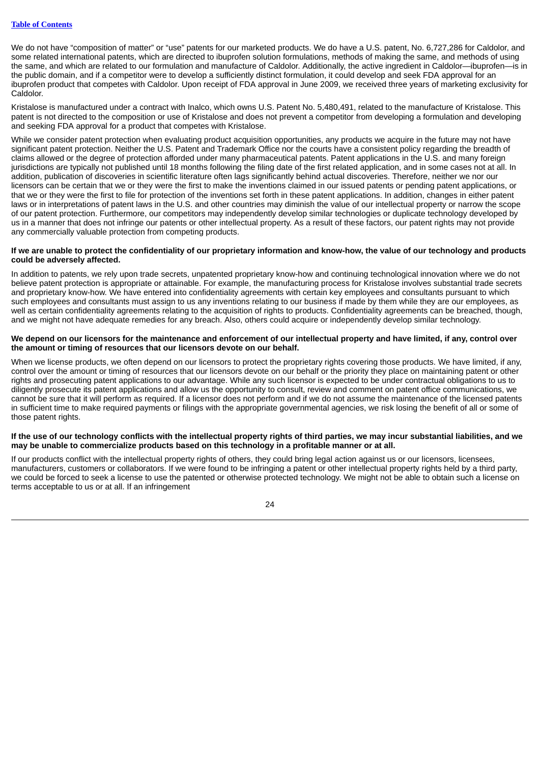We do not have “composition of matter” or “use” patents for our marketed products. We do have a U.S. patent, No. 6,727,286 for Caldolor, and some related international patents, which are directed to ibuprofen solution formulations, methods of making the same, and methods of using the same, and which are related to our formulation and manufacture of Caldolor. Additionally, the active ingredient in Caldolor—ibuprofen—is in the public domain, and if a competitor were to develop a sufficiently distinct formulation, it could develop and seek FDA approval for an ibuprofen product that competes with Caldolor. Upon receipt of FDA approval in June 2009, we received three years of marketing exclusivity for Caldolor.

Kristalose is manufactured under a contract with Inalco, which owns U.S. Patent No. 5,480,491, related to the manufacture of Kristalose. This patent is not directed to the composition or use of Kristalose and does not prevent a competitor from developing a formulation and developing and seeking FDA approval for a product that competes with Kristalose.

While we consider patent protection when evaluating product acquisition opportunities, any products we acquire in the future may not have significant patent protection. Neither the U.S. Patent and Trademark Office nor the courts have a consistent policy regarding the breadth of claims allowed or the degree of protection afforded under many pharmaceutical patents. Patent applications in the U.S. and many foreign jurisdictions are typically not published until 18 months following the filing date of the first related application, and in some cases not at all. In addition, publication of discoveries in scientific literature often lags significantly behind actual discoveries. Therefore, neither we nor our licensors can be certain that we or they were the first to make the inventions claimed in our issued patents or pending patent applications, or that we or they were the first to file for protection of the inventions set forth in these patent applications. In addition, changes in either patent laws or in interpretations of patent laws in the U.S. and other countries may diminish the value of our intellectual property or narrow the scope of our patent protection. Furthermore, our competitors may independently develop similar technologies or duplicate technology developed by us in a manner that does not infringe our patents or other intellectual property. As a result of these factors, our patent rights may not provide any commercially valuable protection from competing products.

**If we are unable to protect the confidentiality of our proprietary information and know-how, the value of our technology and products could be adversely affected.**

In addition to patents, we rely upon trade secrets, unpatented proprietary know-how and continuing technological innovation where we do not believe patent protection is appropriate or attainable. For example, the manufacturing process for Kristalose involves substantial trade secrets and proprietary know-how. We have entered into confidentiality agreements with certain key employees and consultants pursuant to which such employees and consultants must assign to us any inventions relating to our business if made by them while they are our employees, as well as certain confidentiality agreements relating to the acquisition of rights to products. Confidentiality agreements can be breached, though, and we might not have adequate remedies for any breach. Also, others could acquire or independently develop similar technology.

**We depend on our licensors for the maintenance and enforcement of our intellectual property and have limited, if any, control over the amount or timing of resources that our licensors devote on our behalf.**

When we license products, we often depend on our licensors to protect the proprietary rights covering those products. We have limited, if any, control over the amount or timing of resources that our licensors devote on our behalf or the priority they place on maintaining patent or other rights and prosecuting patent applications to our advantage. While any such licensor is expected to be under contractual obligations to us to diligently prosecute its patent applications and allow us the opportunity to consult, review and comment on patent office communications, we cannot be sure that it will perform as required. If a licensor does not perform and if we do not assume the maintenance of the licensed patents in sufficient time to make required payments or filings with the appropriate governmental agencies, we risk losing the benefit of all or some of those patent rights.

**If the use of our technology conflicts with the intellectual property rights of third parties, we may incur substantial liabilities, and we may be unable to commercialize products based on this technology in a profitable manner or at all.**

If our products conflict with the intellectual property rights of others, they could bring legal action against us or our licensors, licensees, manufacturers, customers or collaborators. If we were found to be infringing a patent or other intellectual property rights held by a third party, we could be forced to seek a license to use the patented or otherwise protected technology. We might not be able to obtain such a license on terms acceptable to us or at all. If an infringement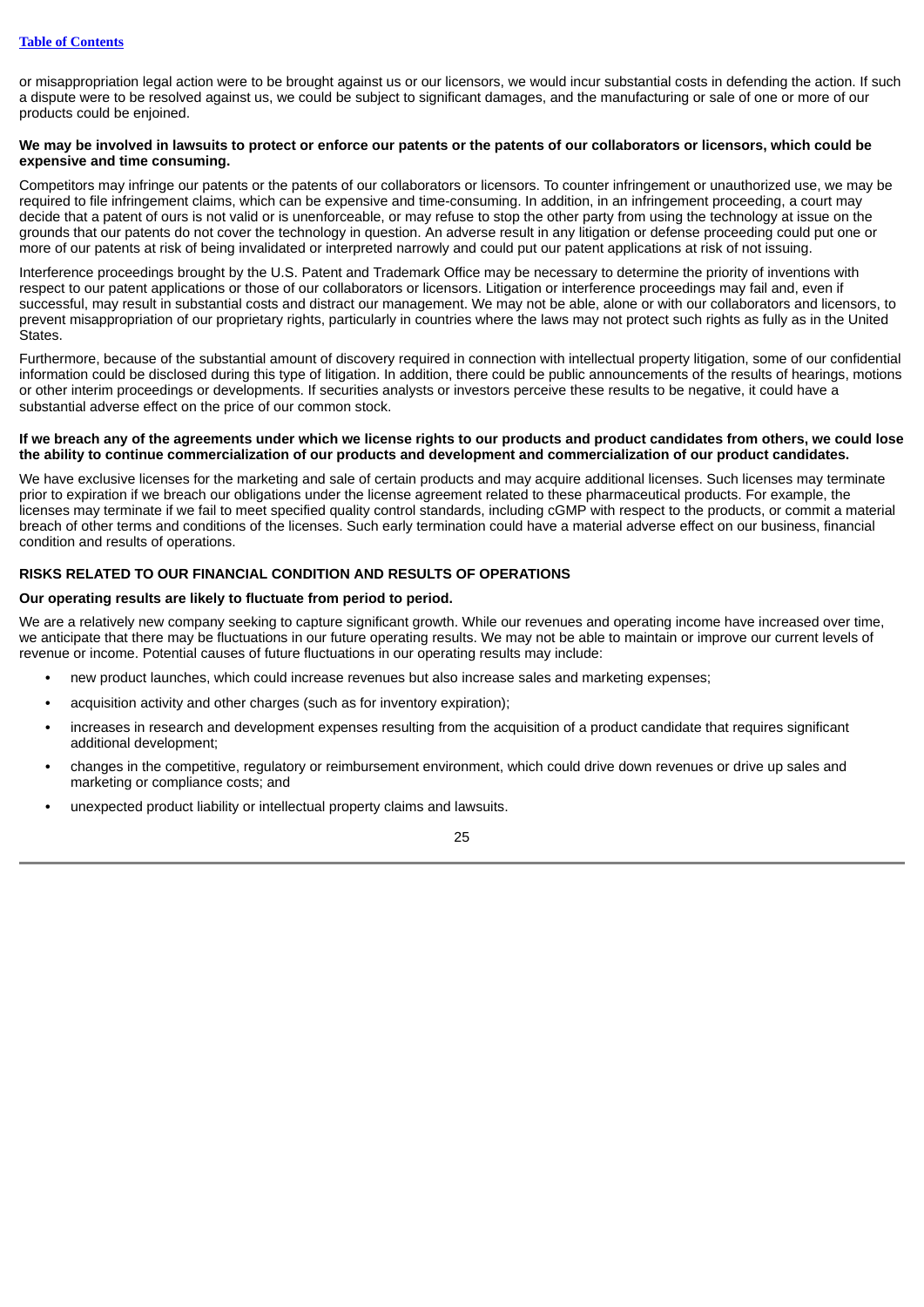or misappropriation legal action were to be brought against us or our licensors, we would incur substantial costs in defending the action. If such a dispute were to be resolved against us, we could be subject to significant damages, and the manufacturing or sale of one or more of our products could be enjoined.

**We may be involved in lawsuits to protect or enforce our patents or the patents of our collaborators or licensors, which could be expensive and time consuming.**

Competitors may infringe our patents or the patents of our collaborators or licensors. To counter infringement or unauthorized use, we may be required to file infringement claims, which can be expensive and time-consuming. In addition, in an infringement proceeding, a court may decide that a patent of ours is not valid or is unenforceable, or may refuse to stop the other party from using the technology at issue on the grounds that our patents do not cover the technology in question. An adverse result in any litigation or defense proceeding could put one or more of our patents at risk of being invalidated or interpreted narrowly and could put our patent applications at risk of not issuing.

Interference proceedings brought by the U.S. Patent and Trademark Office may be necessary to determine the priority of inventions with respect to our patent applications or those of our collaborators or licensors. Litigation or interference proceedings may fail and, even if successful, may result in substantial costs and distract our management. We may not be able, alone or with our collaborators and licensors, to prevent misappropriation of our proprietary rights, particularly in countries where the laws may not protect such rights as fully as in the United States.

Furthermore, because of the substantial amount of discovery required in connection with intellectual property litigation, some of our confidential information could be disclosed during this type of litigation. In addition, there could be public announcements of the results of hearings, motions or other interim proceedings or developments. If securities analysts or investors perceive these results to be negative, it could have a substantial adverse effect on the price of our common stock.

**If we breach any of the agreements under which we license rights to our products and product candidates from others, we could lose the ability to continue commercialization of our products and development and commercialization of our product candidates.**

We have exclusive licenses for the marketing and sale of certain products and may acquire additional licenses. Such licenses may terminate prior to expiration if we breach our obligations under the license agreement related to these pharmaceutical products. For example, the licenses may terminate if we fail to meet specified quality control standards, including cGMP with respect to the products, or commit a material breach of other terms and conditions of the licenses. Such early termination could have a material adverse effect on our business, financial condition and results of operations.

## RISKS RELATED TO OUR FINANCIAL CONDITION AND RESULTS OF OPERATIONS

**Our operating results are likely to fluctuate from period to period.**

We are a relatively new company seeking to capture significant growth. While our revenues and operating income have increased over time, we anticipate that there may be fluctuations in our future operating results. We may not be able to maintain or improve our current levels of revenue or income. Potential causes of future fluctuations in our operating results may include:

- new product launches, which could increase revenues but also increase sales and marketing expenses;
- acquisition activity and other charges (such as for inventory expiration);
- increases in research and development expenses resulting from the acquisition of a product candidate that requires significant additional development;
- changes in the competitive, regulatory or reimbursement environment, which could drive down revenues or drive up sales and marketing or compliance costs; and
- unexpected product liability or intellectual property claims and lawsuits.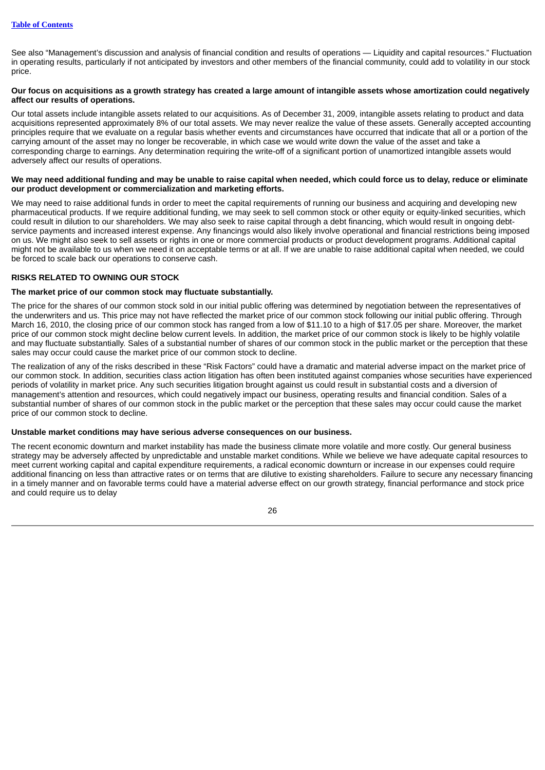See also "Management's discussion and analysis of financial condition and results of operations — Liquidity and capital resources." Fluctuation in operating results, particularly if not anticipated by investors and other members of the financial community, could add to volatility in our stock price.

**Our focus on acquisitions as a growth strategy has created a large amount of intangible assets whose amortization could negatively affect our results of operations.**

Our total assets include intangible assets related to our acquisitions. As of December 31, 2009, intangible assets relating to product and data acquisitions represented approximately 8% of our total assets. We may never realize the value of these assets. Generally accepted accounting principles require that we evaluate on a regular basis whether events and circumstances have occurred that indicate that all or a portion of the carrying amount of the asset may no longer be recoverable, in which case we would write down the value of the asset and take a corresponding charge to earnings. Any determination requiring the write-off of a significant portion of unamortized intangible assets would adversely affect our results of operations.

**We may need additional funding and may be unable to raise capital when needed, which could force us to delay, reduce or eliminate our product development or commercialization and marketing efforts.**

We may need to raise additional funds in order to meet the capital requirements of running our business and acquiring and developing new pharmaceutical products. If we require additional funding, we may seek to sell common stock or other equity or equity-linked securities, which could result in dilution to our shareholders. We may also seek to raise capital through a debt financing, which would result in ongoing debt-service payments and increased interest expense. Any financings would also likely involve operational and financial restrictions being imposed on us. We might also seek to sell assets or rights in one or more commercial products or product development programs. Additional capital might not be available to us when we need it on acceptable terms or at all. If we are unable to raise additional capital when needed, we could be forced to scale back our operations to conserve cash.

## RISKS RELATED TO OWNING OUR STOCK

**The market price of our common stock may fluctuate substantially.**

The price for the shares of our common stock sold in our initial public offering was determined by negotiation between the representatives of the underwriters and us. This price may not have reflected the market price of our common stock following our initial public offering. Through March 16, 2010, the closing price of our common stock has ranged from a low of $11.10 to a high of $17.05 per share. Moreover, the market price of our common stock might decline below current levels. In addition, the market price of our common stock is likely to be highly volatile and may fluctuate substantially. Sales of a substantial number of shares of our common stock in the public market or the perception that these sales may occur could cause the market price of our common stock to decline.

The realization of any of the risks described in these "Risk Factors" could have a dramatic and material adverse impact on the market price of our common stock. In addition, securities class action litigation has often been instituted against companies whose securities have experienced periods of volatility in market price. Any such securities litigation brought against us could result in substantial costs and a diversion of management's attention and resources, which could negatively impact our business, operating results and financial condition. Sales of a substantial number of shares of our common stock in the public market or the perception that these sales may occur could cause the market price of our common stock to decline.

**Unstable market conditions may have serious adverse consequences on our business.**

The recent economic downturn and market instability has made the business climate more volatile and more costly. Our general business strategy may be adversely affected by unpredictable and unstable market conditions. While we believe we have adequate capital resources to meet current working capital and capital expenditure requirements, a radical economic downturn or increase in our expenses could require additional financing on less than attractive rates or on terms that are dilutive to existing shareholders. Failure to secure any necessary financing in a timely manner and on favorable terms could have a material adverse effect on our growth strategy, financial performance and stock price and could require us to delay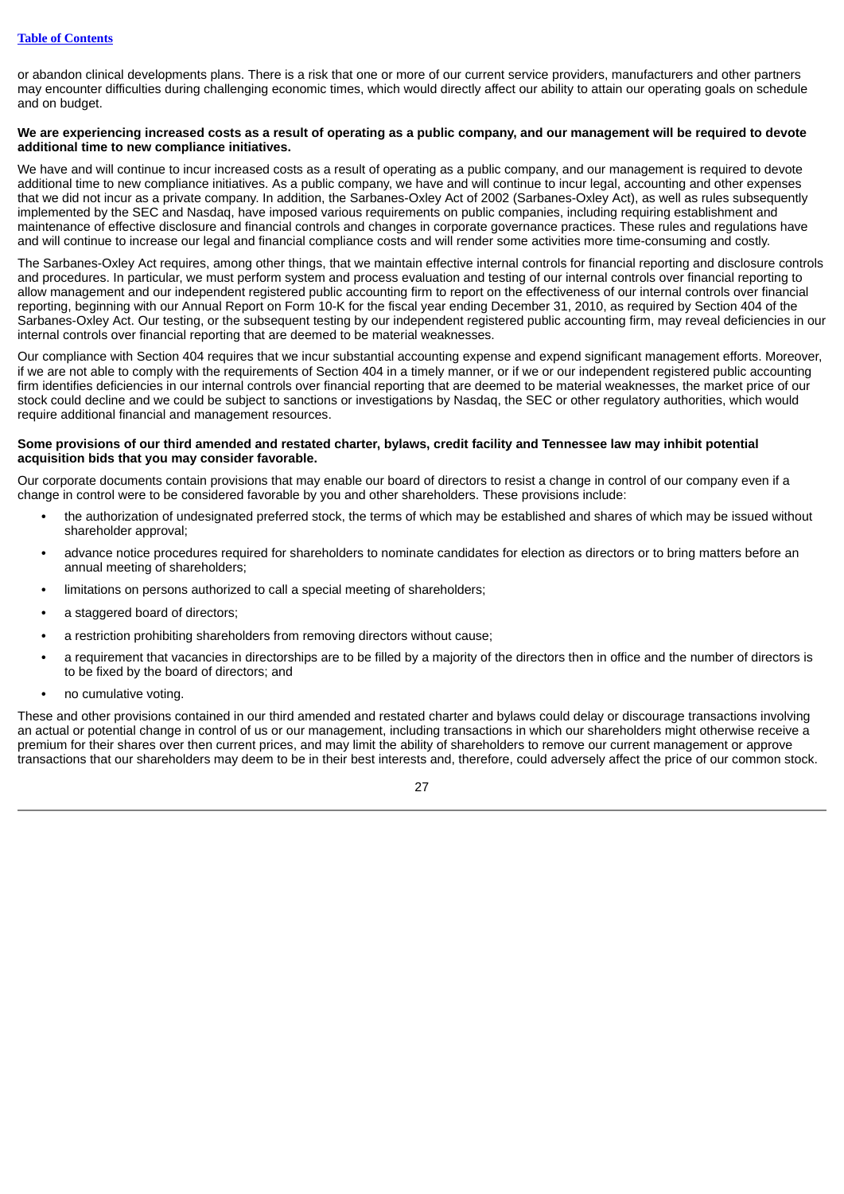or abandon clinical developments plans. There is a risk that one or more of our current service providers, manufacturers and other partners may encounter difficulties during challenging economic times, which would directly affect our ability to attain our operating goals on schedule and on budget.

**We are experiencing increased costs as a result of operating as a public company, and our management will be required to devote additional time to new compliance initiatives.**

We have and will continue to incur increased costs as a result of operating as a public company, and our management is required to devote additional time to new compliance initiatives. As a public company, we have and will continue to incur legal, accounting and other expenses that we did not incur as a private company. In addition, the Sarbanes-Oxley Act of 2002 (Sarbanes-Oxley Act), as well as rules subsequently implemented by the SEC and Nasdaq, have imposed various requirements on public companies, including requiring establishment and maintenance of effective disclosure and financial controls and changes in corporate governance practices. These rules and regulations have and will continue to increase our legal and financial compliance costs and will render some activities more time-consuming and costly.

The Sarbanes-Oxley Act requires, among other things, that we maintain effective internal controls for financial reporting and disclosure controls and procedures. In particular, we must perform system and process evaluation and testing of our internal controls over financial reporting to allow management and our independent registered public accounting firm to report on the effectiveness of our internal controls over financial reporting, beginning with our Annual Report on Form 10-K for the fiscal year ending December 31, 2010, as required by Section 404 of the Sarbanes-Oxley Act. Our testing, or the subsequent testing by our independent registered public accounting firm, may reveal deficiencies in our internal controls over financial reporting that are deemed to be material weaknesses.

Our compliance with Section 404 requires that we incur substantial accounting expense and expend significant management efforts. Moreover, if we are not able to comply with the requirements of Section 404 in a timely manner, or if we or our independent registered public accounting firm identifies deficiencies in our internal controls over financial reporting that are deemed to be material weaknesses, the market price of our stock could decline and we could be subject to sanctions or investigations by Nasdaq, the SEC or other regulatory authorities, which would require additional financial and management resources.

**Some provisions of our third amended and restated charter, bylaws, credit facility and Tennessee law may inhibit potential acquisition bids that you may consider favorable.**

Our corporate documents contain provisions that may enable our board of directors to resist a change in control of our company even if a change in control were to be considered favorable by you and other shareholders. These provisions include:

- the authorization of undesignated preferred stock, the terms of which may be established and shares of which may be issued without shareholder approval;
- advance notice procedures required for shareholders to nominate candidates for election as directors or to bring matters before an annual meeting of shareholders;
- limitations on persons authorized to call a special meeting of shareholders;
- a staggered board of directors;
- a restriction prohibiting shareholders from removing directors without cause;
- a requirement that vacancies in directorships are to be filled by a majority of the directors then in office and the number of directors is to be fixed by the board of directors; and
- no cumulative voting.

These and other provisions contained in our third amended and restated charter and bylaws could delay or discourage transactions involving an actual or potential change in control of us or our management, including transactions in which our shareholders might otherwise receive a premium for their shares over then current prices, and may limit the ability of shareholders to remove our current management or approve transactions that our shareholders may deem to be in their best interests and, therefore, could adversely affect the price of our common stock.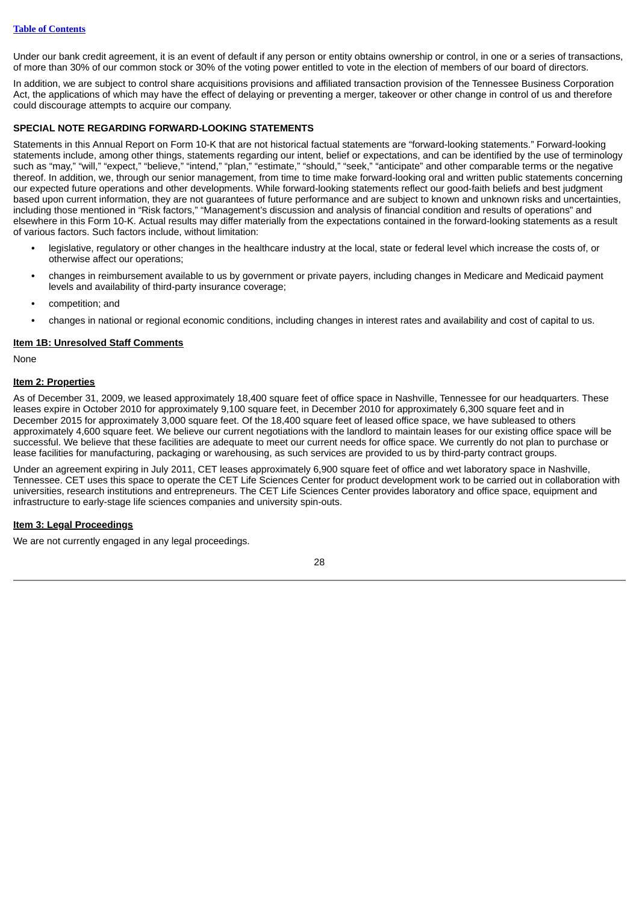Under our bank credit agreement, it is an event of default if any person or entity obtains ownership or control, in one or a series of transactions, of more than 30% of our common stock or 30% of the voting power entitled to vote in the election of members of our board of directors.

In addition, we are subject to control share acquisitions provisions and affiliated transaction provision of the Tennessee Business Corporation Act, the applications of which may have the effect of delaying or preventing a merger, takeover or other change in control of us and therefore could discourage attempts to acquire our company.

**SPECIAL NOTE REGARDING FORWARD-LOOKING STATEMENTS**

Statements in this Annual Report on Form 10-K that are not historical factual statements are "forward-looking statements." Forward-looking statements include, among other things, statements regarding our intent, belief or expectations, and can be identified by the use of terminology such as "may," "will," "expect," "believe," "intend," "plan," "estimate," "should," "seek," "anticipate" and other comparable terms or the negative thereof. In addition, we, through our senior management, from time to time make forward-looking oral and written public statements concerning our expected future operations and other developments. While forward-looking statements reflect our good-faith beliefs and best judgment based upon current information, they are not guarantees of future performance and are subject to known and unknown risks and uncertainties, including those mentioned in "Risk factors," "Management's discussion and analysis of financial condition and results of operations" and elsewhere in this Form 10-K. Actual results may differ materially from the expectations contained in the forward-looking statements as a result of various factors. Such factors include, without limitation:

- legislative, regulatory or other changes in the healthcare industry at the local, state or federal level which increase the costs of, or otherwise affect our operations;
- changes in reimbursement available to us by government or private payers, including changes in Medicare and Medicaid payment levels and availability of third-party insurance coverage;
- competition; and
- changes in national or regional economic conditions, including changes in interest rates and availability and cost of capital to us.

**Item 1B: Unresolved Staff Comments**

None

**Item 2: Properties**

As of December 31, 2009, we leased approximately 18,400 square feet of office space in Nashville, Tennessee for our headquarters. These leases expire in October 2010 for approximately 9,100 square feet, in December 2010 for approximately 6,300 square feet and in December 2015 for approximately 3,000 square feet. Of the 18,400 square feet of leased office space, we have subleased to others approximately 4,600 square feet. We believe our current negotiations with the landlord to maintain leases for our existing office space will be successful. We believe that these facilities are adequate to meet our current needs for office space. We currently do not plan to purchase or lease facilities for manufacturing, packaging or warehousing, as such services are provided to us by third-party contract groups.

Under an agreement expiring in July 2011, CET leases approximately 6,900 square feet of office and wet laboratory space in Nashville, Tennessee. CET uses this space to operate the CET Life Sciences Center for product development work to be carried out in collaboration with universities, research institutions and entrepreneurs. The CET Life Sciences Center provides laboratory and office space, equipment and infrastructure to early-stage life sciences companies and university spin-outs.

**Item 3: Legal Proceedings**

We are not currently engaged in any legal proceedings.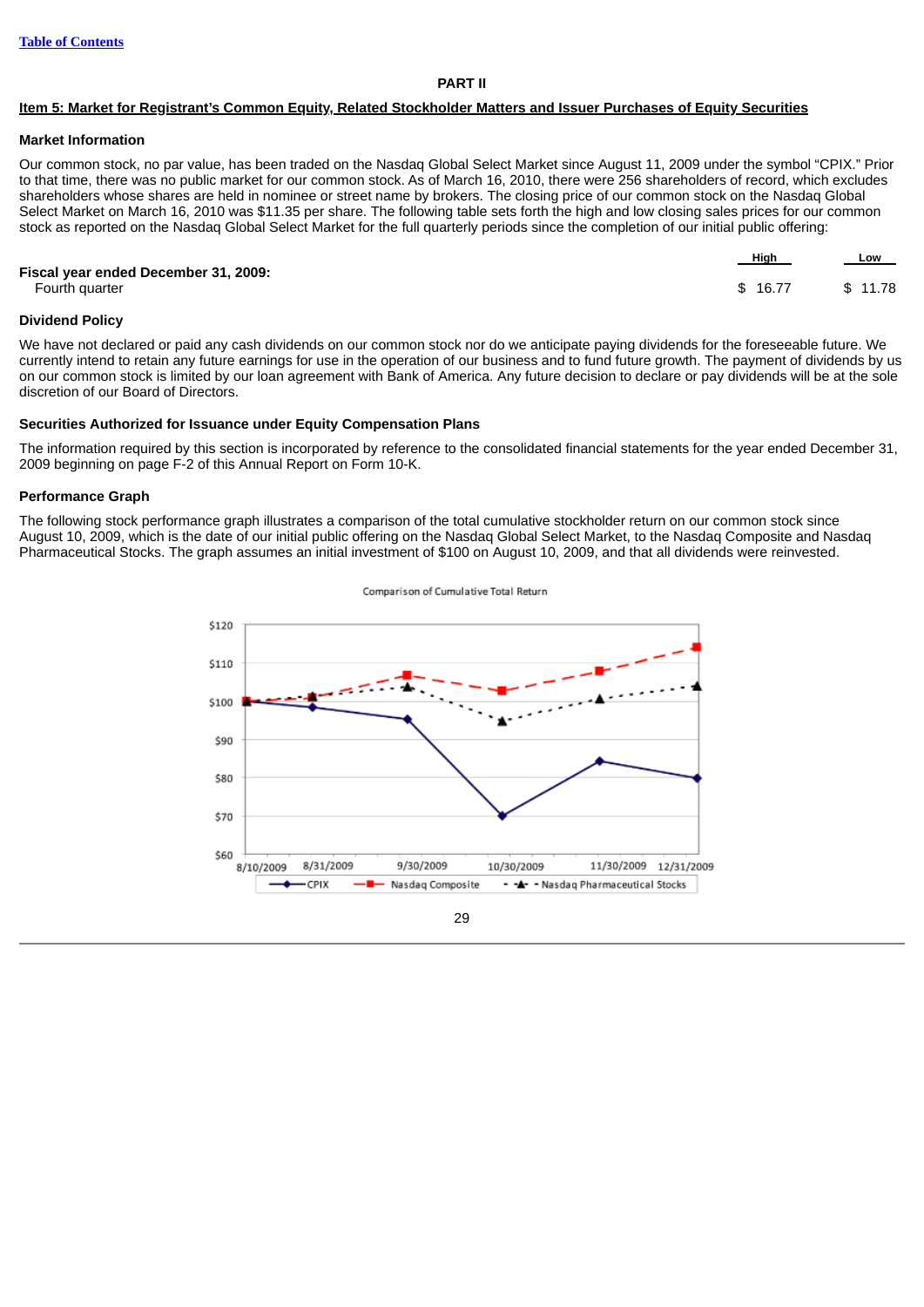## PART II

### Item 5: Market for Registrant's Common Equity, Related Stockholder Matters and Issuer Purchases of Equity Securities

#### Market Information

Our common stock, no par value, has been traded on the Nasdaq Global Select Market since August 11, 2009 under the symbol "CPIX." Prior to that time, there was no public market for our common stock. As of March 16, 2010, there were 256 shareholders of record, which excludes shareholders whose shares are held in nominee or street name by brokers. The closing price of our common stock on the Nasdaq Global Select Market on March 16, 2010 was $11.35 per share. The following table sets forth the high and low closing sales prices for our common stock as reported on the Nasdaq Global Select Market for the full quarterly periods since the completion of our initial public offering:

| | High | Low |
|---|---|---|
| **Fiscal year ended December 31, 2009:** | | |
| Fourth quarter | $ 16.77 | $ 11.78 |

#### Dividend Policy

We have not declared or paid any cash dividends on our common stock nor do we anticipate paying dividends for the foreseeable future. We currently intend to retain any future earnings for use in the operation of our business and to fund future growth. The payment of dividends by us on our common stock is limited by our loan agreement with Bank of America. Any future decision to declare or pay dividends will be at the sole discretion of our Board of Directors.

#### Securities Authorized for Issuance under Equity Compensation Plans

The information required by this section is incorporated by reference to the consolidated financial statements for the year ended December 31, 2009 beginning on page F-2 of this Annual Report on Form 10-K.

#### Performance Graph

The following stock performance graph illustrates a comparison of the total cumulative stockholder return on our common stock since August 10, 2009, which is the date of our initial public offering on the Nasdaq Global Select Market, to the Nasdaq Composite and Nasdaq Pharmaceutical Stocks. The graph assumes an initial investment of $100 on August 10, 2009, and that all dividends were reinvested.

Comparison of Cumulative Total Return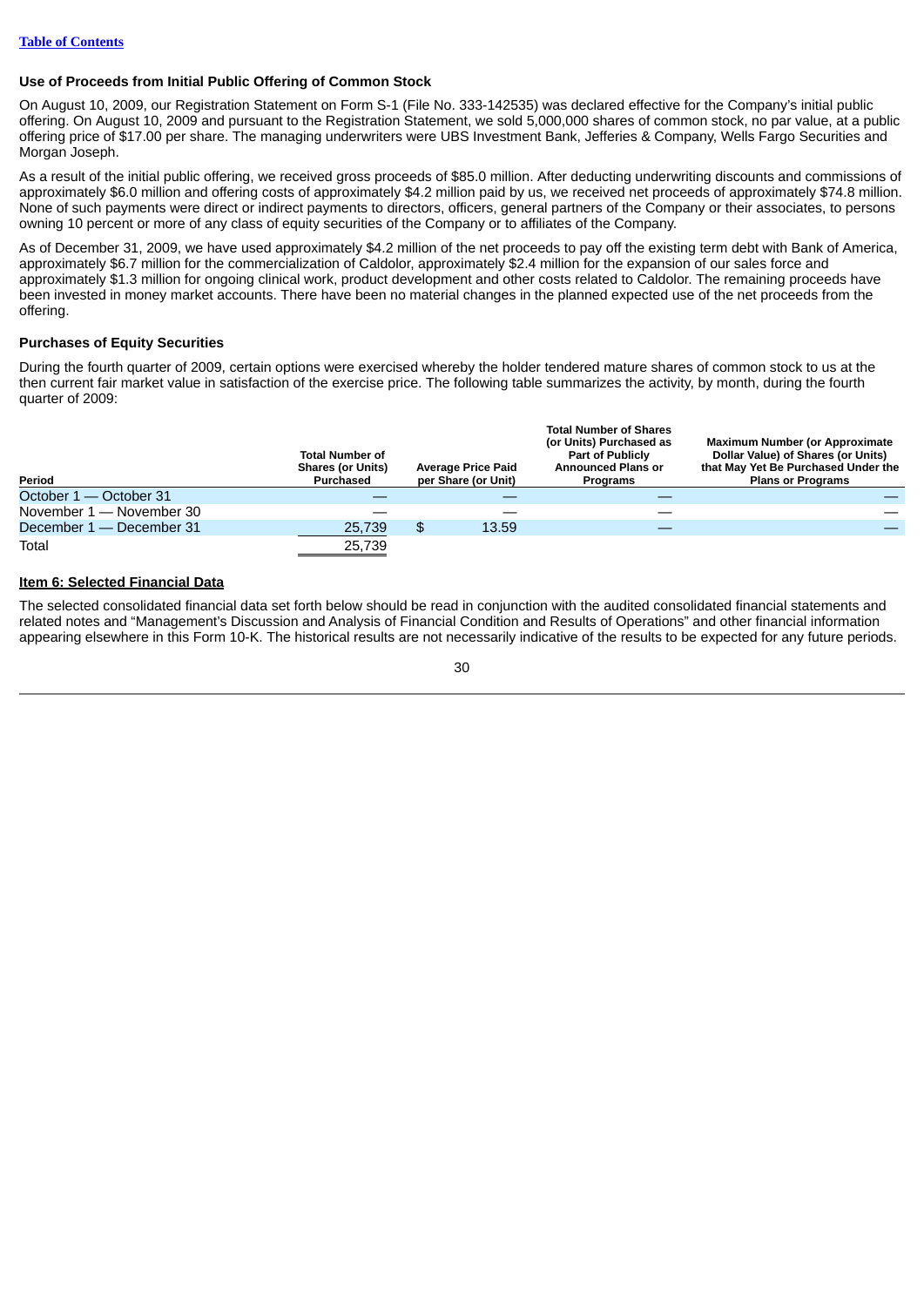[Table of Contents]

### Use of Proceeds from Initial Public Offering of Common Stock

On August 10, 2009, our Registration Statement on Form S-1 (File No. 333-142535) was declared effective for the Company's initial public offering. On August 10, 2009 and pursuant to the Registration Statement, we sold 5,000,000 shares of common stock, no par value, at a public offering price of $17.00 per share. The managing underwriters were UBS Investment Bank, Jefferies & Company, Wells Fargo Securities and Morgan Joseph.

As a result of the initial public offering, we received gross proceeds of $85.0 million. After deducting underwriting discounts and commissions of approximately $6.0 million and offering costs of approximately $4.2 million paid by us, we received net proceeds of approximately $74.8 million. None of such payments were direct or indirect payments to directors, officers, general partners of the Company or their associates, to persons owning 10 percent or more of any class of equity securities of the Company or to affiliates of the Company.

As of December 31, 2009, we have used approximately $4.2 million of the net proceeds to pay off the existing term debt with Bank of America, approximately $6.7 million for the commercialization of Caldolor, approximately $2.4 million for the expansion of our sales force and approximately $1.3 million for ongoing clinical work, product development and other costs related to Caldolor. The remaining proceeds have been invested in money market accounts. There have been no material changes in the planned expected use of the net proceeds from the offering.

### Purchases of Equity Securities

During the fourth quarter of 2009, certain options were exercised whereby the holder tendered mature shares of common stock to us at the then current fair market value in satisfaction of the exercise price. The following table summarizes the activity, by month, during the fourth quarter of 2009:

| Period | Total Number of Shares (or Units) Purchased | Average Price Paid per Share (or Unit) | Total Number of Shares (or Units) Purchased as Part of Publicly Announced Plans or Programs | Maximum Number (or Approximate Dollar Value) of Shares (or Units) that May Yet Be Purchased Under the Plans or Programs |
|---|---|---|---|---|
| October 1 — October 31 | — | — | — | — |
| November 1 — November 30 | — | — | — | — |
| December 1 — December 31 | 25,739 | $ 13.59 | — | — |
| Total | 25,739 | | | |

### Item 6: Selected Financial Data

The selected consolidated financial data set forth below should be read in conjunction with the audited consolidated financial statements and related notes and "Management's Discussion and Analysis of Financial Condition and Results of Operations" and other financial information appearing elsewhere in this Form 10-K. The historical results are not necessarily indicative of the results to be expected for any future periods.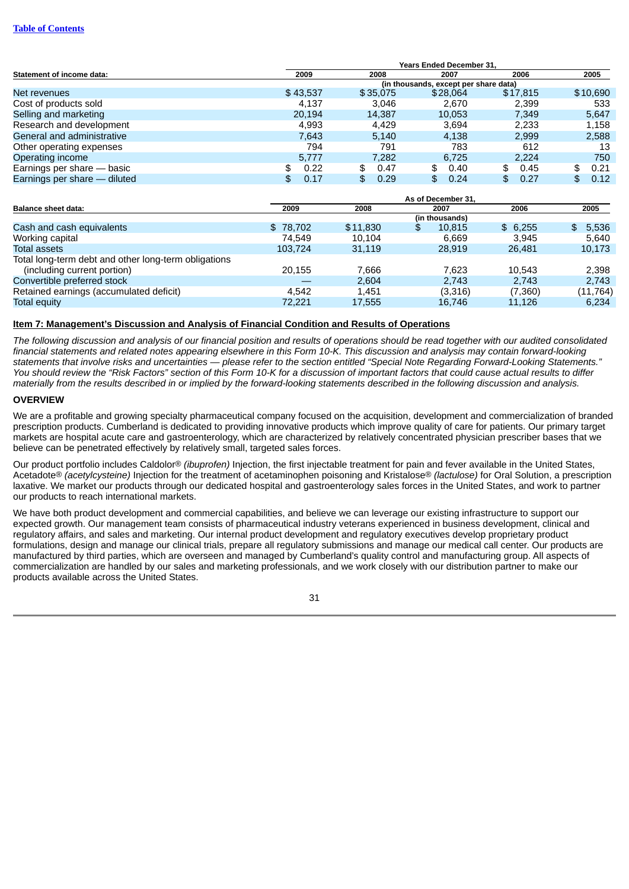| Statement of income data: | Years Ended December 31, | | | | |
|---|---|---|---|---|---|
| | 2009 | 2008 | 2007 | 2006 | 2005 |
| | (in thousands, except per share data) | | | | |
| Net revenues | $ 43,537 | $ 35,075 | $ 28,064 | $ 17,815 | $ 10,690 |
| Cost of products sold | 4,137 | 3,046 | 2,670 | 2,399 | 533 |
| Selling and marketing | 20,194 | 14,387 | 10,053 | 7,349 | 5,647 |
| Research and development | 4,993 | 4,429 | 3,694 | 2,233 | 1,158 |
| General and administrative | 7,643 | 5,140 | 4,138 | 2,999 | 2,588 |
| Other operating expenses | 794 | 791 | 783 | 612 | 13 |
| Operating income | 5,777 | 7,282 | 6,725 | 2,224 | 750 |
| Earnings per share — basic | $ 0.22 | $ 0.47 | $ 0.40 | $ 0.45 | $ 0.21 |
| Earnings per share — diluted | $ 0.17 | $ 0.29 | $ 0.24 | $ 0.27 | $ 0.12 |

| Balance sheet data: | As of December 31, | | | | |
|---|---|---|---|---|---|
| | 2009 | 2008 | 2007 | 2006 | 2005 |
| | (in thousands) | | | | |
| Cash and cash equivalents | $ 78,702 | $ 11,830 | $ 10,815 | $ 6,255 | $ 5,536 |
| Working capital | 74,549 | 10,104 | 6,669 | 3,945 | 5,640 |
| Total assets | 103,724 | 31,119 | 28,919 | 26,481 | 10,173 |
| Total long-term debt and other long-term obligations (including current portion) | 20,155 | 7,666 | 7,623 | 10,543 | 2,398 |
| Convertible preferred stock | — | 2,604 | 2,743 | 2,743 | 2,743 |
| Retained earnings (accumulated deficit) | 4,542 | 1,451 | (3,316) | (7,360) | (11,764) |
| Total equity | 72,221 | 17,555 | 16,746 | 11,126 | 6,234 |

## Item 7: Management's Discussion and Analysis of Financial Condition and Results of Operations

*The following discussion and analysis of our financial position and results of operations should be read together with our audited consolidated financial statements and related notes appearing elsewhere in this Form 10-K. This discussion and analysis may contain forward-looking statements that involve risks and uncertainties — please refer to the section entitled "Special Note Regarding Forward-Looking Statements." You should review the "Risk Factors" section of this Form 10-K for a discussion of important factors that could cause actual results to differ materially from the results described in or implied by the forward-looking statements described in the following discussion and analysis.*

### OVERVIEW

We are a profitable and growing specialty pharmaceutical company focused on the acquisition, development and commercialization of branded prescription products. Cumberland is dedicated to providing innovative products which improve quality of care for patients. Our primary target markets are hospital acute care and gastroenterology, which are characterized by relatively concentrated physician prescriber bases that we believe can be penetrated effectively by relatively small, targeted sales forces.

Our product portfolio includes Caldolor® *(ibuprofen)* Injection, the first injectable treatment for pain and fever available in the United States, Acetadote® *(acetylcysteine)* Injection for the treatment of acetaminophen poisoning and Kristalose® *(lactulose)* for Oral Solution, a prescription laxative. We market our products through our dedicated hospital and gastroenterology sales forces in the United States, and work to partner our products to reach international markets.

We have both product development and commercial capabilities, and believe we can leverage our existing infrastructure to support our expected growth. Our management team consists of pharmaceutical industry veterans experienced in business development, clinical and regulatory affairs, and sales and marketing. Our internal product development and regulatory executives develop proprietary product formulations, design and manage our clinical trials, prepare all regulatory submissions and manage our medical call center. Our products are manufactured by third parties, which are overseen and managed by Cumberland's quality control and manufacturing group. All aspects of commercialization are handled by our sales and marketing professionals, and we work closely with our distribution partner to make our products available across the United States.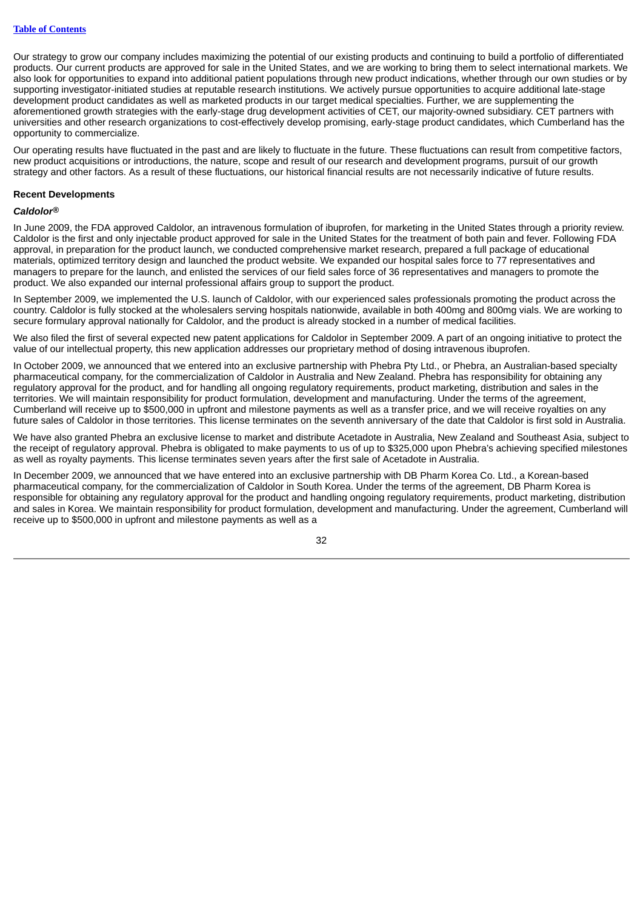Our strategy to grow our company includes maximizing the potential of our existing products and continuing to build a portfolio of differentiated products. Our current products are approved for sale in the United States, and we are working to bring them to select international markets. We also look for opportunities to expand into additional patient populations through new product indications, whether through our own studies or by supporting investigator-initiated studies at reputable research institutions. We actively pursue opportunities to acquire additional late-stage development product candidates as well as marketed products in our target medical specialties. Further, we are supplementing the aforementioned growth strategies with the early-stage drug development activities of CET, our majority-owned subsidiary. CET partners with universities and other research organizations to cost-effectively develop promising, early-stage product candidates, which Cumberland has the opportunity to commercialize.

Our operating results have fluctuated in the past and are likely to fluctuate in the future. These fluctuations can result from competitive factors, new product acquisitions or introductions, the nature, scope and result of our research and development programs, pursuit of our growth strategy and other factors. As a result of these fluctuations, our historical financial results are not necessarily indicative of future results.

**Recent Developments**

***Caldolor®***

In June 2009, the FDA approved Caldolor, an intravenous formulation of ibuprofen, for marketing in the United States through a priority review. Caldolor is the first and only injectable product approved for sale in the United States for the treatment of both pain and fever. Following FDA approval, in preparation for the product launch, we conducted comprehensive market research, prepared a full package of educational materials, optimized territory design and launched the product website. We expanded our hospital sales force to 77 representatives and managers to prepare for the launch, and enlisted the services of our field sales force of 36 representatives and managers to promote the product. We also expanded our internal professional affairs group to support the product.

In September 2009, we implemented the U.S. launch of Caldolor, with our experienced sales professionals promoting the product across the country. Caldolor is fully stocked at the wholesalers serving hospitals nationwide, available in both 400mg and 800mg vials. We are working to secure formulary approval nationally for Caldolor, and the product is already stocked in a number of medical facilities.

We also filed the first of several expected new patent applications for Caldolor in September 2009. A part of an ongoing initiative to protect the value of our intellectual property, this new application addresses our proprietary method of dosing intravenous ibuprofen.

In October 2009, we announced that we entered into an exclusive partnership with Phebra Pty Ltd., or Phebra, an Australian-based specialty pharmaceutical company, for the commercialization of Caldolor in Australia and New Zealand. Phebra has responsibility for obtaining any regulatory approval for the product, and for handling all ongoing regulatory requirements, product marketing, distribution and sales in the territories. We will maintain responsibility for product formulation, development and manufacturing. Under the terms of the agreement, Cumberland will receive up to $500,000 in upfront and milestone payments as well as a transfer price, and we will receive royalties on any future sales of Caldolor in those territories. This license terminates on the seventh anniversary of the date that Caldolor is first sold in Australia.

We have also granted Phebra an exclusive license to market and distribute Acetadote in Australia, New Zealand and Southeast Asia, subject to the receipt of regulatory approval. Phebra is obligated to make payments to us of up to $325,000 upon Phebra's achieving specified milestones as well as royalty payments. This license terminates seven years after the first sale of Acetadote in Australia.

In December 2009, we announced that we have entered into an exclusive partnership with DB Pharm Korea Co. Ltd., a Korean-based pharmaceutical company, for the commercialization of Caldolor in South Korea. Under the terms of the agreement, DB Pharm Korea is responsible for obtaining any regulatory approval for the product and handling ongoing regulatory requirements, product marketing, distribution and sales in Korea. We maintain responsibility for product formulation, development and manufacturing. Under the agreement, Cumberland will receive up to $500,000 in upfront and milestone payments as well as a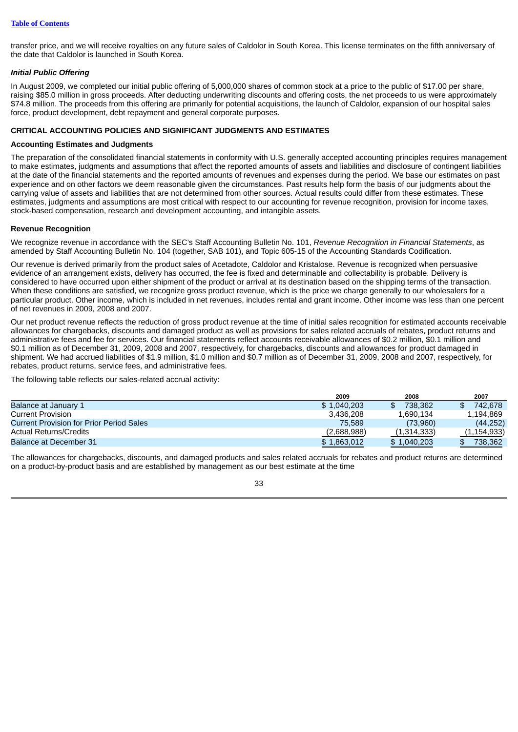transfer price, and we will receive royalties on any future sales of Caldolor in South Korea. This license terminates on the fifth anniversary of the date that Caldolor is launched in South Korea.

***Initial Public Offering***

In August 2009, we completed our initial public offering of 5,000,000 shares of common stock at a price to the public of $17.00 per share, raising $85.0 million in gross proceeds. After deducting underwriting discounts and offering costs, the net proceeds to us were approximately $74.8 million. The proceeds from this offering are primarily for potential acquisitions, the launch of Caldolor, expansion of our hospital sales force, product development, debt repayment and general corporate purposes.

## CRITICAL ACCOUNTING POLICIES AND SIGNIFICANT JUDGMENTS AND ESTIMATES

### Accounting Estimates and Judgments

The preparation of the consolidated financial statements in conformity with U.S. generally accepted accounting principles requires management to make estimates, judgments and assumptions that affect the reported amounts of assets and liabilities and disclosure of contingent liabilities at the date of the financial statements and the reported amounts of revenues and expenses during the period. We base our estimates on past experience and on other factors we deem reasonable given the circumstances. Past results help form the basis of our judgments about the carrying value of assets and liabilities that are not determined from other sources. Actual results could differ from these estimates. These estimates, judgments and assumptions are most critical with respect to our accounting for revenue recognition, provision for income taxes, stock-based compensation, research and development accounting, and intangible assets.

### Revenue Recognition

We recognize revenue in accordance with the SEC's Staff Accounting Bulletin No. 101, *Revenue Recognition in Financial Statements*, as amended by Staff Accounting Bulletin No. 104 (together, SAB 101), and Topic 605-15 of the Accounting Standards Codification.

Our revenue is derived primarily from the product sales of Acetadote, Caldolor and Kristalose. Revenue is recognized when persuasive evidence of an arrangement exists, delivery has occurred, the fee is fixed and determinable and collectability is probable. Delivery is considered to have occurred upon either shipment of the product or arrival at its destination based on the shipping terms of the transaction. When these conditions are satisfied, we recognize gross product revenue, which is the price we charge generally to our wholesalers for a particular product. Other income, which is included in net revenues, includes rental and grant income. Other income was less than one percent of net revenues in 2009, 2008 and 2007.

Our net product revenue reflects the reduction of gross product revenue at the time of initial sales recognition for estimated accounts receivable allowances for chargebacks, discounts and damaged product as well as provisions for sales related accruals of rebates, product returns and administrative fees and fee for services. Our financial statements reflect accounts receivable allowances of $0.2 million, $0.1 million and $0.1 million as of December 31, 2009, 2008 and 2007, respectively, for chargebacks, discounts and allowances for product damaged in shipment. We had accrued liabilities of $1.9 million, $1.0 million and $0.7 million as of December 31, 2009, 2008 and 2007, respectively, for rebates, product returns, service fees, and administrative fees.

The following table reflects our sales-related accrual activity:

| | 2009 | 2008 | 2007 |
|---|---|---|---|
| Balance at January 1 | $ 1,040,203 | $ 738,362 | $ 742,678 |
| Current Provision | 3,436,208 | 1,690,134 | 1,194,869 |
| Current Provision for Prior Period Sales | 75,589 | (73,960) | (44,252) |
| Actual Returns/Credits | (2,688,988) | (1,314,333) | (1,154,933) |
| Balance at December 31 | $ 1,863,012 | $ 1,040,203 | $ 738,362 |

The allowances for chargebacks, discounts, and damaged products and sales related accruals for rebates and product returns are determined on a product-by-product basis and are established by management as our best estimate at the time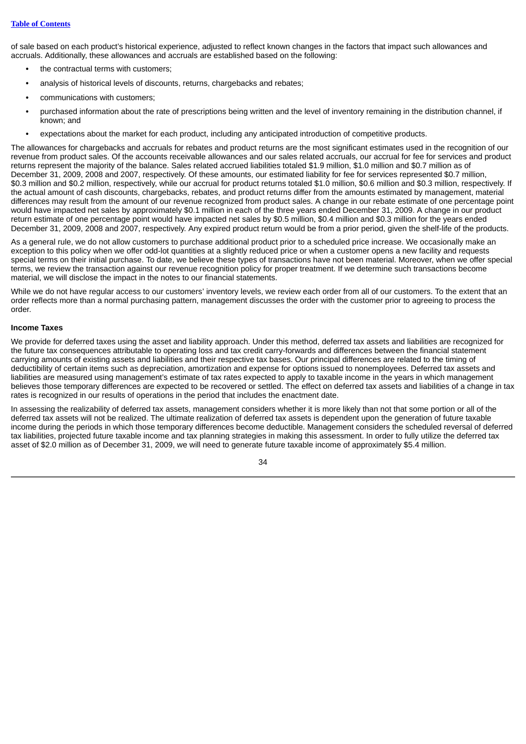of sale based on each product's historical experience, adjusted to reflect known changes in the factors that impact such allowances and accruals. Additionally, these allowances and accruals are established based on the following:

- the contractual terms with customers;
- analysis of historical levels of discounts, returns, chargebacks and rebates;
- communications with customers;
- purchased information about the rate of prescriptions being written and the level of inventory remaining in the distribution channel, if known; and
- expectations about the market for each product, including any anticipated introduction of competitive products.

The allowances for chargebacks and accruals for rebates and product returns are the most significant estimates used in the recognition of our revenue from product sales. Of the accounts receivable allowances and our sales related accruals, our accrual for fee for services and product returns represent the majority of the balance. Sales related accrued liabilities totaled $1.9 million, $1.0 million and $0.7 million as of December 31, 2009, 2008 and 2007, respectively. Of these amounts, our estimated liability for fee for services represented $0.7 million, $0.3 million and $0.2 million, respectively, while our accrual for product returns totaled $1.0 million, $0.6 million and $0.3 million, respectively. If the actual amount of cash discounts, chargebacks, rebates, and product returns differ from the amounts estimated by management, material differences may result from the amount of our revenue recognized from product sales. A change in our rebate estimate of one percentage point would have impacted net sales by approximately $0.1 million in each of the three years ended December 31, 2009. A change in our product return estimate of one percentage point would have impacted net sales by $0.5 million, $0.4 million and $0.3 million for the years ended December 31, 2009, 2008 and 2007, respectively. Any expired product return would be from a prior period, given the shelf-life of the products.

As a general rule, we do not allow customers to purchase additional product prior to a scheduled price increase. We occasionally make an exception to this policy when we offer odd-lot quantities at a slightly reduced price or when a customer opens a new facility and requests special terms on their initial purchase. To date, we believe these types of transactions have not been material. Moreover, when we offer special terms, we review the transaction against our revenue recognition policy for proper treatment. If we determine such transactions become material, we will disclose the impact in the notes to our financial statements.

While we do not have regular access to our customers' inventory levels, we review each order from all of our customers. To the extent that an order reflects more than a normal purchasing pattern, management discusses the order with the customer prior to agreeing to process the order.

**Income Taxes**

We provide for deferred taxes using the asset and liability approach. Under this method, deferred tax assets and liabilities are recognized for the future tax consequences attributable to operating loss and tax credit carry-forwards and differences between the financial statement carrying amounts of existing assets and liabilities and their respective tax bases. Our principal differences are related to the timing of deductibility of certain items such as depreciation, amortization and expense for options issued to nonemployees. Deferred tax assets and liabilities are measured using management's estimate of tax rates expected to apply to taxable income in the years in which management believes those temporary differences are expected to be recovered or settled. The effect on deferred tax assets and liabilities of a change in tax rates is recognized in our results of operations in the period that includes the enactment date.

In assessing the realizability of deferred tax assets, management considers whether it is more likely than not that some portion or all of the deferred tax assets will not be realized. The ultimate realization of deferred tax assets is dependent upon the generation of future taxable income during the periods in which those temporary differences become deductible. Management considers the scheduled reversal of deferred tax liabilities, projected future taxable income and tax planning strategies in making this assessment. In order to fully utilize the deferred tax asset of $2.0 million as of December 31, 2009, we will need to generate future taxable income of approximately $5.4 million.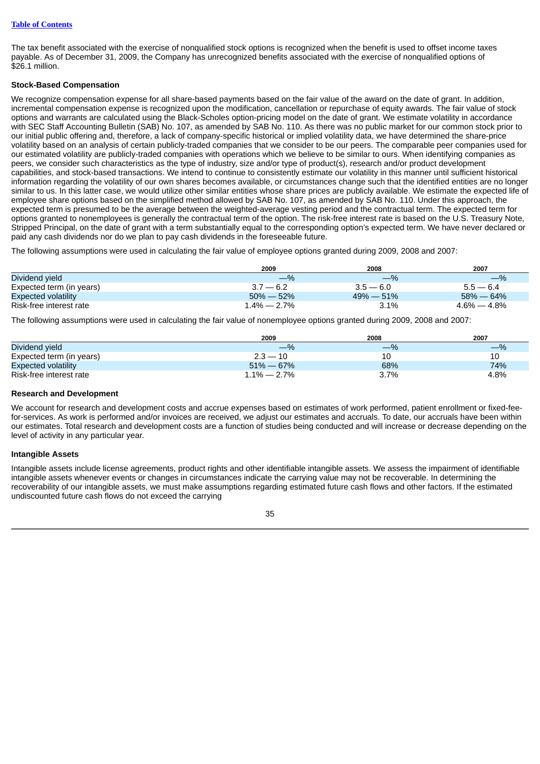The tax benefit associated with the exercise of nonqualified stock options is recognized when the benefit is used to offset income taxes payable. As of December 31, 2009, the Company has unrecognized benefits associated with the exercise of nonqualified options of $26.1 million.

**Stock-Based Compensation**

We recognize compensation expense for all share-based payments based on the fair value of the award on the date of grant. In addition, incremental compensation expense is recognized upon the modification, cancellation or repurchase of equity awards. The fair value of stock options and warrants are calculated using the Black-Scholes option-pricing model on the date of grant. We estimate volatility in accordance with SEC Staff Accounting Bulletin (SAB) No. 107, as amended by SAB No. 110. As there was no public market for our common stock prior to our initial public offering and, therefore, a lack of company-specific historical or implied volatility data, we have determined the share-price volatility based on an analysis of certain publicly-traded companies that we consider to be our peers. The comparable peer companies used for our estimated volatility are publicly-traded companies with operations which we believe to be similar to ours. When identifying companies as peers, we consider such characteristics as the type of industry, size and/or type of product(s), research and/or product development capabilities, and stock-based transactions. We intend to continue to consistently estimate our volatility in this manner until sufficient historical information regarding the volatility of our own shares becomes available, or circumstances change such that the identified entities are no longer similar to us. In this latter case, we would utilize other similar entities whose share prices are publicly available. We estimate the expected life of employee share options based on the simplified method allowed by SAB No. 107, as amended by SAB No. 110. Under this approach, the expected term is presumed to be the average between the weighted-average vesting period and the contractual term. The expected term for options granted to nonemployees is generally the contractual term of the option. The risk-free interest rate is based on the U.S. Treasury Note, Stripped Principal, on the date of grant with a term substantially equal to the corresponding option's expected term. We have never declared or paid any cash dividends nor do we plan to pay cash dividends in the foreseeable future.

The following assumptions were used in calculating the fair value of employee options granted during 2009, 2008 and 2007:

| | 2009 | 2008 | 2007 |
|---|---|---|---|
| Dividend yield | —% | —% | —% |
| Expected term (in years) | 3.7 — 6.2 | 3.5 — 6.0 | 5.5 — 6.4 |
| Expected volatility | 50% — 52% | 49% — 51% | 58% — 64% |
| Risk-free interest rate | 1.4% — 2.7% | 3.1% | 4.6% — 4.8% |

The following assumptions were used in calculating the fair value of nonemployee options granted during 2009, 2008 and 2007:

| | 2009 | 2008 | 2007 |
|---|---|---|---|
| Dividend yield | —% | —% | —% |
| Expected term (in years) | 2.3 — 10 | 10 | 10 |
| Expected volatility | 51% — 67% | 68% | 74% |
| Risk-free interest rate | 1.1% — 2.7% | 3.7% | 4.8% |

**Research and Development**

We account for research and development costs and accrue expenses based on estimates of work performed, patient enrollment or fixed-fee-for-services. As work is performed and/or invoices are received, we adjust our estimates and accruals. To date, our accruals have been within our estimates. Total research and development costs are a function of studies being conducted and will increase or decrease depending on the level of activity in any particular year.

**Intangible Assets**

Intangible assets include license agreements, product rights and other identifiable intangible assets. We assess the impairment of identifiable intangible assets whenever events or changes in circumstances indicate the carrying value may not be recoverable. In determining the recoverability of our intangible assets, we must make assumptions regarding estimated future cash flows and other factors. If the estimated undiscounted future cash flows do not exceed the carrying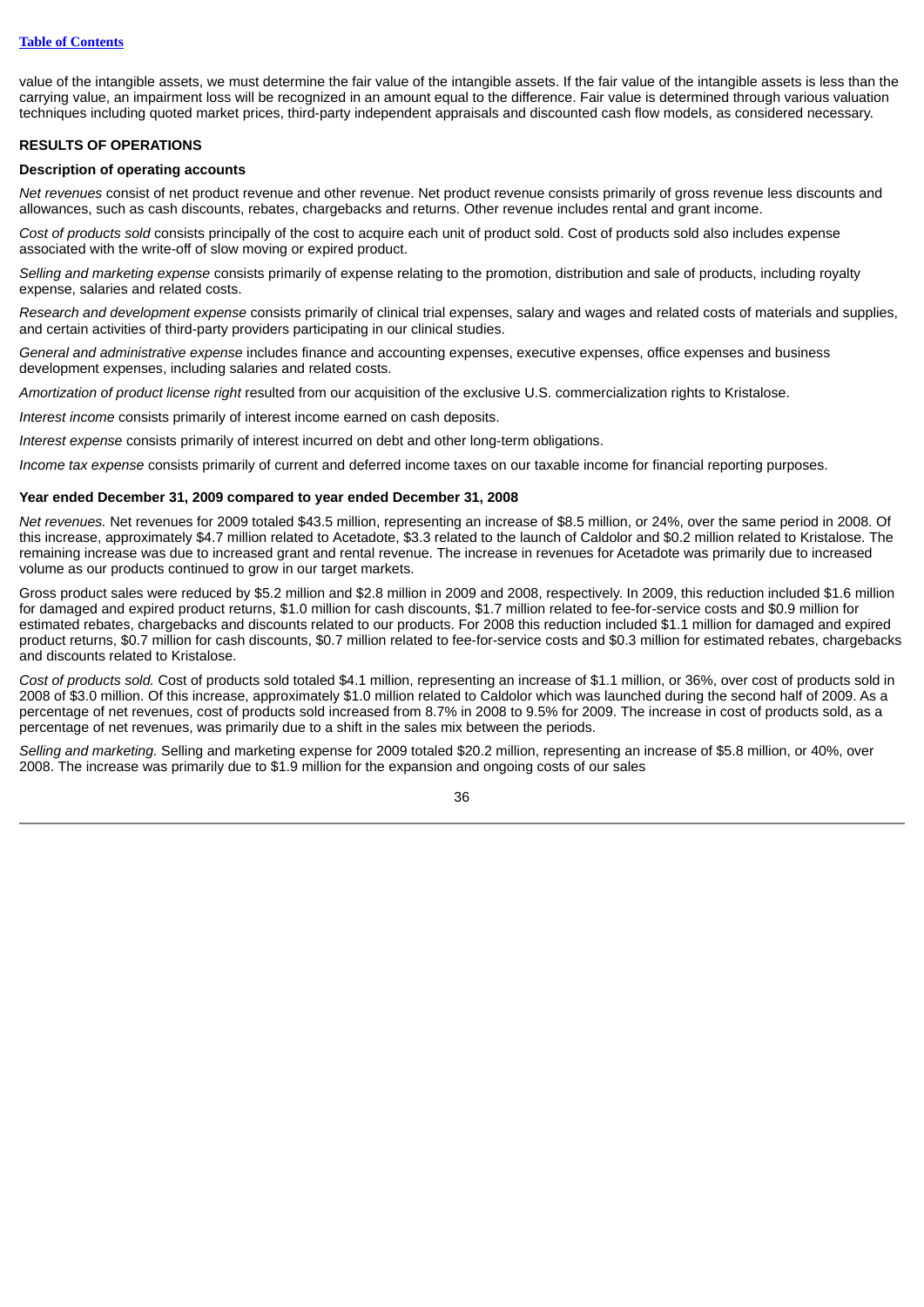value of the intangible assets, we must determine the fair value of the intangible assets. If the fair value of the intangible assets is less than the carrying value, an impairment loss will be recognized in an amount equal to the difference. Fair value is determined through various valuation techniques including quoted market prices, third-party independent appraisals and discounted cash flow models, as considered necessary.

## RESULTS OF OPERATIONS

### Description of operating accounts

*Net revenues* consist of net product revenue and other revenue. Net product revenue consists primarily of gross revenue less discounts and allowances, such as cash discounts, rebates, chargebacks and returns. Other revenue includes rental and grant income.

*Cost of products sold* consists principally of the cost to acquire each unit of product sold. Cost of products sold also includes expense associated with the write-off of slow moving or expired product.

*Selling and marketing expense* consists primarily of expense relating to the promotion, distribution and sale of products, including royalty expense, salaries and related costs.

*Research and development expense* consists primarily of clinical trial expenses, salary and wages and related costs of materials and supplies, and certain activities of third-party providers participating in our clinical studies.

*General and administrative expense* includes finance and accounting expenses, executive expenses, office expenses and business development expenses, including salaries and related costs.

*Amortization of product license right* resulted from our acquisition of the exclusive U.S. commercialization rights to Kristalose.

*Interest income* consists primarily of interest income earned on cash deposits.

*Interest expense* consists primarily of interest incurred on debt and other long-term obligations.

*Income tax expense* consists primarily of current and deferred income taxes on our taxable income for financial reporting purposes.

### Year ended December 31, 2009 compared to year ended December 31, 2008

*Net revenues.* Net revenues for 2009 totaled $43.5 million, representing an increase of $8.5 million, or 24%, over the same period in 2008. Of this increase, approximately $4.7 million related to Acetadote, $3.3 related to the launch of Caldolor and $0.2 million related to Kristalose. The remaining increase was due to increased grant and rental revenue. The increase in revenues for Acetadote was primarily due to increased volume as our products continued to grow in our target markets.

Gross product sales were reduced by $5.2 million and $2.8 million in 2009 and 2008, respectively. In 2009, this reduction included $1.6 million for damaged and expired product returns, $1.0 million for cash discounts, $1.7 million related to fee-for-service costs and $0.9 million for estimated rebates, chargebacks and discounts related to our products. For 2008 this reduction included $1.1 million for damaged and expired product returns, $0.7 million for cash discounts, $0.7 million related to fee-for-service costs and $0.3 million for estimated rebates, chargebacks and discounts related to Kristalose.

*Cost of products sold.* Cost of products sold totaled $4.1 million, representing an increase of $1.1 million, or 36%, over cost of products sold in 2008 of $3.0 million. Of this increase, approximately $1.0 million related to Caldolor which was launched during the second half of 2009. As a percentage of net revenues, cost of products sold increased from 8.7% in 2008 to 9.5% for 2009. The increase in cost of products sold, as a percentage of net revenues, was primarily due to a shift in the sales mix between the periods.

*Selling and marketing.* Selling and marketing expense for 2009 totaled $20.2 million, representing an increase of $5.8 million, or 40%, over 2008. The increase was primarily due to $1.9 million for the expansion and ongoing costs of our sales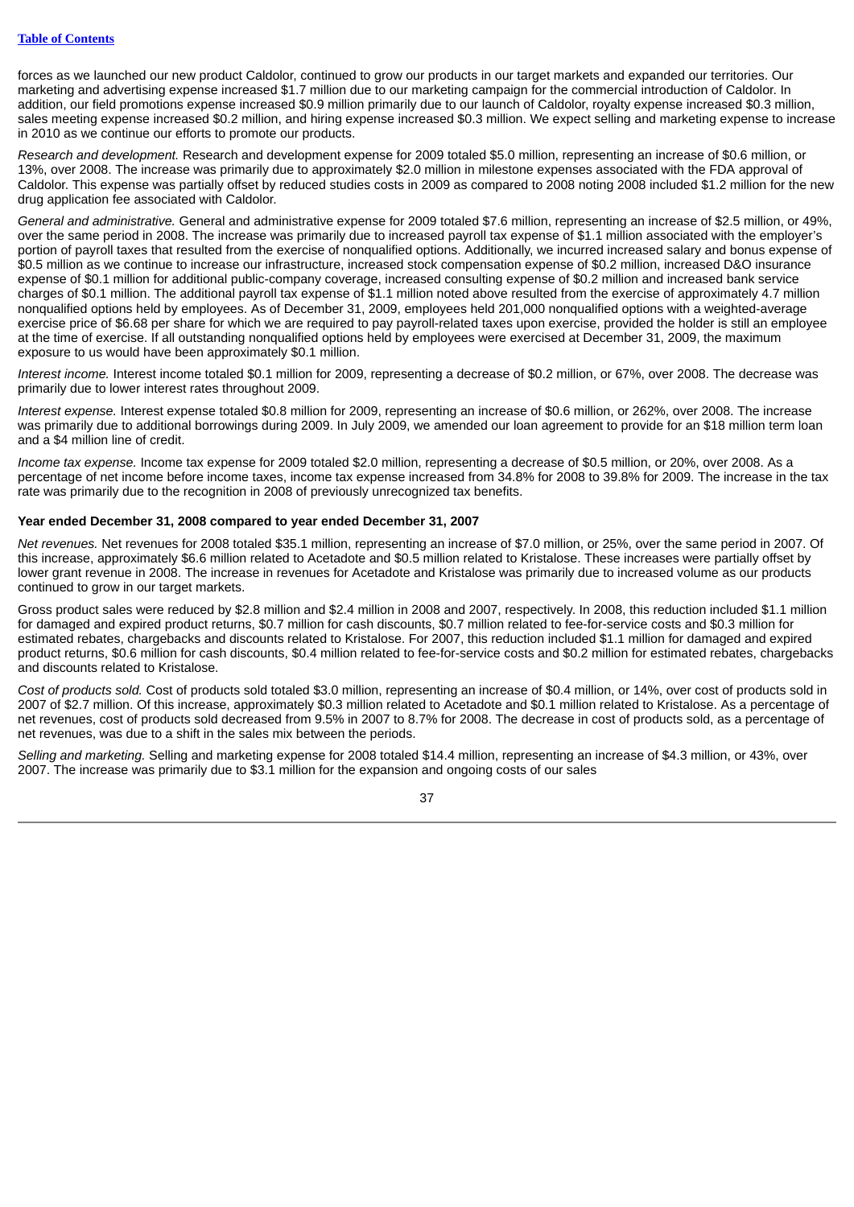forces as we launched our new product Caldolor, continued to grow our products in our target markets and expanded our territories. Our marketing and advertising expense increased $1.7 million due to our marketing campaign for the commercial introduction of Caldolor. In addition, our field promotions expense increased $0.9 million primarily due to our launch of Caldolor, royalty expense increased $0.3 million, sales meeting expense increased $0.2 million, and hiring expense increased $0.3 million. We expect selling and marketing expense to increase in 2010 as we continue our efforts to promote our products.

*Research and development.* Research and development expense for 2009 totaled $5.0 million, representing an increase of $0.6 million, or 13%, over 2008. The increase was primarily due to approximately $2.0 million in milestone expenses associated with the FDA approval of Caldolor. This expense was partially offset by reduced studies costs in 2009 as compared to 2008 noting 2008 included $1.2 million for the new drug application fee associated with Caldolor.

*General and administrative.* General and administrative expense for 2009 totaled $7.6 million, representing an increase of $2.5 million, or 49%, over the same period in 2008. The increase was primarily due to increased payroll tax expense of $1.1 million associated with the employer's portion of payroll taxes that resulted from the exercise of nonqualified options. Additionally, we incurred increased salary and bonus expense of $0.5 million as we continue to increase our infrastructure, increased stock compensation expense of $0.2 million, increased D&O insurance expense of $0.1 million for additional public-company coverage, increased consulting expense of $0.2 million and increased bank service charges of $0.1 million. The additional payroll tax expense of $1.1 million noted above resulted from the exercise of approximately 4.7 million nonqualified options held by employees. As of December 31, 2009, employees held 201,000 nonqualified options with a weighted-average exercise price of $6.68 per share for which we are required to pay payroll-related taxes upon exercise, provided the holder is still an employee at the time of exercise. If all outstanding nonqualified options held by employees were exercised at December 31, 2009, the maximum exposure to us would have been approximately $0.1 million.

*Interest income.* Interest income totaled $0.1 million for 2009, representing a decrease of $0.2 million, or 67%, over 2008. The decrease was primarily due to lower interest rates throughout 2009.

*Interest expense.* Interest expense totaled $0.8 million for 2009, representing an increase of $0.6 million, or 262%, over 2008. The increase was primarily due to additional borrowings during 2009. In July 2009, we amended our loan agreement to provide for an $18 million term loan and a $4 million line of credit.

*Income tax expense.* Income tax expense for 2009 totaled $2.0 million, representing a decrease of $0.5 million, or 20%, over 2008. As a percentage of net income before income taxes, income tax expense increased from 34.8% for 2008 to 39.8% for 2009. The increase in the tax rate was primarily due to the recognition in 2008 of previously unrecognized tax benefits.

**Year ended December 31, 2008 compared to year ended December 31, 2007**

*Net revenues.* Net revenues for 2008 totaled $35.1 million, representing an increase of $7.0 million, or 25%, over the same period in 2007. Of this increase, approximately $6.6 million related to Acetadote and $0.5 million related to Kristalose. These increases were partially offset by lower grant revenue in 2008. The increase in revenues for Acetadote and Kristalose was primarily due to increased volume as our products continued to grow in our target markets.

Gross product sales were reduced by $2.8 million and $2.4 million in 2008 and 2007, respectively. In 2008, this reduction included $1.1 million for damaged and expired product returns, $0.7 million for cash discounts, $0.7 million related to fee-for-service costs and $0.3 million for estimated rebates, chargebacks and discounts related to Kristalose. For 2007, this reduction included $1.1 million for damaged and expired product returns, $0.6 million for cash discounts, $0.4 million related to fee-for-service costs and $0.2 million for estimated rebates, chargebacks and discounts related to Kristalose.

*Cost of products sold.* Cost of products sold totaled $3.0 million, representing an increase of $0.4 million, or 14%, over cost of products sold in 2007 of $2.7 million. Of this increase, approximately $0.3 million related to Acetadote and $0.1 million related to Kristalose. As a percentage of net revenues, cost of products sold decreased from 9.5% in 2007 to 8.7% for 2008. The decrease in cost of products sold, as a percentage of net revenues, was due to a shift in the sales mix between the periods.

*Selling and marketing.* Selling and marketing expense for 2008 totaled $14.4 million, representing an increase of $4.3 million, or 43%, over 2007. The increase was primarily due to $3.1 million for the expansion and ongoing costs of our sales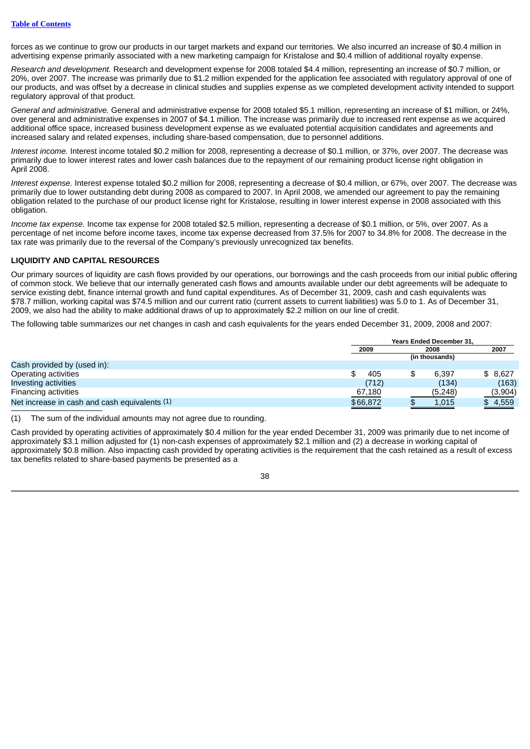forces as we continue to grow our products in our target markets and expand our territories. We also incurred an increase of $0.4 million in advertising expense primarily associated with a new marketing campaign for Kristalose and $0.4 million of additional royalty expense.

*Research and development.* Research and development expense for 2008 totaled $4.4 million, representing an increase of $0.7 million, or 20%, over 2007. The increase was primarily due to $1.2 million expended for the application fee associated with regulatory approval of one of our products, and was offset by a decrease in clinical studies and supplies expense as we completed development activity intended to support regulatory approval of that product.

*General and administrative.* General and administrative expense for 2008 totaled $5.1 million, representing an increase of $1 million, or 24%, over general and administrative expenses in 2007 of $4.1 million. The increase was primarily due to increased rent expense as we acquired additional office space, increased business development expense as we evaluated potential acquisition candidates and agreements and increased salary and related expenses, including share-based compensation, due to personnel additions.

*Interest income.* Interest income totaled $0.2 million for 2008, representing a decrease of $0.1 million, or 37%, over 2007. The decrease was primarily due to lower interest rates and lower cash balances due to the repayment of our remaining product license right obligation in April 2008.

*Interest expense.* Interest expense totaled $0.2 million for 2008, representing a decrease of $0.4 million, or 67%, over 2007. The decrease was primarily due to lower outstanding debt during 2008 as compared to 2007. In April 2008, we amended our agreement to pay the remaining obligation related to the purchase of our product license right for Kristalose, resulting in lower interest expense in 2008 associated with this obligation.

*Income tax expense.* Income tax expense for 2008 totaled $2.5 million, representing a decrease of $0.1 million, or 5%, over 2007. As a percentage of net income before income taxes, income tax expense decreased from 37.5% for 2007 to 34.8% for 2008. The decrease in the tax rate was primarily due to the reversal of the Company's previously unrecognized tax benefits.

## LIQUIDITY AND CAPITAL RESOURCES

Our primary sources of liquidity are cash flows provided by our operations, our borrowings and the cash proceeds from our initial public offering of common stock. We believe that our internally generated cash flows and amounts available under our debt agreements will be adequate to service existing debt, finance internal growth and fund capital expenditures. As of December 31, 2009, cash and cash equivalents was $78.7 million, working capital was $74.5 million and our current ratio (current assets to current liabilities) was 5.0 to 1. As of December 31, 2009, we also had the ability to make additional draws of up to approximately $2.2 million on our line of credit.

The following table summarizes our net changes in cash and cash equivalents for the years ended December 31, 2009, 2008 and 2007:

| | Years Ended December 31, | | |
|---|---|---|---|
| | 2009 | 2008 | 2007 |
| | (in thousands) | | |
| Cash provided by (used in): | | | |
| Operating activities | $ 405 | $ 6,397 | $ 8,627 |
| Investing activities | (712) | (134) | (163) |
| Financing activities | 67,180 | (5,248) | (3,904) |
| Net increase in cash and cash equivalents (1) | $66,872 | $ 1,015 | $ 4,559 |

(1) The sum of the individual amounts may not agree due to rounding.

Cash provided by operating activities of approximately $0.4 million for the year ended December 31, 2009 was primarily due to net income of approximately $3.1 million adjusted for (1) non-cash expenses of approximately $2.1 million and (2) a decrease in working capital of approximately $0.8 million. Also impacting cash provided by operating activities is the requirement that the cash retained as a result of excess tax benefits related to share-based payments be presented as a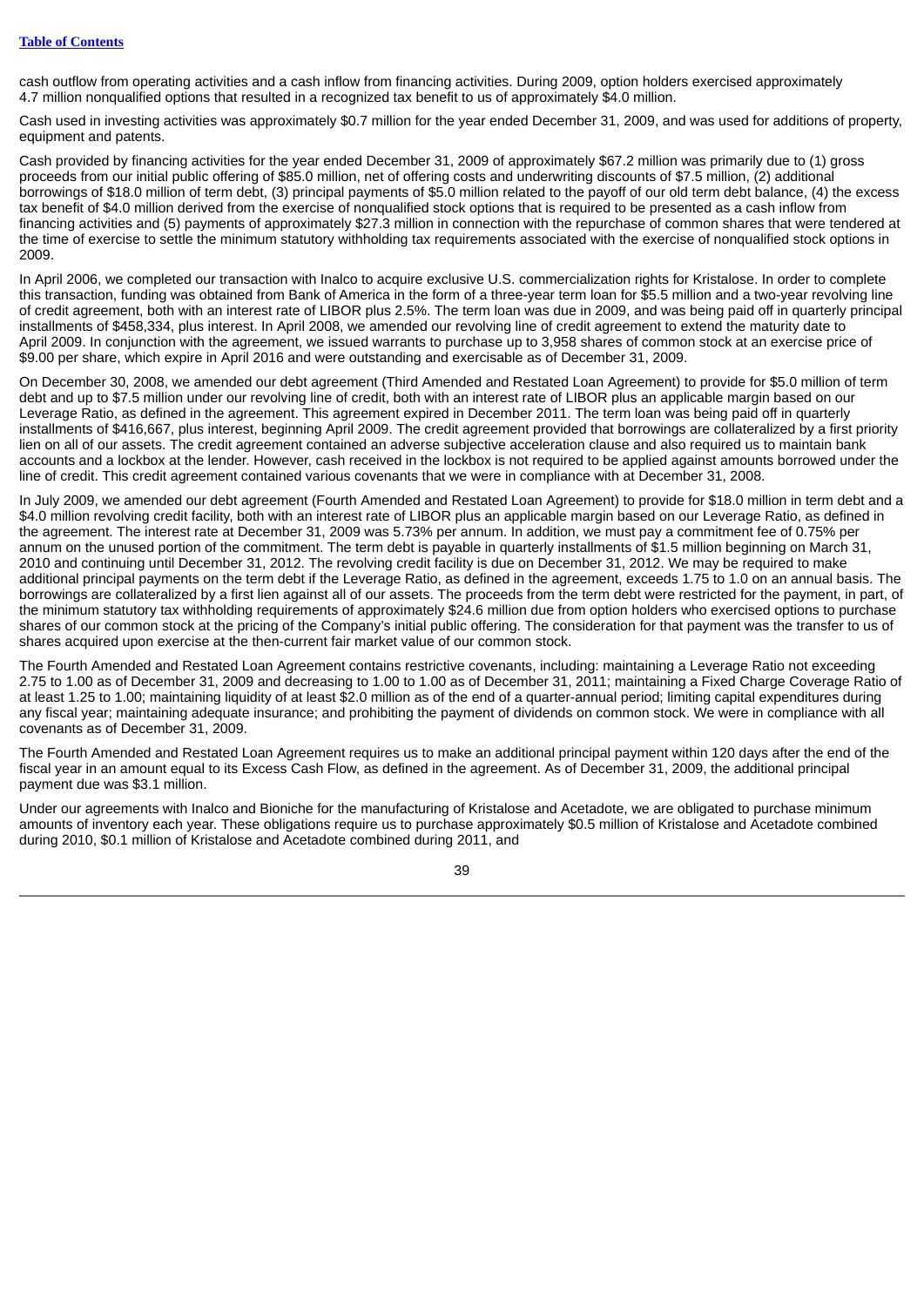cash outflow from operating activities and a cash inflow from financing activities. During 2009, option holders exercised approximately 4.7 million nonqualified options that resulted in a recognized tax benefit to us of approximately $4.0 million.

Cash used in investing activities was approximately $0.7 million for the year ended December 31, 2009, and was used for additions of property, equipment and patents.

Cash provided by financing activities for the year ended December 31, 2009 of approximately $67.2 million was primarily due to (1) gross proceeds from our initial public offering of $85.0 million, net of offering costs and underwriting discounts of $7.5 million, (2) additional borrowings of $18.0 million of term debt, (3) principal payments of $5.0 million related to the payoff of our old term debt balance, (4) the excess tax benefit of $4.0 million derived from the exercise of nonqualified stock options that is required to be presented as a cash inflow from financing activities and (5) payments of approximately $27.3 million in connection with the repurchase of common shares that were tendered at the time of exercise to settle the minimum statutory withholding tax requirements associated with the exercise of nonqualified stock options in 2009.

In April 2006, we completed our transaction with Inalco to acquire exclusive U.S. commercialization rights for Kristalose. In order to complete this transaction, funding was obtained from Bank of America in the form of a three-year term loan for $5.5 million and a two-year revolving line of credit agreement, both with an interest rate of LIBOR plus 2.5%. The term loan was due in 2009, and was being paid off in quarterly principal installments of $458,334, plus interest. In April 2008, we amended our revolving line of credit agreement to extend the maturity date to April 2009. In conjunction with the agreement, we issued warrants to purchase up to 3,958 shares of common stock at an exercise price of $9.00 per share, which expire in April 2016 and were outstanding and exercisable as of December 31, 2009.

On December 30, 2008, we amended our debt agreement (Third Amended and Restated Loan Agreement) to provide for $5.0 million of term debt and up to $7.5 million under our revolving line of credit, both with an interest rate of LIBOR plus an applicable margin based on our Leverage Ratio, as defined in the agreement. This agreement expired in December 2011. The term loan was being paid off in quarterly installments of $416,667, plus interest, beginning April 2009. The credit agreement provided that borrowings are collateralized by a first priority lien on all of our assets. The credit agreement contained an adverse subjective acceleration clause and also required us to maintain bank accounts and a lockbox at the lender. However, cash received in the lockbox is not required to be applied against amounts borrowed under the line of credit. This credit agreement contained various covenants that we were in compliance with at December 31, 2008.

In July 2009, we amended our debt agreement (Fourth Amended and Restated Loan Agreement) to provide for $18.0 million in term debt and a $4.0 million revolving credit facility, both with an interest rate of LIBOR plus an applicable margin based on our Leverage Ratio, as defined in the agreement. The interest rate at December 31, 2009 was 5.73% per annum. In addition, we must pay a commitment fee of 0.75% per annum on the unused portion of the commitment. The term debt is payable in quarterly installments of $1.5 million beginning on March 31, 2010 and continuing until December 31, 2012. The revolving credit facility is due on December 31, 2012. We may be required to make additional principal payments on the term debt if the Leverage Ratio, as defined in the agreement, exceeds 1.75 to 1.0 on an annual basis. The borrowings are collateralized by a first lien against all of our assets. The proceeds from the term debt were restricted for the payment, in part, of the minimum statutory tax withholding requirements of approximately $24.6 million due from option holders who exercised options to purchase shares of our common stock at the pricing of the Company's initial public offering. The consideration for that payment was the transfer to us of shares acquired upon exercise at the then-current fair market value of our common stock.

The Fourth Amended and Restated Loan Agreement contains restrictive covenants, including: maintaining a Leverage Ratio not exceeding 2.75 to 1.00 as of December 31, 2009 and decreasing to 1.00 to 1.00 as of December 31, 2011; maintaining a Fixed Charge Coverage Ratio of at least 1.25 to 1.00; maintaining liquidity of at least $2.0 million as of the end of a quarter-annual period; limiting capital expenditures during any fiscal year; maintaining adequate insurance; and prohibiting the payment of dividends on common stock. We were in compliance with all covenants as of December 31, 2009.

The Fourth Amended and Restated Loan Agreement requires us to make an additional principal payment within 120 days after the end of the fiscal year in an amount equal to its Excess Cash Flow, as defined in the agreement. As of December 31, 2009, the additional principal payment due was $3.1 million.

Under our agreements with Inalco and Bioniche for the manufacturing of Kristalose and Acetadote, we are obligated to purchase minimum amounts of inventory each year. These obligations require us to purchase approximately $0.5 million of Kristalose and Acetadote combined during 2010, $0.1 million of Kristalose and Acetadote combined during 2011, and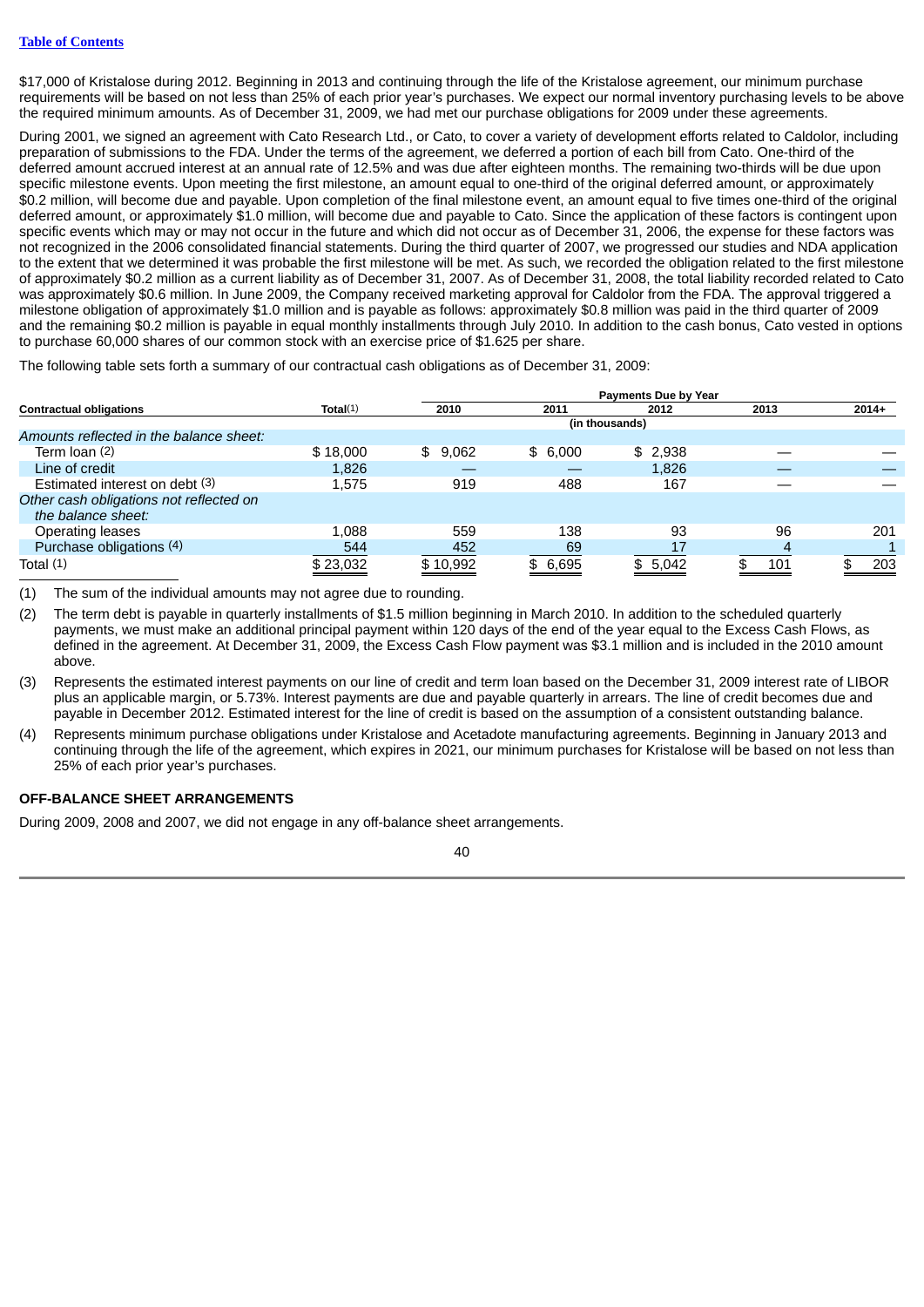$17,000 of Kristalose during 2012. Beginning in 2013 and continuing through the life of the Kristalose agreement, our minimum purchase requirements will be based on not less than 25% of each prior year's purchases. We expect our normal inventory purchasing levels to be above the required minimum amounts. As of December 31, 2009, we had met our purchase obligations for 2009 under these agreements.

During 2001, we signed an agreement with Cato Research Ltd., or Cato, to cover a variety of development efforts related to Caldolor, including preparation of submissions to the FDA. Under the terms of the agreement, we deferred a portion of each bill from Cato. One-third of the deferred amount accrued interest at an annual rate of 12.5% and was due after eighteen months. The remaining two-thirds will be due upon specific milestone events. Upon meeting the first milestone, an amount equal to one-third of the original deferred amount, or approximately $0.2 million, will become due and payable. Upon completion of the final milestone event, an amount equal to five times one-third of the original deferred amount, or approximately $1.0 million, will become due and payable to Cato. Since the application of these factors is contingent upon specific events which may or may not occur in the future and which did not occur as of December 31, 2006, the expense for these factors was not recognized in the 2006 consolidated financial statements. During the third quarter of 2007, we progressed our studies and NDA application to the extent that we determined it was probable the first milestone will be met. As such, we recorded the obligation related to the first milestone of approximately $0.2 million as a current liability as of December 31, 2007. As of December 31, 2008, the total liability recorded related to Cato was approximately $0.6 million. In June 2009, the Company received marketing approval for Caldolor from the FDA. The approval triggered a milestone obligation of approximately $1.0 million and is payable as follows: approximately $0.8 million was paid in the third quarter of 2009 and the remaining $0.2 million is payable in equal monthly installments through July 2010. In addition to the cash bonus, Cato vested in options to purchase 60,000 shares of our common stock with an exercise price of $1.625 per share.

The following table sets forth a summary of our contractual cash obligations as of December 31, 2009:

| Contractual obligations | Total[(1)] | Payments Due by Year 2010 | 2011 | 2012 | 2013 | 2014+ |
|---|---|---|---|---|---|---|
| | | (in thousands) | | | | |
| *Amounts reflected in the balance sheet:* | | | | | | |
| Term loan [(2)] | $ 18,000 | $ 9,062 | $ 6,000 | $ 2,938 | — | — |
| Line of credit | 1,826 | — | — | 1,826 | — | — |
| Estimated interest on debt [(3)] | 1,575 | 919 | 488 | 167 | — | — |
| *Other cash obligations not reflected on the balance sheet:* | | | | | | |
| Operating leases | 1,088 | 559 | 138 | 93 | 96 | 201 |
| Purchase obligations [(4)] | 544 | 452 | 69 | 17 | 4 | 1 |
| Total [(1)] | $ 23,032 | $ 10,992 | $ 6,695 | $ 5,042 | $ 101 | $ 203 |

(1) The sum of the individual amounts may not agree due to rounding.

(2) The term debt is payable in quarterly installments of $1.5 million beginning in March 2010. In addition to the scheduled quarterly payments, we must make an additional principal payment within 120 days of the end of the year equal to the Excess Cash Flows, as defined in the agreement. At December 31, 2009, the Excess Cash Flow payment was $3.1 million and is included in the 2010 amount above.

(3) Represents the estimated interest payments on our line of credit and term loan based on the December 31, 2009 interest rate of LIBOR plus an applicable margin, or 5.73%. Interest payments are due and payable quarterly in arrears. The line of credit becomes due and payable in December 2012. Estimated interest for the line of credit is based on the assumption of a consistent outstanding balance.

(4) Represents minimum purchase obligations under Kristalose and Acetadote manufacturing agreements. Beginning in January 2013 and continuing through the life of the agreement, which expires in 2021, our minimum purchases for Kristalose will be based on not less than 25% of each prior year's purchases.

## OFF-BALANCE SHEET ARRANGEMENTS

During 2009, 2008 and 2007, we did not engage in any off-balance sheet arrangements.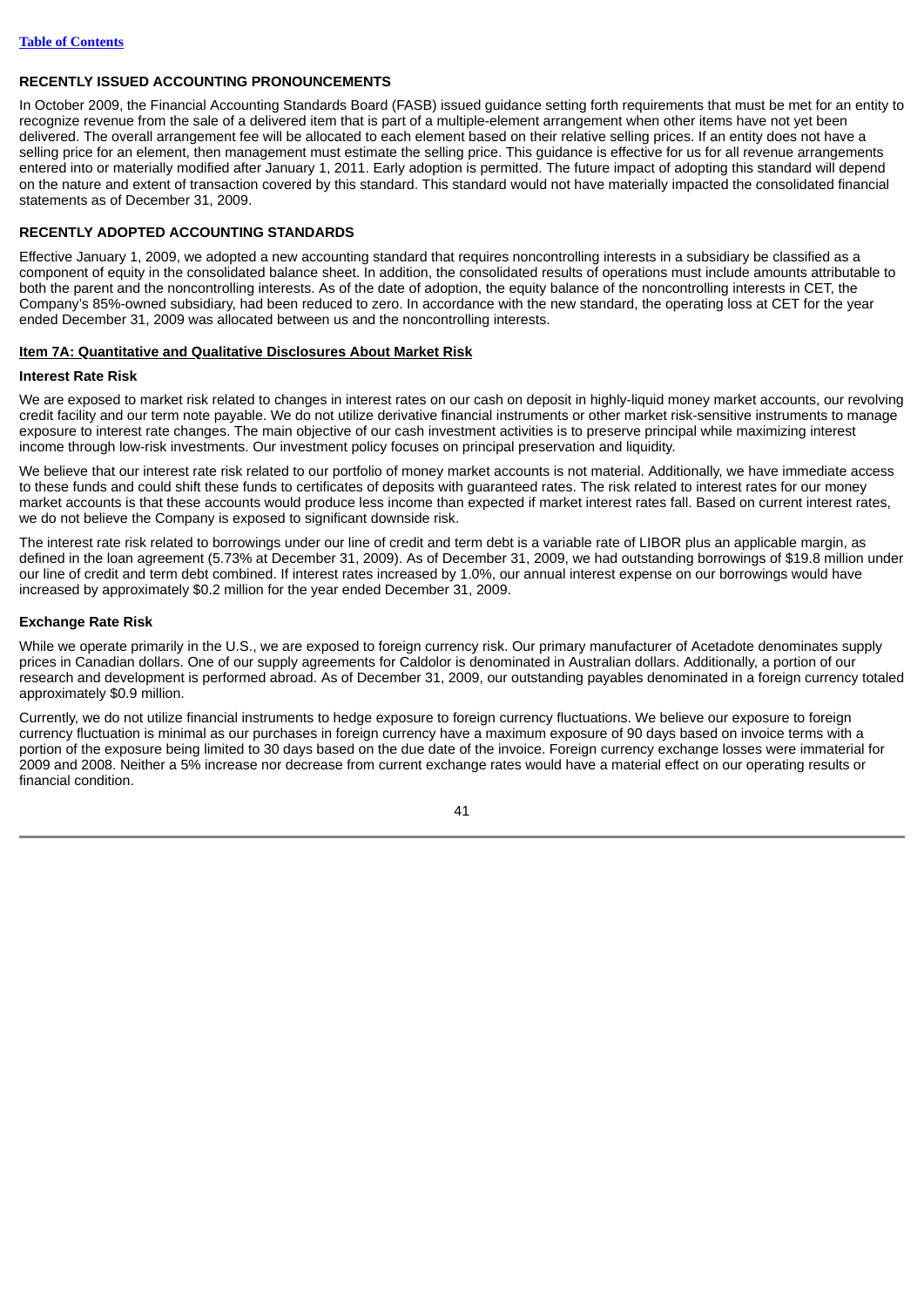## RECENTLY ISSUED ACCOUNTING PRONOUNCEMENTS

In October 2009, the Financial Accounting Standards Board (FASB) issued guidance setting forth requirements that must be met for an entity to recognize revenue from the sale of a delivered item that is part of a multiple-element arrangement when other items have not yet been delivered. The overall arrangement fee will be allocated to each element based on their relative selling prices. If an entity does not have a selling price for an element, then management must estimate the selling price. This guidance is effective for us for all revenue arrangements entered into or materially modified after January 1, 2011. Early adoption is permitted. The future impact of adopting this standard will depend on the nature and extent of transaction covered by this standard. This standard would not have materially impacted the consolidated financial statements as of December 31, 2009.

## RECENTLY ADOPTED ACCOUNTING STANDARDS

Effective January 1, 2009, we adopted a new accounting standard that requires noncontrolling interests in a subsidiary be classified as a component of equity in the consolidated balance sheet. In addition, the consolidated results of operations must include amounts attributable to both the parent and the noncontrolling interests. As of the date of adoption, the equity balance of the noncontrolling interests in CET, the Company's 85%-owned subsidiary, had been reduced to zero. In accordance with the new standard, the operating loss at CET for the year ended December 31, 2009 was allocated between us and the noncontrolling interests.

## Item 7A: Quantitative and Qualitative Disclosures About Market Risk

### Interest Rate Risk

We are exposed to market risk related to changes in interest rates on our cash on deposit in highly-liquid money market accounts, our revolving credit facility and our term note payable. We do not utilize derivative financial instruments or other market risk-sensitive instruments to manage exposure to interest rate changes. The main objective of our cash investment activities is to preserve principal while maximizing interest income through low-risk investments. Our investment policy focuses on principal preservation and liquidity.

We believe that our interest rate risk related to our portfolio of money market accounts is not material. Additionally, we have immediate access to these funds and could shift these funds to certificates of deposits with guaranteed rates. The risk related to interest rates for our money market accounts is that these accounts would produce less income than expected if market interest rates fall. Based on current interest rates, we do not believe the Company is exposed to significant downside risk.

The interest rate risk related to borrowings under our line of credit and term debt is a variable rate of LIBOR plus an applicable margin, as defined in the loan agreement (5.73% at December 31, 2009). As of December 31, 2009, we had outstanding borrowings of $19.8 million under our line of credit and term debt combined. If interest rates increased by 1.0%, our annual interest expense on our borrowings would have increased by approximately $0.2 million for the year ended December 31, 2009.

### Exchange Rate Risk

While we operate primarily in the U.S., we are exposed to foreign currency risk. Our primary manufacturer of Acetadote denominates supply prices in Canadian dollars. One of our supply agreements for Caldolor is denominated in Australian dollars. Additionally, a portion of our research and development is performed abroad. As of December 31, 2009, our outstanding payables denominated in a foreign currency totaled approximately $0.9 million.

Currently, we do not utilize financial instruments to hedge exposure to foreign currency fluctuations. We believe our exposure to foreign currency fluctuation is minimal as our purchases in foreign currency have a maximum exposure of 90 days based on invoice terms with a portion of the exposure being limited to 30 days based on the due date of the invoice. Foreign currency exchange losses were immaterial for 2009 and 2008. Neither a 5% increase nor decrease from current exchange rates would have a material effect on our operating results or financial condition.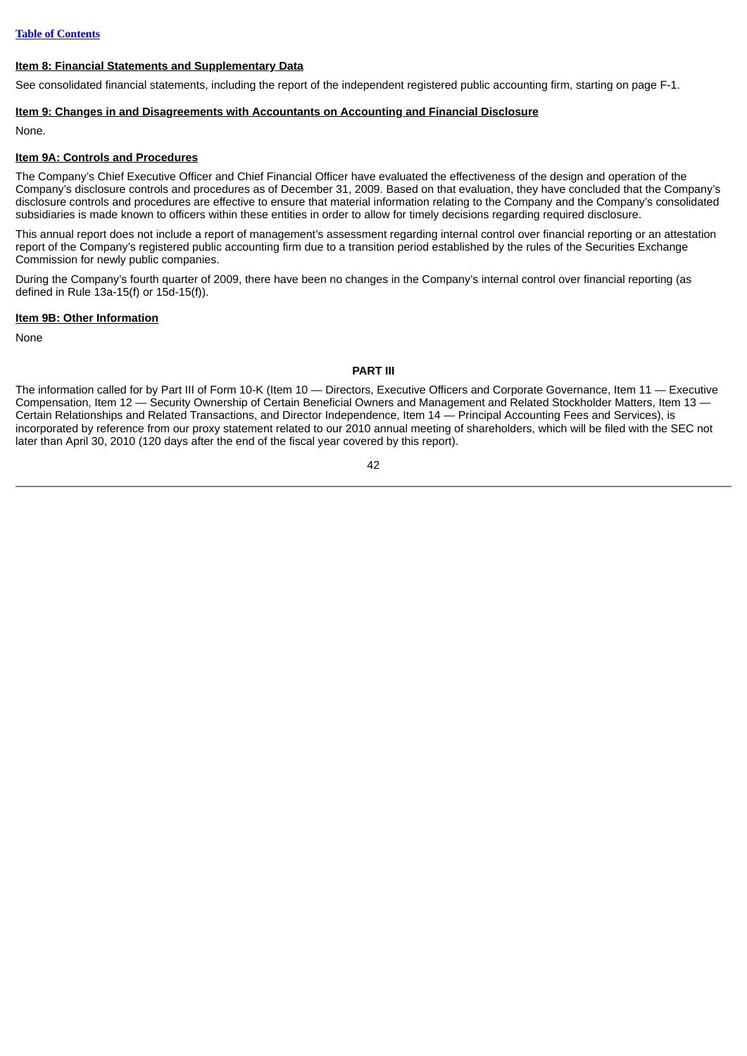[Table of Contents](#)

**Item 8: Financial Statements and Supplementary Data**

See consolidated financial statements, including the report of the independent registered public accounting firm, starting on page F-1.

**Item 9: Changes in and Disagreements with Accountants on Accounting and Financial Disclosure**

None.

**Item 9A: Controls and Procedures**

The Company's Chief Executive Officer and Chief Financial Officer have evaluated the effectiveness of the design and operation of the Company's disclosure controls and procedures as of December 31, 2009. Based on that evaluation, they have concluded that the Company's disclosure controls and procedures are effective to ensure that material information relating to the Company and the Company's consolidated subsidiaries is made known to officers within these entities in order to allow for timely decisions regarding required disclosure.

This annual report does not include a report of management's assessment regarding internal control over financial reporting or an attestation report of the Company's registered public accounting firm due to a transition period established by the rules of the Securities Exchange Commission for newly public companies.

During the Company's fourth quarter of 2009, there have been no changes in the Company's internal control over financial reporting (as defined in Rule 13a-15(f) or 15d-15(f)).

**Item 9B: Other Information**

None

**PART III**

The information called for by Part III of Form 10-K (Item 10 — Directors, Executive Officers and Corporate Governance, Item 11 — Executive Compensation, Item 12 — Security Ownership of Certain Beneficial Owners and Management and Related Stockholder Matters, Item 13 — Certain Relationships and Related Transactions, and Director Independence, Item 14 — Principal Accounting Fees and Services), is incorporated by reference from our proxy statement related to our 2010 annual meeting of shareholders, which will be filed with the SEC not later than April 30, 2010 (120 days after the end of the fiscal year covered by this report).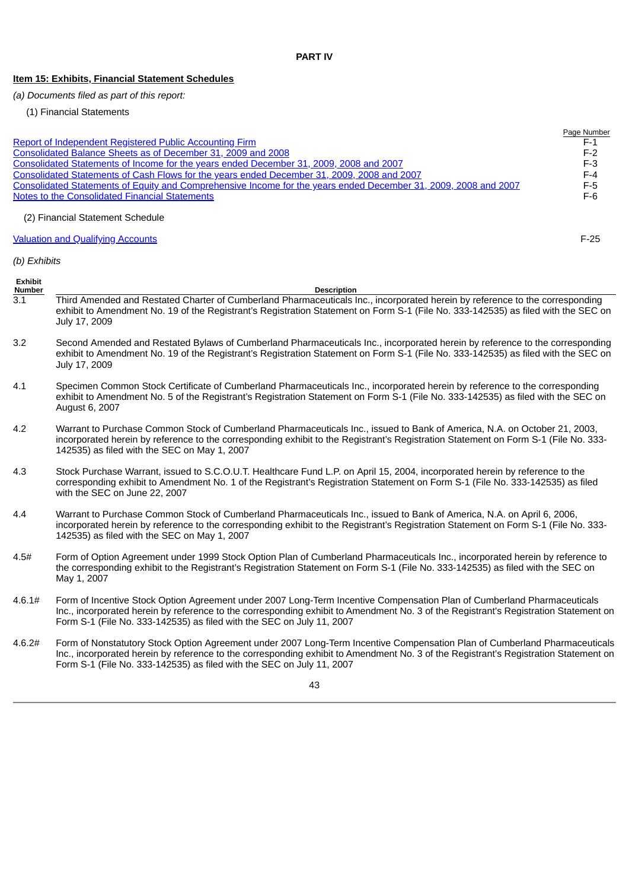# PART IV

## Item 15: Exhibits, Financial Statement Schedules

*(a) Documents filed as part of this report:*

(1) Financial Statements

| | Page Number |
|---|---|
| Report of Independent Registered Public Accounting Firm | F-1 |
| Consolidated Balance Sheets as of December 31, 2009 and 2008 | F-2 |
| Consolidated Statements of Income for the years ended December 31, 2009, 2008 and 2007 | F-3 |
| Consolidated Statements of Cash Flows for the years ended December 31, 2009, 2008 and 2007 | F-4 |
| Consolidated Statements of Equity and Comprehensive Income for the years ended December 31, 2009, 2008 and 2007 | F-5 |
| Notes to the Consolidated Financial Statements | F-6 |

(2) Financial Statement Schedule

| | |
|---|---|
| Valuation and Qualifying Accounts | F-25 |

*(b) Exhibits*

| Exhibit Number | Description |
|---|---|
| 3.1 | Third Amended and Restated Charter of Cumberland Pharmaceuticals Inc., incorporated herein by reference to the corresponding exhibit to Amendment No. 19 of the Registrant's Registration Statement on Form S-1 (File No. 333-142535) as filed with the SEC on July 17, 2009 |
| 3.2 | Second Amended and Restated Bylaws of Cumberland Pharmaceuticals Inc., incorporated herein by reference to the corresponding exhibit to Amendment No. 19 of the Registrant's Registration Statement on Form S-1 (File No. 333-142535) as filed with the SEC on July 17, 2009 |
| 4.1 | Specimen Common Stock Certificate of Cumberland Pharmaceuticals Inc., incorporated herein by reference to the corresponding exhibit to Amendment No. 5 of the Registrant's Registration Statement on Form S-1 (File No. 333-142535) as filed with the SEC on August 6, 2007 |
| 4.2 | Warrant to Purchase Common Stock of Cumberland Pharmaceuticals Inc., issued to Bank of America, N.A. on October 21, 2003, incorporated herein by reference to the corresponding exhibit to the Registrant's Registration Statement on Form S-1 (File No. 333-142535) as filed with the SEC on May 1, 2007 |
| 4.3 | Stock Purchase Warrant, issued to S.C.O.U.T. Healthcare Fund L.P. on April 15, 2004, incorporated herein by reference to the corresponding exhibit to Amendment No. 1 of the Registrant's Registration Statement on Form S-1 (File No. 333-142535) as filed with the SEC on June 22, 2007 |
| 4.4 | Warrant to Purchase Common Stock of Cumberland Pharmaceuticals Inc., issued to Bank of America, N.A. on April 6, 2006, incorporated herein by reference to the corresponding exhibit to the Registrant's Registration Statement on Form S-1 (File No. 333-142535) as filed with the SEC on May 1, 2007 |
| 4.5# | Form of Option Agreement under 1999 Stock Option Plan of Cumberland Pharmaceuticals Inc., incorporated herein by reference to the corresponding exhibit to the Registrant's Registration Statement on Form S-1 (File No. 333-142535) as filed with the SEC on May 1, 2007 |
| 4.6.1# | Form of Incentive Stock Option Agreement under 2007 Long-Term Incentive Compensation Plan of Cumberland Pharmaceuticals Inc., incorporated herein by reference to the corresponding exhibit to Amendment No. 3 of the Registrant's Registration Statement on Form S-1 (File No. 333-142535) as filed with the SEC on July 11, 2007 |
| 4.6.2# | Form of Nonstatutory Stock Option Agreement under 2007 Long-Term Incentive Compensation Plan of Cumberland Pharmaceuticals Inc., incorporated herein by reference to the corresponding exhibit to Amendment No. 3 of the Registrant's Registration Statement on Form S-1 (File No. 333-142535) as filed with the SEC on July 11, 2007 |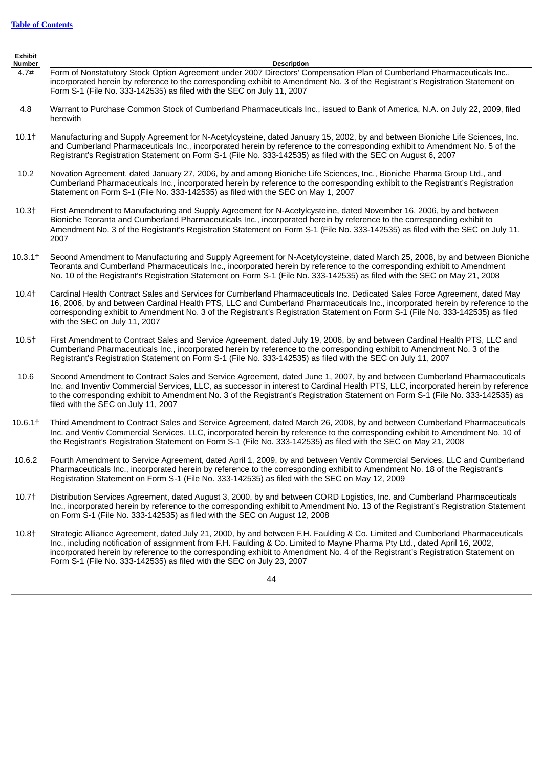**Table of Contents**

| Exhibit Number | Description |
|---|---|
| 4.7# | Form of Nonstatutory Stock Option Agreement under 2007 Directors' Compensation Plan of Cumberland Pharmaceuticals Inc., incorporated herein by reference to the corresponding exhibit to Amendment No. 3 of the Registrant's Registration Statement on Form S-1 (File No. 333-142535) as filed with the SEC on July 11, 2007 |
| 4.8 | Warrant to Purchase Common Stock of Cumberland Pharmaceuticals Inc., issued to Bank of America, N.A. on July 22, 2009, filed herewith |
| 10.1† | Manufacturing and Supply Agreement for N-Acetylcysteine, dated January 15, 2002, by and between Bioniche Life Sciences, Inc. and Cumberland Pharmaceuticals Inc., incorporated herein by reference to the corresponding exhibit to Amendment No. 5 of the Registrant's Registration Statement on Form S-1 (File No. 333-142535) as filed with the SEC on August 6, 2007 |
| 10.2 | Novation Agreement, dated January 27, 2006, by and among Bioniche Life Sciences, Inc., Bioniche Pharma Group Ltd., and Cumberland Pharmaceuticals Inc., incorporated herein by reference to the corresponding exhibit to the Registrant's Registration Statement on Form S-1 (File No. 333-142535) as filed with the SEC on May 1, 2007 |
| 10.3† | First Amendment to Manufacturing and Supply Agreement for N-Acetylcysteine, dated November 16, 2006, by and between Bioniche Teoranta and Cumberland Pharmaceuticals Inc., incorporated herein by reference to the corresponding exhibit to Amendment No. 3 of the Registrant's Registration Statement on Form S-1 (File No. 333-142535) as filed with the SEC on July 11, 2007 |
| 10.3.1† | Second Amendment to Manufacturing and Supply Agreement for N-Acetylcysteine, dated March 25, 2008, by and between Bioniche Teoranta and Cumberland Pharmaceuticals Inc., incorporated herein by reference to the corresponding exhibit to Amendment No. 10 of the Registrant's Registration Statement on Form S-1 (File No. 333-142535) as filed with the SEC on May 21, 2008 |
| 10.4† | Cardinal Health Contract Sales and Services for Cumberland Pharmaceuticals Inc. Dedicated Sales Force Agreement, dated May 16, 2006, by and between Cardinal Health PTS, LLC and Cumberland Pharmaceuticals Inc., incorporated herein by reference to the corresponding exhibit to Amendment No. 3 of the Registrant's Registration Statement on Form S-1 (File No. 333-142535) as filed with the SEC on July 11, 2007 |
| 10.5† | First Amendment to Contract Sales and Service Agreement, dated July 19, 2006, by and between Cardinal Health PTS, LLC and Cumberland Pharmaceuticals Inc., incorporated herein by reference to the corresponding exhibit to Amendment No. 3 of the Registrant's Registration Statement on Form S-1 (File No. 333-142535) as filed with the SEC on July 11, 2007 |
| 10.6 | Second Amendment to Contract Sales and Service Agreement, dated June 1, 2007, by and between Cumberland Pharmaceuticals Inc. and Inventiv Commercial Services, LLC, as successor in interest to Cardinal Health PTS, LLC, incorporated herein by reference to the corresponding exhibit to Amendment No. 3 of the Registrant's Registration Statement on Form S-1 (File No. 333-142535) as filed with the SEC on July 11, 2007 |
| 10.6.1† | Third Amendment to Contract Sales and Service Agreement, dated March 26, 2008, by and between Cumberland Pharmaceuticals Inc. and Ventiv Commercial Services, LLC, incorporated herein by reference to the corresponding exhibit to Amendment No. 10 of the Registrant's Registration Statement on Form S-1 (File No. 333-142535) as filed with the SEC on May 21, 2008 |
| 10.6.2 | Fourth Amendment to Service Agreement, dated April 1, 2009, by and between Ventiv Commercial Services, LLC and Cumberland Pharmaceuticals Inc., incorporated herein by reference to the corresponding exhibit to Amendment No. 18 of the Registrant's Registration Statement on Form S-1 (File No. 333-142535) as filed with the SEC on May 12, 2009 |
| 10.7† | Distribution Services Agreement, dated August 3, 2000, by and between CORD Logistics, Inc. and Cumberland Pharmaceuticals Inc., incorporated herein by reference to the corresponding exhibit to Amendment No. 13 of the Registrant's Registration Statement on Form S-1 (File No. 333-142535) as filed with the SEC on August 12, 2008 |
| 10.8† | Strategic Alliance Agreement, dated July 21, 2000, by and between F.H. Faulding & Co. Limited and Cumberland Pharmaceuticals Inc., including notification of assignment from F.H. Faulding & Co. Limited to Mayne Pharma Pty Ltd., dated April 16, 2002, incorporated herein by reference to the corresponding exhibit to Amendment No. 4 of the Registrant's Registration Statement on Form S-1 (File No. 333-142535) as filed with the SEC on July 23, 2007 |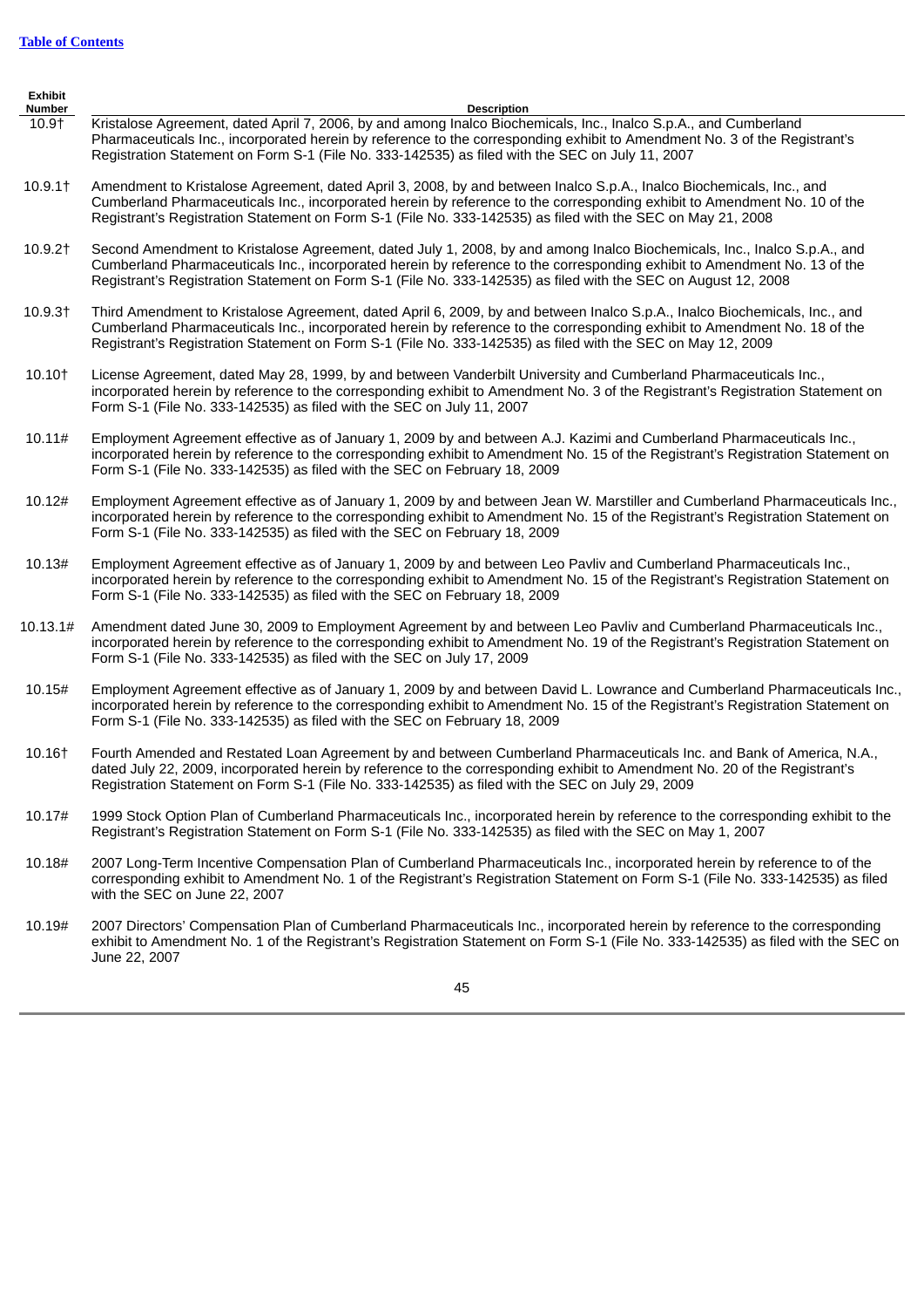| Exhibit Number | Description |
|---|---|
| 10.9† | Kristalose Agreement, dated April 7, 2006, by and among Inalco Biochemicals, Inc., Inalco S.p.A., and Cumberland Pharmaceuticals Inc., incorporated herein by reference to the corresponding exhibit to Amendment No. 3 of the Registrant's Registration Statement on Form S-1 (File No. 333-142535) as filed with the SEC on July 11, 2007 |
| 10.9.1† | Amendment to Kristalose Agreement, dated April 3, 2008, by and between Inalco S.p.A., Inalco Biochemicals, Inc., and Cumberland Pharmaceuticals Inc., incorporated herein by reference to the corresponding exhibit to Amendment No. 10 of the Registrant's Registration Statement on Form S-1 (File No. 333-142535) as filed with the SEC on May 21, 2008 |
| 10.9.2† | Second Amendment to Kristalose Agreement, dated July 1, 2008, by and among Inalco Biochemicals, Inc., Inalco S.p.A., and Cumberland Pharmaceuticals Inc., incorporated herein by reference to the corresponding exhibit to Amendment No. 13 of the Registrant's Registration Statement on Form S-1 (File No. 333-142535) as filed with the SEC on August 12, 2008 |
| 10.9.3† | Third Amendment to Kristalose Agreement, dated April 6, 2009, by and between Inalco S.p.A., Inalco Biochemicals, Inc., and Cumberland Pharmaceuticals Inc., incorporated herein by reference to the corresponding exhibit to Amendment No. 18 of the Registrant's Registration Statement on Form S-1 (File No. 333-142535) as filed with the SEC on May 12, 2009 |
| 10.10† | License Agreement, dated May 28, 1999, by and between Vanderbilt University and Cumberland Pharmaceuticals Inc., incorporated herein by reference to the corresponding exhibit to Amendment No. 3 of the Registrant's Registration Statement on Form S-1 (File No. 333-142535) as filed with the SEC on July 11, 2007 |
| 10.11# | Employment Agreement effective as of January 1, 2009 by and between A.J. Kazimi and Cumberland Pharmaceuticals Inc., incorporated herein by reference to the corresponding exhibit to Amendment No. 15 of the Registrant's Registration Statement on Form S-1 (File No. 333-142535) as filed with the SEC on February 18, 2009 |
| 10.12# | Employment Agreement effective as of January 1, 2009 by and between Jean W. Marstiller and Cumberland Pharmaceuticals Inc., incorporated herein by reference to the corresponding exhibit to Amendment No. 15 of the Registrant's Registration Statement on Form S-1 (File No. 333-142535) as filed with the SEC on February 18, 2009 |
| 10.13# | Employment Agreement effective as of January 1, 2009 by and between Leo Pavliv and Cumberland Pharmaceuticals Inc., incorporated herein by reference to the corresponding exhibit to Amendment No. 15 of the Registrant's Registration Statement on Form S-1 (File No. 333-142535) as filed with the SEC on February 18, 2009 |
| 10.13.1# | Amendment dated June 30, 2009 to Employment Agreement by and between Leo Pavliv and Cumberland Pharmaceuticals Inc., incorporated herein by reference to the corresponding exhibit to Amendment No. 19 of the Registrant's Registration Statement on Form S-1 (File No. 333-142535) as filed with the SEC on July 17, 2009 |
| 10.15# | Employment Agreement effective as of January 1, 2009 by and between David L. Lowrance and Cumberland Pharmaceuticals Inc., incorporated herein by reference to the corresponding exhibit to Amendment No. 15 of the Registrant's Registration Statement on Form S-1 (File No. 333-142535) as filed with the SEC on February 18, 2009 |
| 10.16† | Fourth Amended and Restated Loan Agreement by and between Cumberland Pharmaceuticals Inc. and Bank of America, N.A., dated July 22, 2009, incorporated herein by reference to the corresponding exhibit to Amendment No. 20 of the Registrant's Registration Statement on Form S-1 (File No. 333-142535) as filed with the SEC on July 29, 2009 |
| 10.17# | 1999 Stock Option Plan of Cumberland Pharmaceuticals Inc., incorporated herein by reference to the corresponding exhibit to the Registrant's Registration Statement on Form S-1 (File No. 333-142535) as filed with the SEC on May 1, 2007 |
| 10.18# | 2007 Long-Term Incentive Compensation Plan of Cumberland Pharmaceuticals Inc., incorporated herein by reference to of the corresponding exhibit to Amendment No. 1 of the Registrant's Registration Statement on Form S-1 (File No. 333-142535) as filed with the SEC on June 22, 2007 |
| 10.19# | 2007 Directors' Compensation Plan of Cumberland Pharmaceuticals Inc., incorporated herein by reference to the corresponding exhibit to Amendment No. 1 of the Registrant's Registration Statement on Form S-1 (File No. 333-142535) as filed with the SEC on June 22, 2007 |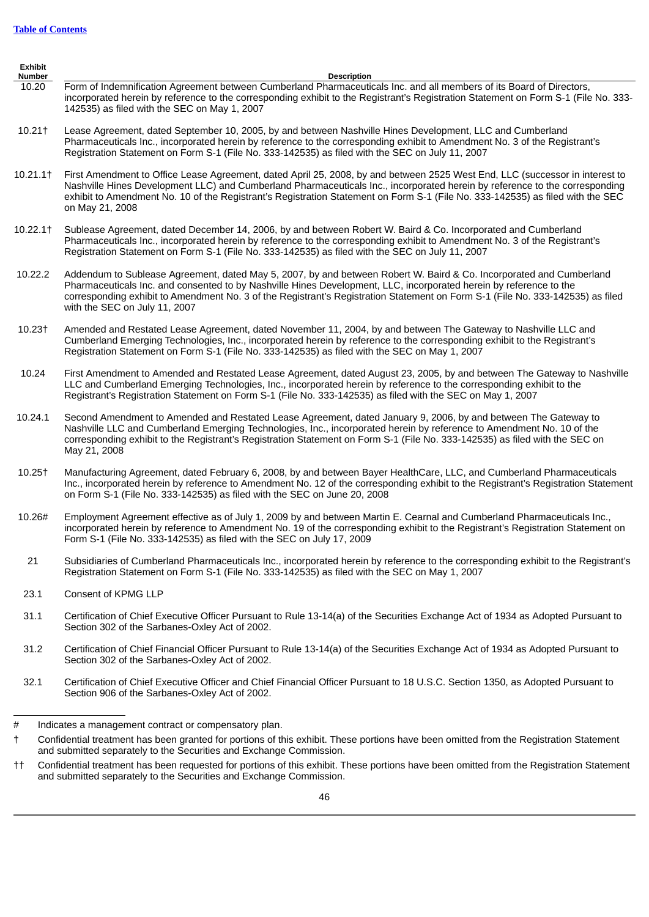[Table of Contents](#)

| Exhibit Number | Description |
|---|---|
| 10.20 | Form of Indemnification Agreement between Cumberland Pharmaceuticals Inc. and all members of its Board of Directors, incorporated herein by reference to the corresponding exhibit to the Registrant's Registration Statement on Form S-1 (File No. 333-142535) as filed with the SEC on May 1, 2007 |
| 10.21† | Lease Agreement, dated September 10, 2005, by and between Nashville Hines Development, LLC and Cumberland Pharmaceuticals Inc., incorporated herein by reference to the corresponding exhibit to Amendment No. 3 of the Registrant's Registration Statement on Form S-1 (File No. 333-142535) as filed with the SEC on July 11, 2007 |
| 10.21.1† | First Amendment to Office Lease Agreement, dated April 25, 2008, by and between 2525 West End, LLC (successor in interest to Nashville Hines Development LLC) and Cumberland Pharmaceuticals Inc., incorporated herein by reference to the corresponding exhibit to Amendment No. 10 of the Registrant's Registration Statement on Form S-1 (File No. 333-142535) as filed with the SEC on May 21, 2008 |
| 10.22.1† | Sublease Agreement, dated December 14, 2006, by and between Robert W. Baird & Co. Incorporated and Cumberland Pharmaceuticals Inc., incorporated herein by reference to the corresponding exhibit to Amendment No. 3 of the Registrant's Registration Statement on Form S-1 (File No. 333-142535) as filed with the SEC on July 11, 2007 |
| 10.22.2 | Addendum to Sublease Agreement, dated May 5, 2007, by and between Robert W. Baird & Co. Incorporated and Cumberland Pharmaceuticals Inc. and consented to by Nashville Hines Development, LLC, incorporated herein by reference to the corresponding exhibit to Amendment No. 3 of the Registrant's Registration Statement on Form S-1 (File No. 333-142535) as filed with the SEC on July 11, 2007 |
| 10.23† | Amended and Restated Lease Agreement, dated November 11, 2004, by and between The Gateway to Nashville LLC and Cumberland Emerging Technologies, Inc., incorporated herein by reference to the corresponding exhibit to the Registrant's Registration Statement on Form S-1 (File No. 333-142535) as filed with the SEC on May 1, 2007 |
| 10.24 | First Amendment to Amended and Restated Lease Agreement, dated August 23, 2005, by and between The Gateway to Nashville LLC and Cumberland Emerging Technologies, Inc., incorporated herein by reference to the corresponding exhibit to the Registrant's Registration Statement on Form S-1 (File No. 333-142535) as filed with the SEC on May 1, 2007 |
| 10.24.1 | Second Amendment to Amended and Restated Lease Agreement, dated January 9, 2006, by and between The Gateway to Nashville LLC and Cumberland Emerging Technologies, Inc., incorporated herein by reference to Amendment No. 10 of the corresponding exhibit to the Registrant's Registration Statement on Form S-1 (File No. 333-142535) as filed with the SEC on May 21, 2008 |
| 10.25† | Manufacturing Agreement, dated February 6, 2008, by and between Bayer HealthCare, LLC, and Cumberland Pharmaceuticals Inc., incorporated herein by reference to Amendment No. 12 of the corresponding exhibit to the Registrant's Registration Statement on Form S-1 (File No. 333-142535) as filed with the SEC on June 20, 2008 |
| 10.26# | Employment Agreement effective as of July 1, 2009 by and between Martin E. Cearnal and Cumberland Pharmaceuticals Inc., incorporated herein by reference to Amendment No. 19 of the corresponding exhibit to the Registrant's Registration Statement on Form S-1 (File No. 333-142535) as filed with the SEC on July 17, 2009 |
| 21 | Subsidiaries of Cumberland Pharmaceuticals Inc., incorporated herein by reference to the corresponding exhibit to the Registrant's Registration Statement on Form S-1 (File No. 333-142535) as filed with the SEC on May 1, 2007 |
| 23.1 | Consent of KPMG LLP |
| 31.1 | Certification of Chief Executive Officer Pursuant to Rule 13-14(a) of the Securities Exchange Act of 1934 as Adopted Pursuant to Section 302 of the Sarbanes-Oxley Act of 2002. |
| 31.2 | Certification of Chief Financial Officer Pursuant to Rule 13-14(a) of the Securities Exchange Act of 1934 as Adopted Pursuant to Section 302 of the Sarbanes-Oxley Act of 2002. |
| 32.1 | Certification of Chief Executive Officer and Chief Financial Officer Pursuant to 18 U.S.C. Section 1350, as Adopted Pursuant to Section 906 of the Sarbanes-Oxley Act of 2002. |

\# Indicates a management contract or compensatory plan.

† Confidential treatment has been granted for portions of this exhibit. These portions have been omitted from the Registration Statement and submitted separately to the Securities and Exchange Commission.

†† Confidential treatment has been requested for portions of this exhibit. These portions have been omitted from the Registration Statement and submitted separately to the Securities and Exchange Commission.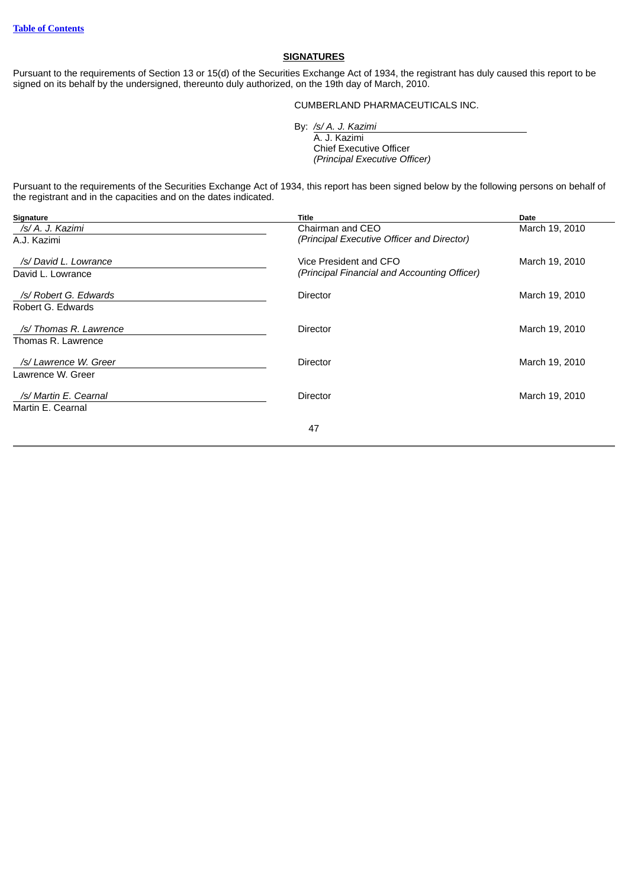[Table of Contents](#)

## SIGNATURES

Pursuant to the requirements of Section 13 or 15(d) of the Securities Exchange Act of 1934, the registrant has duly caused this report to be signed on its behalf by the undersigned, thereunto duly authorized, on the 19th day of March, 2010.

CUMBERLAND PHARMACEUTICALS INC.

By: */s/ A. J. Kazimi*
A. J. Kazimi
Chief Executive Officer
*(Principal Executive Officer)*

Pursuant to the requirements of the Securities Exchange Act of 1934, this report has been signed below by the following persons on behalf of the registrant and in the capacities and on the dates indicated.

| Signature | Title | Date |
|---|---|---|
| */s/ A. J. Kazimi*<br>A.J. Kazimi | Chairman and CEO<br>*(Principal Executive Officer and Director)* | March 19, 2010 |
| */s/ David L. Lowrance*<br>David L. Lowrance | Vice President and CFO<br>*(Principal Financial and Accounting Officer)* | March 19, 2010 |
| */s/ Robert G. Edwards*<br>Robert G. Edwards | Director | March 19, 2010 |
| */s/ Thomas R. Lawrence*<br>Thomas R. Lawrence | Director | March 19, 2010 |
| */s/ Lawrence W. Greer*<br>Lawrence W. Greer | Director | March 19, 2010 |
| */s/ Martin E. Cearnal*<br>Martin E. Cearnal | Director | March 19, 2010 |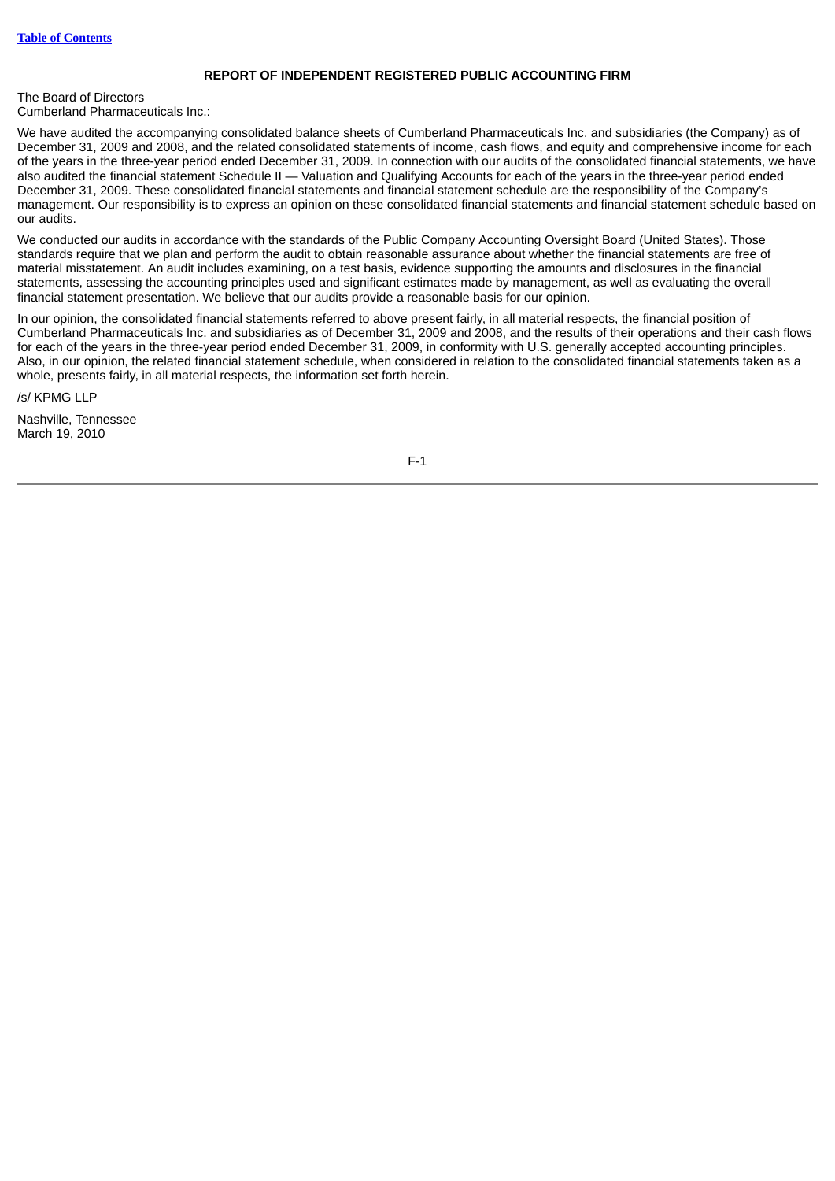**REPORT OF INDEPENDENT REGISTERED PUBLIC ACCOUNTING FIRM**

The Board of Directors
Cumberland Pharmaceuticals Inc.:

We have audited the accompanying consolidated balance sheets of Cumberland Pharmaceuticals Inc. and subsidiaries (the Company) as of December 31, 2009 and 2008, and the related consolidated statements of income, cash flows, and equity and comprehensive income for each of the years in the three-year period ended December 31, 2009. In connection with our audits of the consolidated financial statements, we have also audited the financial statement Schedule II — Valuation and Qualifying Accounts for each of the years in the three-year period ended December 31, 2009. These consolidated financial statements and financial statement schedule are the responsibility of the Company's management. Our responsibility is to express an opinion on these consolidated financial statements and financial statement schedule based on our audits.

We conducted our audits in accordance with the standards of the Public Company Accounting Oversight Board (United States). Those standards require that we plan and perform the audit to obtain reasonable assurance about whether the financial statements are free of material misstatement. An audit includes examining, on a test basis, evidence supporting the amounts and disclosures in the financial statements, assessing the accounting principles used and significant estimates made by management, as well as evaluating the overall financial statement presentation. We believe that our audits provide a reasonable basis for our opinion.

In our opinion, the consolidated financial statements referred to above present fairly, in all material respects, the financial position of Cumberland Pharmaceuticals Inc. and subsidiaries as of December 31, 2009 and 2008, and the results of their operations and their cash flows for each of the years in the three-year period ended December 31, 2009, in conformity with U.S. generally accepted accounting principles. Also, in our opinion, the related financial statement schedule, when considered in relation to the consolidated financial statements taken as a whole, presents fairly, in all material respects, the information set forth herein.

/s/ KPMG LLP

Nashville, Tennessee
March 19, 2010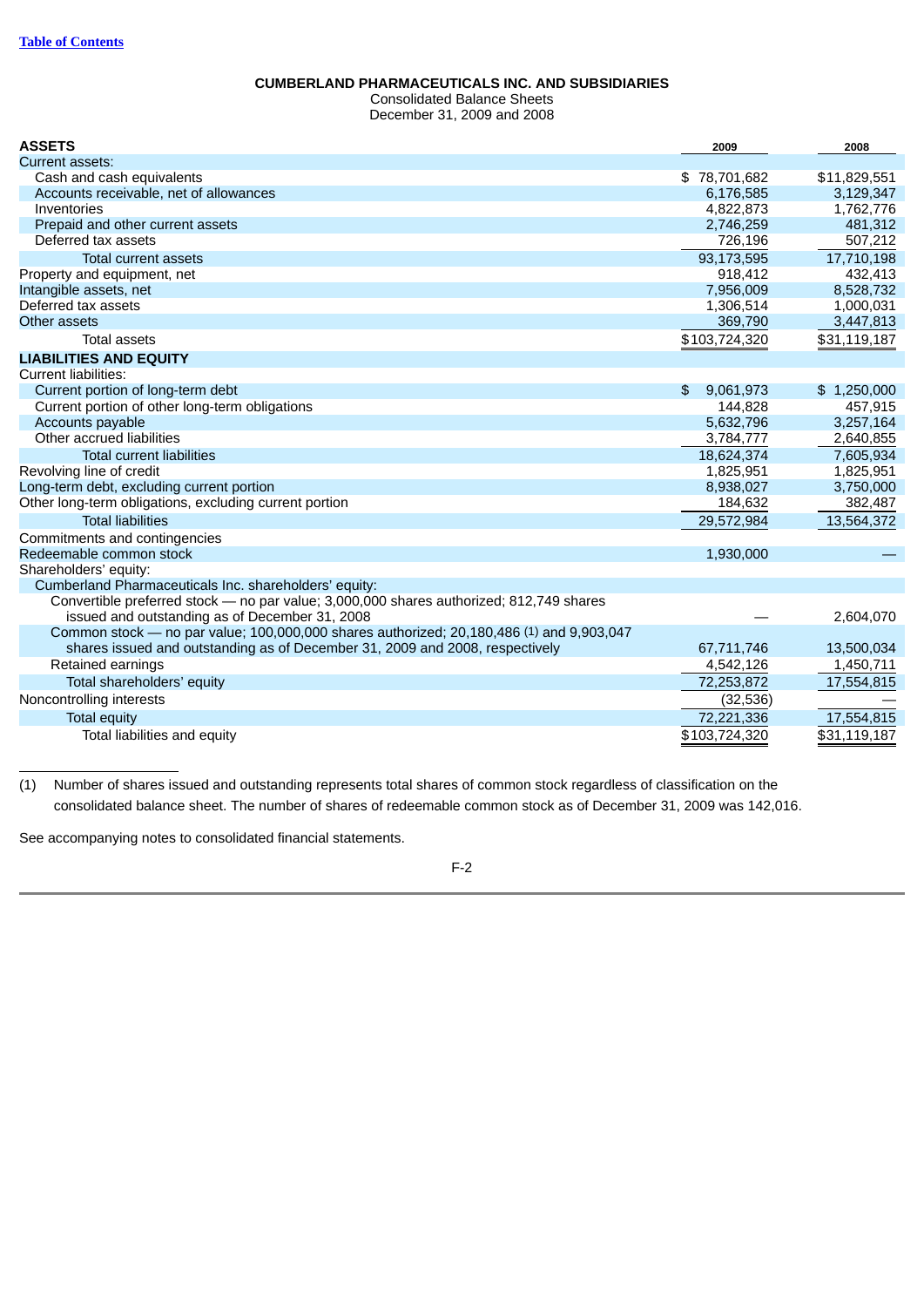**CUMBERLAND PHARMACEUTICALS INC. AND SUBSIDIARIES**
Consolidated Balance Sheets
December 31, 2009 and 2008

| **ASSETS** | 2009 | 2008 |
|---|---|---|
| Current assets: | | |
| Cash and cash equivalents | $ 78,701,682 | $11,829,551 |
| Accounts receivable, net of allowances | 6,176,585 | 3,129,347 |
| Inventories | 4,822,873 | 1,762,776 |
| Prepaid and other current assets | 2,746,259 | 481,312 |
| Deferred tax assets | 726,196 | 507,212 |
| Total current assets | 93,173,595 | 17,710,198 |
| Property and equipment, net | 918,412 | 432,413 |
| Intangible assets, net | 7,956,009 | 8,528,732 |
| Deferred tax assets | 1,306,514 | 1,000,031 |
| Other assets | 369,790 | 3,447,813 |
| Total assets | $103,724,320 | $31,119,187 |
| **LIABILITIES AND EQUITY** | | |
| Current liabilities: | | |
| Current portion of long-term debt | $ 9,061,973 | $ 1,250,000 |
| Current portion of other long-term obligations | 144,828 | 457,915 |
| Accounts payable | 5,632,796 | 3,257,164 |
| Other accrued liabilities | 3,784,777 | 2,640,855 |
| Total current liabilities | 18,624,374 | 7,605,934 |
| Revolving line of credit | 1,825,951 | 1,825,951 |
| Long-term debt, excluding current portion | 8,938,027 | 3,750,000 |
| Other long-term obligations, excluding current portion | 184,632 | 382,487 |
| Total liabilities | 29,572,984 | 13,564,372 |
| Commitments and contingencies | | |
| Redeemable common stock | 1,930,000 | — |
| Shareholders' equity: | | |
| Cumberland Pharmaceuticals Inc. shareholders' equity: | | |
| Convertible preferred stock — no par value; 3,000,000 shares authorized; 812,749 shares issued and outstanding as of December 31, 2008 | — | 2,604,070 |
| Common stock — no par value; 100,000,000 shares authorized; 20,180,486 [1] and 9,903,047 shares issued and outstanding as of December 31, 2009 and 2008, respectively | 67,711,746 | 13,500,034 |
| Retained earnings | 4,542,126 | 1,450,711 |
| Total shareholders' equity | 72,253,872 | 17,554,815 |
| Noncontrolling interests | (32,536) | — |
| Total equity | 72,221,336 | 17,554,815 |
| Total liabilities and equity | $103,724,320 | $31,119,187 |

(1) Number of shares issued and outstanding represents total shares of common stock regardless of classification on the consolidated balance sheet. The number of shares of redeemable common stock as of December 31, 2009 was 142,016.

See accompanying notes to consolidated financial statements.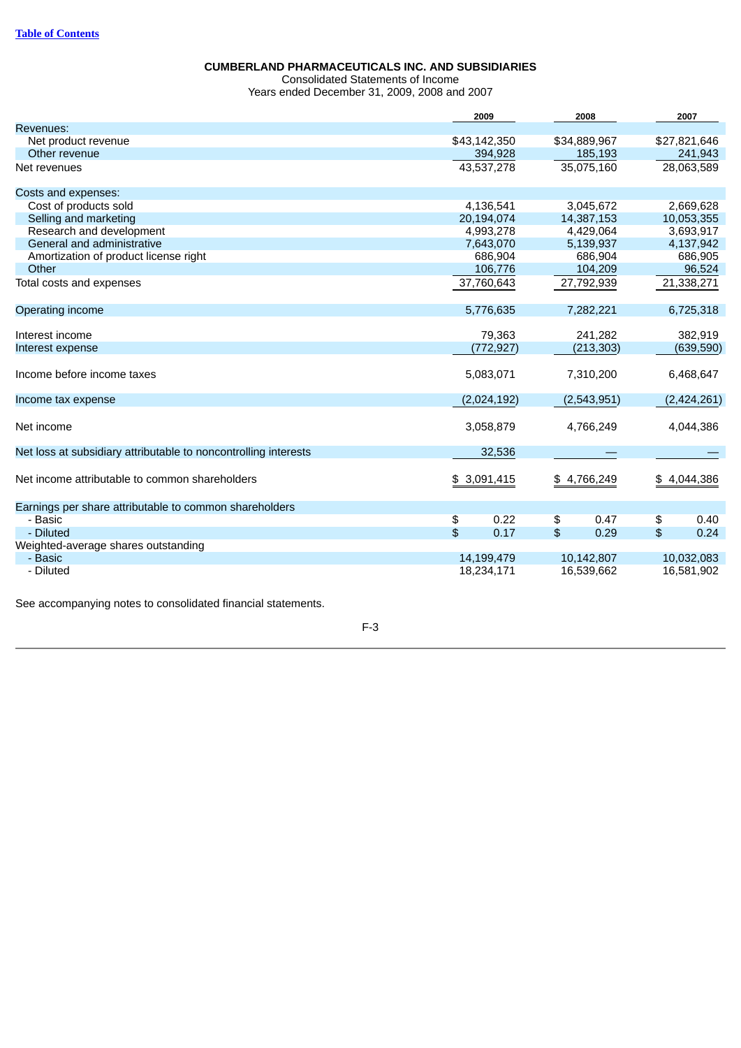**CUMBERLAND PHARMACEUTICALS INC. AND SUBSIDIARIES**
Consolidated Statements of Income
Years ended December 31, 2009, 2008 and 2007

| | 2009 | 2008 | 2007 |
|---|---|---|---|
| Revenues: | | | |
| Net product revenue | $43,142,350 | $34,889,967 | $27,821,646 |
| Other revenue | 394,928 | 185,193 | 241,943 |
| Net revenues | 43,537,278 | 35,075,160 | 28,063,589 |
| Costs and expenses: | | | |
| Cost of products sold | 4,136,541 | 3,045,672 | 2,669,628 |
| Selling and marketing | 20,194,074 | 14,387,153 | 10,053,355 |
| Research and development | 4,993,278 | 4,429,064 | 3,693,917 |
| General and administrative | 7,643,070 | 5,139,937 | 4,137,942 |
| Amortization of product license right | 686,904 | 686,904 | 686,905 |
| Other | 106,776 | 104,209 | 96,524 |
| Total costs and expenses | 37,760,643 | 27,792,939 | 21,338,271 |
| Operating income | 5,776,635 | 7,282,221 | 6,725,318 |
| Interest income | 79,363 | 241,282 | 382,919 |
| Interest expense | (772,927) | (213,303) | (639,590) |
| Income before income taxes | 5,083,071 | 7,310,200 | 6,468,647 |
| Income tax expense | (2,024,192) | (2,543,951) | (2,424,261) |
| Net income | 3,058,879 | 4,766,249 | 4,044,386 |
| Net loss at subsidiary attributable to noncontrolling interests | 32,536 | — | — |
| Net income attributable to common shareholders | $ 3,091,415 | $ 4,766,249 | $ 4,044,386 |
| Earnings per share attributable to common shareholders | | | |
| - Basic | $ 0.22 | $ 0.47 | $ 0.40 |
| - Diluted | $ 0.17 | $ 0.29 | $ 0.24 |
| Weighted-average shares outstanding | | | |
| - Basic | 14,199,479 | 10,142,807 | 10,032,083 |
| - Diluted | 18,234,171 | 16,539,662 | 16,581,902 |

See accompanying notes to consolidated financial statements.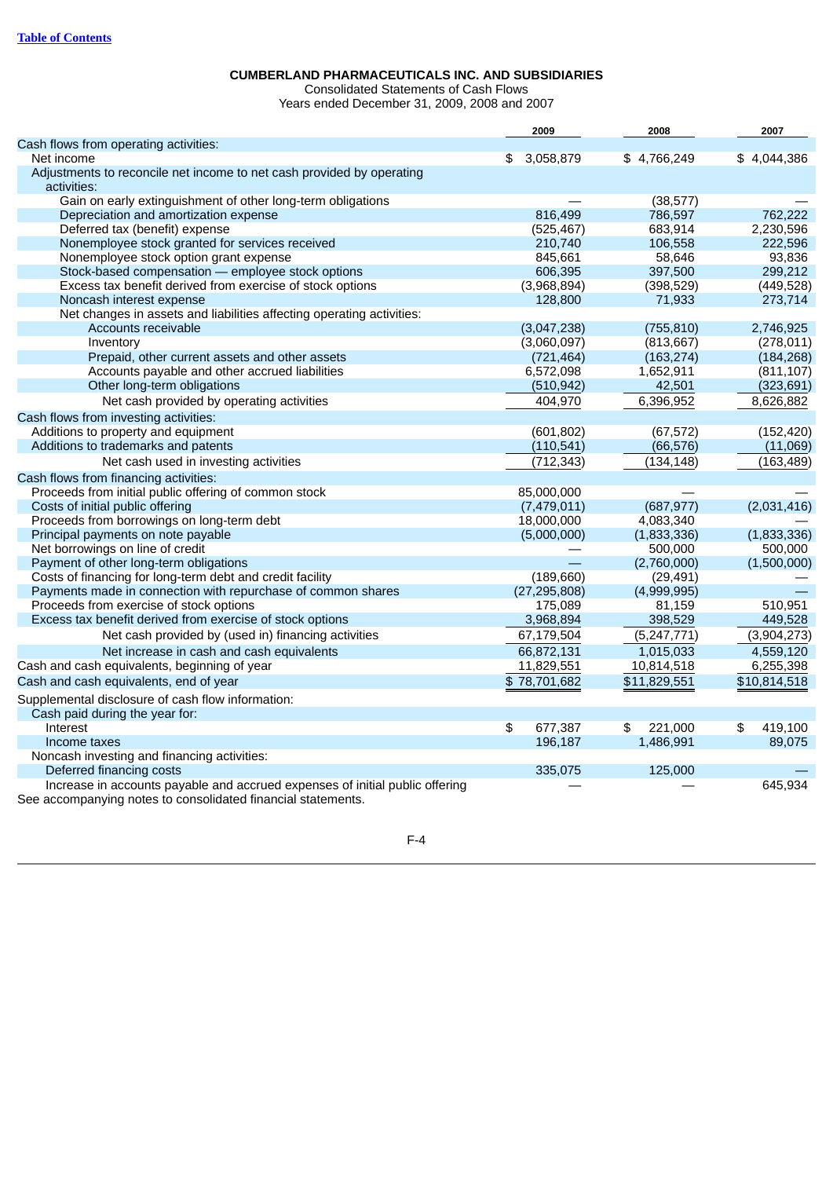**CUMBERLAND PHARMACEUTICALS INC. AND SUBSIDIARIES**
Consolidated Statements of Cash Flows
Years ended December 31, 2009, 2008 and 2007

| | 2009 | 2008 | 2007 |
|---|---|---|---|
| Cash flows from operating activities: | | | |
| Net income | $ 3,058,879 | $ 4,766,249 | $ 4,044,386 |
| Adjustments to reconcile net income to net cash provided by operating activities: | | | |
| Gain on early extinguishment of other long-term obligations | — | (38,577) | — |
| Depreciation and amortization expense | 816,499 | 786,597 | 762,222 |
| Deferred tax (benefit) expense | (525,467) | 683,914 | 2,230,596 |
| Nonemployee stock granted for services received | 210,740 | 106,558 | 222,596 |
| Nonemployee stock option grant expense | 845,661 | 58,646 | 93,836 |
| Stock-based compensation — employee stock options | 606,395 | 397,500 | 299,212 |
| Excess tax benefit derived from exercise of stock options | (3,968,894) | (398,529) | (449,528) |
| Noncash interest expense | 128,800 | 71,933 | 273,714 |
| Net changes in assets and liabilities affecting operating activities: | | | |
| Accounts receivable | (3,047,238) | (755,810) | 2,746,925 |
| Inventory | (3,060,097) | (813,667) | (278,011) |
| Prepaid, other current assets and other assets | (721,464) | (163,274) | (184,268) |
| Accounts payable and other accrued liabilities | 6,572,098 | 1,652,911 | (811,107) |
| Other long-term obligations | (510,942) | 42,501 | (323,691) |
| Net cash provided by operating activities | 404,970 | 6,396,952 | 8,626,882 |
| Cash flows from investing activities: | | | |
| Additions to property and equipment | (601,802) | (67,572) | (152,420) |
| Additions to trademarks and patents | (110,541) | (66,576) | (11,069) |
| Net cash used in investing activities | (712,343) | (134,148) | (163,489) |
| Cash flows from financing activities: | | | |
| Proceeds from initial public offering of common stock | 85,000,000 | — | — |
| Costs of initial public offering | (7,479,011) | (687,977) | (2,031,416) |
| Proceeds from borrowings on long-term debt | 18,000,000 | 4,083,340 | — |
| Principal payments on note payable | (5,000,000) | (1,833,336) | (1,833,336) |
| Net borrowings on line of credit | — | 500,000 | 500,000 |
| Payment of other long-term obligations | — | (2,760,000) | (1,500,000) |
| Costs of financing for long-term debt and credit facility | (189,660) | (29,491) | — |
| Payments made in connection with repurchase of common shares | (27,295,808) | (4,999,995) | — |
| Proceeds from exercise of stock options | 175,089 | 81,159 | 510,951 |
| Excess tax benefit derived from exercise of stock options | 3,968,894 | 398,529 | 449,528 |
| Net cash provided by (used in) financing activities | 67,179,504 | (5,247,771) | (3,904,273) |
| Net increase in cash and cash equivalents | 66,872,131 | 1,015,033 | 4,559,120 |
| Cash and cash equivalents, beginning of year | 11,829,551 | 10,814,518 | 6,255,398 |
| Cash and cash equivalents, end of year | $ 78,701,682 | $11,829,551 | $10,814,518 |
| Supplemental disclosure of cash flow information: | | | |
| Cash paid during the year for: | | | |
| Interest | $ 677,387 | $ 221,000 | $ 419,100 |
| Income taxes | 196,187 | 1,486,991 | 89,075 |
| Noncash investing and financing activities: | | | |
| Deferred financing costs | 335,075 | 125,000 | — |
| Increase in accounts payable and accrued expenses of initial public offering | — | — | 645,934 |

See accompanying notes to consolidated financial statements.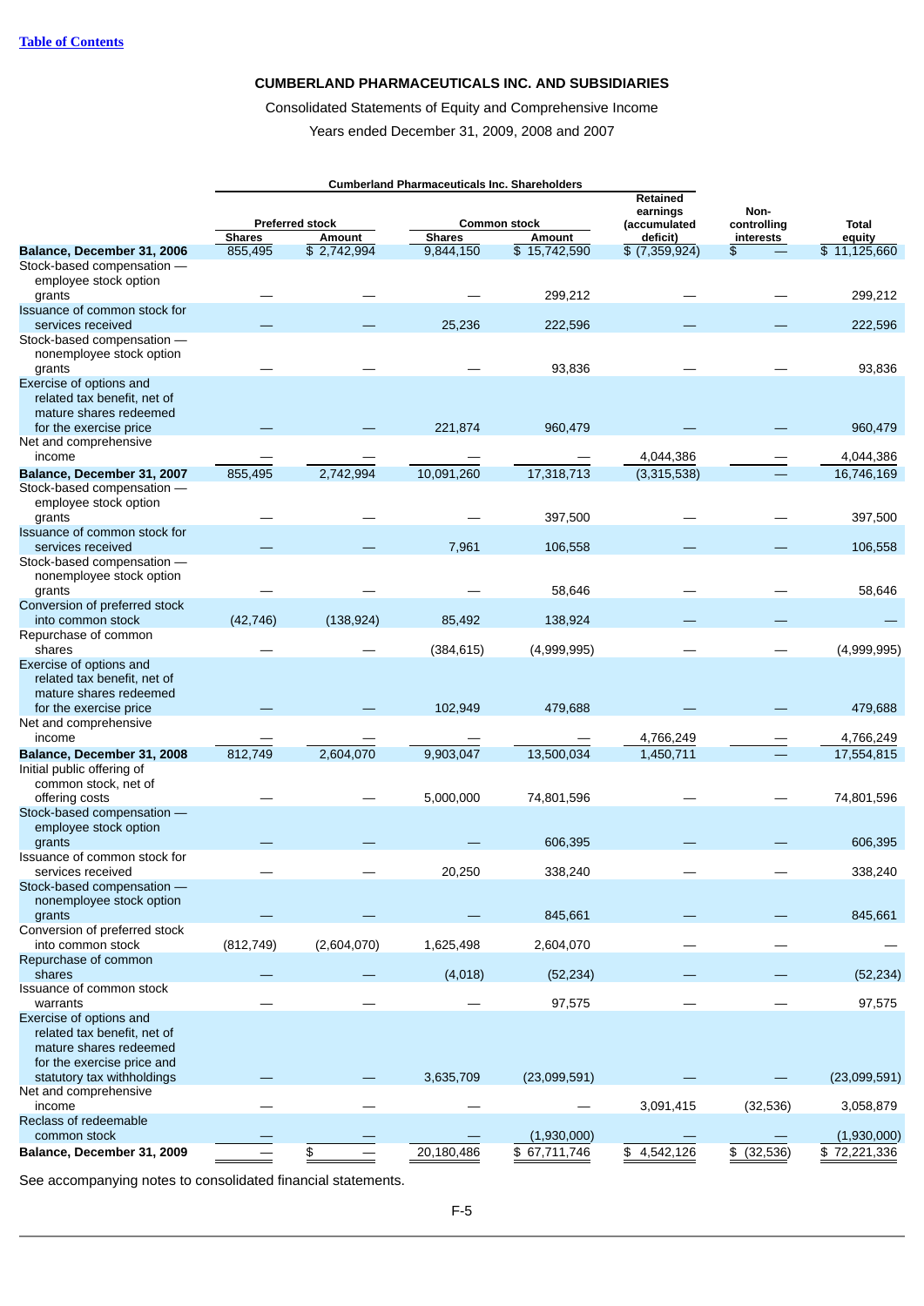[Table of Contents]

**CUMBERLAND PHARMACEUTICALS INC. AND SUBSIDIARIES**

Consolidated Statements of Equity and Comprehensive Income

Years ended December 31, 2009, 2008 and 2007

| | Cumberland Pharmaceuticals Inc. Shareholders | | | | | | |
|---|---|---|---|---|---|---|---|
| | Preferred stock | | Common stock | | Retained earnings (accumulated deficit) | Non-controlling interests | Total equity |
| | Shares | Amount | Shares | Amount | | | |
| **Balance, December 31, 2006** | 855,495 | $ 2,742,994 | 9,844,150 | $ 15,742,590 | $ (7,359,924) | $ — | $ 11,125,660 |
| Stock-based compensation — employee stock option grants | — | — | — | 299,212 | — | — | 299,212 |
| Issuance of common stock for services received | — | — | 25,236 | 222,596 | — | — | 222,596 |
| Stock-based compensation — nonemployee stock option grants | — | — | — | 93,836 | — | — | 93,836 |
| Exercise of options and related tax benefit, net of mature shares redeemed for the exercise price | — | — | 221,874 | 960,479 | — | — | 960,479 |
| Net and comprehensive income | — | — | — | — | 4,044,386 | — | 4,044,386 |
| **Balance, December 31, 2007** | 855,495 | 2,742,994 | 10,091,260 | 17,318,713 | (3,315,538) | — | 16,746,169 |
| Stock-based compensation — employee stock option grants | — | — | — | 397,500 | — | — | 397,500 |
| Issuance of common stock for services received | — | — | 7,961 | 106,558 | — | — | 106,558 |
| Stock-based compensation — nonemployee stock option grants | — | — | — | 58,646 | — | — | 58,646 |
| Conversion of preferred stock into common stock | (42,746) | (138,924) | 85,492 | 138,924 | — | — | — |
| Repurchase of common shares | — | — | (384,615) | (4,999,995) | — | — | (4,999,995) |
| Exercise of options and related tax benefit, net of mature shares redeemed for the exercise price | — | — | 102,949 | 479,688 | — | — | 479,688 |
| Net and comprehensive income | — | — | — | — | 4,766,249 | — | 4,766,249 |
| **Balance, December 31, 2008** | 812,749 | 2,604,070 | 9,903,047 | 13,500,034 | 1,450,711 | — | 17,554,815 |
| Initial public offering of common stock, net of offering costs | — | — | 5,000,000 | 74,801,596 | — | — | 74,801,596 |
| Stock-based compensation — employee stock option grants | — | — | — | 606,395 | — | — | 606,395 |
| Issuance of common stock for services received | — | — | 20,250 | 338,240 | — | — | 338,240 |
| Stock-based compensation — nonemployee stock option grants | — | — | — | 845,661 | — | — | 845,661 |
| Conversion of preferred stock into common stock | (812,749) | (2,604,070) | 1,625,498 | 2,604,070 | — | — | — |
| Repurchase of common shares | — | — | (4,018) | (52,234) | — | — | (52,234) |
| Issuance of common stock warrants | — | — | — | 97,575 | — | — | 97,575 |
| Exercise of options and related tax benefit, net of mature shares redeemed for the exercise price and statutory tax withholdings | — | — | 3,635,709 | (23,099,591) | — | — | (23,099,591) |
| Net and comprehensive income | — | — | — | — | 3,091,415 | (32,536) | 3,058,879 |
| Reclass of redeemable common stock | — | — | — | (1,930,000) | — | — | (1,930,000) |
| **Balance, December 31, 2009** | — | $ — | 20,180,486 | $ 67,711,746 | $ 4,542,126 | $ (32,536) | $ 72,221,336 |

See accompanying notes to consolidated financial statements.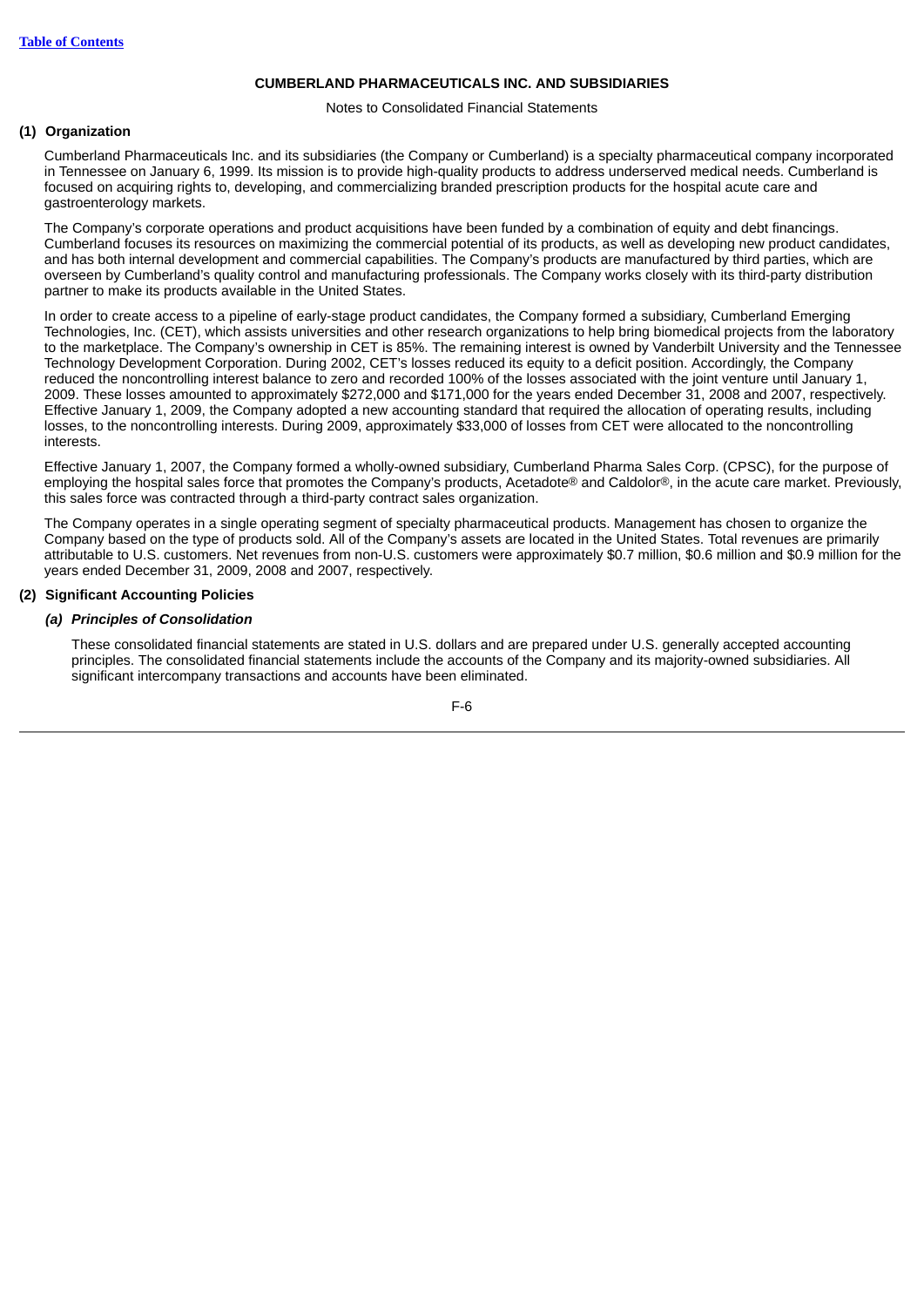## CUMBERLAND PHARMACEUTICALS INC. AND SUBSIDIARIES

Notes to Consolidated Financial Statements

### (1) Organization

Cumberland Pharmaceuticals Inc. and its subsidiaries (the Company or Cumberland) is a specialty pharmaceutical company incorporated in Tennessee on January 6, 1999. Its mission is to provide high-quality products to address underserved medical needs. Cumberland is focused on acquiring rights to, developing, and commercializing branded prescription products for the hospital acute care and gastroenterology markets.

The Company's corporate operations and product acquisitions have been funded by a combination of equity and debt financings. Cumberland focuses its resources on maximizing the commercial potential of its products, as well as developing new product candidates, and has both internal development and commercial capabilities. The Company's products are manufactured by third parties, which are overseen by Cumberland's quality control and manufacturing professionals. The Company works closely with its third-party distribution partner to make its products available in the United States.

In order to create access to a pipeline of early-stage product candidates, the Company formed a subsidiary, Cumberland Emerging Technologies, Inc. (CET), which assists universities and other research organizations to help bring biomedical projects from the laboratory to the marketplace. The Company's ownership in CET is 85%. The remaining interest is owned by Vanderbilt University and the Tennessee Technology Development Corporation. During 2002, CET's losses reduced its equity to a deficit position. Accordingly, the Company reduced the noncontrolling interest balance to zero and recorded 100% of the losses associated with the joint venture until January 1, 2009. These losses amounted to approximately $272,000 and $171,000 for the years ended December 31, 2008 and 2007, respectively. Effective January 1, 2009, the Company adopted a new accounting standard that required the allocation of operating results, including losses, to the noncontrolling interests. During 2009, approximately $33,000 of losses from CET were allocated to the noncontrolling interests.

Effective January 1, 2007, the Company formed a wholly-owned subsidiary, Cumberland Pharma Sales Corp. (CPSC), for the purpose of employing the hospital sales force that promotes the Company's products, Acetadote® and Caldolor®, in the acute care market. Previously, this sales force was contracted through a third-party contract sales organization.

The Company operates in a single operating segment of specialty pharmaceutical products. Management has chosen to organize the Company based on the type of products sold. All of the Company's assets are located in the United States. Total revenues are primarily attributable to U.S. customers. Net revenues from non-U.S. customers were approximately $0.7 million, $0.6 million and $0.9 million for the years ended December 31, 2009, 2008 and 2007, respectively.

### (2) Significant Accounting Policies

#### *(a) Principles of Consolidation*

These consolidated financial statements are stated in U.S. dollars and are prepared under U.S. generally accepted accounting principles. The consolidated financial statements include the accounts of the Company and its majority-owned subsidiaries. All significant intercompany transactions and accounts have been eliminated.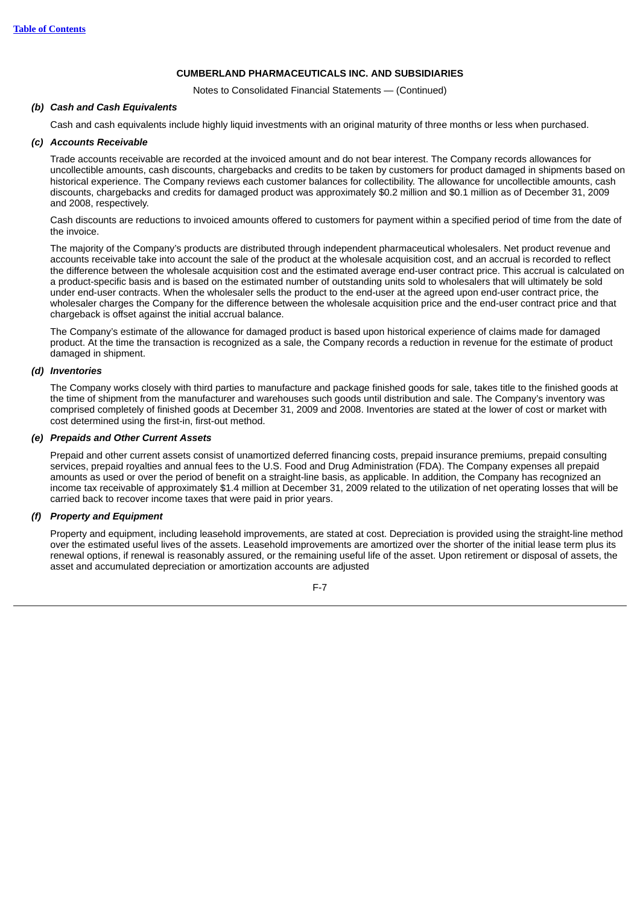**CUMBERLAND PHARMACEUTICALS INC. AND SUBSIDIARIES**

Notes to Consolidated Financial Statements — (Continued)

***(b) Cash and Cash Equivalents***

Cash and cash equivalents include highly liquid investments with an original maturity of three months or less when purchased.

***(c) Accounts Receivable***

Trade accounts receivable are recorded at the invoiced amount and do not bear interest. The Company records allowances for uncollectible amounts, cash discounts, chargebacks and credits to be taken by customers for product damaged in shipments based on historical experience. The Company reviews each customer balances for collectibility. The allowance for uncollectible amounts, cash discounts, chargebacks and credits for damaged product was approximately $0.2 million and $0.1 million as of December 31, 2009 and 2008, respectively.

Cash discounts are reductions to invoiced amounts offered to customers for payment within a specified period of time from the date of the invoice.

The majority of the Company's products are distributed through independent pharmaceutical wholesalers. Net product revenue and accounts receivable take into account the sale of the product at the wholesale acquisition cost, and an accrual is recorded to reflect the difference between the wholesale acquisition cost and the estimated average end-user contract price. This accrual is calculated on a product-specific basis and is based on the estimated number of outstanding units sold to wholesalers that will ultimately be sold under end-user contracts. When the wholesaler sells the product to the end-user at the agreed upon end-user contract price, the wholesaler charges the Company for the difference between the wholesale acquisition price and the end-user contract price and that chargeback is offset against the initial accrual balance.

The Company's estimate of the allowance for damaged product is based upon historical experience of claims made for damaged product. At the time the transaction is recognized as a sale, the Company records a reduction in revenue for the estimate of product damaged in shipment.

***(d) Inventories***

The Company works closely with third parties to manufacture and package finished goods for sale, takes title to the finished goods at the time of shipment from the manufacturer and warehouses such goods until distribution and sale. The Company's inventory was comprised completely of finished goods at December 31, 2009 and 2008. Inventories are stated at the lower of cost or market with cost determined using the first-in, first-out method.

***(e) Prepaids and Other Current Assets***

Prepaid and other current assets consist of unamortized deferred financing costs, prepaid insurance premiums, prepaid consulting services, prepaid royalties and annual fees to the U.S. Food and Drug Administration (FDA). The Company expenses all prepaid amounts as used or over the period of benefit on a straight-line basis, as applicable. In addition, the Company has recognized an income tax receivable of approximately $1.4 million at December 31, 2009 related to the utilization of net operating losses that will be carried back to recover income taxes that were paid in prior years.

***(f) Property and Equipment***

Property and equipment, including leasehold improvements, are stated at cost. Depreciation is provided using the straight-line method over the estimated useful lives of the assets. Leasehold improvements are amortized over the shorter of the initial lease term plus its renewal options, if renewal is reasonably assured, or the remaining useful life of the asset. Upon retirement or disposal of assets, the asset and accumulated depreciation or amortization accounts are adjusted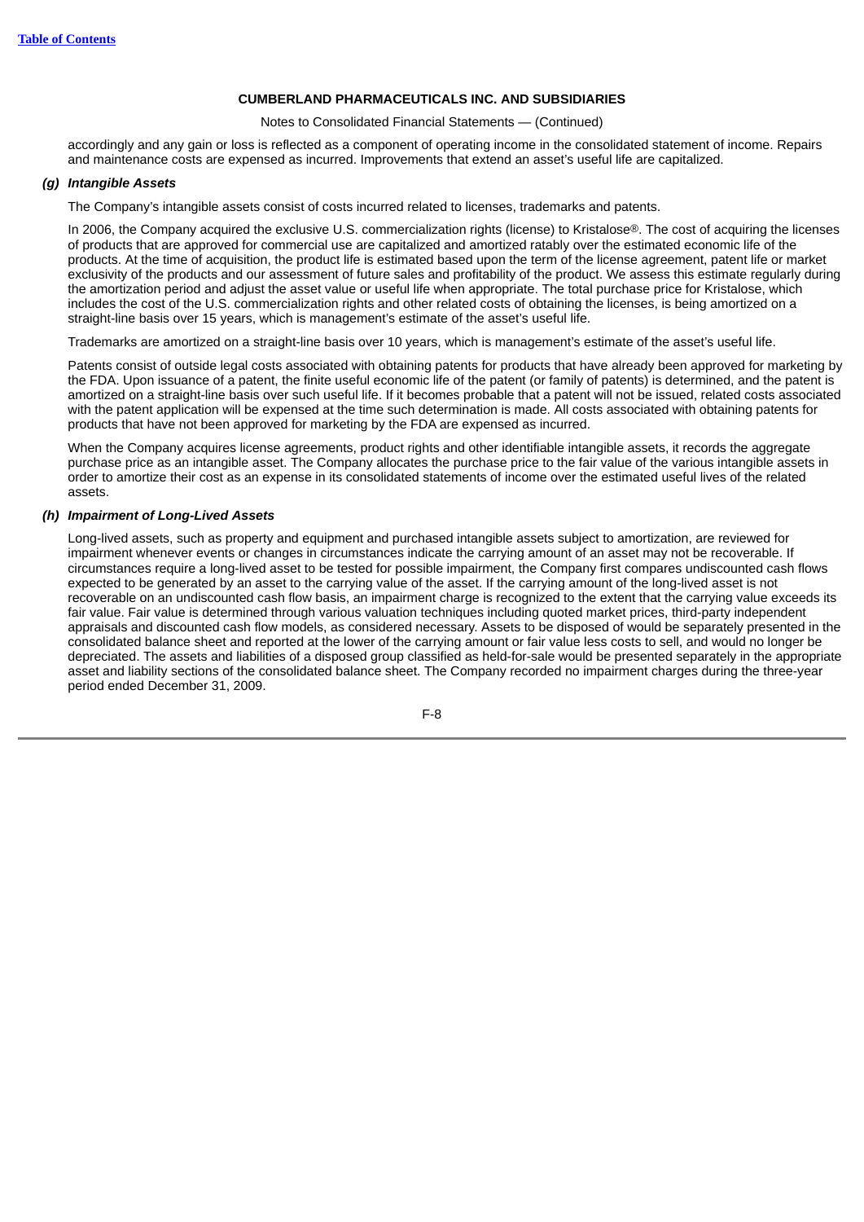accordingly and any gain or loss is reflected as a component of operating income in the consolidated statement of income. Repairs and maintenance costs are expensed as incurred. Improvements that extend an asset's useful life are capitalized.

### *(g) Intangible Assets*

The Company's intangible assets consist of costs incurred related to licenses, trademarks and patents.

In 2006, the Company acquired the exclusive U.S. commercialization rights (license) to Kristalose®. The cost of acquiring the licenses of products that are approved for commercial use are capitalized and amortized ratably over the estimated economic life of the products. At the time of acquisition, the product life is estimated based upon the term of the license agreement, patent life or market exclusivity of the products and our assessment of future sales and profitability of the product. We assess this estimate regularly during the amortization period and adjust the asset value or useful life when appropriate. The total purchase price for Kristalose, which includes the cost of the U.S. commercialization rights and other related costs of obtaining the licenses, is being amortized on a straight-line basis over 15 years, which is management's estimate of the asset's useful life.

Trademarks are amortized on a straight-line basis over 10 years, which is management's estimate of the asset's useful life.

Patents consist of outside legal costs associated with obtaining patents for products that have already been approved for marketing by the FDA. Upon issuance of a patent, the finite useful economic life of the patent (or family of patents) is determined, and the patent is amortized on a straight-line basis over such useful life. If it becomes probable that a patent will not be issued, related costs associated with the patent application will be expensed at the time such determination is made. All costs associated with obtaining patents for products that have not been approved for marketing by the FDA are expensed as incurred.

When the Company acquires license agreements, product rights and other identifiable intangible assets, it records the aggregate purchase price as an intangible asset. The Company allocates the purchase price to the fair value of the various intangible assets in order to amortize their cost as an expense in its consolidated statements of income over the estimated useful lives of the related assets.

### *(h) Impairment of Long-Lived Assets*

Long-lived assets, such as property and equipment and purchased intangible assets subject to amortization, are reviewed for impairment whenever events or changes in circumstances indicate the carrying amount of an asset may not be recoverable. If circumstances require a long-lived asset to be tested for possible impairment, the Company first compares undiscounted cash flows expected to be generated by an asset to the carrying value of the asset. If the carrying amount of the long-lived asset is not recoverable on an undiscounted cash flow basis, an impairment charge is recognized to the extent that the carrying value exceeds its fair value. Fair value is determined through various valuation techniques including quoted market prices, third-party independent appraisals and discounted cash flow models, as considered necessary. Assets to be disposed of would be separately presented in the consolidated balance sheet and reported at the lower of the carrying amount or fair value less costs to sell, and would no longer be depreciated. The assets and liabilities of a disposed group classified as held-for-sale would be presented separately in the appropriate asset and liability sections of the consolidated balance sheet. The Company recorded no impairment charges during the three-year period ended December 31, 2009.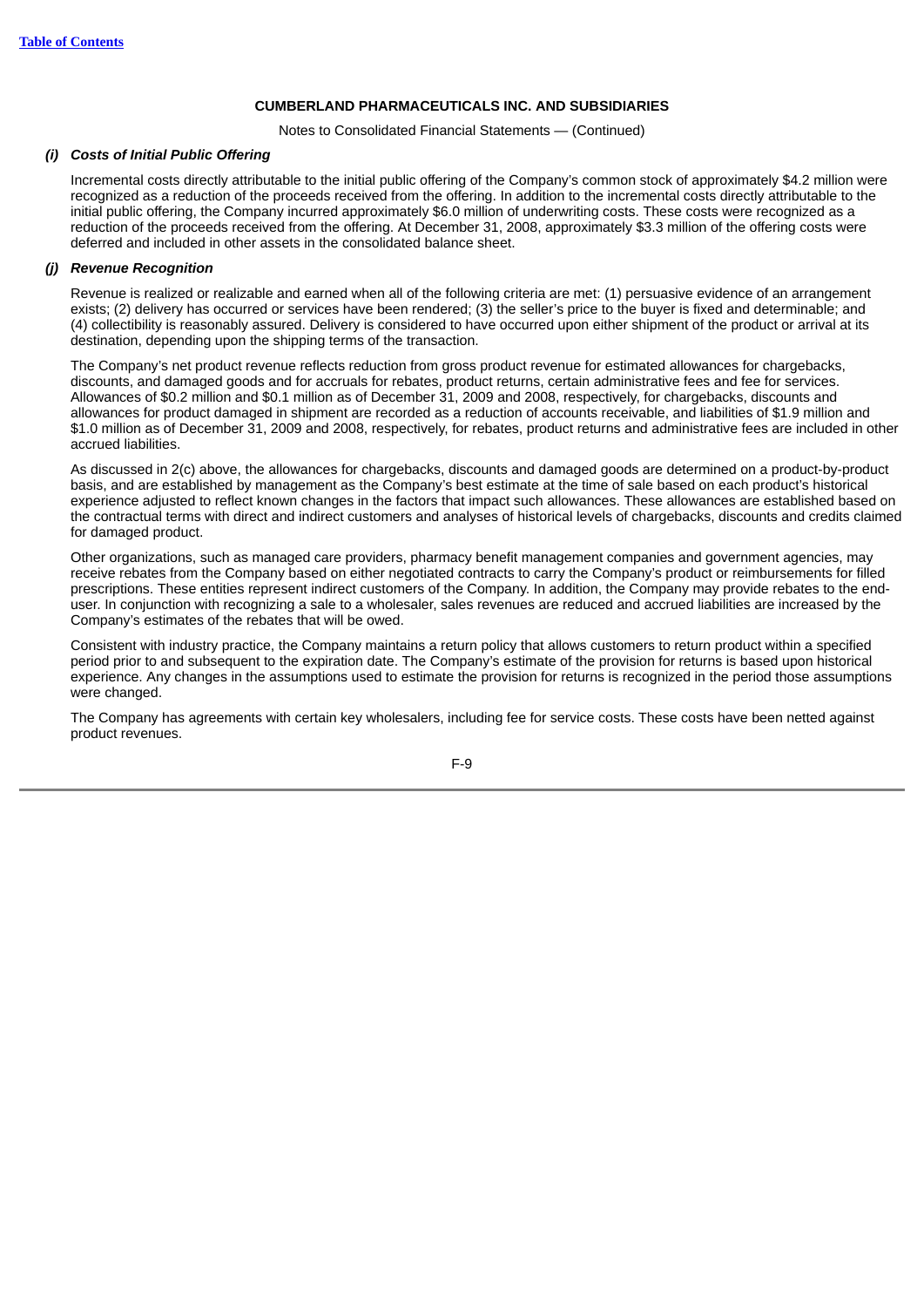**CUMBERLAND PHARMACEUTICALS INC. AND SUBSIDIARIES**

Notes to Consolidated Financial Statements — (Continued)

### *(i) Costs of Initial Public Offering*

Incremental costs directly attributable to the initial public offering of the Company's common stock of approximately $4.2 million were recognized as a reduction of the proceeds received from the offering. In addition to the incremental costs directly attributable to the initial public offering, the Company incurred approximately $6.0 million of underwriting costs. These costs were recognized as a reduction of the proceeds received from the offering. At December 31, 2008, approximately $3.3 million of the offering costs were deferred and included in other assets in the consolidated balance sheet.

### *(j) Revenue Recognition*

Revenue is realized or realizable and earned when all of the following criteria are met: (1) persuasive evidence of an arrangement exists; (2) delivery has occurred or services have been rendered; (3) the seller's price to the buyer is fixed and determinable; and (4) collectibility is reasonably assured. Delivery is considered to have occurred upon either shipment of the product or arrival at its destination, depending upon the shipping terms of the transaction.

The Company's net product revenue reflects reduction from gross product revenue for estimated allowances for chargebacks, discounts, and damaged goods and for accruals for rebates, product returns, certain administrative fees and fee for services. Allowances of $0.2 million and $0.1 million as of December 31, 2009 and 2008, respectively, for chargebacks, discounts and allowances for product damaged in shipment are recorded as a reduction of accounts receivable, and liabilities of $1.9 million and $1.0 million as of December 31, 2009 and 2008, respectively, for rebates, product returns and administrative fees are included in other accrued liabilities.

As discussed in 2(c) above, the allowances for chargebacks, discounts and damaged goods are determined on a product-by-product basis, and are established by management as the Company's best estimate at the time of sale based on each product's historical experience adjusted to reflect known changes in the factors that impact such allowances. These allowances are established based on the contractual terms with direct and indirect customers and analyses of historical levels of chargebacks, discounts and credits claimed for damaged product.

Other organizations, such as managed care providers, pharmacy benefit management companies and government agencies, may receive rebates from the Company based on either negotiated contracts to carry the Company's product or reimbursements for filled prescriptions. These entities represent indirect customers of the Company. In addition, the Company may provide rebates to the end-user. In conjunction with recognizing a sale to a wholesaler, sales revenues are reduced and accrued liabilities are increased by the Company's estimates of the rebates that will be owed.

Consistent with industry practice, the Company maintains a return policy that allows customers to return product within a specified period prior to and subsequent to the expiration date. The Company's estimate of the provision for returns is based upon historical experience. Any changes in the assumptions used to estimate the provision for returns is recognized in the period those assumptions were changed.

The Company has agreements with certain key wholesalers, including fee for service costs. These costs have been netted against product revenues.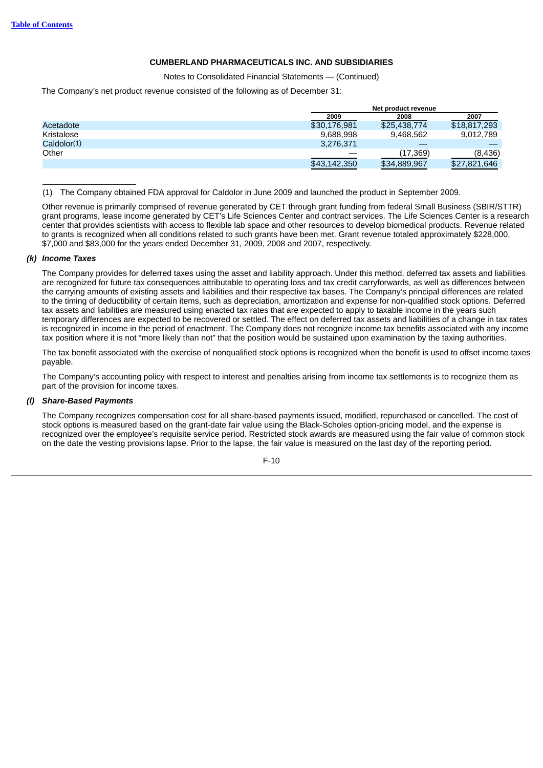**CUMBERLAND PHARMACEUTICALS INC. AND SUBSIDIARIES**

Notes to Consolidated Financial Statements — (Continued)

The Company's net product revenue consisted of the following as of December 31:

| | Net product revenue | | |
|---|---|---|---|
| | 2009 | 2008 | 2007 |
| Acetadote | $30,176,981 | $25,438,774 | $18,817,293 |
| Kristalose | 9,688,998 | 9,468,562 | 9,012,789 |
| Caldolor(1) | 3,276,371 | — | — |
| Other | — | (17,369) | (8,436) |
| | $43,142,350 | $34,889,967 | $27,821,646 |

(1) The Company obtained FDA approval for Caldolor in June 2009 and launched the product in September 2009.

Other revenue is primarily comprised of revenue generated by CET through grant funding from federal Small Business (SBIR/STTR) grant programs, lease income generated by CET's Life Sciences Center and contract services. The Life Sciences Center is a research center that provides scientists with access to flexible lab space and other resources to develop biomedical products. Revenue related to grants is recognized when all conditions related to such grants have been met. Grant revenue totaled approximately $228,000, $7,000 and $83,000 for the years ended December 31, 2009, 2008 and 2007, respectively.

***(k) Income Taxes***

The Company provides for deferred taxes using the asset and liability approach. Under this method, deferred tax assets and liabilities are recognized for future tax consequences attributable to operating loss and tax credit carryforwards, as well as differences between the carrying amounts of existing assets and liabilities and their respective tax bases. The Company's principal differences are related to the timing of deductibility of certain items, such as depreciation, amortization and expense for non-qualified stock options. Deferred tax assets and liabilities are measured using enacted tax rates that are expected to apply to taxable income in the years such temporary differences are expected to be recovered or settled. The effect on deferred tax assets and liabilities of a change in tax rates is recognized in income in the period of enactment. The Company does not recognize income tax benefits associated with any income tax position where it is not "more likely than not" that the position would be sustained upon examination by the taxing authorities.

The tax benefit associated with the exercise of nonqualified stock options is recognized when the benefit is used to offset income taxes payable.

The Company's accounting policy with respect to interest and penalties arising from income tax settlements is to recognize them as part of the provision for income taxes.

***(l) Share-Based Payments***

The Company recognizes compensation cost for all share-based payments issued, modified, repurchased or cancelled. The cost of stock options is measured based on the grant-date fair value using the Black-Scholes option-pricing model, and the expense is recognized over the employee's requisite service period. Restricted stock awards are measured using the fair value of common stock on the date the vesting provisions lapse. Prior to the lapse, the fair value is measured on the last day of the reporting period.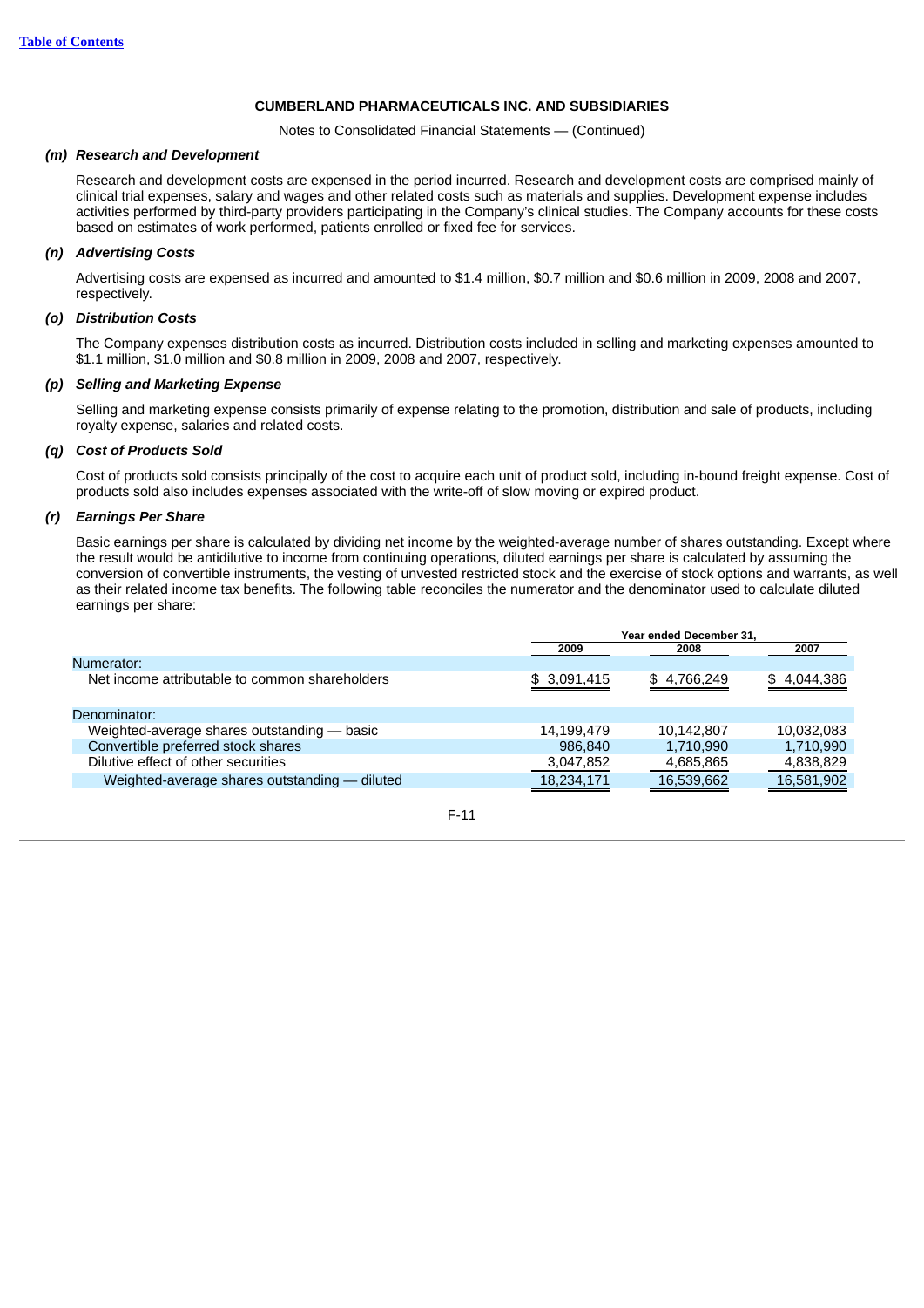**CUMBERLAND PHARMACEUTICALS INC. AND SUBSIDIARIES**

Notes to Consolidated Financial Statements — (Continued)

***(m) Research and Development***

Research and development costs are expensed in the period incurred. Research and development costs are comprised mainly of clinical trial expenses, salary and wages and other related costs such as materials and supplies. Development expense includes activities performed by third-party providers participating in the Company's clinical studies. The Company accounts for these costs based on estimates of work performed, patients enrolled or fixed fee for services.

***(n) Advertising Costs***

Advertising costs are expensed as incurred and amounted to $1.4 million, $0.7 million and $0.6 million in 2009, 2008 and 2007, respectively.

***(o) Distribution Costs***

The Company expenses distribution costs as incurred. Distribution costs included in selling and marketing expenses amounted to $1.1 million, $1.0 million and $0.8 million in 2009, 2008 and 2007, respectively.

***(p) Selling and Marketing Expense***

Selling and marketing expense consists primarily of expense relating to the promotion, distribution and sale of products, including royalty expense, salaries and related costs.

***(q) Cost of Products Sold***

Cost of products sold consists principally of the cost to acquire each unit of product sold, including in-bound freight expense. Cost of products sold also includes expenses associated with the write-off of slow moving or expired product.

***(r) Earnings Per Share***

Basic earnings per share is calculated by dividing net income by the weighted-average number of shares outstanding. Except where the result would be antidilutive to income from continuing operations, diluted earnings per share is calculated by assuming the conversion of convertible instruments, the vesting of unvested restricted stock and the exercise of stock options and warrants, as well as their related income tax benefits. The following table reconciles the numerator and the denominator used to calculate diluted earnings per share:

| | Year ended December 31, | | |
|---|---|---|---|
| | **2009** | **2008** | **2007** |
| Numerator: | | | |
| Net income attributable to common shareholders | $ 3,091,415 | $ 4,766,249 | $ 4,044,386 |
| Denominator: | | | |
| Weighted-average shares outstanding — basic | 14,199,479 | 10,142,807 | 10,032,083 |
| Convertible preferred stock shares | 986,840 | 1,710,990 | 1,710,990 |
| Dilutive effect of other securities | 3,047,852 | 4,685,865 | 4,838,829 |
| Weighted-average shares outstanding — diluted | 18,234,171 | 16,539,662 | 16,581,902 |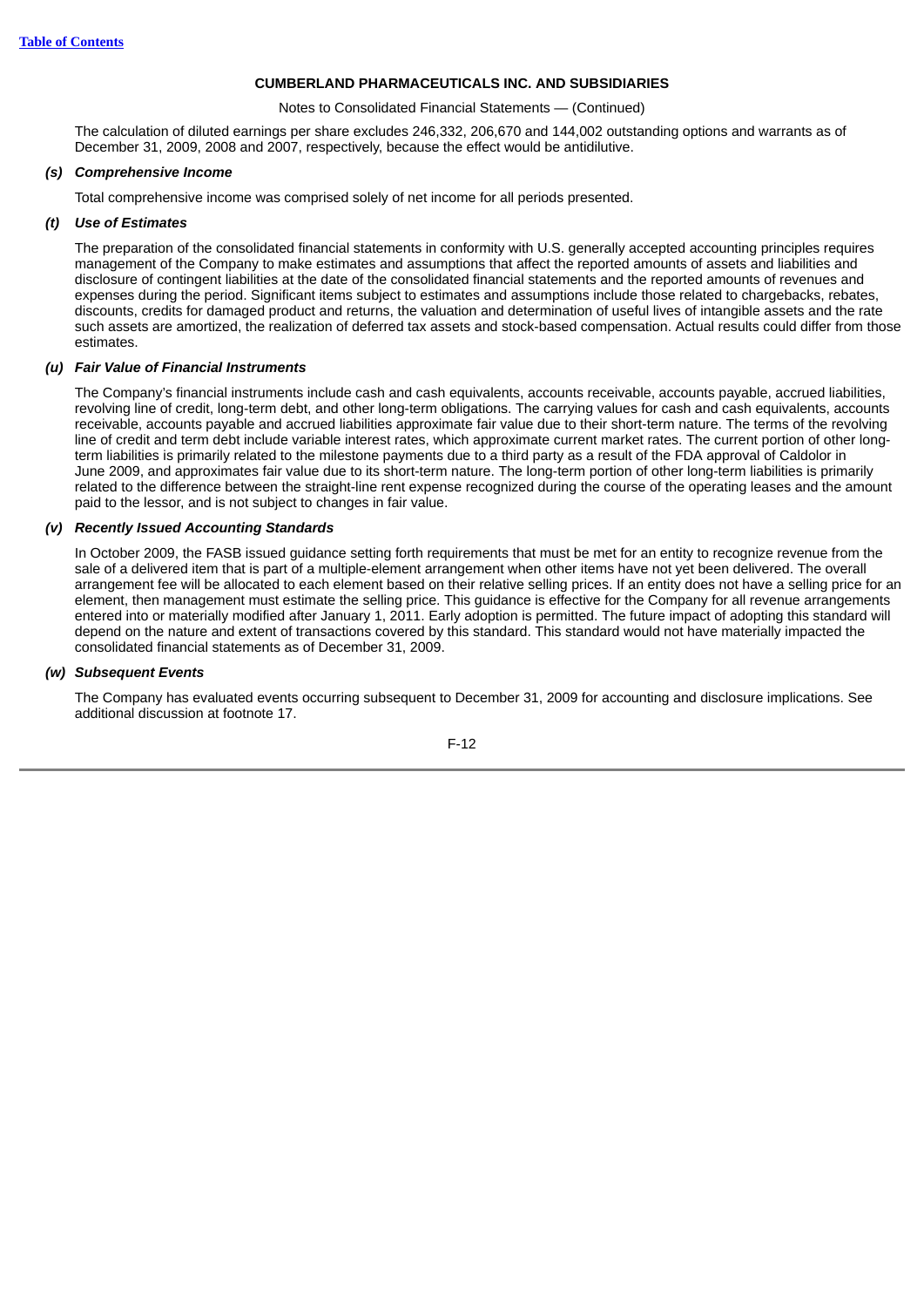The calculation of diluted earnings per share excludes 246,332, 206,670 and 144,002 outstanding options and warrants as of December 31, 2009, 2008 and 2007, respectively, because the effect would be antidilutive.

### *(s) Comprehensive Income*

Total comprehensive income was comprised solely of net income for all periods presented.

### *(t) Use of Estimates*

The preparation of the consolidated financial statements in conformity with U.S. generally accepted accounting principles requires management of the Company to make estimates and assumptions that affect the reported amounts of assets and liabilities and disclosure of contingent liabilities at the date of the consolidated financial statements and the reported amounts of revenues and expenses during the period. Significant items subject to estimates and assumptions include those related to chargebacks, rebates, discounts, credits for damaged product and returns, the valuation and determination of useful lives of intangible assets and the rate such assets are amortized, the realization of deferred tax assets and stock-based compensation. Actual results could differ from those estimates.

### *(u) Fair Value of Financial Instruments*

The Company's financial instruments include cash and cash equivalents, accounts receivable, accounts payable, accrued liabilities, revolving line of credit, long-term debt, and other long-term obligations. The carrying values for cash and cash equivalents, accounts receivable, accounts payable and accrued liabilities approximate fair value due to their short-term nature. The terms of the revolving line of credit and term debt include variable interest rates, which approximate current market rates. The current portion of other long-term liabilities is primarily related to the milestone payments due to a third party as a result of the FDA approval of Caldolor in June 2009, and approximates fair value due to its short-term nature. The long-term portion of other long-term liabilities is primarily related to the difference between the straight-line rent expense recognized during the course of the operating leases and the amount paid to the lessor, and is not subject to changes in fair value.

### *(v) Recently Issued Accounting Standards*

In October 2009, the FASB issued guidance setting forth requirements that must be met for an entity to recognize revenue from the sale of a delivered item that is part of a multiple-element arrangement when other items have not yet been delivered. The overall arrangement fee will be allocated to each element based on their relative selling prices. If an entity does not have a selling price for an element, then management must estimate the selling price. This guidance is effective for the Company for all revenue arrangements entered into or materially modified after January 1, 2011. Early adoption is permitted. The future impact of adopting this standard will depend on the nature and extent of transactions covered by this standard. This standard would not have materially impacted the consolidated financial statements as of December 31, 2009.

### *(w) Subsequent Events*

The Company has evaluated events occurring subsequent to December 31, 2009 for accounting and disclosure implications. See additional discussion at footnote 17.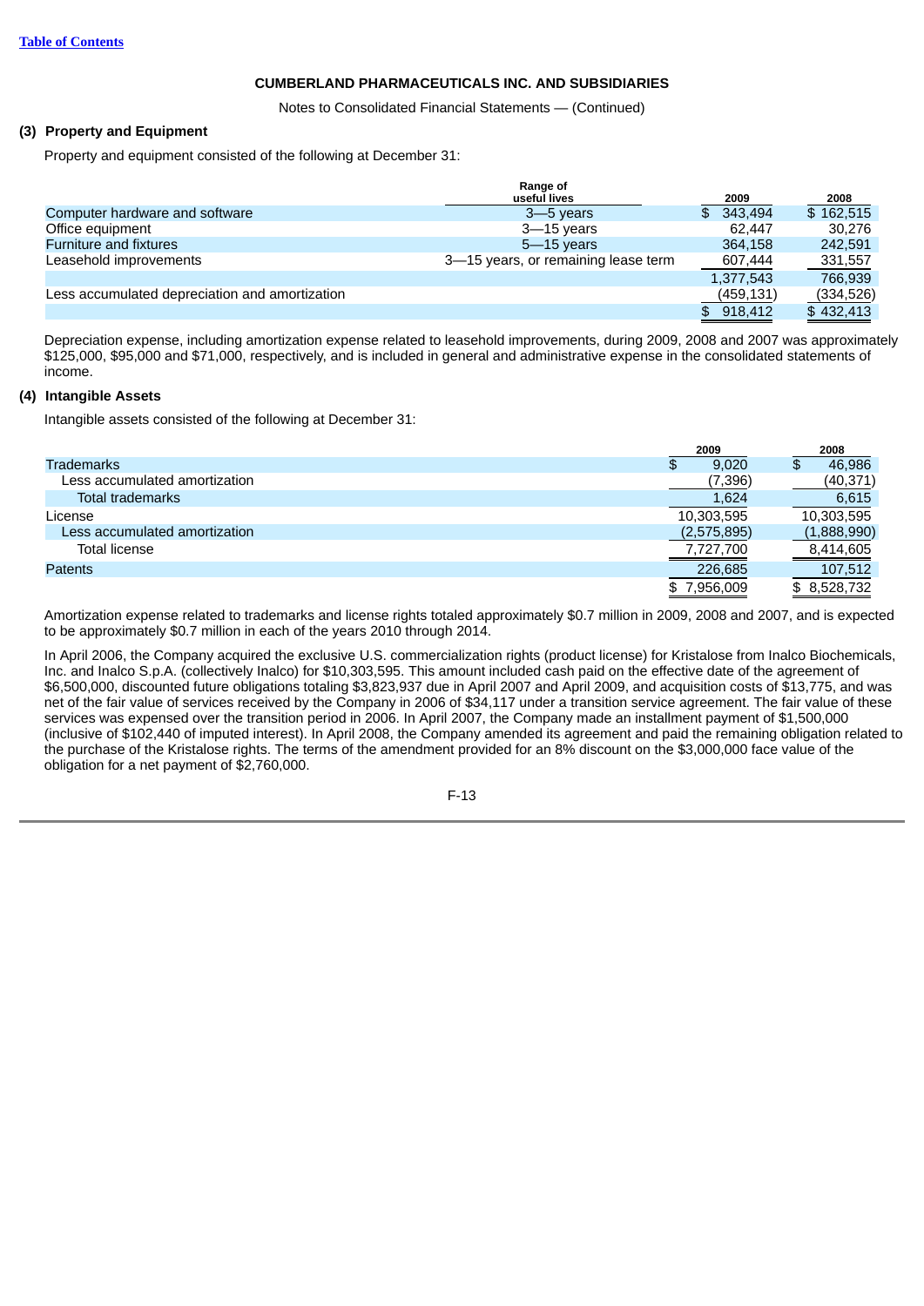CUMBERLAND PHARMACEUTICALS INC. AND SUBSIDIARIES

Notes to Consolidated Financial Statements — (Continued)

### (3) Property and Equipment

Property and equipment consisted of the following at December 31:

| | Range of useful lives | 2009 | 2008 |
|---|---|---|---|
| Computer hardware and software | 3—5 years | $ 343,494 | $ 162,515 |
| Office equipment | 3—15 years | 62,447 | 30,276 |
| Furniture and fixtures | 5—15 years | 364,158 | 242,591 |
| Leasehold improvements | 3—15 years, or remaining lease term | 607,444 | 331,557 |
| | | 1,377,543 | 766,939 |
| Less accumulated depreciation and amortization | | (459,131) | (334,526) |
| | | $ 918,412 | $ 432,413 |

Depreciation expense, including amortization expense related to leasehold improvements, during 2009, 2008 and 2007 was approximately $125,000, $95,000 and $71,000, respectively, and is included in general and administrative expense in the consolidated statements of income.

### (4) Intangible Assets

Intangible assets consisted of the following at December 31:

| | 2009 | 2008 |
|---|---|---|
| Trademarks | $ 9,020 | $ 46,986 |
| Less accumulated amortization | (7,396) | (40,371) |
| Total trademarks | 1,624 | 6,615 |
| License | 10,303,595 | 10,303,595 |
| Less accumulated amortization | (2,575,895) | (1,888,990) |
| Total license | 7,727,700 | 8,414,605 |
| Patents | 226,685 | 107,512 |
| | $ 7,956,009 | $ 8,528,732 |

Amortization expense related to trademarks and license rights totaled approximately $0.7 million in 2009, 2008 and 2007, and is expected to be approximately $0.7 million in each of the years 2010 through 2014.

In April 2006, the Company acquired the exclusive U.S. commercialization rights (product license) for Kristalose from Inalco Biochemicals, Inc. and Inalco S.p.A. (collectively Inalco) for $10,303,595. This amount included cash paid on the effective date of the agreement of $6,500,000, discounted future obligations totaling $3,823,937 due in April 2007 and April 2009, and acquisition costs of $13,775, and was net of the fair value of services received by the Company in 2006 of $34,117 under a transition service agreement. The fair value of these services was expensed over the transition period in 2006. In April 2007, the Company made an installment payment of $1,500,000 (inclusive of $102,440 of imputed interest). In April 2008, the Company amended its agreement and paid the remaining obligation related to the purchase of the Kristalose rights. The terms of the amendment provided for an 8% discount on the $3,000,000 face value of the obligation for a net payment of $2,760,000.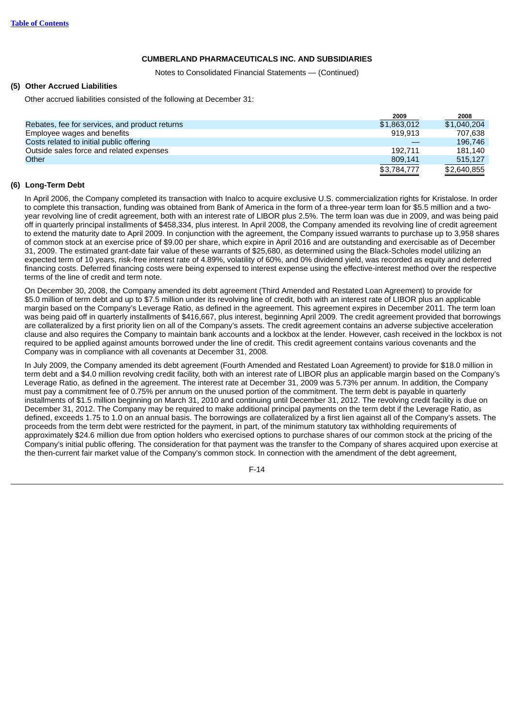**CUMBERLAND PHARMACEUTICALS INC. AND SUBSIDIARIES**

Notes to Consolidated Financial Statements — (Continued)

## (5) Other Accrued Liabilities

Other accrued liabilities consisted of the following at December 31:

| | 2009 | 2008 |
|---|---|---|
| Rebates, fee for services, and product returns | $1,863,012 | $1,040,204 |
| Employee wages and benefits | 919,913 | 707,638 |
| Costs related to initial public offering | — | 196,746 |
| Outside sales force and related expenses | 192,711 | 181,140 |
| Other | 809,141 | 515,127 |
| | $3,784,777 | $2,640,855 |

## (6) Long-Term Debt

In April 2006, the Company completed its transaction with Inalco to acquire exclusive U.S. commercialization rights for Kristalose. In order to complete this transaction, funding was obtained from Bank of America in the form of a three-year term loan for $5.5 million and a two-year revolving line of credit agreement, both with an interest rate of LIBOR plus 2.5%. The term loan was due in 2009, and was being paid off in quarterly principal installments of $458,334, plus interest. In April 2008, the Company amended its revolving line of credit agreement to extend the maturity date to April 2009. In conjunction with the agreement, the Company issued warrants to purchase up to 3,958 shares of common stock at an exercise price of $9.00 per share, which expire in April 2016 and are outstanding and exercisable as of December 31, 2009. The estimated grant-date fair value of these warrants of $25,680, as determined using the Black-Scholes model utilizing an expected term of 10 years, risk-free interest rate of 4.89%, volatility of 60%, and 0% dividend yield, was recorded as equity and deferred financing costs. Deferred financing costs were being expensed to interest expense using the effective-interest method over the respective terms of the line of credit and term note.

On December 30, 2008, the Company amended its debt agreement (Third Amended and Restated Loan Agreement) to provide for $5.0 million of term debt and up to $7.5 million under its revolving line of credit, both with an interest rate of LIBOR plus an applicable margin based on the Company's Leverage Ratio, as defined in the agreement. This agreement expires in December 2011. The term loan was being paid off in quarterly installments of $416,667, plus interest, beginning April 2009. The credit agreement provided that borrowings are collateralized by a first priority lien on all of the Company's assets. The credit agreement contains an adverse subjective acceleration clause and also requires the Company to maintain bank accounts and a lockbox at the lender. However, cash received in the lockbox is not required to be applied against amounts borrowed under the line of credit. This credit agreement contains various covenants and the Company was in compliance with all covenants at December 31, 2008.

In July 2009, the Company amended its debt agreement (Fourth Amended and Restated Loan Agreement) to provide for $18.0 million in term debt and a $4.0 million revolving credit facility, both with an interest rate of LIBOR plus an applicable margin based on the Company's Leverage Ratio, as defined in the agreement. The interest rate at December 31, 2009 was 5.73% per annum. In addition, the Company must pay a commitment fee of 0.75% per annum on the unused portion of the commitment. The term debt is payable in quarterly installments of $1.5 million beginning on March 31, 2010 and continuing until December 31, 2012. The revolving credit facility is due on December 31, 2012. The Company may be required to make additional principal payments on the term debt if the Leverage Ratio, as defined, exceeds 1.75 to 1.0 on an annual basis. The borrowings are collateralized by a first lien against all of the Company's assets. The proceeds from the term debt were restricted for the payment, in part, of the minimum statutory tax withholding requirements of approximately $24.6 million due from option holders who exercised options to purchase shares of our common stock at the pricing of the Company's initial public offering. The consideration for that payment was the transfer to the Company of shares acquired upon exercise at the then-current fair market value of the Company's common stock. In connection with the amendment of the debt agreement,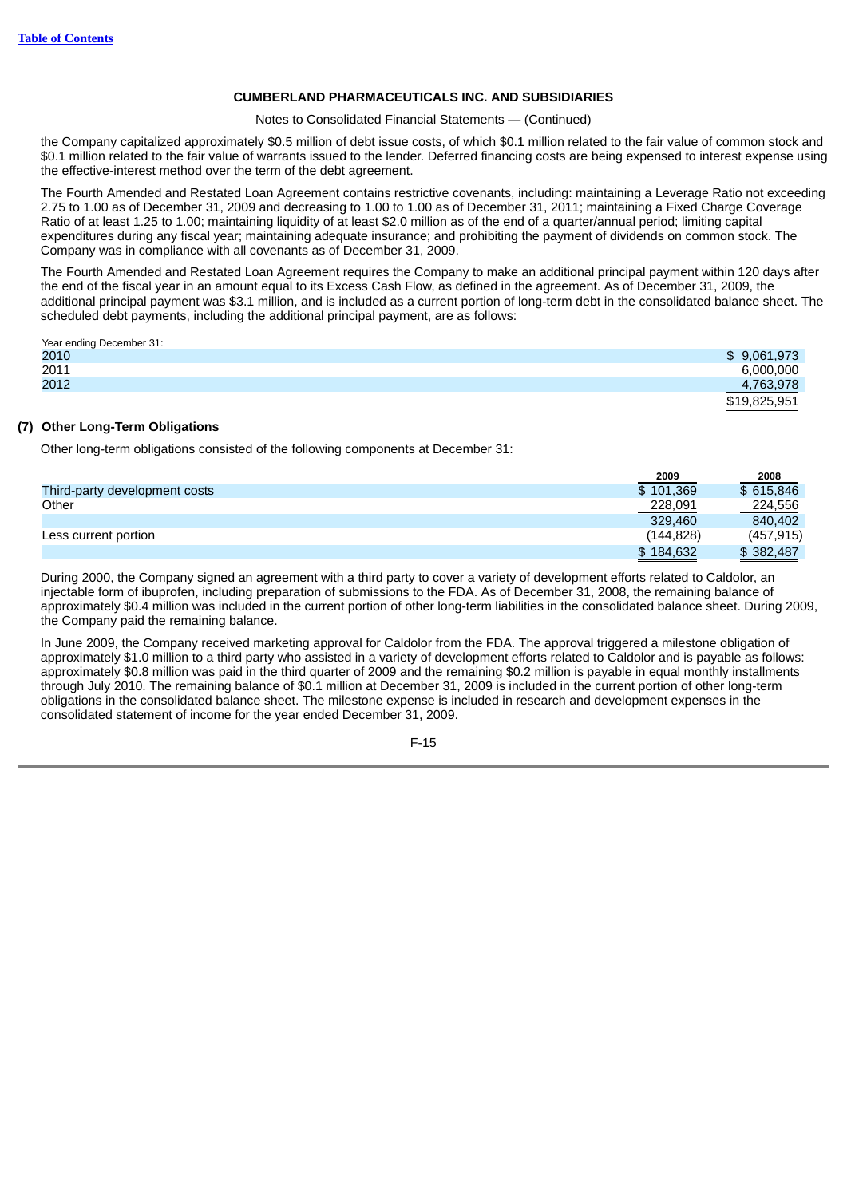the Company capitalized approximately $0.5 million of debt issue costs, of which $0.1 million related to the fair value of common stock and $0.1 million related to the fair value of warrants issued to the lender. Deferred financing costs are being expensed to interest expense using the effective-interest method over the term of the debt agreement.

The Fourth Amended and Restated Loan Agreement contains restrictive covenants, including: maintaining a Leverage Ratio not exceeding 2.75 to 1.00 as of December 31, 2009 and decreasing to 1.00 to 1.00 as of December 31, 2011; maintaining a Fixed Charge Coverage Ratio of at least 1.25 to 1.00; maintaining liquidity of at least $2.0 million as of the end of a quarter/annual period; limiting capital expenditures during any fiscal year; maintaining adequate insurance; and prohibiting the payment of dividends on common stock. The Company was in compliance with all covenants as of December 31, 2009.

The Fourth Amended and Restated Loan Agreement requires the Company to make an additional principal payment within 120 days after the end of the fiscal year in an amount equal to its Excess Cash Flow, as defined in the agreement. As of December 31, 2009, the additional principal payment was $3.1 million, and is included as a current portion of long-term debt in the consolidated balance sheet. The scheduled debt payments, including the additional principal payment, are as follows:

| Year ending December 31: | |
|---|---|
| 2010 | $ 9,061,973 |
| 2011 | 6,000,000 |
| 2012 | 4,763,978 |
| | $19,825,951 |

## (7) Other Long-Term Obligations

Other long-term obligations consisted of the following components at December 31:

| | 2009 | 2008 |
|---|---|---|
| Third-party development costs | $ 101,369 | $ 615,846 |
| Other | 228,091 | 224,556 |
| | 329,460 | 840,402 |
| Less current portion | (144,828) | (457,915) |
| | $ 184,632 | $ 382,487 |

During 2000, the Company signed an agreement with a third party to cover a variety of development efforts related to Caldolor, an injectable form of ibuprofen, including preparation of submissions to the FDA. As of December 31, 2008, the remaining balance of approximately $0.4 million was included in the current portion of other long-term liabilities in the consolidated balance sheet. During 2009, the Company paid the remaining balance.

In June 2009, the Company received marketing approval for Caldolor from the FDA. The approval triggered a milestone obligation of approximately $1.0 million to a third party who assisted in a variety of development efforts related to Caldolor and is payable as follows: approximately $0.8 million was paid in the third quarter of 2009 and the remaining $0.2 million is payable in equal monthly installments through July 2010. The remaining balance of $0.1 million at December 31, 2009 is included in the current portion of other long-term obligations in the consolidated balance sheet. The milestone expense is included in research and development expenses in the consolidated statement of income for the year ended December 31, 2009.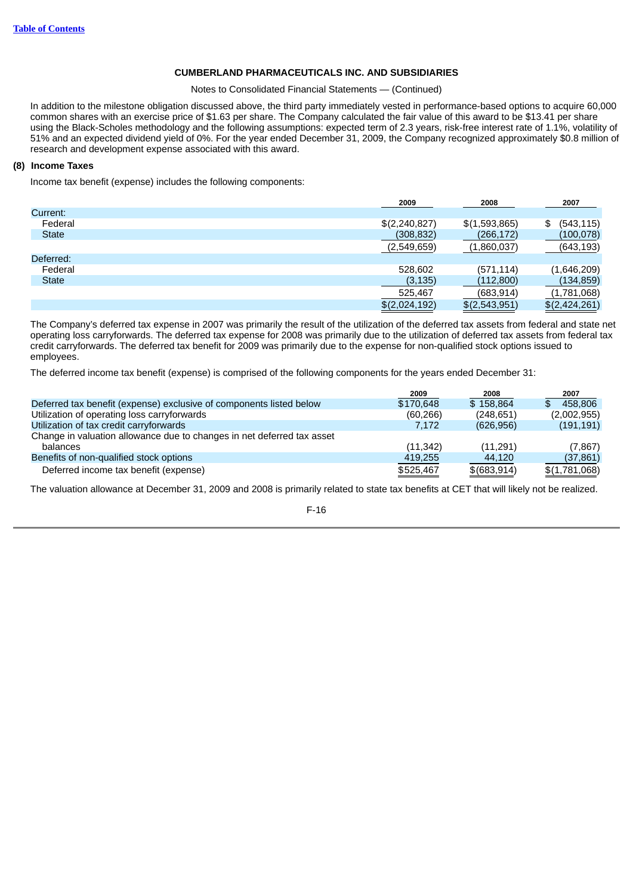Table of Contents

**CUMBERLAND PHARMACEUTICALS INC. AND SUBSIDIARIES**

Notes to Consolidated Financial Statements — (Continued)

In addition to the milestone obligation discussed above, the third party immediately vested in performance-based options to acquire 60,000 common shares with an exercise price of $1.63 per share. The Company calculated the fair value of this award to be $13.41 per share using the Black-Scholes methodology and the following assumptions: expected term of 2.3 years, risk-free interest rate of 1.1%, volatility of 51% and an expected dividend yield of 0%. For the year ended December 31, 2009, the Company recognized approximately $0.8 million of research and development expense associated with this award.

## (8) Income Taxes

Income tax benefit (expense) includes the following components:

| | 2009 | 2008 | 2007 |
|---|---|---|---|
| Current: | | | |
| Federal | $(2,240,827) | $(1,593,865) | $ (543,115) |
| State | (308,832) | (266,172) | (100,078) |
| | (2,549,659) | (1,860,037) | (643,193) |
| Deferred: | | | |
| Federal | 528,602 | (571,114) | (1,646,209) |
| State | (3,135) | (112,800) | (134,859) |
| | 525,467 | (683,914) | (1,781,068) |
| | $(2,024,192) | $(2,543,951) | $(2,424,261) |

The Company's deferred tax expense in 2007 was primarily the result of the utilization of the deferred tax assets from federal and state net operating loss carryforwards. The deferred tax expense for 2008 was primarily due to the utilization of deferred tax assets from federal tax credit carryforwards. The deferred tax benefit for 2009 was primarily due to the expense for non-qualified stock options issued to employees.

The deferred income tax benefit (expense) is comprised of the following components for the years ended December 31:

| | 2009 | 2008 | 2007 |
|---|---|---|---|
| Deferred tax benefit (expense) exclusive of components listed below | $170,648 | $ 158,864 | $ 458,806 |
| Utilization of operating loss carryforwards | (60,266) | (248,651) | (2,002,955) |
| Utilization of tax credit carryforwards | 7,172 | (626,956) | (191,191) |
| Change in valuation allowance due to changes in net deferred tax asset balances | (11,342) | (11,291) | (7,867) |
| Benefits of non-qualified stock options | 419,255 | 44,120 | (37,861) |
| Deferred income tax benefit (expense) | $525,467 | $(683,914) | $(1,781,068) |

The valuation allowance at December 31, 2009 and 2008 is primarily related to state tax benefits at CET that will likely not be realized.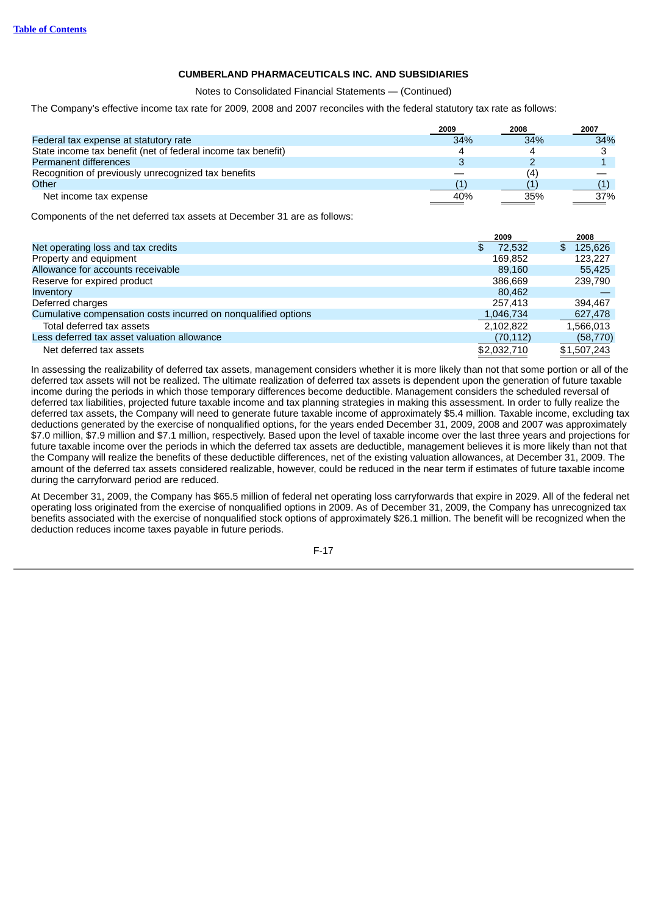**CUMBERLAND PHARMACEUTICALS INC. AND SUBSIDIARIES**

Notes to Consolidated Financial Statements — (Continued)

The Company's effective income tax rate for 2009, 2008 and 2007 reconciles with the federal statutory tax rate as follows:

| | 2009 | 2008 | 2007 |
|---|---|---|---|
| Federal tax expense at statutory rate | 34% | 34% | 34% |
| State income tax benefit (net of federal income tax benefit) | 4 | 4 | 3 |
| Permanent differences | 3 | 2 | 1 |
| Recognition of previously unrecognized tax benefits | — | (4) | — |
| Other | (1) | (1) | (1) |
| Net income tax expense | 40% | 35% | 37% |

Components of the net deferred tax assets at December 31 are as follows:

| | 2009 | 2008 |
|---|---|---|
| Net operating loss and tax credits | $ 72,532 | $ 125,626 |
| Property and equipment | 169,852 | 123,227 |
| Allowance for accounts receivable | 89,160 | 55,425 |
| Reserve for expired product | 386,669 | 239,790 |
| Inventory | 80,462 | — |
| Deferred charges | 257,413 | 394,467 |
| Cumulative compensation costs incurred on nonqualified options | 1,046,734 | 627,478 |
| Total deferred tax assets | 2,102,822 | 1,566,013 |
| Less deferred tax asset valuation allowance | (70,112) | (58,770) |
| Net deferred tax assets | $2,032,710 | $1,507,243 |

In assessing the realizability of deferred tax assets, management considers whether it is more likely than not that some portion or all of the deferred tax assets will not be realized. The ultimate realization of deferred tax assets is dependent upon the generation of future taxable income during the periods in which those temporary differences become deductible. Management considers the scheduled reversal of deferred tax liabilities, projected future taxable income and tax planning strategies in making this assessment. In order to fully realize the deferred tax assets, the Company will need to generate future taxable income of approximately $5.4 million. Taxable income, excluding tax deductions generated by the exercise of nonqualified options, for the years ended December 31, 2009, 2008 and 2007 was approximately $7.0 million, $7.9 million and $7.1 million, respectively. Based upon the level of taxable income over the last three years and projections for future taxable income over the periods in which the deferred tax assets are deductible, management believes it is more likely than not that the Company will realize the benefits of these deductible differences, net of the existing valuation allowances, at December 31, 2009. The amount of the deferred tax assets considered realizable, however, could be reduced in the near term if estimates of future taxable income during the carryforward period are reduced.

At December 31, 2009, the Company has $65.5 million of federal net operating loss carryforwards that expire in 2029. All of the federal net operating loss originated from the exercise of nonqualified options in 2009. As of December 31, 2009, the Company has unrecognized tax benefits associated with the exercise of nonqualified stock options of approximately $26.1 million. The benefit will be recognized when the deduction reduces income taxes payable in future periods.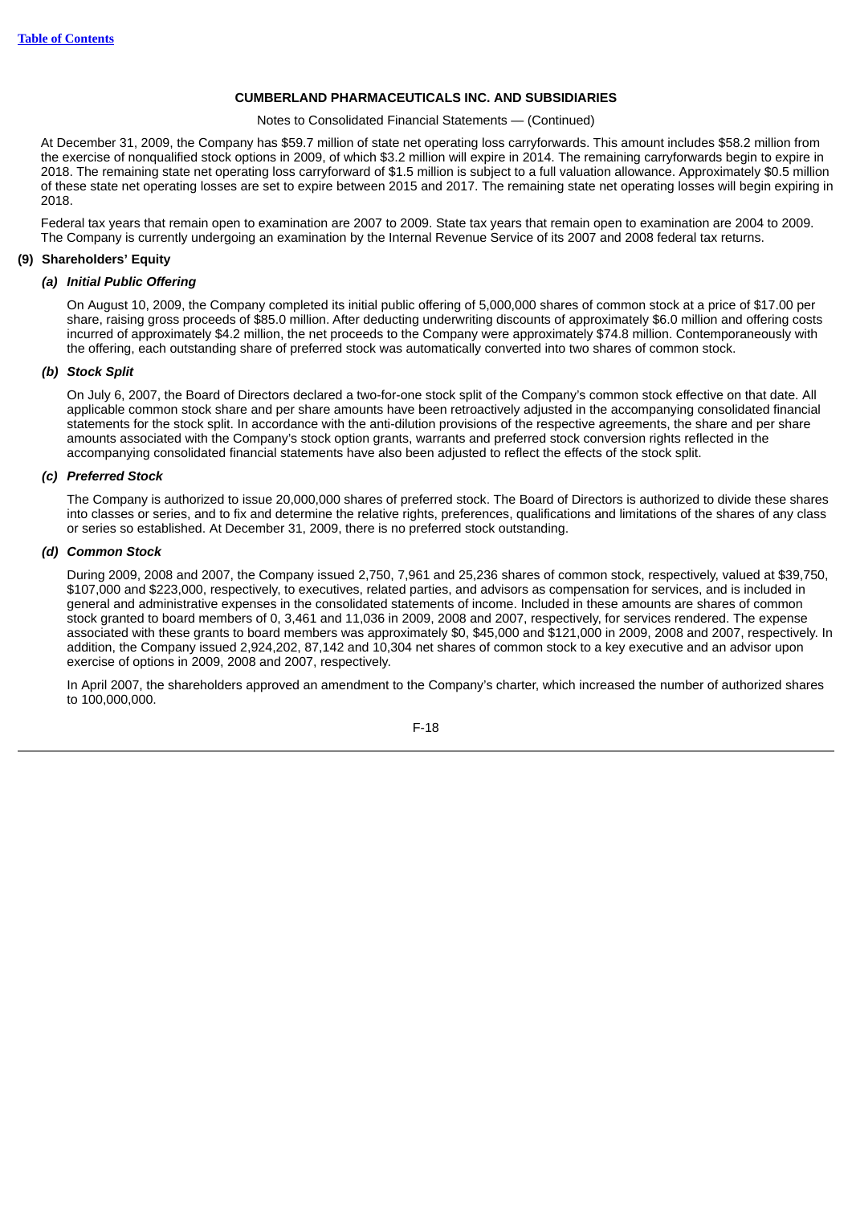**CUMBERLAND PHARMACEUTICALS INC. AND SUBSIDIARIES**

Notes to Consolidated Financial Statements — (Continued)

At December 31, 2009, the Company has $59.7 million of state net operating loss carryforwards. This amount includes $58.2 million from the exercise of nonqualified stock options in 2009, of which $3.2 million will expire in 2014. The remaining carryforwards begin to expire in 2018. The remaining state net operating loss carryforward of $1.5 million is subject to a full valuation allowance. Approximately $0.5 million of these state net operating losses are set to expire between 2015 and 2017. The remaining state net operating losses will begin expiring in 2018.

Federal tax years that remain open to examination are 2007 to 2009. State tax years that remain open to examination are 2004 to 2009. The Company is currently undergoing an examination by the Internal Revenue Service of its 2007 and 2008 federal tax returns.

## (9) Shareholders' Equity

### *(a) Initial Public Offering*

On August 10, 2009, the Company completed its initial public offering of 5,000,000 shares of common stock at a price of $17.00 per share, raising gross proceeds of $85.0 million. After deducting underwriting discounts of approximately $6.0 million and offering costs incurred of approximately $4.2 million, the net proceeds to the Company were approximately $74.8 million. Contemporaneously with the offering, each outstanding share of preferred stock was automatically converted into two shares of common stock.

### *(b) Stock Split*

On July 6, 2007, the Board of Directors declared a two-for-one stock split of the Company's common stock effective on that date. All applicable common stock share and per share amounts have been retroactively adjusted in the accompanying consolidated financial statements for the stock split. In accordance with the anti-dilution provisions of the respective agreements, the share and per share amounts associated with the Company's stock option grants, warrants and preferred stock conversion rights reflected in the accompanying consolidated financial statements have also been adjusted to reflect the effects of the stock split.

### *(c) Preferred Stock*

The Company is authorized to issue 20,000,000 shares of preferred stock. The Board of Directors is authorized to divide these shares into classes or series, and to fix and determine the relative rights, preferences, qualifications and limitations of the shares of any class or series so established. At December 31, 2009, there is no preferred stock outstanding.

### *(d) Common Stock*

During 2009, 2008 and 2007, the Company issued 2,750, 7,961 and 25,236 shares of common stock, respectively, valued at $39,750, $107,000 and $223,000, respectively, to executives, related parties, and advisors as compensation for services, and is included in general and administrative expenses in the consolidated statements of income. Included in these amounts are shares of common stock granted to board members of 0, 3,461 and 11,036 in 2009, 2008 and 2007, respectively, for services rendered. The expense associated with these grants to board members was approximately $0, $45,000 and $121,000 in 2009, 2008 and 2007, respectively. In addition, the Company issued 2,924,202, 87,142 and 10,304 net shares of common stock to a key executive and an advisor upon exercise of options in 2009, 2008 and 2007, respectively.

In April 2007, the shareholders approved an amendment to the Company's charter, which increased the number of authorized shares to 100,000,000.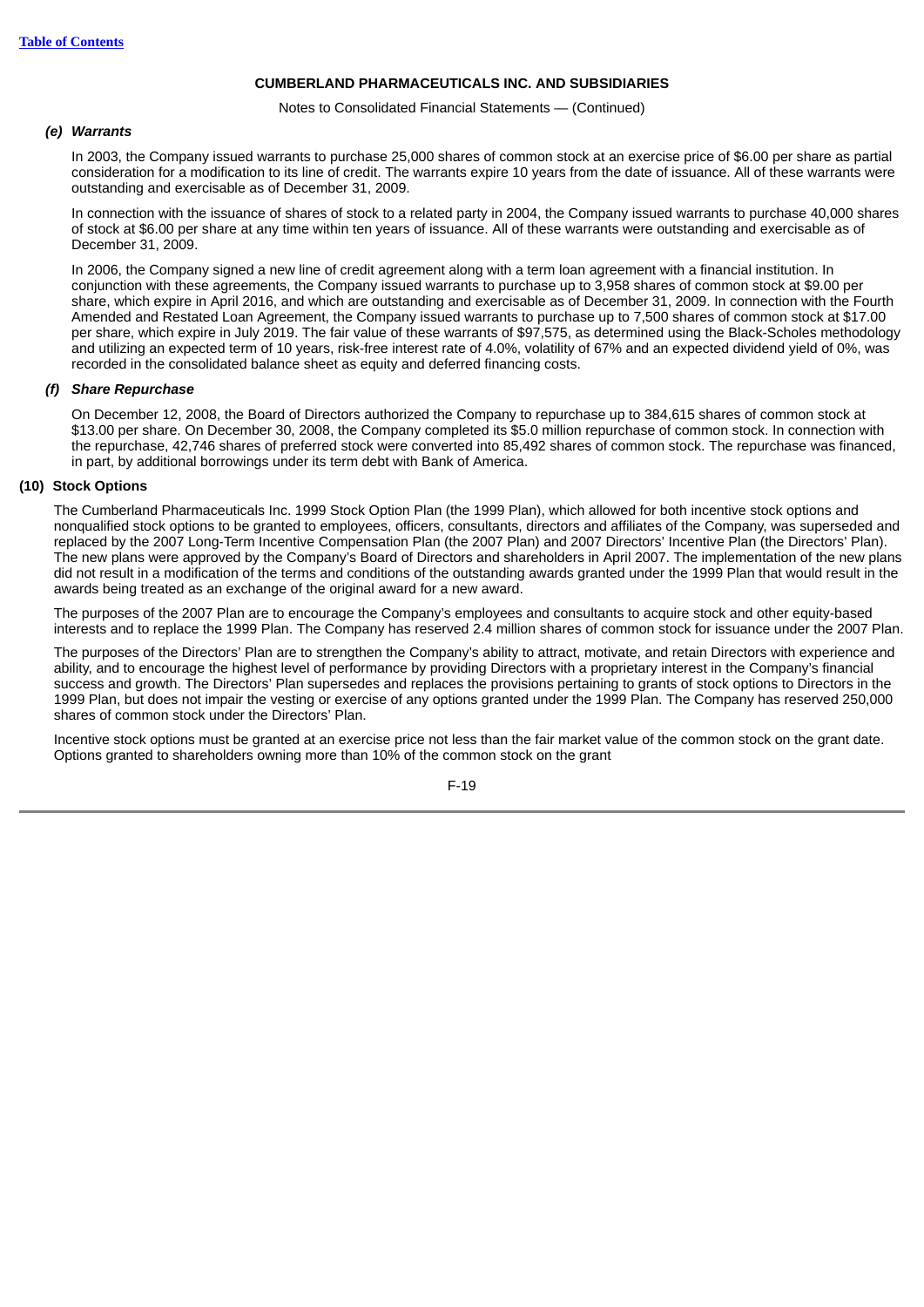**CUMBERLAND PHARMACEUTICALS INC. AND SUBSIDIARIES**

Notes to Consolidated Financial Statements — (Continued)

***(e) Warrants***

In 2003, the Company issued warrants to purchase 25,000 shares of common stock at an exercise price of $6.00 per share as partial consideration for a modification to its line of credit. The warrants expire 10 years from the date of issuance. All of these warrants were outstanding and exercisable as of December 31, 2009.

In connection with the issuance of shares of stock to a related party in 2004, the Company issued warrants to purchase 40,000 shares of stock at $6.00 per share at any time within ten years of issuance. All of these warrants were outstanding and exercisable as of December 31, 2009.

In 2006, the Company signed a new line of credit agreement along with a term loan agreement with a financial institution. In conjunction with these agreements, the Company issued warrants to purchase up to 3,958 shares of common stock at $9.00 per share, which expire in April 2016, and which are outstanding and exercisable as of December 31, 2009. In connection with the Fourth Amended and Restated Loan Agreement, the Company issued warrants to purchase up to 7,500 shares of common stock at $17.00 per share, which expire in July 2019. The fair value of these warrants of $97,575, as determined using the Black-Scholes methodology and utilizing an expected term of 10 years, risk-free interest rate of 4.0%, volatility of 67% and an expected dividend yield of 0%, was recorded in the consolidated balance sheet as equity and deferred financing costs.

***(f) Share Repurchase***

On December 12, 2008, the Board of Directors authorized the Company to repurchase up to 384,615 shares of common stock at $13.00 per share. On December 30, 2008, the Company completed its $5.0 million repurchase of common stock. In connection with the repurchase, 42,746 shares of preferred stock were converted into 85,492 shares of common stock. The repurchase was financed, in part, by additional borrowings under its term debt with Bank of America.

**(10) Stock Options**

The Cumberland Pharmaceuticals Inc. 1999 Stock Option Plan (the 1999 Plan), which allowed for both incentive stock options and nonqualified stock options to be granted to employees, officers, consultants, directors and affiliates of the Company, was superseded and replaced by the 2007 Long-Term Incentive Compensation Plan (the 2007 Plan) and 2007 Directors' Incentive Plan (the Directors' Plan). The new plans were approved by the Company's Board of Directors and shareholders in April 2007. The implementation of the new plans did not result in a modification of the terms and conditions of the outstanding awards granted under the 1999 Plan that would result in the awards being treated as an exchange of the original award for a new award.

The purposes of the 2007 Plan are to encourage the Company's employees and consultants to acquire stock and other equity-based interests and to replace the 1999 Plan. The Company has reserved 2.4 million shares of common stock for issuance under the 2007 Plan.

The purposes of the Directors' Plan are to strengthen the Company's ability to attract, motivate, and retain Directors with experience and ability, and to encourage the highest level of performance by providing Directors with a proprietary interest in the Company's financial success and growth. The Directors' Plan supersedes and replaces the provisions pertaining to grants of stock options to Directors in the 1999 Plan, but does not impair the vesting or exercise of any options granted under the 1999 Plan. The Company has reserved 250,000 shares of common stock under the Directors' Plan.

Incentive stock options must be granted at an exercise price not less than the fair market value of the common stock on the grant date. Options granted to shareholders owning more than 10% of the common stock on the grant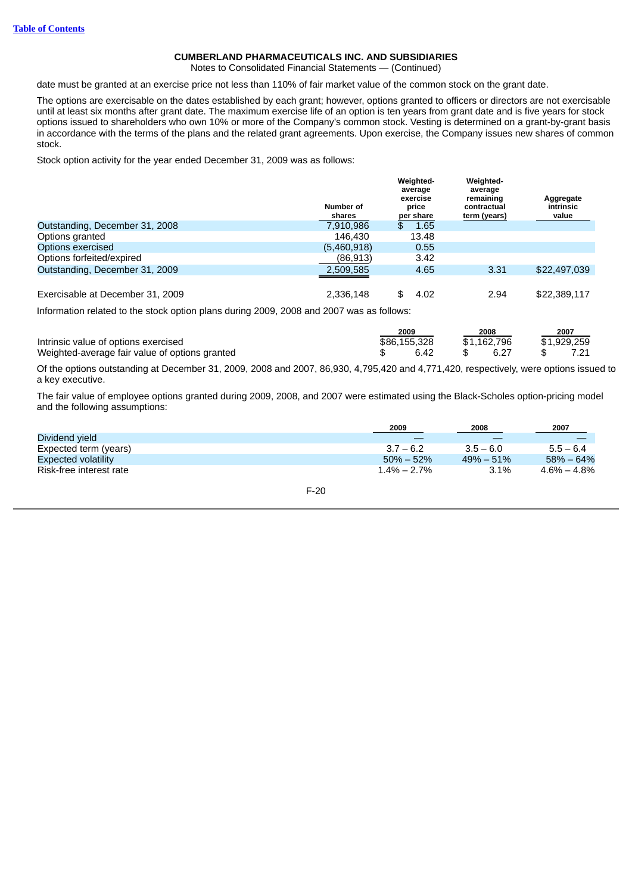**CUMBERLAND PHARMACEUTICALS INC. AND SUBSIDIARIES**
Notes to Consolidated Financial Statements — (Continued)

date must be granted at an exercise price not less than 110% of fair market value of the common stock on the grant date.

The options are exercisable on the dates established by each grant; however, options granted to officers or directors are not exercisable until at least six months after grant date. The maximum exercise life of an option is ten years from grant date and is five years for stock options issued to shareholders who own 10% or more of the Company's common stock. Vesting is determined on a grant-by-grant basis in accordance with the terms of the plans and the related grant agreements. Upon exercise, the Company issues new shares of common stock.

Stock option activity for the year ended December 31, 2009 was as follows:

| | Number of shares | Weighted-average exercise price per share | Weighted-average remaining contractual term (years) | Aggregate intrinsic value |
|---|---|---|---|---|
| Outstanding, December 31, 2008 | 7,910,986 | $ 1.65 | | |
| Options granted | 146,430 | 13.48 | | |
| Options exercised | (5,460,918) | 0.55 | | |
| Options forfeited/expired | (86,913) | 3.42 | | |
| Outstanding, December 31, 2009 | 2,509,585 | 4.65 | 3.31 | $22,497,039 |
| Exercisable at December 31, 2009 | 2,336,148 | $ 4.02 | 2.94 | $22,389,117 |

Information related to the stock option plans during 2009, 2008 and 2007 was as follows:

| | 2009 | 2008 | 2007 |
|---|---|---|---|
| Intrinsic value of options exercised | $86,155,328 | $1,162,796 | $1,929,259 |
| Weighted-average fair value of options granted | $ 6.42 | $ 6.27 | $ 7.21 |

Of the options outstanding at December 31, 2009, 2008 and 2007, 86,930, 4,795,420 and 4,771,420, respectively, were options issued to a key executive.

The fair value of employee options granted during 2009, 2008, and 2007 were estimated using the Black-Scholes option-pricing model and the following assumptions:

| | 2009 | 2008 | 2007 |
|---|---|---|---|
| Dividend yield | — | — | — |
| Expected term (years) | 3.7 – 6.2 | 3.5 – 6.0 | 5.5 – 6.4 |
| Expected volatility | 50% – 52% | 49% – 51% | 58% – 64% |
| Risk-free interest rate | 1.4% – 2.7% | 3.1% | 4.6% – 4.8% |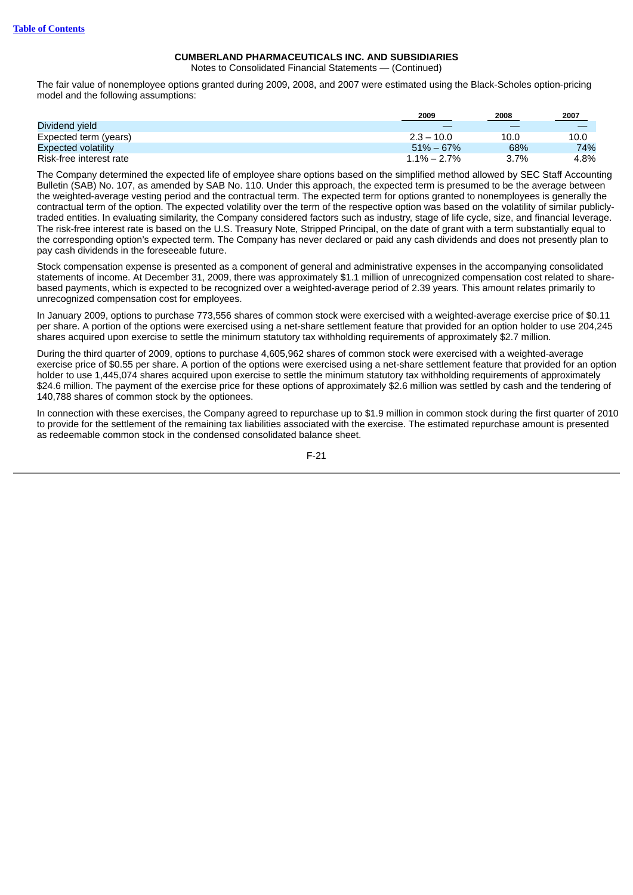**CUMBERLAND PHARMACEUTICALS INC. AND SUBSIDIARIES**
Notes to Consolidated Financial Statements — (Continued)

The fair value of nonemployee options granted during 2009, 2008, and 2007 were estimated using the Black-Scholes option-pricing model and the following assumptions:

| | 2009 | 2008 | 2007 |
|---|---|---|---|
| Dividend yield | — | — | — |
| Expected term (years) | 2.3 – 10.0 | 10.0 | 10.0 |
| Expected volatility | 51% – 67% | 68% | 74% |
| Risk-free interest rate | 1.1% – 2.7% | 3.7% | 4.8% |

The Company determined the expected life of employee share options based on the simplified method allowed by SEC Staff Accounting Bulletin (SAB) No. 107, as amended by SAB No. 110. Under this approach, the expected term is presumed to be the average between the weighted-average vesting period and the contractual term. The expected term for options granted to nonemployees is generally the contractual term of the option. The expected volatility over the term of the respective option was based on the volatility of similar publicly-traded entities. In evaluating similarity, the Company considered factors such as industry, stage of life cycle, size, and financial leverage. The risk-free interest rate is based on the U.S. Treasury Note, Stripped Principal, on the date of grant with a term substantially equal to the corresponding option's expected term. The Company has never declared or paid any cash dividends and does not presently plan to pay cash dividends in the foreseeable future.

Stock compensation expense is presented as a component of general and administrative expenses in the accompanying consolidated statements of income. At December 31, 2009, there was approximately $1.1 million of unrecognized compensation cost related to share-based payments, which is expected to be recognized over a weighted-average period of 2.39 years. This amount relates primarily to unrecognized compensation cost for employees.

In January 2009, options to purchase 773,556 shares of common stock were exercised with a weighted-average exercise price of $0.11 per share. A portion of the options were exercised using a net-share settlement feature that provided for an option holder to use 204,245 shares acquired upon exercise to settle the minimum statutory tax withholding requirements of approximately $2.7 million.

During the third quarter of 2009, options to purchase 4,605,962 shares of common stock were exercised with a weighted-average exercise price of $0.55 per share. A portion of the options were exercised using a net-share settlement feature that provided for an option holder to use 1,445,074 shares acquired upon exercise to settle the minimum statutory tax withholding requirements of approximately $24.6 million. The payment of the exercise price for these options of approximately $2.6 million was settled by cash and the tendering of 140,788 shares of common stock by the optionees.

In connection with these exercises, the Company agreed to repurchase up to $1.9 million in common stock during the first quarter of 2010 to provide for the settlement of the remaining tax liabilities associated with the exercise. The estimated repurchase amount is presented as redeemable common stock in the condensed consolidated balance sheet.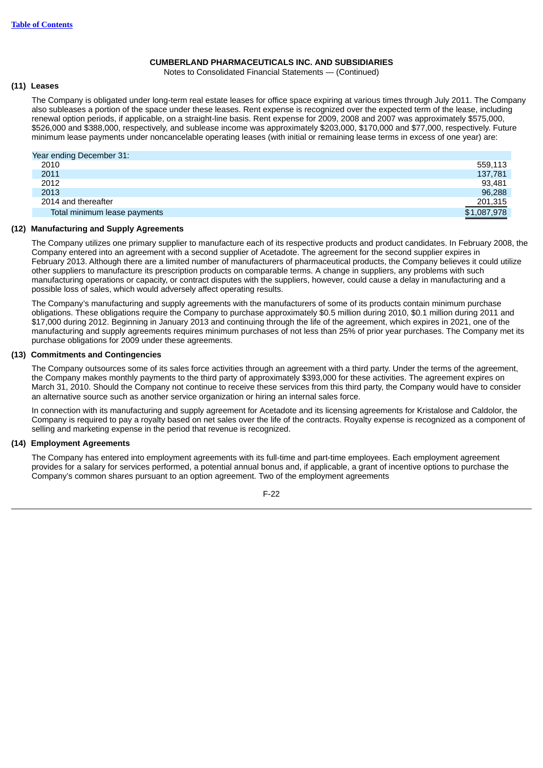**CUMBERLAND PHARMACEUTICALS INC. AND SUBSIDIARIES**
Notes to Consolidated Financial Statements — (Continued)

**(11) Leases**

The Company is obligated under long-term real estate leases for office space expiring at various times through July 2011. The Company also subleases a portion of the space under these leases. Rent expense is recognized over the expected term of the lease, including renewal option periods, if applicable, on a straight-line basis. Rent expense for 2009, 2008 and 2007 was approximately $575,000, $526,000 and $388,000, respectively, and sublease income was approximately $203,000, $170,000 and $77,000, respectively. Future minimum lease payments under noncancelable operating leases (with initial or remaining lease terms in excess of one year) are:

| Year ending December 31: | |
|---|---|
| 2010 | 559,113 |
| 2011 | 137,781 |
| 2012 | 93,481 |
| 2013 | 96,288 |
| 2014 and thereafter | 201,315 |
| Total minimum lease payments | $1,087,978 |

**(12) Manufacturing and Supply Agreements**

The Company utilizes one primary supplier to manufacture each of its respective products and product candidates. In February 2008, the Company entered into an agreement with a second supplier of Acetadote. The agreement for the second supplier expires in February 2013. Although there are a limited number of manufacturers of pharmaceutical products, the Company believes it could utilize other suppliers to manufacture its prescription products on comparable terms. A change in suppliers, any problems with such manufacturing operations or capacity, or contract disputes with the suppliers, however, could cause a delay in manufacturing and a possible loss of sales, which would adversely affect operating results.

The Company's manufacturing and supply agreements with the manufacturers of some of its products contain minimum purchase obligations. These obligations require the Company to purchase approximately $0.5 million during 2010, $0.1 million during 2011 and $17,000 during 2012. Beginning in January 2013 and continuing through the life of the agreement, which expires in 2021, one of the manufacturing and supply agreements requires minimum purchases of not less than 25% of prior year purchases. The Company met its purchase obligations for 2009 under these agreements.

**(13) Commitments and Contingencies**

The Company outsources some of its sales force activities through an agreement with a third party. Under the terms of the agreement, the Company makes monthly payments to the third party of approximately $393,000 for these activities. The agreement expires on March 31, 2010. Should the Company not continue to receive these services from this third party, the Company would have to consider an alternative source such as another service organization or hiring an internal sales force.

In connection with its manufacturing and supply agreement for Acetadote and its licensing agreements for Kristalose and Caldolor, the Company is required to pay a royalty based on net sales over the life of the contracts. Royalty expense is recognized as a component of selling and marketing expense in the period that revenue is recognized.

**(14) Employment Agreements**

The Company has entered into employment agreements with its full-time and part-time employees. Each employment agreement provides for a salary for services performed, a potential annual bonus and, if applicable, a grant of incentive options to purchase the Company's common shares pursuant to an option agreement. Two of the employment agreements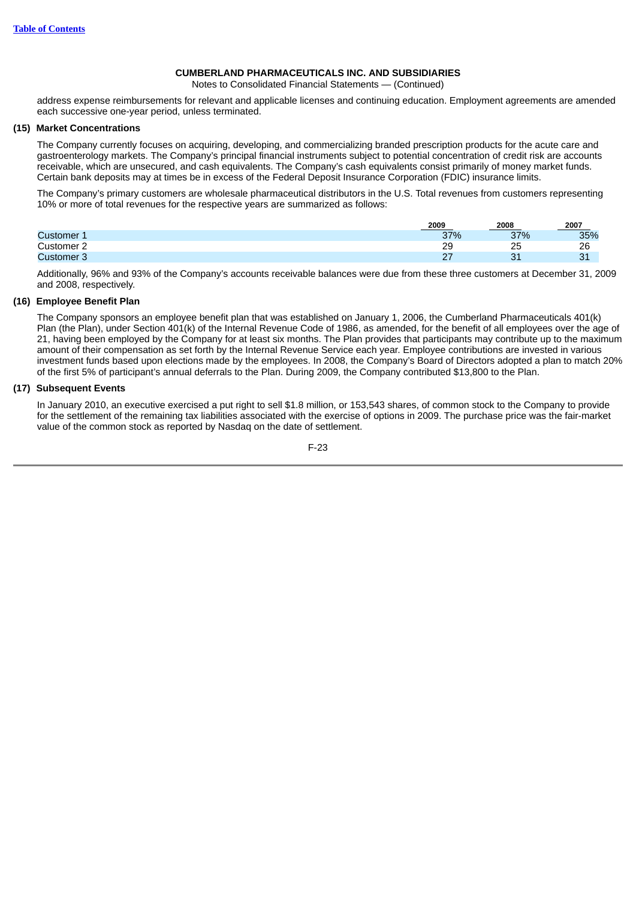**CUMBERLAND PHARMACEUTICALS INC. AND SUBSIDIARIES**
Notes to Consolidated Financial Statements — (Continued)

address expense reimbursements for relevant and applicable licenses and continuing education. Employment agreements are amended each successive one-year period, unless terminated.

### (15) Market Concentrations

The Company currently focuses on acquiring, developing, and commercializing branded prescription products for the acute care and gastroenterology markets. The Company's principal financial instruments subject to potential concentration of credit risk are accounts receivable, which are unsecured, and cash equivalents. The Company's cash equivalents consist primarily of money market funds. Certain bank deposits may at times be in excess of the Federal Deposit Insurance Corporation (FDIC) insurance limits.

The Company's primary customers are wholesale pharmaceutical distributors in the U.S. Total revenues from customers representing 10% or more of total revenues for the respective years are summarized as follows:

| | 2009 | 2008 | 2007 |
|---|---|---|---|
| Customer 1 | 37% | 37% | 35% |
| Customer 2 | 29 | 25 | 26 |
| Customer 3 | 27 | 31 | 31 |

Additionally, 96% and 93% of the Company's accounts receivable balances were due from these three customers at December 31, 2009 and 2008, respectively.

### (16) Employee Benefit Plan

The Company sponsors an employee benefit plan that was established on January 1, 2006, the Cumberland Pharmaceuticals 401(k) Plan (the Plan), under Section 401(k) of the Internal Revenue Code of 1986, as amended, for the benefit of all employees over the age of 21, having been employed by the Company for at least six months. The Plan provides that participants may contribute up to the maximum amount of their compensation as set forth by the Internal Revenue Service each year. Employee contributions are invested in various investment funds based upon elections made by the employees. In 2008, the Company's Board of Directors adopted a plan to match 20% of the first 5% of participant's annual deferrals to the Plan. During 2009, the Company contributed $13,800 to the Plan.

### (17) Subsequent Events

In January 2010, an executive exercised a put right to sell $1.8 million, or 153,543 shares, of common stock to the Company to provide for the settlement of the remaining tax liabilities associated with the exercise of options in 2009. The purchase price was the fair-market value of the common stock as reported by Nasdaq on the date of settlement.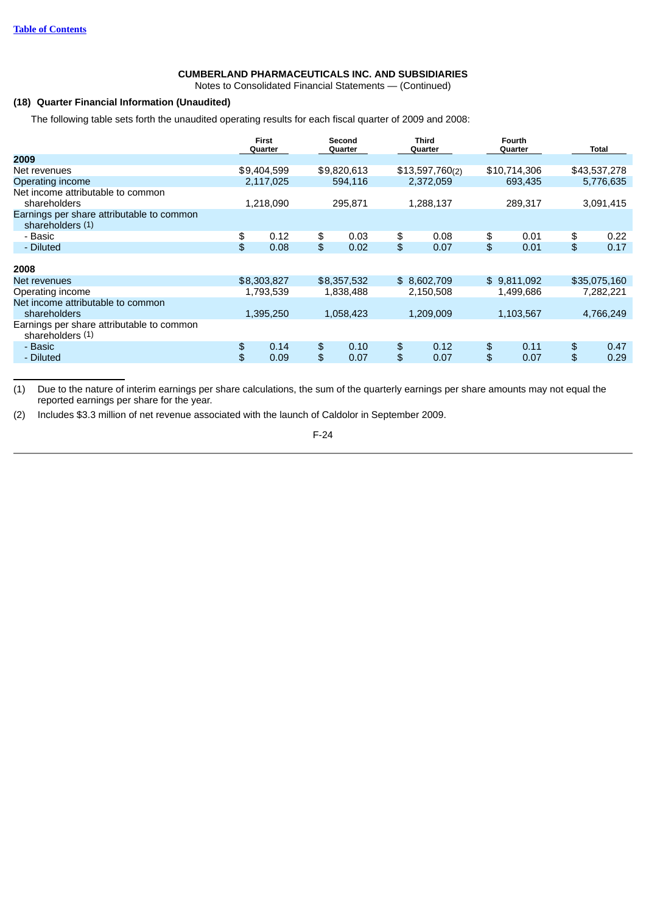**CUMBERLAND PHARMACEUTICALS INC. AND SUBSIDIARIES**

Notes to Consolidated Financial Statements — (Continued)

## (18) Quarter Financial Information (Unaudited)

The following table sets forth the unaudited operating results for each fiscal quarter of 2009 and 2008:

| | First Quarter | Second Quarter | Third Quarter | Fourth Quarter | Total |
|---|---|---|---|---|---|
| **2009** | | | | | |
| Net revenues | $9,404,599 | $9,820,613 | $13,597,760(2) | $10,714,306 | $43,537,278 |
| Operating income | 2,117,025 | 594,116 | 2,372,059 | 693,435 | 5,776,635 |
| Net income attributable to common shareholders | 1,218,090 | 295,871 | 1,288,137 | 289,317 | 3,091,415 |
| Earnings per share attributable to common shareholders (1) | | | | | |
| - Basic | $ 0.12 | $ 0.03 | $ 0.08 | $ 0.01 | $ 0.22 |
| - Diluted | $ 0.08 | $ 0.02 | $ 0.07 | $ 0.01 | $ 0.17 |
| **2008** | | | | | |
| Net revenues | $8,303,827 | $8,357,532 | $ 8,602,709 | $ 9,811,092 | $35,075,160 |
| Operating income | 1,793,539 | 1,838,488 | 2,150,508 | 1,499,686 | 7,282,221 |
| Net income attributable to common shareholders | 1,395,250 | 1,058,423 | 1,209,009 | 1,103,567 | 4,766,249 |
| Earnings per share attributable to common shareholders (1) | | | | | |
| - Basic | $ 0.14 | $ 0.10 | $ 0.12 | $ 0.11 | $ 0.47 |
| - Diluted | $ 0.09 | $ 0.07 | $ 0.07 | $ 0.07 | $ 0.29 |

(1) Due to the nature of interim earnings per share calculations, the sum of the quarterly earnings per share amounts may not equal the reported earnings per share for the year.

(2) Includes $3.3 million of net revenue associated with the launch of Caldolor in September 2009.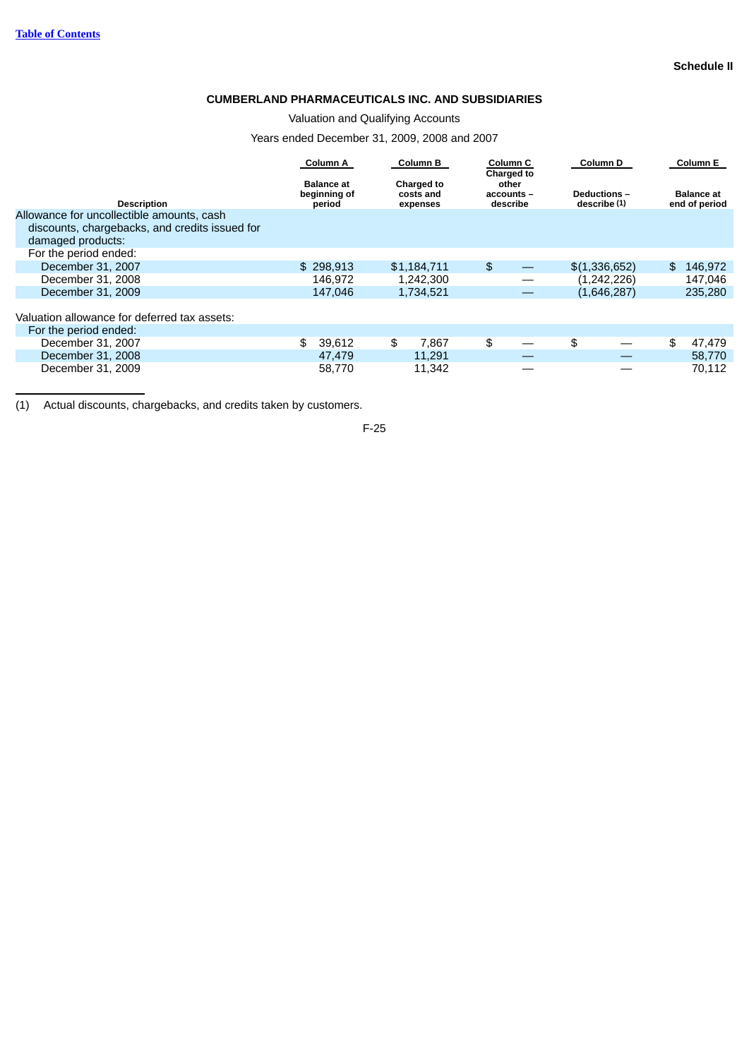**Schedule II**

**CUMBERLAND PHARMACEUTICALS INC. AND SUBSIDIARIES**

Valuation and Qualifying Accounts

Years ended December 31, 2009, 2008 and 2007

| Description | Column A<br>Balance at beginning of period | Column B<br>Charged to costs and expenses | Column C<br>Charged to other accounts – describe | Column D<br>Deductions – describe (1) | Column E<br>Balance at end of period |
|---|---|---|---|---|---|
| Allowance for uncollectible amounts, cash discounts, chargebacks, and credits issued for damaged products: | | | | | |
| For the period ended: | | | | | |
| December 31, 2007 | $ 298,913 | $1,184,711 | $ — | $(1,336,652) | $ 146,972 |
| December 31, 2008 | 146,972 | 1,242,300 | — | (1,242,226) | 147,046 |
| December 31, 2009 | 147,046 | 1,734,521 | — | (1,646,287) | 235,280 |
| | | | | | |
| Valuation allowance for deferred tax assets: | | | | | |
| For the period ended: | | | | | |
| December 31, 2007 | $ 39,612 | $ 7,867 | $ — | $ — | $ 47,479 |
| December 31, 2008 | 47,479 | 11,291 | — | — | 58,770 |
| December 31, 2009 | 58,770 | 11,342 | — | — | 70,112 |

(1) Actual discounts, chargebacks, and credits taken by customers.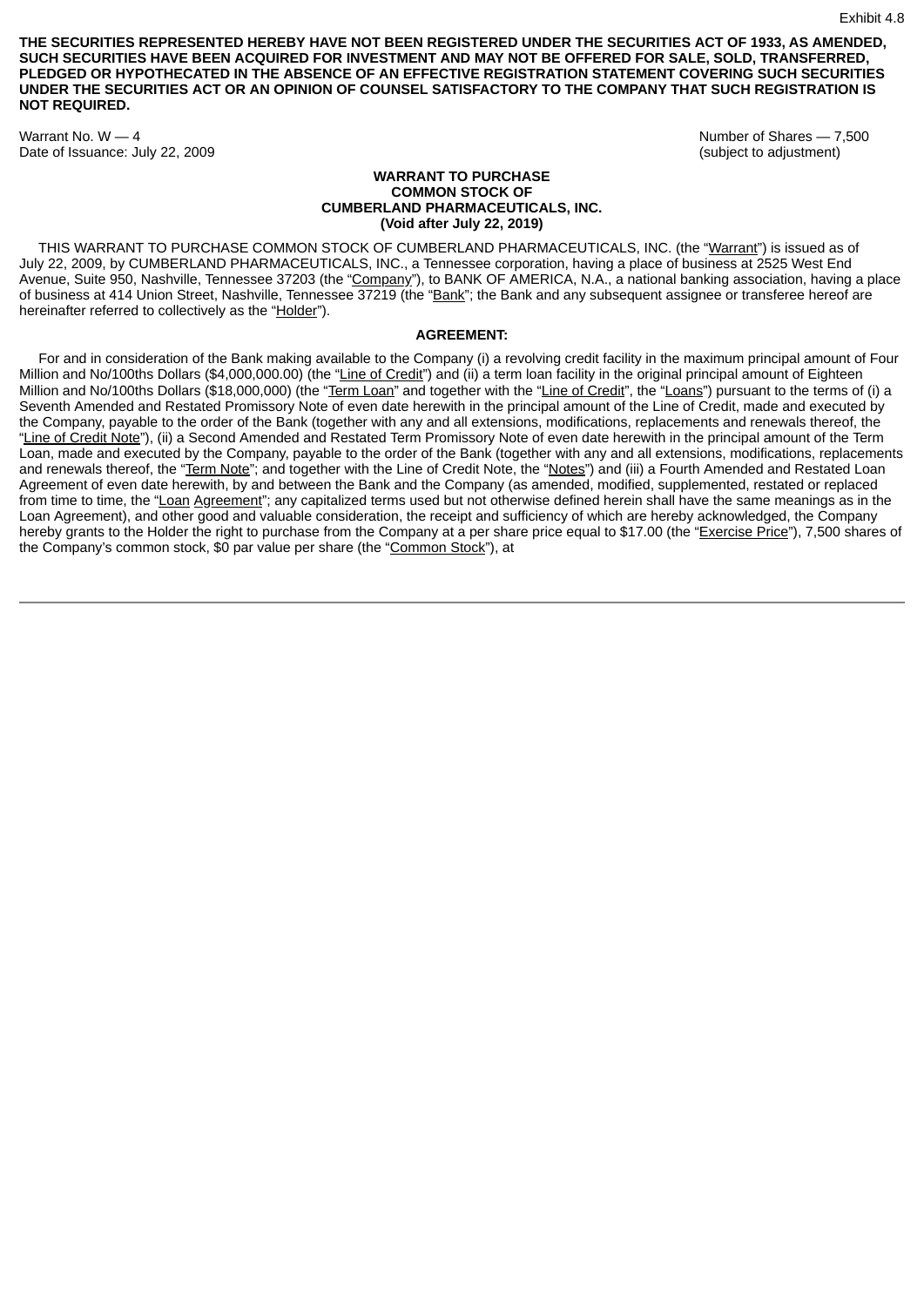Exhibit 4.8

**THE SECURITIES REPRESENTED HEREBY HAVE NOT BEEN REGISTERED UNDER THE SECURITIES ACT OF 1933, AS AMENDED, SUCH SECURITIES HAVE BEEN ACQUIRED FOR INVESTMENT AND MAY NOT BE OFFERED FOR SALE, SOLD, TRANSFERRED, PLEDGED OR HYPOTHECATED IN THE ABSENCE OF AN EFFECTIVE REGISTRATION STATEMENT COVERING SUCH SECURITIES UNDER THE SECURITIES ACT OR AN OPINION OF COUNSEL SATISFACTORY TO THE COMPANY THAT SUCH REGISTRATION IS NOT REQUIRED.**

Warrant No. W — 4
Date of Issuance: July 22, 2009

Number of Shares — 7,500
(subject to adjustment)

**WARRANT TO PURCHASE**
**COMMON STOCK OF**
**CUMBERLAND PHARMACEUTICALS, INC.**
**(Void after July 22, 2019)**

THIS WARRANT TO PURCHASE COMMON STOCK OF CUMBERLAND PHARMACEUTICALS, INC. (the "Warrant") is issued as of July 22, 2009, by CUMBERLAND PHARMACEUTICALS, INC., a Tennessee corporation, having a place of business at 2525 West End Avenue, Suite 950, Nashville, Tennessee 37203 (the "Company"), to BANK OF AMERICA, N.A., a national banking association, having a place of business at 414 Union Street, Nashville, Tennessee 37219 (the "Bank"; the Bank and any subsequent assignee or transferee hereof are hereinafter referred to collectively as the "Holder").

**AGREEMENT:**

For and in consideration of the Bank making available to the Company (i) a revolving credit facility in the maximum principal amount of Four Million and No/100ths Dollars ($4,000,000.00) (the "Line of Credit") and (ii) a term loan facility in the original principal amount of Eighteen Million and No/100ths Dollars ($18,000,000) (the "Term Loan" and together with the "Line of Credit", the "Loans") pursuant to the terms of (i) a Seventh Amended and Restated Promissory Note of even date herewith in the principal amount of the Line of Credit, made and executed by the Company, payable to the order of the Bank (together with any and all extensions, modifications, replacements and renewals thereof, the "Line of Credit Note"), (ii) a Second Amended and Restated Term Promissory Note of even date herewith in the principal amount of the Term Loan, made and executed by the Company, payable to the order of the Bank (together with any and all extensions, modifications, replacements and renewals thereof, the "Term Note"; and together with the Line of Credit Note, the "Notes") and (iii) a Fourth Amended and Restated Loan Agreement of even date herewith, by and between the Bank and the Company (as amended, modified, supplemented, restated or replaced from time to time, the "Loan Agreement"; any capitalized terms used but not otherwise defined herein shall have the same meanings as in the Loan Agreement), and other good and valuable consideration, the receipt and sufficiency of which are hereby acknowledged, the Company hereby grants to the Holder the right to purchase from the Company at a per share price equal to $17.00 (the "Exercise Price"), 7,500 shares of the Company's common stock, $0 par value per share (the "Common Stock"), at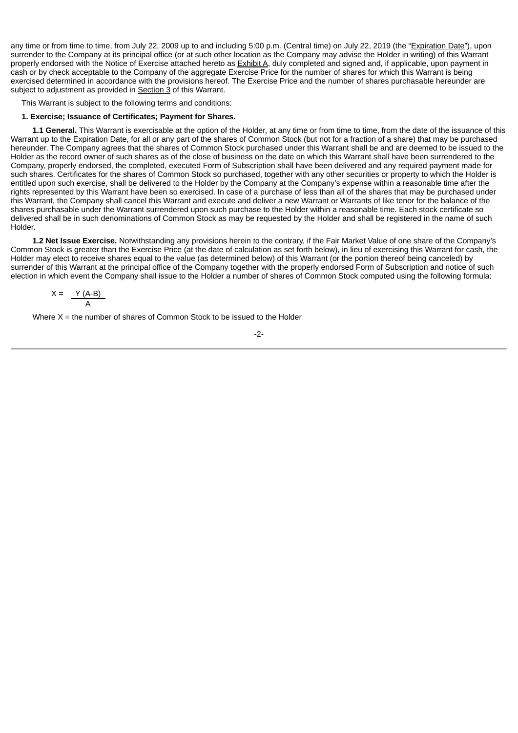any time or from time to time, from July 22, 2009 up to and including 5:00 p.m. (Central time) on July 22, 2019 (the "Expiration Date"), upon surrender to the Company at its principal office (or at such other location as the Company may advise the Holder in writing) of this Warrant properly endorsed with the Notice of Exercise attached hereto as Exhibit A, duly completed and signed and, if applicable, upon payment in cash or by check acceptable to the Company of the aggregate Exercise Price for the number of shares for which this Warrant is being exercised determined in accordance with the provisions hereof. The Exercise Price and the number of shares purchasable hereunder are subject to adjustment as provided in Section 3 of this Warrant.

This Warrant is subject to the following terms and conditions:

**1. Exercise; Issuance of Certificates; Payment for Shares.**

**1.1 General.** This Warrant is exercisable at the option of the Holder, at any time or from time to time, from the date of the issuance of this Warrant up to the Expiration Date, for all or any part of the shares of Common Stock (but not for a fraction of a share) that may be purchased hereunder. The Company agrees that the shares of Common Stock purchased under this Warrant shall be and are deemed to be issued to the Holder as the record owner of such shares as of the close of business on the date on which this Warrant shall have been surrendered to the Company, properly endorsed, the completed, executed Form of Subscription shall have been delivered and any required payment made for such shares. Certificates for the shares of Common Stock so purchased, together with any other securities or property to which the Holder is entitled upon such exercise, shall be delivered to the Holder by the Company at the Company's expense within a reasonable time after the rights represented by this Warrant have been so exercised. In case of a purchase of less than all of the shares that may be purchased under this Warrant, the Company shall cancel this Warrant and execute and deliver a new Warrant or Warrants of like tenor for the balance of the shares purchasable under the Warrant surrendered upon such purchase to the Holder within a reasonable time. Each stock certificate so delivered shall be in such denominations of Common Stock as may be requested by the Holder and shall be registered in the name of such Holder.

**1.2 Net Issue Exercise.** Notwithstanding any provisions herein to the contrary, if the Fair Market Value of one share of the Company's Common Stock is greater than the Exercise Price (at the date of calculation as set forth below), in lieu of exercising this Warrant for cash, the Holder may elect to receive shares equal to the value (as determined below) of this Warrant (or the portion thereof being canceled) by surrender of this Warrant at the principal office of the Company together with the properly endorsed Form of Subscription and notice of such election in which event the Company shall issue to the Holder a number of shares of Common Stock computed using the following formula:

$$X = \frac{Y(A-B)}{A}$$

Where X = the number of shares of Common Stock to be issued to the Holder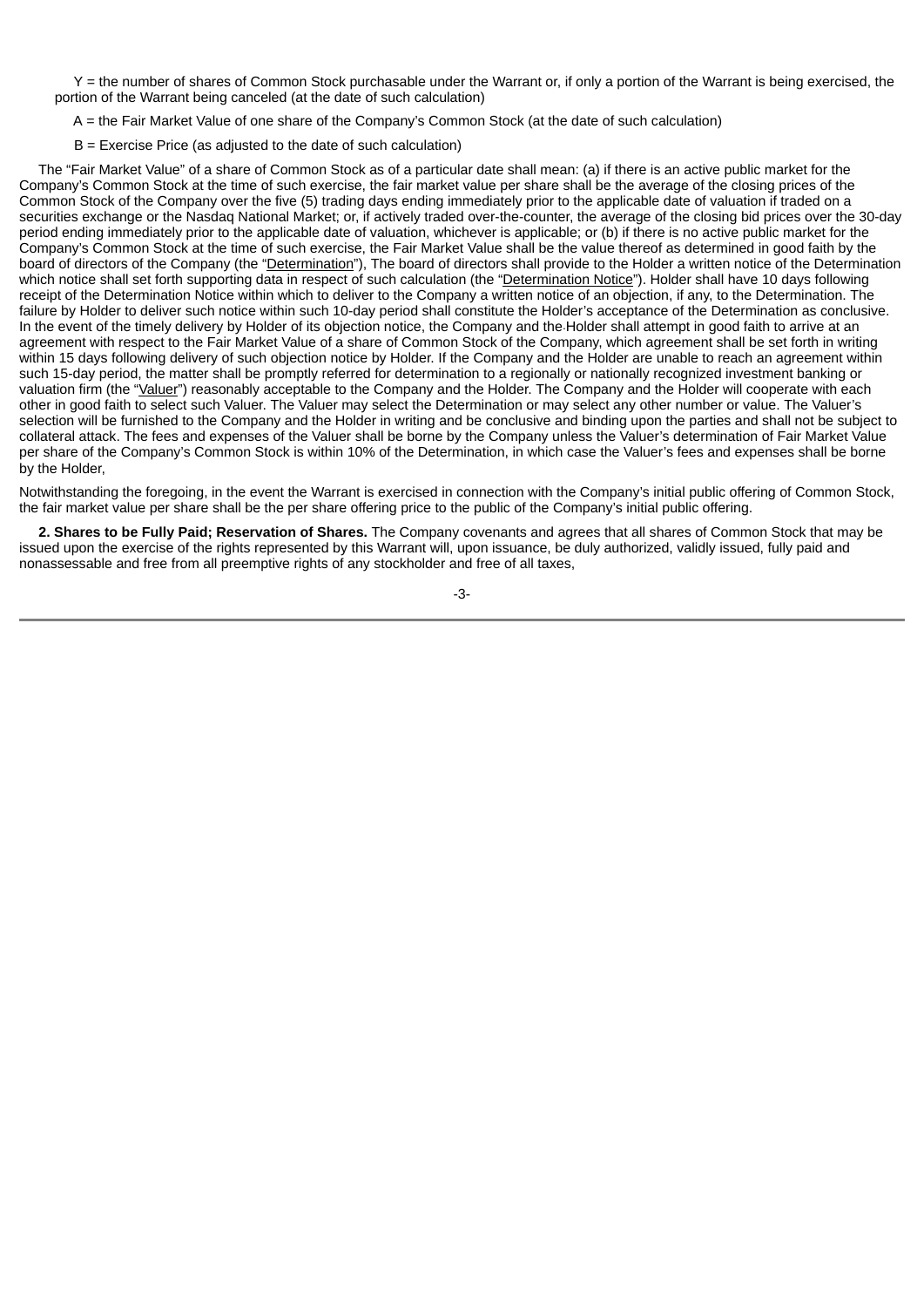Y = the number of shares of Common Stock purchasable under the Warrant or, if only a portion of the Warrant is being exercised, the portion of the Warrant being canceled (at the date of such calculation)

A = the Fair Market Value of one share of the Company's Common Stock (at the date of such calculation)

B = Exercise Price (as adjusted to the date of such calculation)

The "Fair Market Value" of a share of Common Stock as of a particular date shall mean: (a) if there is an active public market for the Company's Common Stock at the time of such exercise, the fair market value per share shall be the average of the closing prices of the Common Stock of the Company over the five (5) trading days ending immediately prior to the applicable date of valuation if traded on a securities exchange or the Nasdaq National Market; or, if actively traded over-the-counter, the average of the closing bid prices over the 30-day period ending immediately prior to the applicable date of valuation, whichever is applicable; or (b) if there is no active public market for the Company's Common Stock at the time of such exercise, the Fair Market Value shall be the value thereof as determined in good faith by the board of directors of the Company (the "Determination"), The board of directors shall provide to the Holder a written notice of the Determination which notice shall set forth supporting data in respect of such calculation (the "Determination Notice"). Holder shall have 10 days following receipt of the Determination Notice within which to deliver to the Company a written notice of an objection, if any, to the Determination. The failure by Holder to deliver such notice within such 10-day period shall constitute the Holder's acceptance of the Determination as conclusive. In the event of the timely delivery by Holder of its objection notice, the Company and the Holder shall attempt in good faith to arrive at an agreement with respect to the Fair Market Value of a share of Common Stock of the Company, which agreement shall be set forth in writing within 15 days following delivery of such objection notice by Holder. If the Company and the Holder are unable to reach an agreement within such 15-day period, the matter shall be promptly referred for determination to a regionally or nationally recognized investment banking or valuation firm (the "Valuer") reasonably acceptable to the Company and the Holder. The Company and the Holder will cooperate with each other in good faith to select such Valuer. The Valuer may select the Determination or may select any other number or value. The Valuer's selection will be furnished to the Company and the Holder in writing and be conclusive and binding upon the parties and shall not be subject to collateral attack. The fees and expenses of the Valuer shall be borne by the Company unless the Valuer's determination of Fair Market Value per share of the Company's Common Stock is within 10% of the Determination, in which case the Valuer's fees and expenses shall be borne by the Holder,

Notwithstanding the foregoing, in the event the Warrant is exercised in connection with the Company's initial public offering of Common Stock, the fair market value per share shall be the per share offering price to the public of the Company's initial public offering.

**2. Shares to be Fully Paid; Reservation of Shares.** The Company covenants and agrees that all shares of Common Stock that may be issued upon the exercise of the rights represented by this Warrant will, upon issuance, be duly authorized, validly issued, fully paid and nonassessable and free from all preemptive rights of any stockholder and free of all taxes,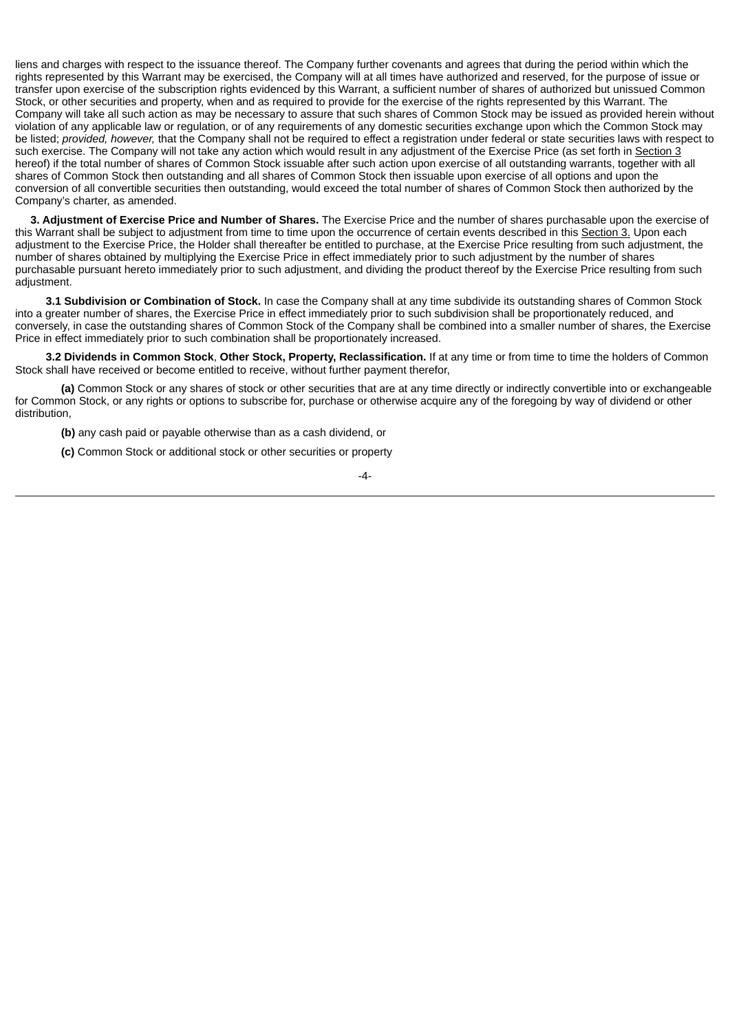liens and charges with respect to the issuance thereof. The Company further covenants and agrees that during the period within which the rights represented by this Warrant may be exercised, the Company will at all times have authorized and reserved, for the purpose of issue or transfer upon exercise of the subscription rights evidenced by this Warrant, a sufficient number of shares of authorized but unissued Common Stock, or other securities and property, when and as required to provide for the exercise of the rights represented by this Warrant. The Company will take all such action as may be necessary to assure that such shares of Common Stock may be issued as provided herein without violation of any applicable law or regulation, or of any requirements of any domestic securities exchange upon which the Common Stock may be listed; *provided, however,* that the Company shall not be required to effect a registration under federal or state securities laws with respect to such exercise. The Company will not take any action which would result in any adjustment of the Exercise Price (as set forth in Section 3 hereof) if the total number of shares of Common Stock issuable after such action upon exercise of all outstanding warrants, together with all shares of Common Stock then outstanding and all shares of Common Stock then issuable upon exercise of all options and upon the conversion of all convertible securities then outstanding, would exceed the total number of shares of Common Stock then authorized by the Company's charter, as amended.

**3. Adjustment of Exercise Price and Number of Shares.** The Exercise Price and the number of shares purchasable upon the exercise of this Warrant shall be subject to adjustment from time to time upon the occurrence of certain events described in this Section 3. Upon each adjustment to the Exercise Price, the Holder shall thereafter be entitled to purchase, at the Exercise Price resulting from such adjustment, the number of shares obtained by multiplying the Exercise Price in effect immediately prior to such adjustment by the number of shares purchasable pursuant hereto immediately prior to such adjustment, and dividing the product thereof by the Exercise Price resulting from such adjustment.

**3.1 Subdivision or Combination of Stock.** In case the Company shall at any time subdivide its outstanding shares of Common Stock into a greater number of shares, the Exercise Price in effect immediately prior to such subdivision shall be proportionately reduced, and conversely, in case the outstanding shares of Common Stock of the Company shall be combined into a smaller number of shares, the Exercise Price in effect immediately prior to such combination shall be proportionately increased.

**3.2 Dividends in Common Stock**, **Other Stock, Property, Reclassification.** If at any time or from time to time the holders of Common Stock shall have received or become entitled to receive, without further payment therefor,

**(a)** Common Stock or any shares of stock or other securities that are at any time directly or indirectly convertible into or exchangeable for Common Stock, or any rights or options to subscribe for, purchase or otherwise acquire any of the foregoing by way of dividend or other distribution,

**(b)** any cash paid or payable otherwise than as a cash dividend, or

**(c)** Common Stock or additional stock or other securities or property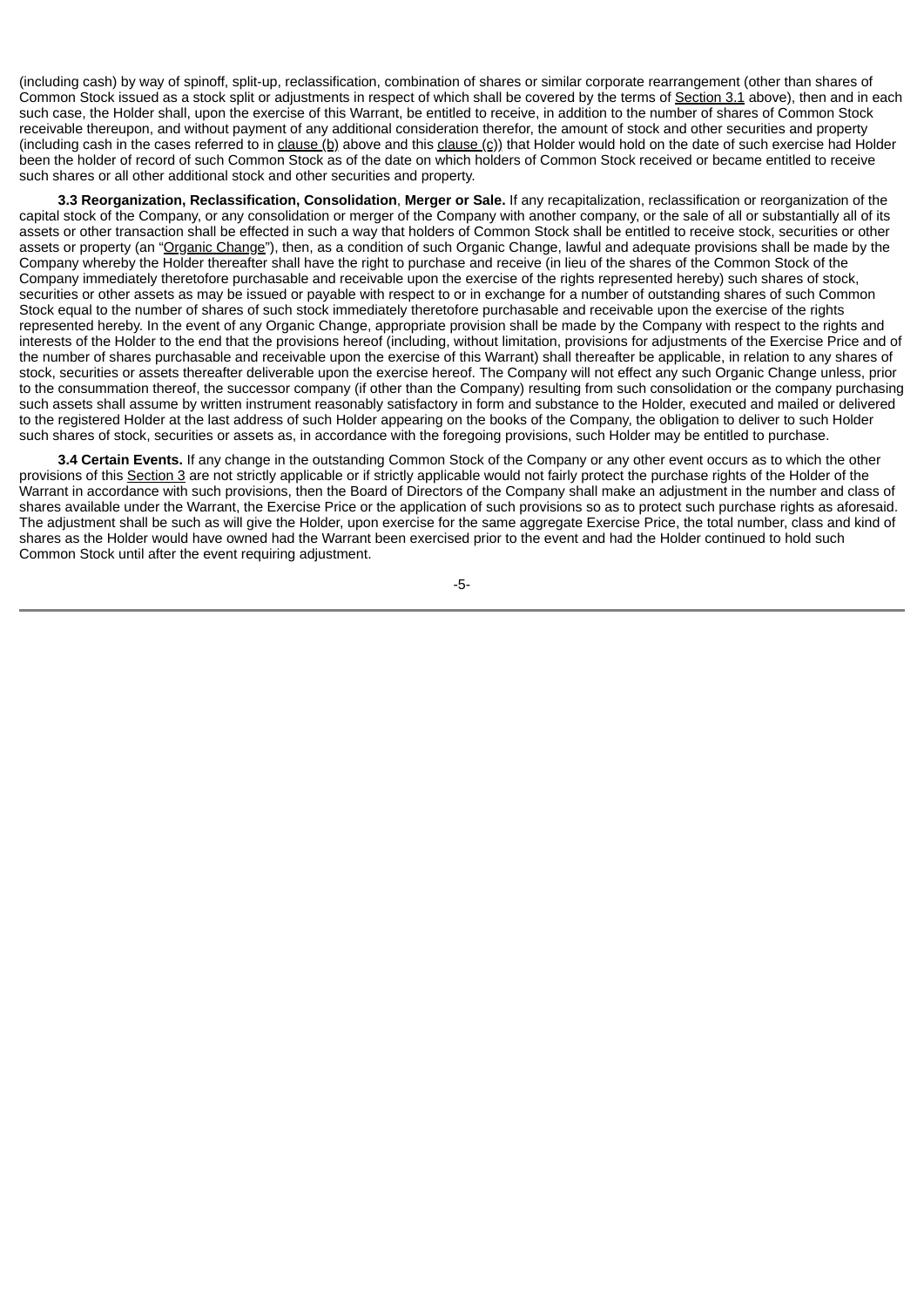(including cash) by way of spinoff, split-up, reclassification, combination of shares or similar corporate rearrangement (other than shares of Common Stock issued as a stock split or adjustments in respect of which shall be covered by the terms of Section 3.1 above), then and in each such case, the Holder shall, upon the exercise of this Warrant, be entitled to receive, in addition to the number of shares of Common Stock receivable thereupon, and without payment of any additional consideration therefor, the amount of stock and other securities and property (including cash in the cases referred to in clause (b) above and this clause (c)) that Holder would hold on the date of such exercise had Holder been the holder of record of such Common Stock as of the date on which holders of Common Stock received or became entitled to receive such shares or all other additional stock and other securities and property.

**3.3 Reorganization, Reclassification, Consolidation**, **Merger or Sale.** If any recapitalization, reclassification or reorganization of the capital stock of the Company, or any consolidation or merger of the Company with another company, or the sale of all or substantially all of its assets or other transaction shall be effected in such a way that holders of Common Stock shall be entitled to receive stock, securities or other assets or property (an "Organic Change"), then, as a condition of such Organic Change, lawful and adequate provisions shall be made by the Company whereby the Holder thereafter shall have the right to purchase and receive (in lieu of the shares of the Common Stock of the Company immediately theretofore purchasable and receivable upon the exercise of the rights represented hereby) such shares of stock, securities or other assets as may be issued or payable with respect to or in exchange for a number of outstanding shares of such Common Stock equal to the number of shares of such stock immediately theretofore purchasable and receivable upon the exercise of the rights represented hereby. In the event of any Organic Change, appropriate provision shall be made by the Company with respect to the rights and interests of the Holder to the end that the provisions hereof (including, without limitation, provisions for adjustments of the Exercise Price and of the number of shares purchasable and receivable upon the exercise of this Warrant) shall thereafter be applicable, in relation to any shares of stock, securities or assets thereafter deliverable upon the exercise hereof. The Company will not effect any such Organic Change unless, prior to the consummation thereof, the successor company (if other than the Company) resulting from such consolidation or the company purchasing such assets shall assume by written instrument reasonably satisfactory in form and substance to the Holder, executed and mailed or delivered to the registered Holder at the last address of such Holder appearing on the books of the Company, the obligation to deliver to such Holder such shares of stock, securities or assets as, in accordance with the foregoing provisions, such Holder may be entitled to purchase.

**3.4 Certain Events.** If any change in the outstanding Common Stock of the Company or any other event occurs as to which the other provisions of this Section 3 are not strictly applicable or if strictly applicable would not fairly protect the purchase rights of the Holder of the Warrant in accordance with such provisions, then the Board of Directors of the Company shall make an adjustment in the number and class of shares available under the Warrant, the Exercise Price or the application of such provisions so as to protect such purchase rights as aforesaid. The adjustment shall be such as will give the Holder, upon exercise for the same aggregate Exercise Price, the total number, class and kind of shares as the Holder would have owned had the Warrant been exercised prior to the event and had the Holder continued to hold such Common Stock until after the event requiring adjustment.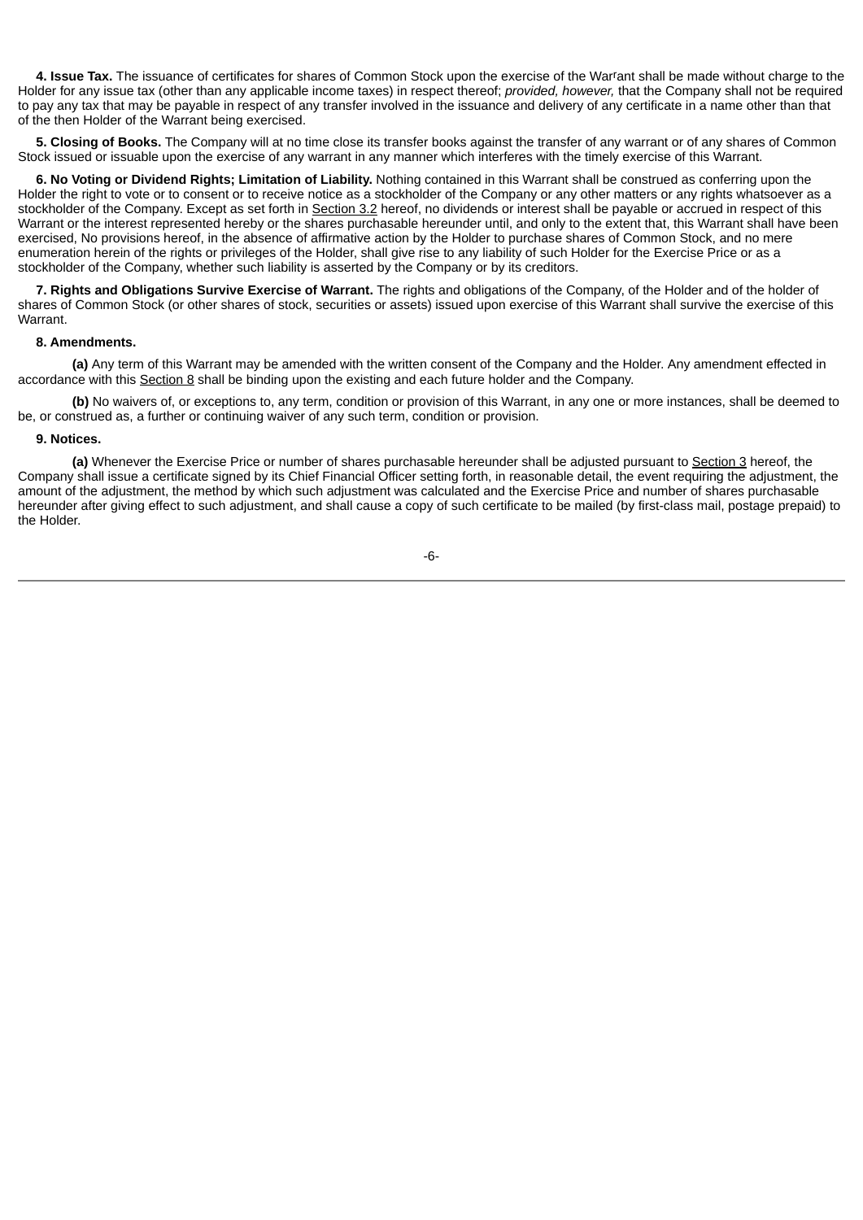**4. Issue Tax.** The issuance of certificates for shares of Common Stock upon the exercise of the Warrant shall be made without charge to the Holder for any issue tax (other than any applicable income taxes) in respect thereof; *provided, however,* that the Company shall not be required to pay any tax that may be payable in respect of any transfer involved in the issuance and delivery of any certificate in a name other than that of the then Holder of the Warrant being exercised.

**5. Closing of Books.** The Company will at no time close its transfer books against the transfer of any warrant or of any shares of Common Stock issued or issuable upon the exercise of any warrant in any manner which interferes with the timely exercise of this Warrant.

**6. No Voting or Dividend Rights; Limitation of Liability.** Nothing contained in this Warrant shall be construed as conferring upon the Holder the right to vote or to consent or to receive notice as a stockholder of the Company or any other matters or any rights whatsoever as a stockholder of the Company. Except as set forth in Section 3.2 hereof, no dividends or interest shall be payable or accrued in respect of this Warrant or the interest represented hereby or the shares purchasable hereunder until, and only to the extent that, this Warrant shall have been exercised, No provisions hereof, in the absence of affirmative action by the Holder to purchase shares of Common Stock, and no mere enumeration herein of the rights or privileges of the Holder, shall give rise to any liability of such Holder for the Exercise Price or as a stockholder of the Company, whether such liability is asserted by the Company or by its creditors.

**7. Rights and Obligations Survive Exercise of Warrant.** The rights and obligations of the Company, of the Holder and of the holder of shares of Common Stock (or other shares of stock, securities or assets) issued upon exercise of this Warrant shall survive the exercise of this Warrant.

**8. Amendments.**

**(a)** Any term of this Warrant may be amended with the written consent of the Company and the Holder. Any amendment effected in accordance with this Section 8 shall be binding upon the existing and each future holder and the Company.

**(b)** No waivers of, or exceptions to, any term, condition or provision of this Warrant, in any one or more instances, shall be deemed to be, or construed as, a further or continuing waiver of any such term, condition or provision.

**9. Notices.**

**(a)** Whenever the Exercise Price or number of shares purchasable hereunder shall be adjusted pursuant to Section 3 hereof, the Company shall issue a certificate signed by its Chief Financial Officer setting forth, in reasonable detail, the event requiring the adjustment, the amount of the adjustment, the method by which such adjustment was calculated and the Exercise Price and number of shares purchasable hereunder after giving effect to such adjustment, and shall cause a copy of such certificate to be mailed (by first-class mail, postage prepaid) to the Holder.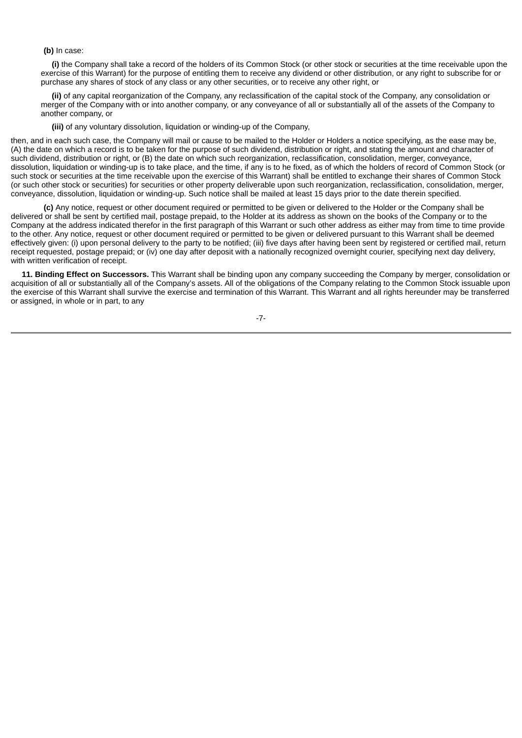**(b)** In case:

**(i)** the Company shall take a record of the holders of its Common Stock (or other stock or securities at the time receivable upon the exercise of this Warrant) for the purpose of entitling them to receive any dividend or other distribution, or any right to subscribe for or purchase any shares of stock of any class or any other securities, or to receive any other right, or

**(ii)** of any capital reorganization of the Company, any reclassification of the capital stock of the Company, any consolidation or merger of the Company with or into another company, or any conveyance of all or substantially all of the assets of the Company to another company, or

**(iii)** of any voluntary dissolution, liquidation or winding-up of the Company,

then, and in each such case, the Company will mail or cause to be mailed to the Holder or Holders a notice specifying, as the ease may be, (A) the date on which a record is to be taken for the purpose of such dividend, distribution or right, and stating the amount and character of such dividend, distribution or right, or (B) the date on which such reorganization, reclassification, consolidation, merger, conveyance, dissolution, liquidation or winding-up is to take place, and the time, if any is to he fixed, as of which the holders of record of Common Stock (or such stock or securities at the time receivable upon the exercise of this Warrant) shall be entitled to exchange their shares of Common Stock (or such other stock or securities) for securities or other property deliverable upon such reorganization, reclassification, consolidation, merger, conveyance, dissolution, liquidation or winding-up. Such notice shall be mailed at least 15 days prior to the date therein specified.

**(c)** Any notice, request or other document required or permitted to be given or delivered to the Holder or the Company shall be delivered or shall be sent by certified mail, postage prepaid, to the Holder at its address as shown on the books of the Company or to the Company at the address indicated therefor in the first paragraph of this Warrant or such other address as either may from time to time provide to the other. Any notice, request or other document required or permitted to be given or delivered pursuant to this Warrant shall be deemed effectively given: (i) upon personal delivery to the party to be notified; (iii) five days after having been sent by registered or certified mail, return receipt requested, postage prepaid; or (iv) one day after deposit with a nationally recognized overnight courier, specifying next day delivery, with written verification of receipt.

**11. Binding Effect on Successors.** This Warrant shall be binding upon any company succeeding the Company by merger, consolidation or acquisition of all or substantially all of the Company's assets. All of the obligations of the Company relating to the Common Stock issuable upon the exercise of this Warrant shall survive the exercise and termination of this Warrant. This Warrant and all rights hereunder may be transferred or assigned, in whole or in part, to any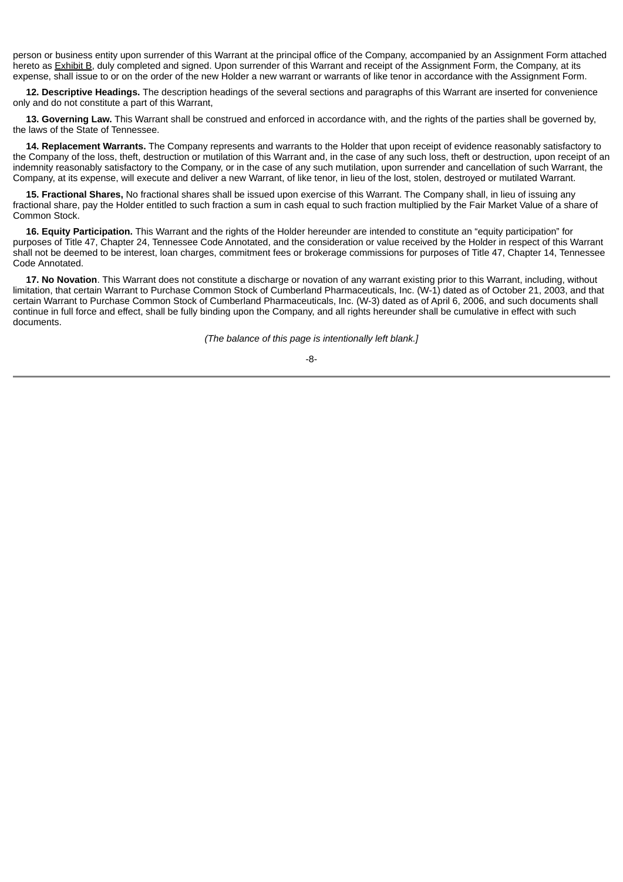person or business entity upon surrender of this Warrant at the principal office of the Company, accompanied by an Assignment Form attached hereto as Exhibit B, duly completed and signed. Upon surrender of this Warrant and receipt of the Assignment Form, the Company, at its expense, shall issue to or on the order of the new Holder a new warrant or warrants of like tenor in accordance with the Assignment Form.

**12. Descriptive Headings.** The description headings of the several sections and paragraphs of this Warrant are inserted for convenience only and do not constitute a part of this Warrant,

**13. Governing Law.** This Warrant shall be construed and enforced in accordance with, and the rights of the parties shall be governed by, the laws of the State of Tennessee.

**14. Replacement Warrants.** The Company represents and warrants to the Holder that upon receipt of evidence reasonably satisfactory to the Company of the loss, theft, destruction or mutilation of this Warrant and, in the case of any such loss, theft or destruction, upon receipt of an indemnity reasonably satisfactory to the Company, or in the case of any such mutilation, upon surrender and cancellation of such Warrant, the Company, at its expense, will execute and deliver a new Warrant, of like tenor, in lieu of the lost, stolen, destroyed or mutilated Warrant.

**15. Fractional Shares,** No fractional shares shall be issued upon exercise of this Warrant. The Company shall, in lieu of issuing any fractional share, pay the Holder entitled to such fraction a sum in cash equal to such fraction multiplied by the Fair Market Value of a share of Common Stock.

**16. Equity Participation.** This Warrant and the rights of the Holder hereunder are intended to constitute an "equity participation" for purposes of Title 47, Chapter 24, Tennessee Code Annotated, and the consideration or value received by the Holder in respect of this Warrant shall not be deemed to be interest, loan charges, commitment fees or brokerage commissions for purposes of Title 47, Chapter 14, Tennessee Code Annotated.

**17. No Novation**. This Warrant does not constitute a discharge or novation of any warrant existing prior to this Warrant, including, without limitation, that certain Warrant to Purchase Common Stock of Cumberland Pharmaceuticals, Inc. (W-1) dated as of October 21, 2003, and that certain Warrant to Purchase Common Stock of Cumberland Pharmaceuticals, Inc. (W-3) dated as of April 6, 2006, and such documents shall continue in full force and effect, shall be fully binding upon the Company, and all rights hereunder shall be cumulative in effect with such documents.

*(The balance of this page is intentionally left blank.]*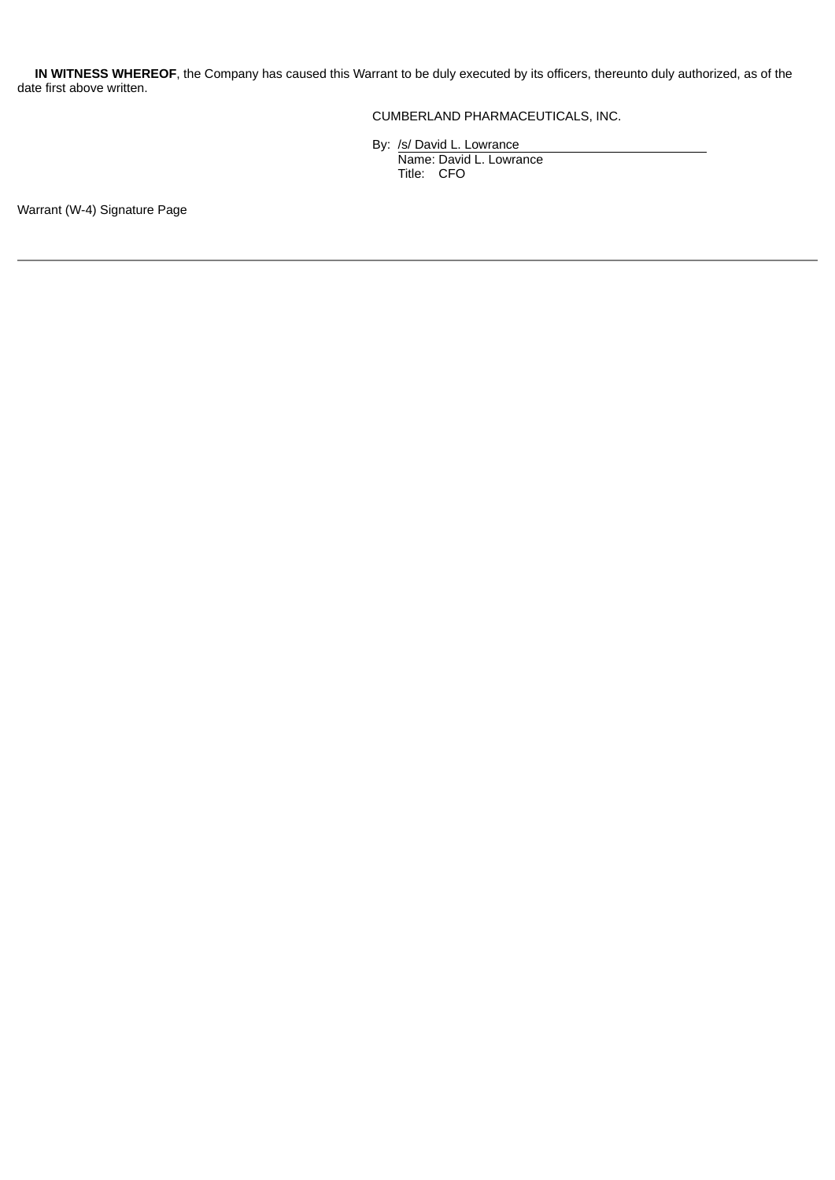**IN WITNESS WHEREOF**, the Company has caused this Warrant to be duly executed by its officers, thereunto duly authorized, as of the date first above written.

CUMBERLAND PHARMACEUTICALS, INC.

By: /s/ David L. Lowrance
Name: David L. Lowrance
Title: CFO

Warrant (W-4) Signature Page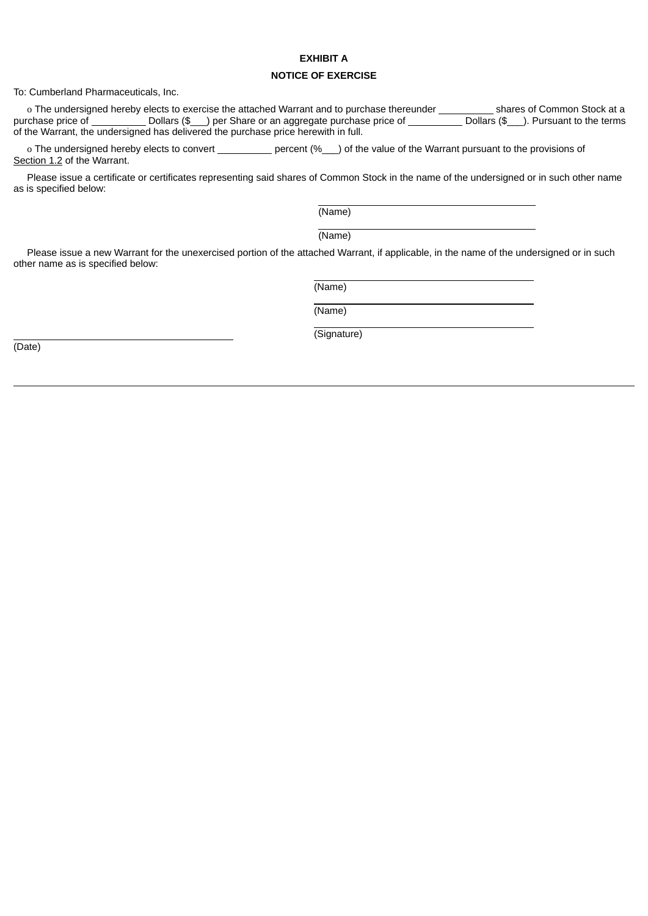**EXHIBIT A**

**NOTICE OF EXERCISE**

To: Cumberland Pharmaceuticals, Inc.

o The undersigned hereby elects to exercise the attached Warrant and to purchase thereunder __________ shares of Common Stock at a purchase price of __________ Dollars ($___) per Share or an aggregate purchase price of __________ Dollars ($___). Pursuant to the terms of the Warrant, the undersigned has delivered the purchase price herewith in full.

o The undersigned hereby elects to convert __________ percent (%___) of the value of the Warrant pursuant to the provisions of Section 1.2 of the Warrant.

Please issue a certificate or certificates representing said shares of Common Stock in the name of the undersigned or in such other name as is specified below:

______________________________
(Name)

______________________________
(Name)

Please issue a new Warrant for the unexercised portion of the attached Warrant, if applicable, in the name of the undersigned or in such other name as is specified below:

______________________________
(Name)

______________________________
(Name)

______________________________
(Signature)

______________________________
(Date)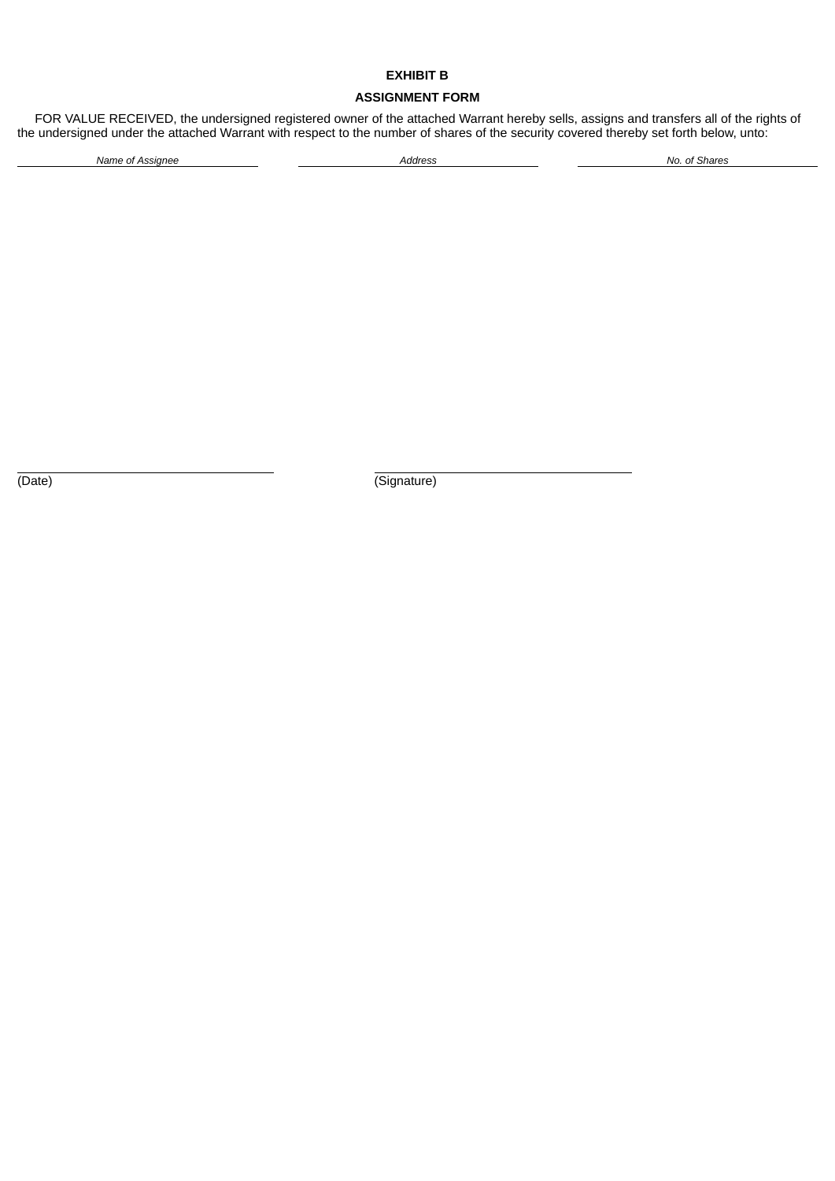**EXHIBIT B**

**ASSIGNMENT FORM**

FOR VALUE RECEIVED, the undersigned registered owner of the attached Warrant hereby sells, assigns and transfers all of the rights of the undersigned under the attached Warrant with respect to the number of shares of the security covered thereby set forth below, unto:

| *Name of Assignee* | *Address* | *No. of Shares* |
|---|---|---|
| | | |

\_\_\_\_\_\_\_\_\_\_\_\_\_\_\_\_\_\_\_\_\_\_\_\_\_\_\_\_\_\_\_\_
(Date)

\_\_\_\_\_\_\_\_\_\_\_\_\_\_\_\_\_\_\_\_\_\_\_\_\_\_\_\_\_\_\_\_
(Signature)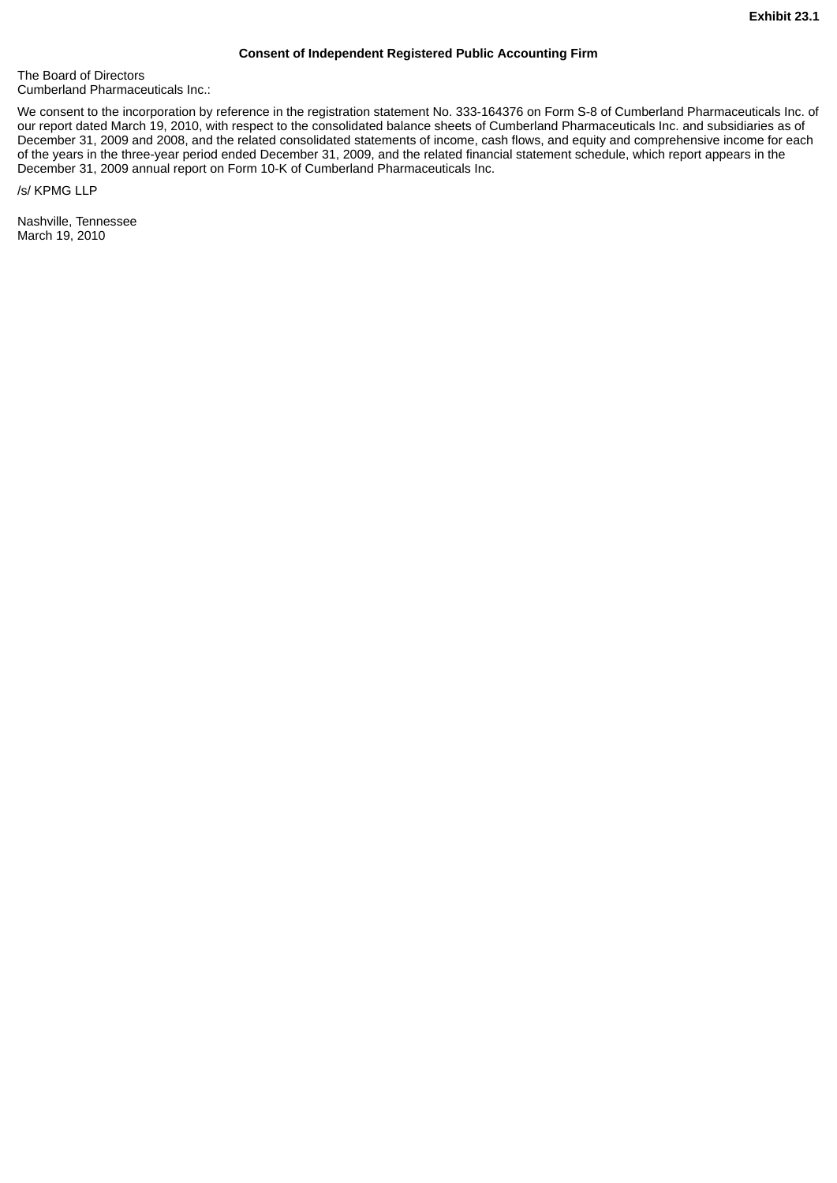**Exhibit 23.1**

## Consent of Independent Registered Public Accounting Firm

The Board of Directors
Cumberland Pharmaceuticals Inc.:

We consent to the incorporation by reference in the registration statement No. 333-164376 on Form S-8 of Cumberland Pharmaceuticals Inc. of our report dated March 19, 2010, with respect to the consolidated balance sheets of Cumberland Pharmaceuticals Inc. and subsidiaries as of December 31, 2009 and 2008, and the related consolidated statements of income, cash flows, and equity and comprehensive income for each of the years in the three-year period ended December 31, 2009, and the related financial statement schedule, which report appears in the December 31, 2009 annual report on Form 10-K of Cumberland Pharmaceuticals Inc.

/s/ KPMG LLP

Nashville, Tennessee
March 19, 2010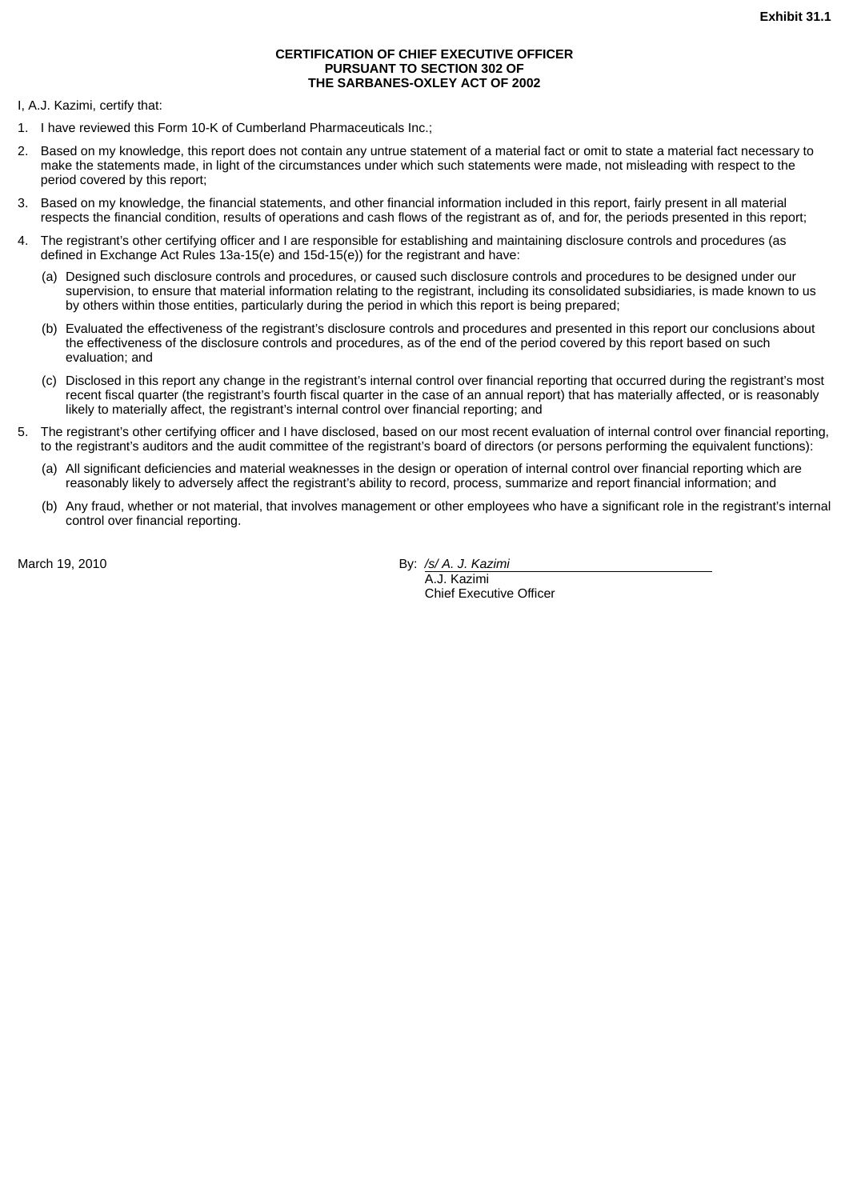**Exhibit 31.1**

**CERTIFICATION OF CHIEF EXECUTIVE OFFICER**
**PURSUANT TO SECTION 302 OF**
**THE SARBANES-OXLEY ACT OF 2002**

I, A.J. Kazimi, certify that:

1. I have reviewed this Form 10-K of Cumberland Pharmaceuticals Inc.;

2. Based on my knowledge, this report does not contain any untrue statement of a material fact or omit to state a material fact necessary to make the statements made, in light of the circumstances under which such statements were made, not misleading with respect to the period covered by this report;

3. Based on my knowledge, the financial statements, and other financial information included in this report, fairly present in all material respects the financial condition, results of operations and cash flows of the registrant as of, and for, the periods presented in this report;

4. The registrant's other certifying officer and I are responsible for establishing and maintaining disclosure controls and procedures (as defined in Exchange Act Rules 13a-15(e) and 15d-15(e)) for the registrant and have:

   (a) Designed such disclosure controls and procedures, or caused such disclosure controls and procedures to be designed under our supervision, to ensure that material information relating to the registrant, including its consolidated subsidiaries, is made known to us by others within those entities, particularly during the period in which this report is being prepared;

   (b) Evaluated the effectiveness of the registrant's disclosure controls and procedures and presented in this report our conclusions about the effectiveness of the disclosure controls and procedures, as of the end of the period covered by this report based on such evaluation; and

   (c) Disclosed in this report any change in the registrant's internal control over financial reporting that occurred during the registrant's most recent fiscal quarter (the registrant's fourth fiscal quarter in the case of an annual report) that has materially affected, or is reasonably likely to materially affect, the registrant's internal control over financial reporting; and

5. The registrant's other certifying officer and I have disclosed, based on our most recent evaluation of internal control over financial reporting, to the registrant's auditors and the audit committee of the registrant's board of directors (or persons performing the equivalent functions):

   (a) All significant deficiencies and material weaknesses in the design or operation of internal control over financial reporting which are reasonably likely to adversely affect the registrant's ability to record, process, summarize and report financial information; and

   (b) Any fraud, whether or not material, that involves management or other employees who have a significant role in the registrant's internal control over financial reporting.

March 19, 2010

By: */s/ A. J. Kazimi*
A.J. Kazimi
Chief Executive Officer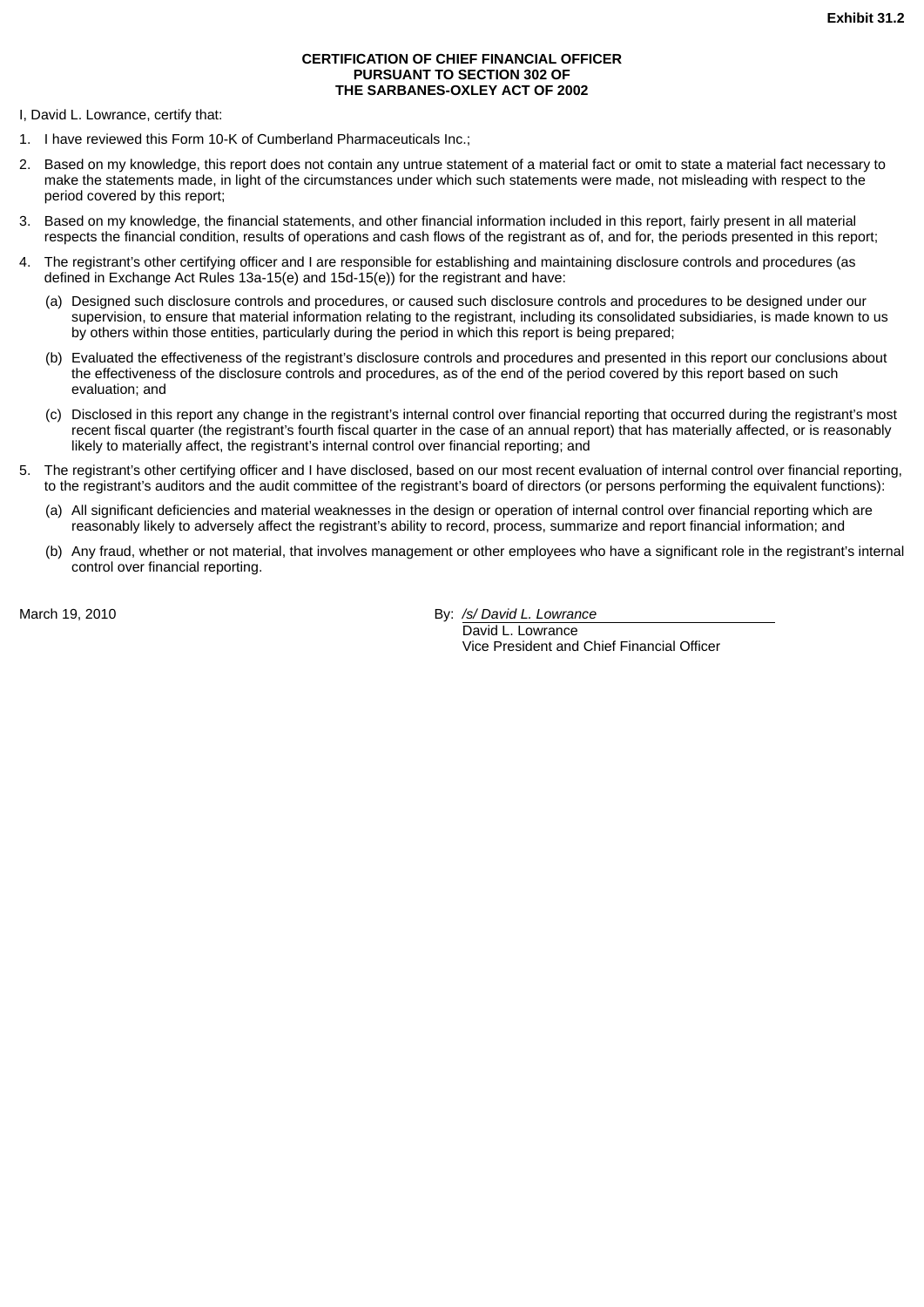**Exhibit 31.2**

**CERTIFICATION OF CHIEF FINANCIAL OFFICER PURSUANT TO SECTION 302 OF THE SARBANES-OXLEY ACT OF 2002**

I, David L. Lowrance, certify that:

1. I have reviewed this Form 10-K of Cumberland Pharmaceuticals Inc.;
2. Based on my knowledge, this report does not contain any untrue statement of a material fact or omit to state a material fact necessary to make the statements made, in light of the circumstances under which such statements were made, not misleading with respect to the period covered by this report;
3. Based on my knowledge, the financial statements, and other financial information included in this report, fairly present in all material respects the financial condition, results of operations and cash flows of the registrant as of, and for, the periods presented in this report;
4. The registrant's other certifying officer and I are responsible for establishing and maintaining disclosure controls and procedures (as defined in Exchange Act Rules 13a-15(e) and 15d-15(e)) for the registrant and have:
   (a) Designed such disclosure controls and procedures, or caused such disclosure controls and procedures to be designed under our supervision, to ensure that material information relating to the registrant, including its consolidated subsidiaries, is made known to us by others within those entities, particularly during the period in which this report is being prepared;
   (b) Evaluated the effectiveness of the registrant's disclosure controls and procedures and presented in this report our conclusions about the effectiveness of the disclosure controls and procedures, as of the end of the period covered by this report based on such evaluation; and
   (c) Disclosed in this report any change in the registrant's internal control over financial reporting that occurred during the registrant's most recent fiscal quarter (the registrant's fourth fiscal quarter in the case of an annual report) that has materially affected, or is reasonably likely to materially affect, the registrant's internal control over financial reporting; and
5. The registrant's other certifying officer and I have disclosed, based on our most recent evaluation of internal control over financial reporting, to the registrant's auditors and the audit committee of the registrant's board of directors (or persons performing the equivalent functions):
   (a) All significant deficiencies and material weaknesses in the design or operation of internal control over financial reporting which are reasonably likely to adversely affect the registrant's ability to record, process, summarize and report financial information; and
   (b) Any fraud, whether or not material, that involves management or other employees who have a significant role in the registrant's internal control over financial reporting.

March 19, 2010

By: */s/ David L. Lowrance*
David L. Lowrance
Vice President and Chief Financial Officer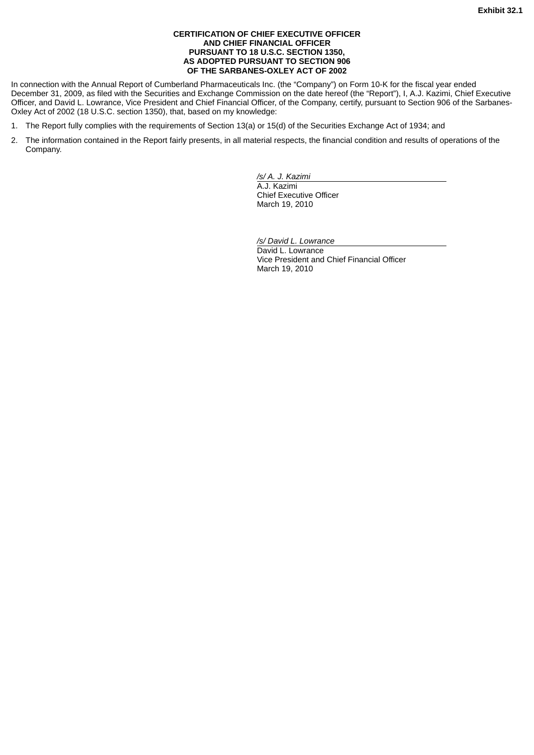**Exhibit 32.1**

**CERTIFICATION OF CHIEF EXECUTIVE OFFICER**
**AND CHIEF FINANCIAL OFFICER**
**PURSUANT TO 18 U.S.C. SECTION 1350,**
**AS ADOPTED PURSUANT TO SECTION 906**
**OF THE SARBANES-OXLEY ACT OF 2002**

In connection with the Annual Report of Cumberland Pharmaceuticals Inc. (the “Company”) on Form 10-K for the fiscal year ended December 31, 2009, as filed with the Securities and Exchange Commission on the date hereof (the “Report”), I, A.J. Kazimi, Chief Executive Officer, and David L. Lowrance, Vice President and Chief Financial Officer, of the Company, certify, pursuant to Section 906 of the Sarbanes-Oxley Act of 2002 (18 U.S.C. section 1350), that, based on my knowledge:

1. The Report fully complies with the requirements of Section 13(a) or 15(d) of the Securities Exchange Act of 1934; and

2. The information contained in the Report fairly presents, in all material respects, the financial condition and results of operations of the Company.

*/s/ A. J. Kazimi*
A.J. Kazimi
Chief Executive Officer
March 19, 2010

*/s/ David L. Lowrance*
David L. Lowrance
Vice President and Chief Financial Officer
March 19, 2010